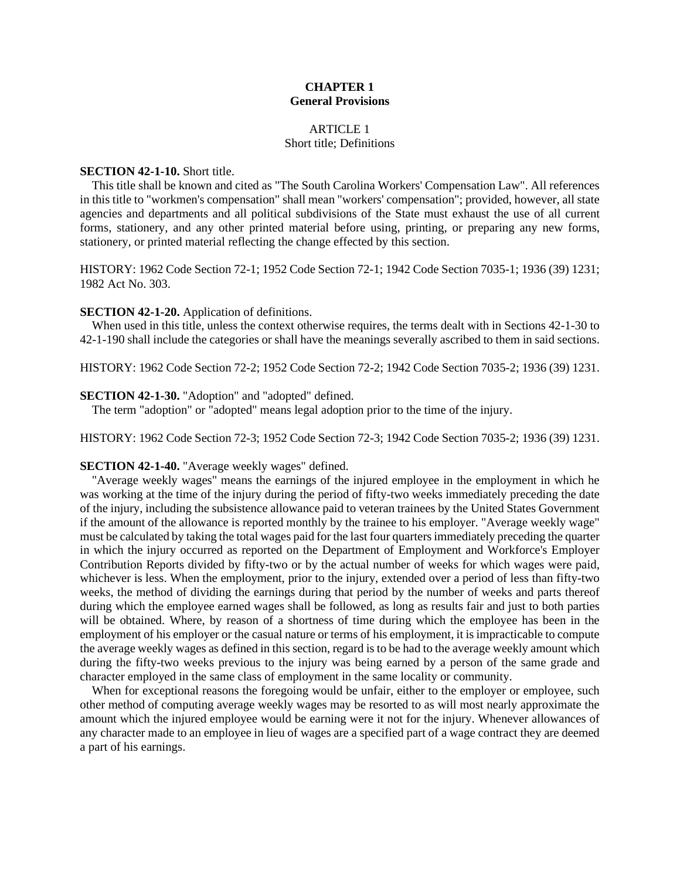# CHAPTER 1
# General Provisions

## ARTICLE 1
## Short title; Definitions

**SECTION 42-1-10.** Short title.

This title shall be known and cited as "The South Carolina Workers' Compensation Law". All references in this title to "workmen's compensation" shall mean "workers' compensation"; provided, however, all state agencies and departments and all political subdivisions of the State must exhaust the use of all current forms, stationery, and any other printed material before using, printing, or preparing any new forms, stationery, or printed material reflecting the change effected by this section.

HISTORY: 1962 Code Section 72-1; 1952 Code Section 72-1; 1942 Code Section 7035-1; 1936 (39) 1231; 1982 Act No. 303.

**SECTION 42-1-20.** Application of definitions.

When used in this title, unless the context otherwise requires, the terms dealt with in Sections 42-1-30 to 42-1-190 shall include the categories or shall have the meanings severally ascribed to them in said sections.

HISTORY: 1962 Code Section 72-2; 1952 Code Section 72-2; 1942 Code Section 7035-2; 1936 (39) 1231.

**SECTION 42-1-30.** "Adoption" and "adopted" defined.

The term "adoption" or "adopted" means legal adoption prior to the time of the injury.

HISTORY: 1962 Code Section 72-3; 1952 Code Section 72-3; 1942 Code Section 7035-2; 1936 (39) 1231.

**SECTION 42-1-40.** "Average weekly wages" defined.

"Average weekly wages" means the earnings of the injured employee in the employment in which he was working at the time of the injury during the period of fifty-two weeks immediately preceding the date of the injury, including the subsistence allowance paid to veteran trainees by the United States Government if the amount of the allowance is reported monthly by the trainee to his employer. "Average weekly wage" must be calculated by taking the total wages paid for the last four quarters immediately preceding the quarter in which the injury occurred as reported on the Department of Employment and Workforce's Employer Contribution Reports divided by fifty-two or by the actual number of weeks for which wages were paid, whichever is less. When the employment, prior to the injury, extended over a period of less than fifty-two weeks, the method of dividing the earnings during that period by the number of weeks and parts thereof during which the employee earned wages shall be followed, as long as results fair and just to both parties will be obtained. Where, by reason of a shortness of time during which the employee has been in the employment of his employer or the casual nature or terms of his employment, it is impracticable to compute the average weekly wages as defined in this section, regard is to be had to the average weekly amount which during the fifty-two weeks previous to the injury was being earned by a person of the same grade and character employed in the same class of employment in the same locality or community.

When for exceptional reasons the foregoing would be unfair, either to the employer or employee, such other method of computing average weekly wages may be resorted to as will most nearly approximate the amount which the injured employee would be earning were it not for the injury. Whenever allowances of any character made to an employee in lieu of wages are a specified part of a wage contract they are deemed a part of his earnings.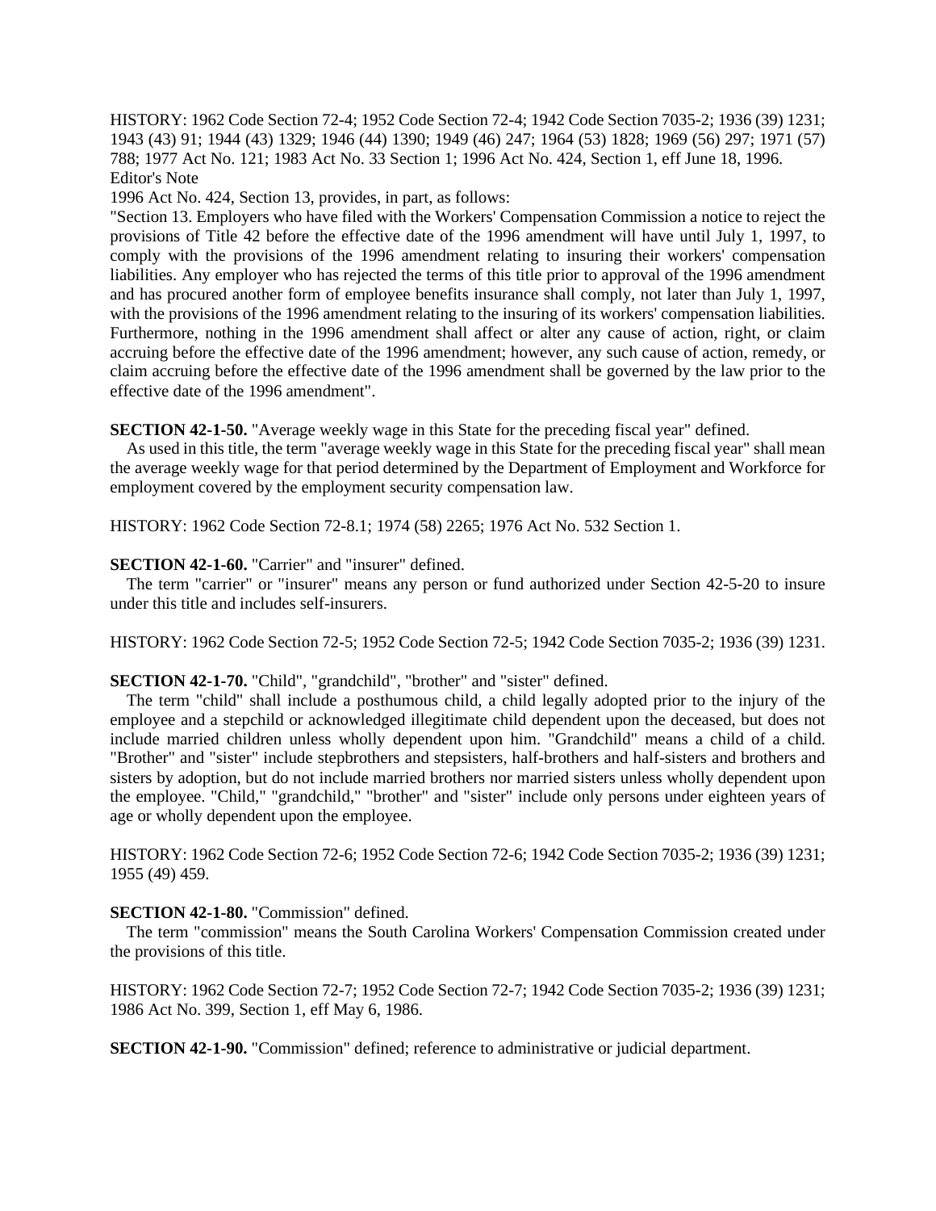HISTORY: 1962 Code Section 72-4; 1952 Code Section 72-4; 1942 Code Section 7035-2; 1936 (39) 1231; 1943 (43) 91; 1944 (43) 1329; 1946 (44) 1390; 1949 (46) 247; 1964 (53) 1828; 1969 (56) 297; 1971 (57) 788; 1977 Act No. 121; 1983 Act No. 33 Section 1; 1996 Act No. 424, Section 1, eff June 18, 1996.

Editor's Note

1996 Act No. 424, Section 13, provides, in part, as follows:

"Section 13. Employers who have filed with the Workers' Compensation Commission a notice to reject the provisions of Title 42 before the effective date of the 1996 amendment will have until July 1, 1997, to comply with the provisions of the 1996 amendment relating to insuring their workers' compensation liabilities. Any employer who has rejected the terms of this title prior to approval of the 1996 amendment and has procured another form of employee benefits insurance shall comply, not later than July 1, 1997, with the provisions of the 1996 amendment relating to the insuring of its workers' compensation liabilities. Furthermore, nothing in the 1996 amendment shall affect or alter any cause of action, right, or claim accruing before the effective date of the 1996 amendment; however, any such cause of action, remedy, or claim accruing before the effective date of the 1996 amendment shall be governed by the law prior to the effective date of the 1996 amendment".

**SECTION 42-1-50.** "Average weekly wage in this State for the preceding fiscal year" defined.

As used in this title, the term "average weekly wage in this State for the preceding fiscal year" shall mean the average weekly wage for that period determined by the Department of Employment and Workforce for employment covered by the employment security compensation law.

HISTORY: 1962 Code Section 72-8.1; 1974 (58) 2265; 1976 Act No. 532 Section 1.

**SECTION 42-1-60.** "Carrier" and "insurer" defined.

The term "carrier" or "insurer" means any person or fund authorized under Section 42-5-20 to insure under this title and includes self-insurers.

HISTORY: 1962 Code Section 72-5; 1952 Code Section 72-5; 1942 Code Section 7035-2; 1936 (39) 1231.

**SECTION 42-1-70.** "Child", "grandchild", "brother" and "sister" defined.

The term "child" shall include a posthumous child, a child legally adopted prior to the injury of the employee and a stepchild or acknowledged illegitimate child dependent upon the deceased, but does not include married children unless wholly dependent upon him. "Grandchild" means a child of a child. "Brother" and "sister" include stepbrothers and stepsisters, half-brothers and half-sisters and brothers and sisters by adoption, but do not include married brothers nor married sisters unless wholly dependent upon the employee. "Child," "grandchild," "brother" and "sister" include only persons under eighteen years of age or wholly dependent upon the employee.

HISTORY: 1962 Code Section 72-6; 1952 Code Section 72-6; 1942 Code Section 7035-2; 1936 (39) 1231; 1955 (49) 459.

**SECTION 42-1-80.** "Commission" defined.

The term "commission" means the South Carolina Workers' Compensation Commission created under the provisions of this title.

HISTORY: 1962 Code Section 72-7; 1952 Code Section 72-7; 1942 Code Section 7035-2; 1936 (39) 1231; 1986 Act No. 399, Section 1, eff May 6, 1986.

**SECTION 42-1-90.** "Commission" defined; reference to administrative or judicial department.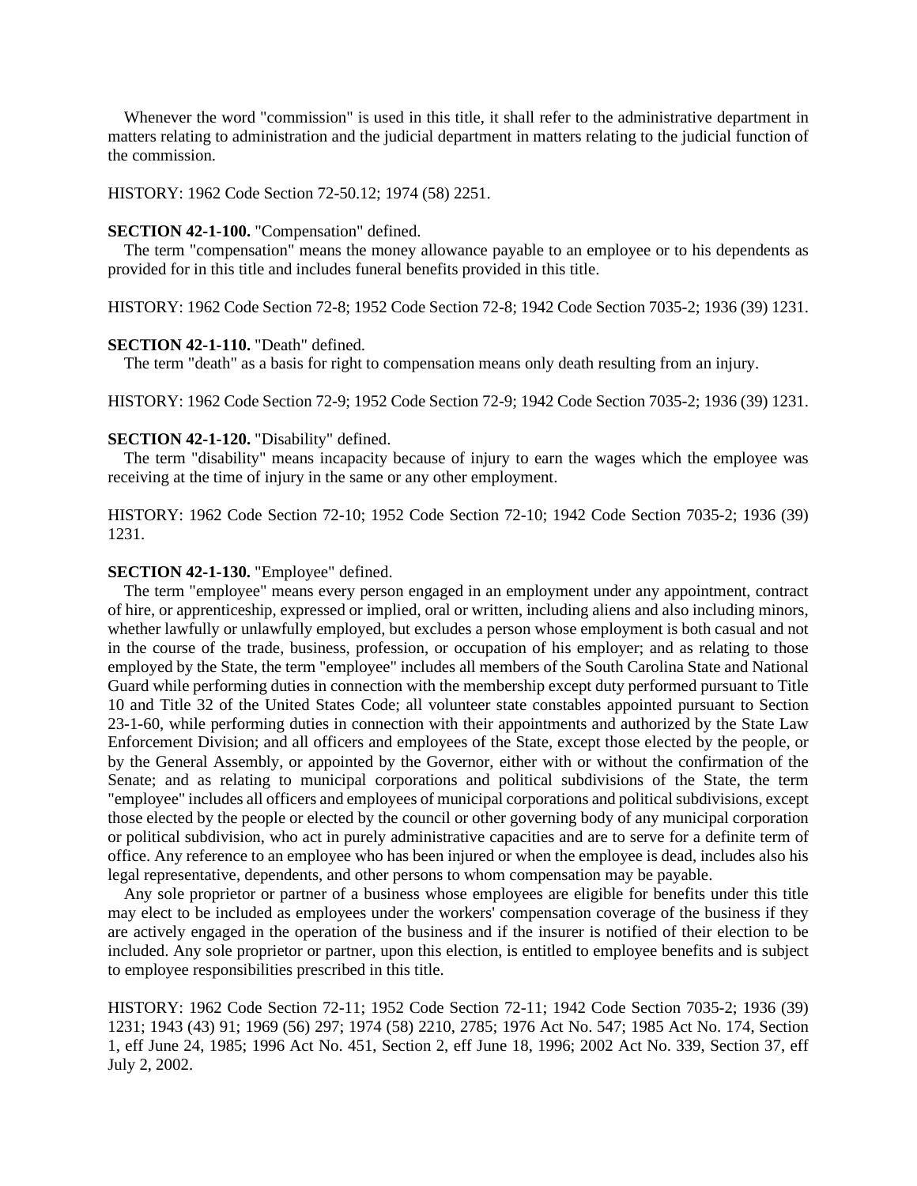Whenever the word "commission" is used in this title, it shall refer to the administrative department in matters relating to administration and the judicial department in matters relating to the judicial function of the commission.

HISTORY: 1962 Code Section 72-50.12; 1974 (58) 2251.

**SECTION 42-1-100.** "Compensation" defined.

The term "compensation" means the money allowance payable to an employee or to his dependents as provided for in this title and includes funeral benefits provided in this title.

HISTORY: 1962 Code Section 72-8; 1952 Code Section 72-8; 1942 Code Section 7035-2; 1936 (39) 1231.

**SECTION 42-1-110.** "Death" defined.

The term "death" as a basis for right to compensation means only death resulting from an injury.

HISTORY: 1962 Code Section 72-9; 1952 Code Section 72-9; 1942 Code Section 7035-2; 1936 (39) 1231.

**SECTION 42-1-120.** "Disability" defined.

The term "disability" means incapacity because of injury to earn the wages which the employee was receiving at the time of injury in the same or any other employment.

HISTORY: 1962 Code Section 72-10; 1952 Code Section 72-10; 1942 Code Section 7035-2; 1936 (39) 1231.

**SECTION 42-1-130.** "Employee" defined.

The term "employee" means every person engaged in an employment under any appointment, contract of hire, or apprenticeship, expressed or implied, oral or written, including aliens and also including minors, whether lawfully or unlawfully employed, but excludes a person whose employment is both casual and not in the course of the trade, business, profession, or occupation of his employer; and as relating to those employed by the State, the term "employee" includes all members of the South Carolina State and National Guard while performing duties in connection with the membership except duty performed pursuant to Title 10 and Title 32 of the United States Code; all volunteer state constables appointed pursuant to Section 23-1-60, while performing duties in connection with their appointments and authorized by the State Law Enforcement Division; and all officers and employees of the State, except those elected by the people, or by the General Assembly, or appointed by the Governor, either with or without the confirmation of the Senate; and as relating to municipal corporations and political subdivisions of the State, the term "employee" includes all officers and employees of municipal corporations and political subdivisions, except those elected by the people or elected by the council or other governing body of any municipal corporation or political subdivision, who act in purely administrative capacities and are to serve for a definite term of office. Any reference to an employee who has been injured or when the employee is dead, includes also his legal representative, dependents, and other persons to whom compensation may be payable.

Any sole proprietor or partner of a business whose employees are eligible for benefits under this title may elect to be included as employees under the workers' compensation coverage of the business if they are actively engaged in the operation of the business and if the insurer is notified of their election to be included. Any sole proprietor or partner, upon this election, is entitled to employee benefits and is subject to employee responsibilities prescribed in this title.

HISTORY: 1962 Code Section 72-11; 1952 Code Section 72-11; 1942 Code Section 7035-2; 1936 (39) 1231; 1943 (43) 91; 1969 (56) 297; 1974 (58) 2210, 2785; 1976 Act No. 547; 1985 Act No. 174, Section 1, eff June 24, 1985; 1996 Act No. 451, Section 2, eff June 18, 1996; 2002 Act No. 339, Section 37, eff July 2, 2002.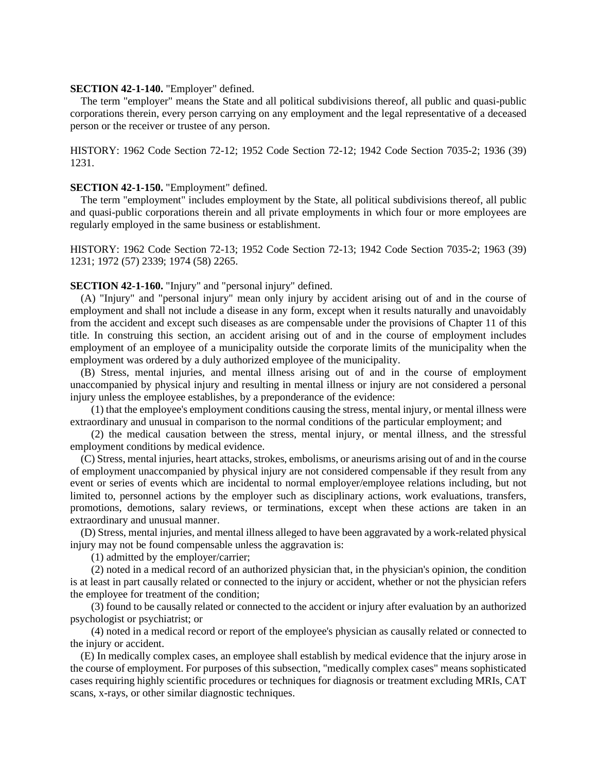**SECTION 42-1-140.** "Employer" defined.

The term "employer" means the State and all political subdivisions thereof, all public and quasi-public corporations therein, every person carrying on any employment and the legal representative of a deceased person or the receiver or trustee of any person.

HISTORY: 1962 Code Section 72-12; 1952 Code Section 72-12; 1942 Code Section 7035-2; 1936 (39) 1231.

**SECTION 42-1-150.** "Employment" defined.

The term "employment" includes employment by the State, all political subdivisions thereof, all public and quasi-public corporations therein and all private employments in which four or more employees are regularly employed in the same business or establishment.

HISTORY: 1962 Code Section 72-13; 1952 Code Section 72-13; 1942 Code Section 7035-2; 1963 (39) 1231; 1972 (57) 2339; 1974 (58) 2265.

**SECTION 42-1-160.** "Injury" and "personal injury" defined.

(A) "Injury" and "personal injury" mean only injury by accident arising out of and in the course of employment and shall not include a disease in any form, except when it results naturally and unavoidably from the accident and except such diseases as are compensable under the provisions of Chapter 11 of this title. In construing this section, an accident arising out of and in the course of employment includes employment of an employee of a municipality outside the corporate limits of the municipality when the employment was ordered by a duly authorized employee of the municipality.

(B) Stress, mental injuries, and mental illness arising out of and in the course of employment unaccompanied by physical injury and resulting in mental illness or injury are not considered a personal injury unless the employee establishes, by a preponderance of the evidence:

(1) that the employee's employment conditions causing the stress, mental injury, or mental illness were extraordinary and unusual in comparison to the normal conditions of the particular employment; and

(2) the medical causation between the stress, mental injury, or mental illness, and the stressful employment conditions by medical evidence.

(C) Stress, mental injuries, heart attacks, strokes, embolisms, or aneurisms arising out of and in the course of employment unaccompanied by physical injury are not considered compensable if they result from any event or series of events which are incidental to normal employer/employee relations including, but not limited to, personnel actions by the employer such as disciplinary actions, work evaluations, transfers, promotions, demotions, salary reviews, or terminations, except when these actions are taken in an extraordinary and unusual manner.

(D) Stress, mental injuries, and mental illness alleged to have been aggravated by a work-related physical injury may not be found compensable unless the aggravation is:

(1) admitted by the employer/carrier;

(2) noted in a medical record of an authorized physician that, in the physician's opinion, the condition is at least in part causally related or connected to the injury or accident, whether or not the physician refers the employee for treatment of the condition;

(3) found to be causally related or connected to the accident or injury after evaluation by an authorized psychologist or psychiatrist; or

(4) noted in a medical record or report of the employee's physician as causally related or connected to the injury or accident.

(E) In medically complex cases, an employee shall establish by medical evidence that the injury arose in the course of employment. For purposes of this subsection, "medically complex cases" means sophisticated cases requiring highly scientific procedures or techniques for diagnosis or treatment excluding MRIs, CAT scans, x-rays, or other similar diagnostic techniques.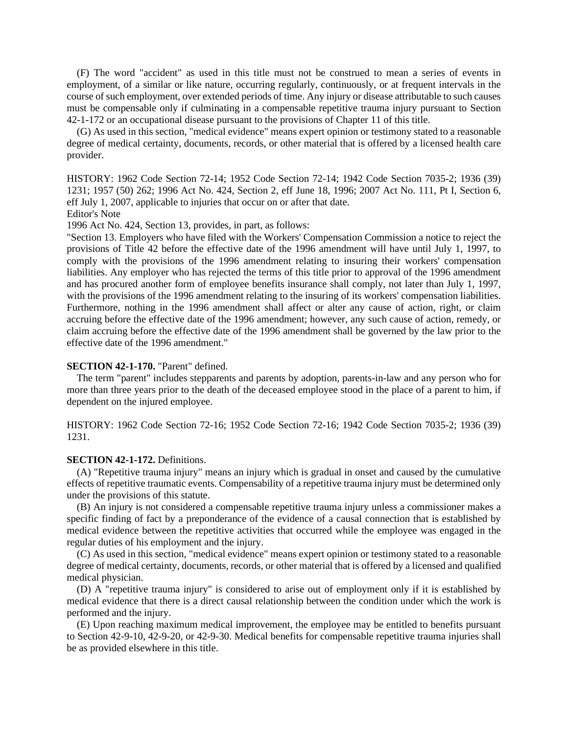(F) The word "accident" as used in this title must not be construed to mean a series of events in employment, of a similar or like nature, occurring regularly, continuously, or at frequent intervals in the course of such employment, over extended periods of time. Any injury or disease attributable to such causes must be compensable only if culminating in a compensable repetitive trauma injury pursuant to Section 42-1-172 or an occupational disease pursuant to the provisions of Chapter 11 of this title.

(G) As used in this section, "medical evidence" means expert opinion or testimony stated to a reasonable degree of medical certainty, documents, records, or other material that is offered by a licensed health care provider.

HISTORY: 1962 Code Section 72-14; 1952 Code Section 72-14; 1942 Code Section 7035-2; 1936 (39) 1231; 1957 (50) 262; 1996 Act No. 424, Section 2, eff June 18, 1996; 2007 Act No. 111, Pt I, Section 6, eff July 1, 2007, applicable to injuries that occur on or after that date.

Editor's Note

1996 Act No. 424, Section 13, provides, in part, as follows:

"Section 13. Employers who have filed with the Workers' Compensation Commission a notice to reject the provisions of Title 42 before the effective date of the 1996 amendment will have until July 1, 1997, to comply with the provisions of the 1996 amendment relating to insuring their workers' compensation liabilities. Any employer who has rejected the terms of this title prior to approval of the 1996 amendment and has procured another form of employee benefits insurance shall comply, not later than July 1, 1997, with the provisions of the 1996 amendment relating to the insuring of its workers' compensation liabilities. Furthermore, nothing in the 1996 amendment shall affect or alter any cause of action, right, or claim accruing before the effective date of the 1996 amendment; however, any such cause of action, remedy, or claim accruing before the effective date of the 1996 amendment shall be governed by the law prior to the effective date of the 1996 amendment."

**SECTION 42-1-170.** "Parent" defined.

The term "parent" includes stepparents and parents by adoption, parents-in-law and any person who for more than three years prior to the death of the deceased employee stood in the place of a parent to him, if dependent on the injured employee.

HISTORY: 1962 Code Section 72-16; 1952 Code Section 72-16; 1942 Code Section 7035-2; 1936 (39) 1231.

**SECTION 42-1-172.** Definitions.

(A) "Repetitive trauma injury" means an injury which is gradual in onset and caused by the cumulative effects of repetitive traumatic events. Compensability of a repetitive trauma injury must be determined only under the provisions of this statute.

(B) An injury is not considered a compensable repetitive trauma injury unless a commissioner makes a specific finding of fact by a preponderance of the evidence of a causal connection that is established by medical evidence between the repetitive activities that occurred while the employee was engaged in the regular duties of his employment and the injury.

(C) As used in this section, "medical evidence" means expert opinion or testimony stated to a reasonable degree of medical certainty, documents, records, or other material that is offered by a licensed and qualified medical physician.

(D) A "repetitive trauma injury" is considered to arise out of employment only if it is established by medical evidence that there is a direct causal relationship between the condition under which the work is performed and the injury.

(E) Upon reaching maximum medical improvement, the employee may be entitled to benefits pursuant to Section 42-9-10, 42-9-20, or 42-9-30. Medical benefits for compensable repetitive trauma injuries shall be as provided elsewhere in this title.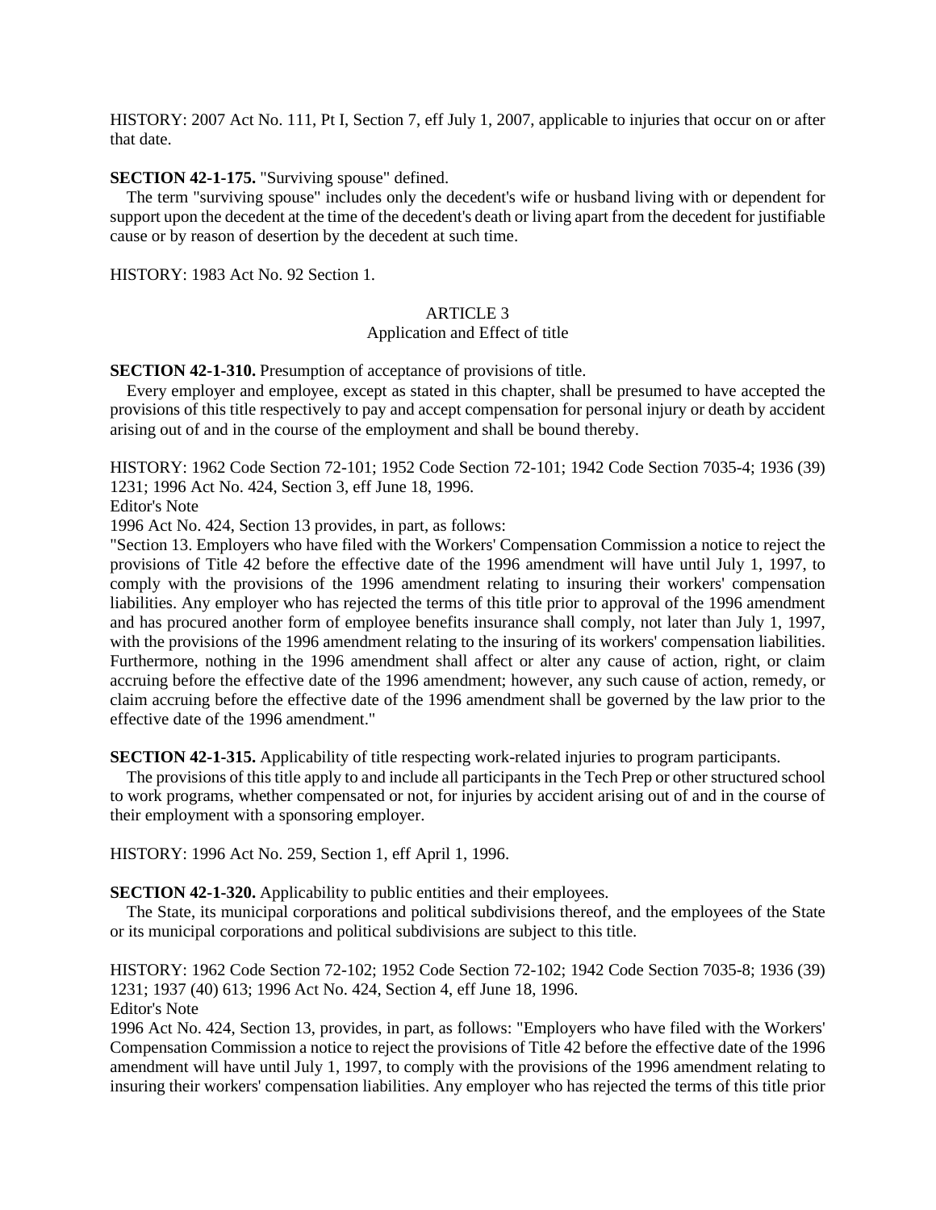HISTORY: 2007 Act No. 111, Pt I, Section 7, eff July 1, 2007, applicable to injuries that occur on or after that date.

**SECTION 42-1-175.** "Surviving spouse" defined.

The term "surviving spouse" includes only the decedent's wife or husband living with or dependent for support upon the decedent at the time of the decedent's death or living apart from the decedent for justifiable cause or by reason of desertion by the decedent at such time.

HISTORY: 1983 Act No. 92 Section 1.

ARTICLE 3

Application and Effect of title

**SECTION 42-1-310.** Presumption of acceptance of provisions of title.

Every employer and employee, except as stated in this chapter, shall be presumed to have accepted the provisions of this title respectively to pay and accept compensation for personal injury or death by accident arising out of and in the course of the employment and shall be bound thereby.

HISTORY: 1962 Code Section 72-101; 1952 Code Section 72-101; 1942 Code Section 7035-4; 1936 (39) 1231; 1996 Act No. 424, Section 3, eff June 18, 1996.

Editor's Note

1996 Act No. 424, Section 13 provides, in part, as follows:

"Section 13. Employers who have filed with the Workers' Compensation Commission a notice to reject the provisions of Title 42 before the effective date of the 1996 amendment will have until July 1, 1997, to comply with the provisions of the 1996 amendment relating to insuring their workers' compensation liabilities. Any employer who has rejected the terms of this title prior to approval of the 1996 amendment and has procured another form of employee benefits insurance shall comply, not later than July 1, 1997, with the provisions of the 1996 amendment relating to the insuring of its workers' compensation liabilities. Furthermore, nothing in the 1996 amendment shall affect or alter any cause of action, right, or claim accruing before the effective date of the 1996 amendment; however, any such cause of action, remedy, or claim accruing before the effective date of the 1996 amendment shall be governed by the law prior to the effective date of the 1996 amendment."

**SECTION 42-1-315.** Applicability of title respecting work-related injuries to program participants.

The provisions of this title apply to and include all participants in the Tech Prep or other structured school to work programs, whether compensated or not, for injuries by accident arising out of and in the course of their employment with a sponsoring employer.

HISTORY: 1996 Act No. 259, Section 1, eff April 1, 1996.

**SECTION 42-1-320.** Applicability to public entities and their employees.

The State, its municipal corporations and political subdivisions thereof, and the employees of the State or its municipal corporations and political subdivisions are subject to this title.

HISTORY: 1962 Code Section 72-102; 1952 Code Section 72-102; 1942 Code Section 7035-8; 1936 (39) 1231; 1937 (40) 613; 1996 Act No. 424, Section 4, eff June 18, 1996.

Editor's Note

1996 Act No. 424, Section 13, provides, in part, as follows: "Employers who have filed with the Workers' Compensation Commission a notice to reject the provisions of Title 42 before the effective date of the 1996 amendment will have until July 1, 1997, to comply with the provisions of the 1996 amendment relating to insuring their workers' compensation liabilities. Any employer who has rejected the terms of this title prior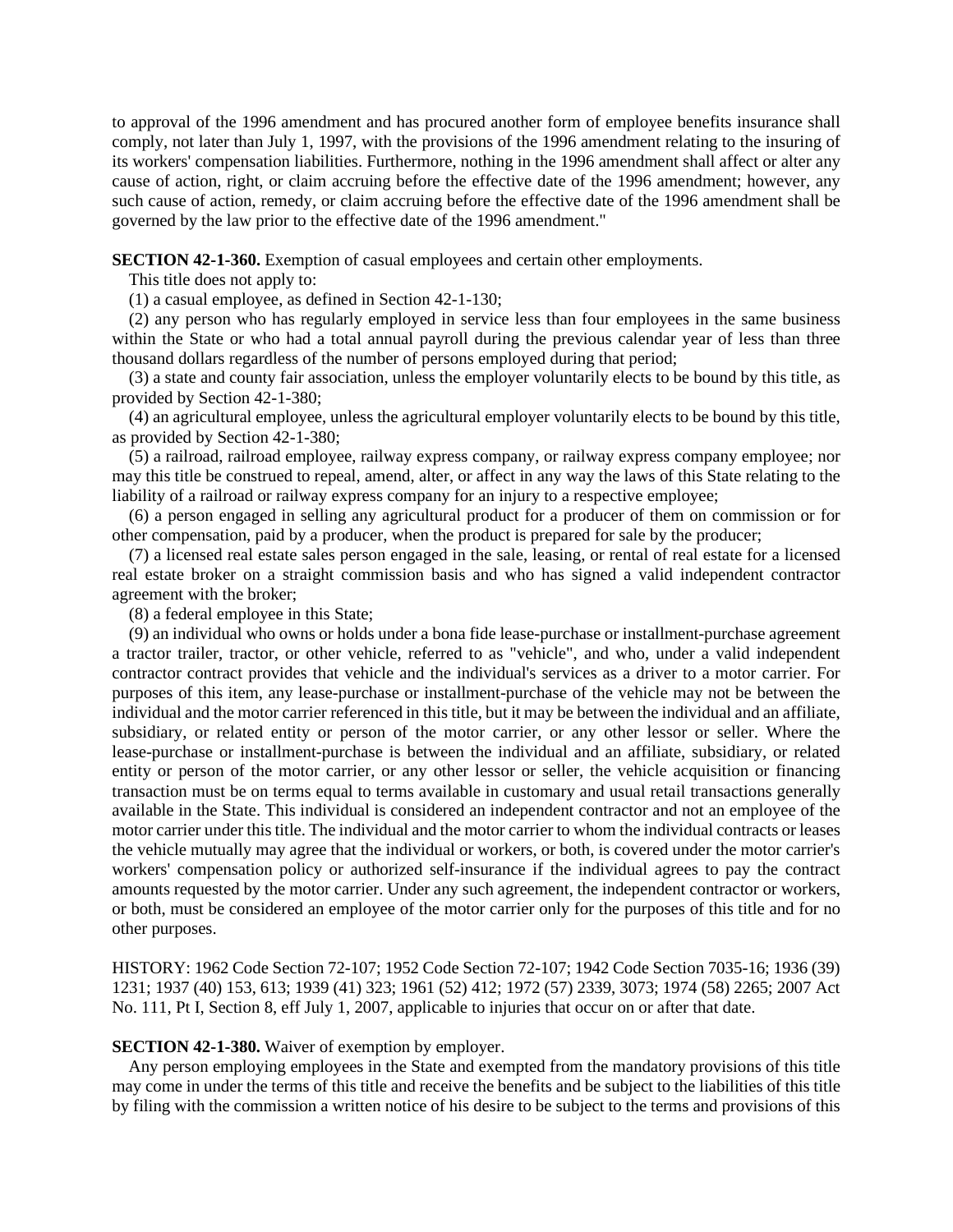to approval of the 1996 amendment and has procured another form of employee benefits insurance shall comply, not later than July 1, 1997, with the provisions of the 1996 amendment relating to the insuring of its workers' compensation liabilities. Furthermore, nothing in the 1996 amendment shall affect or alter any cause of action, right, or claim accruing before the effective date of the 1996 amendment; however, any such cause of action, remedy, or claim accruing before the effective date of the 1996 amendment shall be governed by the law prior to the effective date of the 1996 amendment."

**SECTION 42-1-360.** Exemption of casual employees and certain other employments.

This title does not apply to:

(1) a casual employee, as defined in Section 42-1-130;

(2) any person who has regularly employed in service less than four employees in the same business within the State or who had a total annual payroll during the previous calendar year of less than three thousand dollars regardless of the number of persons employed during that period;

(3) a state and county fair association, unless the employer voluntarily elects to be bound by this title, as provided by Section 42-1-380;

(4) an agricultural employee, unless the agricultural employer voluntarily elects to be bound by this title, as provided by Section 42-1-380;

(5) a railroad, railroad employee, railway express company, or railway express company employee; nor may this title be construed to repeal, amend, alter, or affect in any way the laws of this State relating to the liability of a railroad or railway express company for an injury to a respective employee;

(6) a person engaged in selling any agricultural product for a producer of them on commission or for other compensation, paid by a producer, when the product is prepared for sale by the producer;

(7) a licensed real estate sales person engaged in the sale, leasing, or rental of real estate for a licensed real estate broker on a straight commission basis and who has signed a valid independent contractor agreement with the broker;

(8) a federal employee in this State;

(9) an individual who owns or holds under a bona fide lease-purchase or installment-purchase agreement a tractor trailer, tractor, or other vehicle, referred to as "vehicle", and who, under a valid independent contractor contract provides that vehicle and the individual's services as a driver to a motor carrier. For purposes of this item, any lease-purchase or installment-purchase of the vehicle may not be between the individual and the motor carrier referenced in this title, but it may be between the individual and an affiliate, subsidiary, or related entity or person of the motor carrier, or any other lessor or seller. Where the lease-purchase or installment-purchase is between the individual and an affiliate, subsidiary, or related entity or person of the motor carrier, or any other lessor or seller, the vehicle acquisition or financing transaction must be on terms equal to terms available in customary and usual retail transactions generally available in the State. This individual is considered an independent contractor and not an employee of the motor carrier under this title. The individual and the motor carrier to whom the individual contracts or leases the vehicle mutually may agree that the individual or workers, or both, is covered under the motor carrier's workers' compensation policy or authorized self-insurance if the individual agrees to pay the contract amounts requested by the motor carrier. Under any such agreement, the independent contractor or workers, or both, must be considered an employee of the motor carrier only for the purposes of this title and for no other purposes.

HISTORY: 1962 Code Section 72-107; 1952 Code Section 72-107; 1942 Code Section 7035-16; 1936 (39) 1231; 1937 (40) 153, 613; 1939 (41) 323; 1961 (52) 412; 1972 (57) 2339, 3073; 1974 (58) 2265; 2007 Act No. 111, Pt I, Section 8, eff July 1, 2007, applicable to injuries that occur on or after that date.

**SECTION 42-1-380.** Waiver of exemption by employer.

Any person employing employees in the State and exempted from the mandatory provisions of this title may come in under the terms of this title and receive the benefits and be subject to the liabilities of this title by filing with the commission a written notice of his desire to be subject to the terms and provisions of this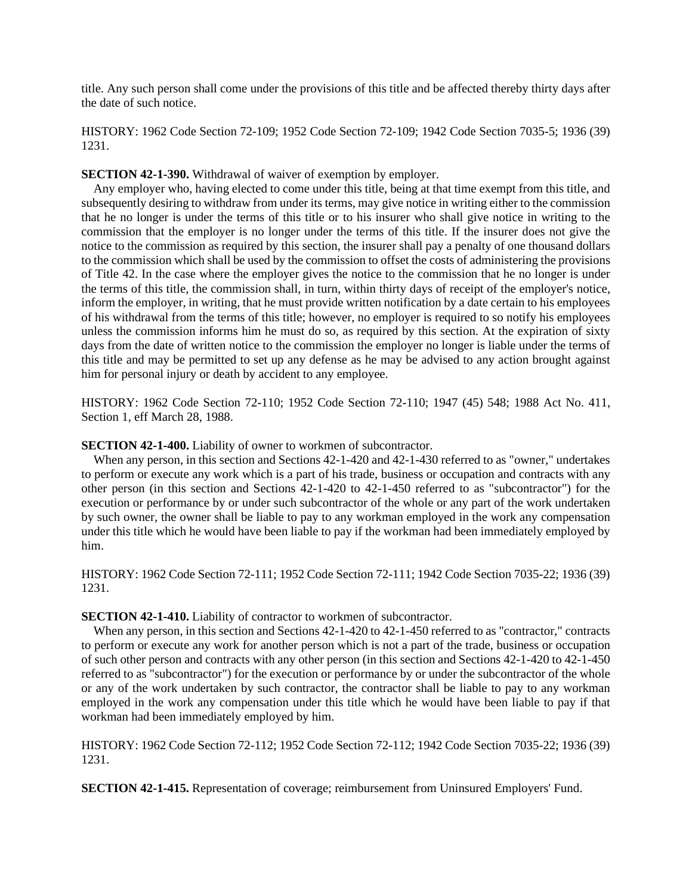title. Any such person shall come under the provisions of this title and be affected thereby thirty days after the date of such notice.

HISTORY: 1962 Code Section 72-109; 1952 Code Section 72-109; 1942 Code Section 7035-5; 1936 (39) 1231.

**SECTION 42-1-390.** Withdrawal of waiver of exemption by employer.

Any employer who, having elected to come under this title, being at that time exempt from this title, and subsequently desiring to withdraw from under its terms, may give notice in writing either to the commission that he no longer is under the terms of this title or to his insurer who shall give notice in writing to the commission that the employer is no longer under the terms of this title. If the insurer does not give the notice to the commission as required by this section, the insurer shall pay a penalty of one thousand dollars to the commission which shall be used by the commission to offset the costs of administering the provisions of Title 42. In the case where the employer gives the notice to the commission that he no longer is under the terms of this title, the commission shall, in turn, within thirty days of receipt of the employer's notice, inform the employer, in writing, that he must provide written notification by a date certain to his employees of his withdrawal from the terms of this title; however, no employer is required to so notify his employees unless the commission informs him he must do so, as required by this section. At the expiration of sixty days from the date of written notice to the commission the employer no longer is liable under the terms of this title and may be permitted to set up any defense as he may be advised to any action brought against him for personal injury or death by accident to any employee.

HISTORY: 1962 Code Section 72-110; 1952 Code Section 72-110; 1947 (45) 548; 1988 Act No. 411, Section 1, eff March 28, 1988.

**SECTION 42-1-400.** Liability of owner to workmen of subcontractor.

When any person, in this section and Sections 42-1-420 and 42-1-430 referred to as "owner," undertakes to perform or execute any work which is a part of his trade, business or occupation and contracts with any other person (in this section and Sections 42-1-420 to 42-1-450 referred to as "subcontractor") for the execution or performance by or under such subcontractor of the whole or any part of the work undertaken by such owner, the owner shall be liable to pay to any workman employed in the work any compensation under this title which he would have been liable to pay if the workman had been immediately employed by him.

HISTORY: 1962 Code Section 72-111; 1952 Code Section 72-111; 1942 Code Section 7035-22; 1936 (39) 1231.

**SECTION 42-1-410.** Liability of contractor to workmen of subcontractor.

When any person, in this section and Sections 42-1-420 to 42-1-450 referred to as "contractor," contracts to perform or execute any work for another person which is not a part of the trade, business or occupation of such other person and contracts with any other person (in this section and Sections 42-1-420 to 42-1-450 referred to as "subcontractor") for the execution or performance by or under the subcontractor of the whole or any of the work undertaken by such contractor, the contractor shall be liable to pay to any workman employed in the work any compensation under this title which he would have been liable to pay if that workman had been immediately employed by him.

HISTORY: 1962 Code Section 72-112; 1952 Code Section 72-112; 1942 Code Section 7035-22; 1936 (39) 1231.

**SECTION 42-1-415.** Representation of coverage; reimbursement from Uninsured Employers' Fund.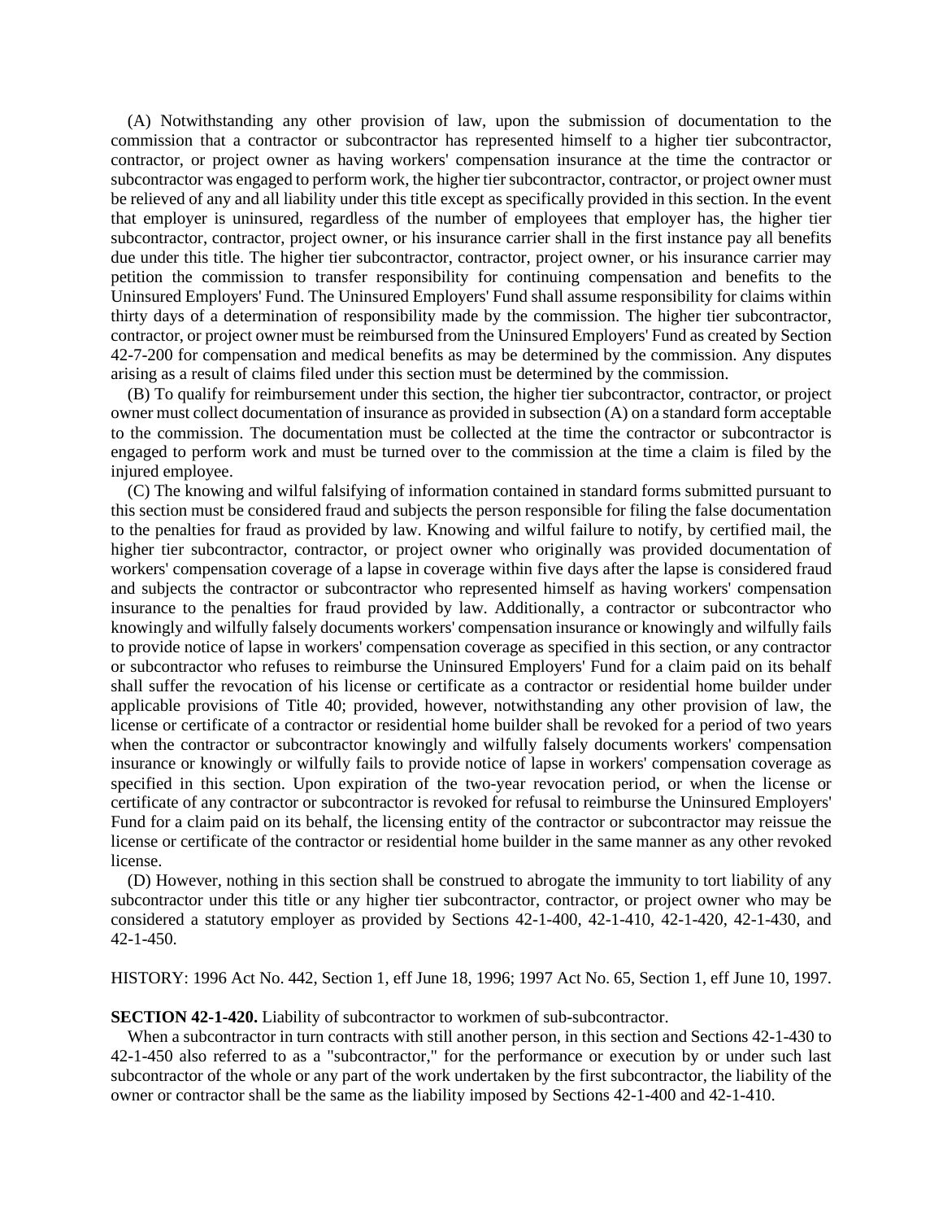(A) Notwithstanding any other provision of law, upon the submission of documentation to the commission that a contractor or subcontractor has represented himself to a higher tier subcontractor, contractor, or project owner as having workers' compensation insurance at the time the contractor or subcontractor was engaged to perform work, the higher tier subcontractor, contractor, or project owner must be relieved of any and all liability under this title except as specifically provided in this section. In the event that employer is uninsured, regardless of the number of employees that employer has, the higher tier subcontractor, contractor, project owner, or his insurance carrier shall in the first instance pay all benefits due under this title. The higher tier subcontractor, contractor, project owner, or his insurance carrier may petition the commission to transfer responsibility for continuing compensation and benefits to the Uninsured Employers' Fund. The Uninsured Employers' Fund shall assume responsibility for claims within thirty days of a determination of responsibility made by the commission. The higher tier subcontractor, contractor, or project owner must be reimbursed from the Uninsured Employers' Fund as created by Section 42-7-200 for compensation and medical benefits as may be determined by the commission. Any disputes arising as a result of claims filed under this section must be determined by the commission.

(B) To qualify for reimbursement under this section, the higher tier subcontractor, contractor, or project owner must collect documentation of insurance as provided in subsection (A) on a standard form acceptable to the commission. The documentation must be collected at the time the contractor or subcontractor is engaged to perform work and must be turned over to the commission at the time a claim is filed by the injured employee.

(C) The knowing and wilful falsifying of information contained in standard forms submitted pursuant to this section must be considered fraud and subjects the person responsible for filing the false documentation to the penalties for fraud as provided by law. Knowing and wilful failure to notify, by certified mail, the higher tier subcontractor, contractor, or project owner who originally was provided documentation of workers' compensation coverage of a lapse in coverage within five days after the lapse is considered fraud and subjects the contractor or subcontractor who represented himself as having workers' compensation insurance to the penalties for fraud provided by law. Additionally, a contractor or subcontractor who knowingly and wilfully falsely documents workers' compensation insurance or knowingly and wilfully fails to provide notice of lapse in workers' compensation coverage as specified in this section, or any contractor or subcontractor who refuses to reimburse the Uninsured Employers' Fund for a claim paid on its behalf shall suffer the revocation of his license or certificate as a contractor or residential home builder under applicable provisions of Title 40; provided, however, notwithstanding any other provision of law, the license or certificate of a contractor or residential home builder shall be revoked for a period of two years when the contractor or subcontractor knowingly and wilfully falsely documents workers' compensation insurance or knowingly or wilfully fails to provide notice of lapse in workers' compensation coverage as specified in this section. Upon expiration of the two-year revocation period, or when the license or certificate of any contractor or subcontractor is revoked for refusal to reimburse the Uninsured Employers' Fund for a claim paid on its behalf, the licensing entity of the contractor or subcontractor may reissue the license or certificate of the contractor or residential home builder in the same manner as any other revoked license.

(D) However, nothing in this section shall be construed to abrogate the immunity to tort liability of any subcontractor under this title or any higher tier subcontractor, contractor, or project owner who may be considered a statutory employer as provided by Sections 42-1-400, 42-1-410, 42-1-420, 42-1-430, and 42-1-450.

HISTORY: 1996 Act No. 442, Section 1, eff June 18, 1996; 1997 Act No. 65, Section 1, eff June 10, 1997.

**SECTION 42-1-420.** Liability of subcontractor to workmen of sub-subcontractor.

When a subcontractor in turn contracts with still another person, in this section and Sections 42-1-430 to 42-1-450 also referred to as a "subcontractor," for the performance or execution by or under such last subcontractor of the whole or any part of the work undertaken by the first subcontractor, the liability of the owner or contractor shall be the same as the liability imposed by Sections 42-1-400 and 42-1-410.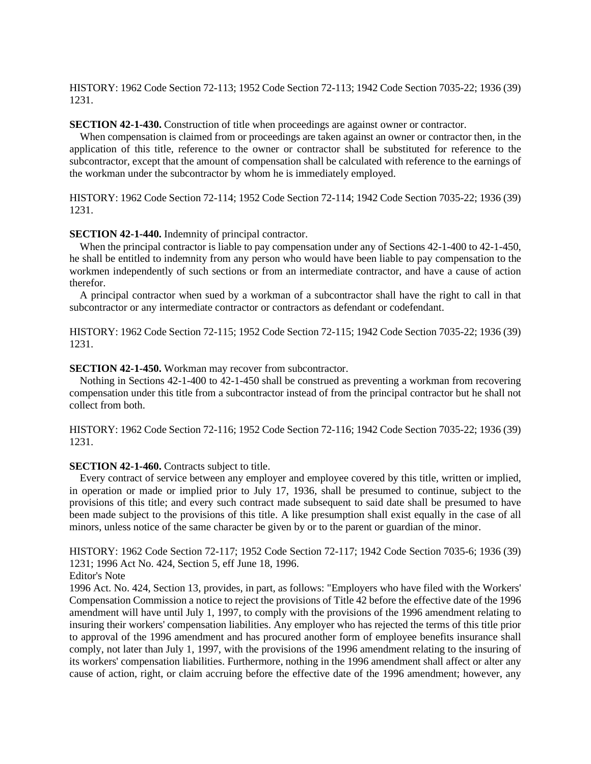HISTORY: 1962 Code Section 72-113; 1952 Code Section 72-113; 1942 Code Section 7035-22; 1936 (39) 1231.

**SECTION 42-1-430.** Construction of title when proceedings are against owner or contractor.

When compensation is claimed from or proceedings are taken against an owner or contractor then, in the application of this title, reference to the owner or contractor shall be substituted for reference to the subcontractor, except that the amount of compensation shall be calculated with reference to the earnings of the workman under the subcontractor by whom he is immediately employed.

HISTORY: 1962 Code Section 72-114; 1952 Code Section 72-114; 1942 Code Section 7035-22; 1936 (39) 1231.

**SECTION 42-1-440.** Indemnity of principal contractor.

When the principal contractor is liable to pay compensation under any of Sections 42-1-400 to 42-1-450, he shall be entitled to indemnity from any person who would have been liable to pay compensation to the workmen independently of such sections or from an intermediate contractor, and have a cause of action therefor.

A principal contractor when sued by a workman of a subcontractor shall have the right to call in that subcontractor or any intermediate contractor or contractors as defendant or codefendant.

HISTORY: 1962 Code Section 72-115; 1952 Code Section 72-115; 1942 Code Section 7035-22; 1936 (39) 1231.

**SECTION 42-1-450.** Workman may recover from subcontractor.

Nothing in Sections 42-1-400 to 42-1-450 shall be construed as preventing a workman from recovering compensation under this title from a subcontractor instead of from the principal contractor but he shall not collect from both.

HISTORY: 1962 Code Section 72-116; 1952 Code Section 72-116; 1942 Code Section 7035-22; 1936 (39) 1231.

**SECTION 42-1-460.** Contracts subject to title.

Every contract of service between any employer and employee covered by this title, written or implied, in operation or made or implied prior to July 17, 1936, shall be presumed to continue, subject to the provisions of this title; and every such contract made subsequent to said date shall be presumed to have been made subject to the provisions of this title. A like presumption shall exist equally in the case of all minors, unless notice of the same character be given by or to the parent or guardian of the minor.

HISTORY: 1962 Code Section 72-117; 1952 Code Section 72-117; 1942 Code Section 7035-6; 1936 (39) 1231; 1996 Act No. 424, Section 5, eff June 18, 1996.

Editor's Note

1996 Act. No. 424, Section 13, provides, in part, as follows: "Employers who have filed with the Workers' Compensation Commission a notice to reject the provisions of Title 42 before the effective date of the 1996 amendment will have until July 1, 1997, to comply with the provisions of the 1996 amendment relating to insuring their workers' compensation liabilities. Any employer who has rejected the terms of this title prior to approval of the 1996 amendment and has procured another form of employee benefits insurance shall comply, not later than July 1, 1997, with the provisions of the 1996 amendment relating to the insuring of its workers' compensation liabilities. Furthermore, nothing in the 1996 amendment shall affect or alter any cause of action, right, or claim accruing before the effective date of the 1996 amendment; however, any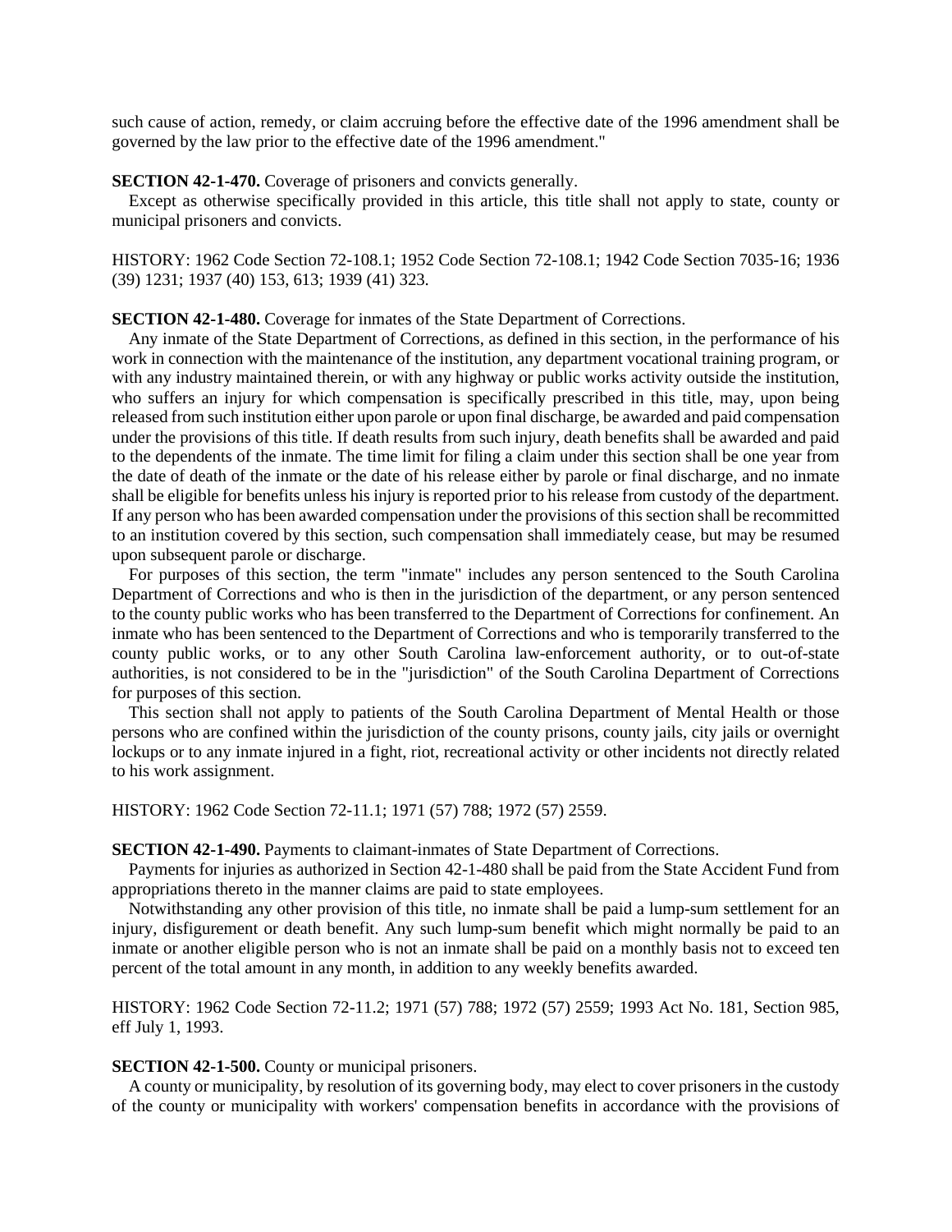such cause of action, remedy, or claim accruing before the effective date of the 1996 amendment shall be governed by the law prior to the effective date of the 1996 amendment."

**SECTION 42-1-470.** Coverage of prisoners and convicts generally.

Except as otherwise specifically provided in this article, this title shall not apply to state, county or municipal prisoners and convicts.

HISTORY: 1962 Code Section 72-108.1; 1952 Code Section 72-108.1; 1942 Code Section 7035-16; 1936 (39) 1231; 1937 (40) 153, 613; 1939 (41) 323.

**SECTION 42-1-480.** Coverage for inmates of the State Department of Corrections.

Any inmate of the State Department of Corrections, as defined in this section, in the performance of his work in connection with the maintenance of the institution, any department vocational training program, or with any industry maintained therein, or with any highway or public works activity outside the institution, who suffers an injury for which compensation is specifically prescribed in this title, may, upon being released from such institution either upon parole or upon final discharge, be awarded and paid compensation under the provisions of this title. If death results from such injury, death benefits shall be awarded and paid to the dependents of the inmate. The time limit for filing a claim under this section shall be one year from the date of death of the inmate or the date of his release either by parole or final discharge, and no inmate shall be eligible for benefits unless his injury is reported prior to his release from custody of the department. If any person who has been awarded compensation under the provisions of this section shall be recommitted to an institution covered by this section, such compensation shall immediately cease, but may be resumed upon subsequent parole or discharge.

For purposes of this section, the term "inmate" includes any person sentenced to the South Carolina Department of Corrections and who is then in the jurisdiction of the department, or any person sentenced to the county public works who has been transferred to the Department of Corrections for confinement. An inmate who has been sentenced to the Department of Corrections and who is temporarily transferred to the county public works, or to any other South Carolina law-enforcement authority, or to out-of-state authorities, is not considered to be in the "jurisdiction" of the South Carolina Department of Corrections for purposes of this section.

This section shall not apply to patients of the South Carolina Department of Mental Health or those persons who are confined within the jurisdiction of the county prisons, county jails, city jails or overnight lockups or to any inmate injured in a fight, riot, recreational activity or other incidents not directly related to his work assignment.

HISTORY: 1962 Code Section 72-11.1; 1971 (57) 788; 1972 (57) 2559.

**SECTION 42-1-490.** Payments to claimant-inmates of State Department of Corrections.

Payments for injuries as authorized in Section 42-1-480 shall be paid from the State Accident Fund from appropriations thereto in the manner claims are paid to state employees.

Notwithstanding any other provision of this title, no inmate shall be paid a lump-sum settlement for an injury, disfigurement or death benefit. Any such lump-sum benefit which might normally be paid to an inmate or another eligible person who is not an inmate shall be paid on a monthly basis not to exceed ten percent of the total amount in any month, in addition to any weekly benefits awarded.

HISTORY: 1962 Code Section 72-11.2; 1971 (57) 788; 1972 (57) 2559; 1993 Act No. 181, Section 985, eff July 1, 1993.

**SECTION 42-1-500.** County or municipal prisoners.

A county or municipality, by resolution of its governing body, may elect to cover prisoners in the custody of the county or municipality with workers' compensation benefits in accordance with the provisions of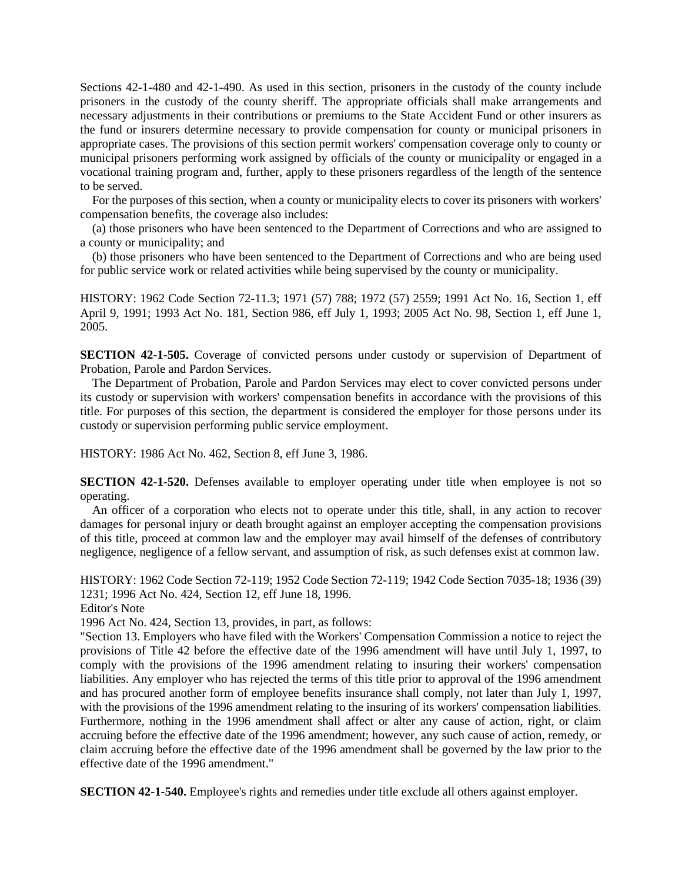Sections 42-1-480 and 42-1-490. As used in this section, prisoners in the custody of the county include prisoners in the custody of the county sheriff. The appropriate officials shall make arrangements and necessary adjustments in their contributions or premiums to the State Accident Fund or other insurers as the fund or insurers determine necessary to provide compensation for county or municipal prisoners in appropriate cases. The provisions of this section permit workers' compensation coverage only to county or municipal prisoners performing work assigned by officials of the county or municipality or engaged in a vocational training program and, further, apply to these prisoners regardless of the length of the sentence to be served.

For the purposes of this section, when a county or municipality elects to cover its prisoners with workers' compensation benefits, the coverage also includes:

(a) those prisoners who have been sentenced to the Department of Corrections and who are assigned to a county or municipality; and

(b) those prisoners who have been sentenced to the Department of Corrections and who are being used for public service work or related activities while being supervised by the county or municipality.

HISTORY: 1962 Code Section 72-11.3; 1971 (57) 788; 1972 (57) 2559; 1991 Act No. 16, Section 1, eff April 9, 1991; 1993 Act No. 181, Section 986, eff July 1, 1993; 2005 Act No. 98, Section 1, eff June 1, 2005.

**SECTION 42-1-505.** Coverage of convicted persons under custody or supervision of Department of Probation, Parole and Pardon Services.

The Department of Probation, Parole and Pardon Services may elect to cover convicted persons under its custody or supervision with workers' compensation benefits in accordance with the provisions of this title. For purposes of this section, the department is considered the employer for those persons under its custody or supervision performing public service employment.

HISTORY: 1986 Act No. 462, Section 8, eff June 3, 1986.

**SECTION 42-1-520.** Defenses available to employer operating under title when employee is not so operating.

An officer of a corporation who elects not to operate under this title, shall, in any action to recover damages for personal injury or death brought against an employer accepting the compensation provisions of this title, proceed at common law and the employer may avail himself of the defenses of contributory negligence, negligence of a fellow servant, and assumption of risk, as such defenses exist at common law.

HISTORY: 1962 Code Section 72-119; 1952 Code Section 72-119; 1942 Code Section 7035-18; 1936 (39) 1231; 1996 Act No. 424, Section 12, eff June 18, 1996.

Editor's Note

1996 Act No. 424, Section 13, provides, in part, as follows:

"Section 13. Employers who have filed with the Workers' Compensation Commission a notice to reject the provisions of Title 42 before the effective date of the 1996 amendment will have until July 1, 1997, to comply with the provisions of the 1996 amendment relating to insuring their workers' compensation liabilities. Any employer who has rejected the terms of this title prior to approval of the 1996 amendment and has procured another form of employee benefits insurance shall comply, not later than July 1, 1997, with the provisions of the 1996 amendment relating to the insuring of its workers' compensation liabilities. Furthermore, nothing in the 1996 amendment shall affect or alter any cause of action, right, or claim accruing before the effective date of the 1996 amendment; however, any such cause of action, remedy, or claim accruing before the effective date of the 1996 amendment shall be governed by the law prior to the effective date of the 1996 amendment."

**SECTION 42-1-540.** Employee's rights and remedies under title exclude all others against employer.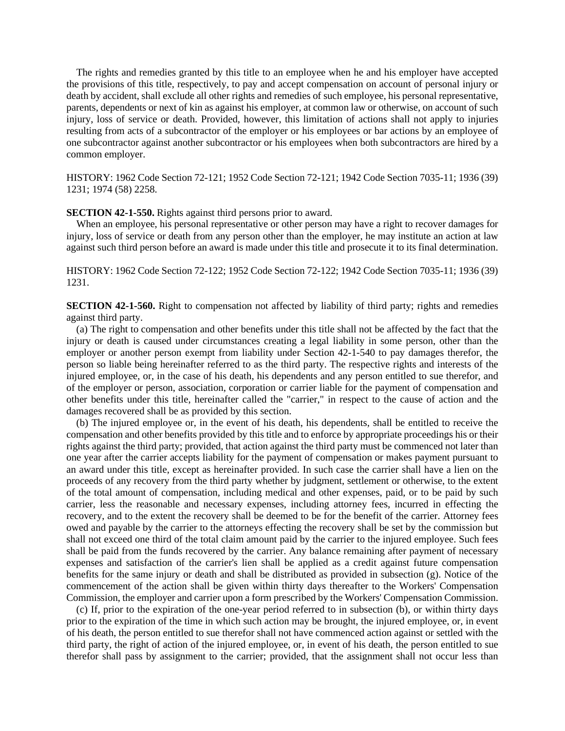The rights and remedies granted by this title to an employee when he and his employer have accepted the provisions of this title, respectively, to pay and accept compensation on account of personal injury or death by accident, shall exclude all other rights and remedies of such employee, his personal representative, parents, dependents or next of kin as against his employer, at common law or otherwise, on account of such injury, loss of service or death. Provided, however, this limitation of actions shall not apply to injuries resulting from acts of a subcontractor of the employer or his employees or bar actions by an employee of one subcontractor against another subcontractor or his employees when both subcontractors are hired by a common employer.

HISTORY: 1962 Code Section 72-121; 1952 Code Section 72-121; 1942 Code Section 7035-11; 1936 (39) 1231; 1974 (58) 2258.

**SECTION 42-1-550.** Rights against third persons prior to award.

When an employee, his personal representative or other person may have a right to recover damages for injury, loss of service or death from any person other than the employer, he may institute an action at law against such third person before an award is made under this title and prosecute it to its final determination.

HISTORY: 1962 Code Section 72-122; 1952 Code Section 72-122; 1942 Code Section 7035-11; 1936 (39) 1231.

**SECTION 42-1-560.** Right to compensation not affected by liability of third party; rights and remedies against third party.

(a) The right to compensation and other benefits under this title shall not be affected by the fact that the injury or death is caused under circumstances creating a legal liability in some person, other than the employer or another person exempt from liability under Section 42-1-540 to pay damages therefor, the person so liable being hereinafter referred to as the third party. The respective rights and interests of the injured employee, or, in the case of his death, his dependents and any person entitled to sue therefor, and of the employer or person, association, corporation or carrier liable for the payment of compensation and other benefits under this title, hereinafter called the "carrier," in respect to the cause of action and the damages recovered shall be as provided by this section.

(b) The injured employee or, in the event of his death, his dependents, shall be entitled to receive the compensation and other benefits provided by this title and to enforce by appropriate proceedings his or their rights against the third party; provided, that action against the third party must be commenced not later than one year after the carrier accepts liability for the payment of compensation or makes payment pursuant to an award under this title, except as hereinafter provided. In such case the carrier shall have a lien on the proceeds of any recovery from the third party whether by judgment, settlement or otherwise, to the extent of the total amount of compensation, including medical and other expenses, paid, or to be paid by such carrier, less the reasonable and necessary expenses, including attorney fees, incurred in effecting the recovery, and to the extent the recovery shall be deemed to be for the benefit of the carrier. Attorney fees owed and payable by the carrier to the attorneys effecting the recovery shall be set by the commission but shall not exceed one third of the total claim amount paid by the carrier to the injured employee. Such fees shall be paid from the funds recovered by the carrier. Any balance remaining after payment of necessary expenses and satisfaction of the carrier's lien shall be applied as a credit against future compensation benefits for the same injury or death and shall be distributed as provided in subsection (g). Notice of the commencement of the action shall be given within thirty days thereafter to the Workers' Compensation Commission, the employer and carrier upon a form prescribed by the Workers' Compensation Commission.

(c) If, prior to the expiration of the one-year period referred to in subsection (b), or within thirty days prior to the expiration of the time in which such action may be brought, the injured employee, or, in event of his death, the person entitled to sue therefor shall not have commenced action against or settled with the third party, the right of action of the injured employee, or, in event of his death, the person entitled to sue therefor shall pass by assignment to the carrier; provided, that the assignment shall not occur less than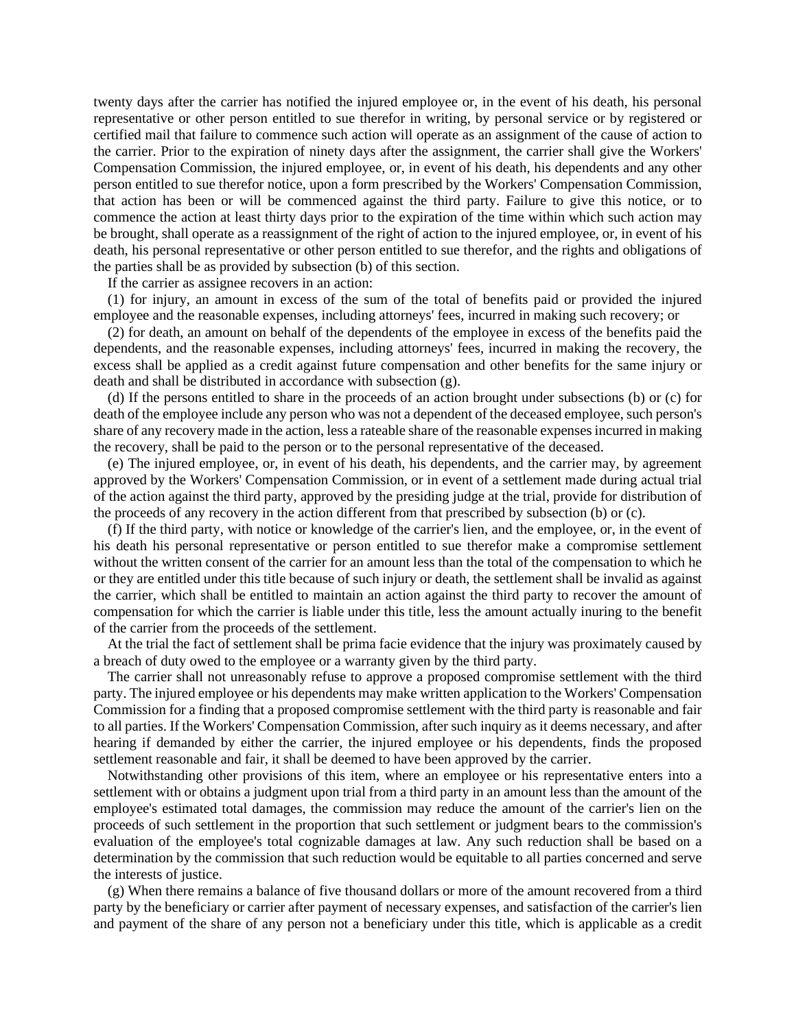twenty days after the carrier has notified the injured employee or, in the event of his death, his personal representative or other person entitled to sue therefor in writing, by personal service or by registered or certified mail that failure to commence such action will operate as an assignment of the cause of action to the carrier. Prior to the expiration of ninety days after the assignment, the carrier shall give the Workers' Compensation Commission, the injured employee, or, in event of his death, his dependents and any other person entitled to sue therefor notice, upon a form prescribed by the Workers' Compensation Commission, that action has been or will be commenced against the third party. Failure to give this notice, or to commence the action at least thirty days prior to the expiration of the time within which such action may be brought, shall operate as a reassignment of the right of action to the injured employee, or, in event of his death, his personal representative or other person entitled to sue therefor, and the rights and obligations of the parties shall be as provided by subsection (b) of this section.

If the carrier as assignee recovers in an action:

(1) for injury, an amount in excess of the sum of the total of benefits paid or provided the injured employee and the reasonable expenses, including attorneys' fees, incurred in making such recovery; or

(2) for death, an amount on behalf of the dependents of the employee in excess of the benefits paid the dependents, and the reasonable expenses, including attorneys' fees, incurred in making the recovery, the excess shall be applied as a credit against future compensation and other benefits for the same injury or death and shall be distributed in accordance with subsection (g).

(d) If the persons entitled to share in the proceeds of an action brought under subsections (b) or (c) for death of the employee include any person who was not a dependent of the deceased employee, such person's share of any recovery made in the action, less a rateable share of the reasonable expenses incurred in making the recovery, shall be paid to the person or to the personal representative of the deceased.

(e) The injured employee, or, in event of his death, his dependents, and the carrier may, by agreement approved by the Workers' Compensation Commission, or in event of a settlement made during actual trial of the action against the third party, approved by the presiding judge at the trial, provide for distribution of the proceeds of any recovery in the action different from that prescribed by subsection (b) or (c).

(f) If the third party, with notice or knowledge of the carrier's lien, and the employee, or, in the event of his death his personal representative or person entitled to sue therefor make a compromise settlement without the written consent of the carrier for an amount less than the total of the compensation to which he or they are entitled under this title because of such injury or death, the settlement shall be invalid as against the carrier, which shall be entitled to maintain an action against the third party to recover the amount of compensation for which the carrier is liable under this title, less the amount actually inuring to the benefit of the carrier from the proceeds of the settlement.

At the trial the fact of settlement shall be prima facie evidence that the injury was proximately caused by a breach of duty owed to the employee or a warranty given by the third party.

The carrier shall not unreasonably refuse to approve a proposed compromise settlement with the third party. The injured employee or his dependents may make written application to the Workers' Compensation Commission for a finding that a proposed compromise settlement with the third party is reasonable and fair to all parties. If the Workers' Compensation Commission, after such inquiry as it deems necessary, and after hearing if demanded by either the carrier, the injured employee or his dependents, finds the proposed settlement reasonable and fair, it shall be deemed to have been approved by the carrier.

Notwithstanding other provisions of this item, where an employee or his representative enters into a settlement with or obtains a judgment upon trial from a third party in an amount less than the amount of the employee's estimated total damages, the commission may reduce the amount of the carrier's lien on the proceeds of such settlement in the proportion that such settlement or judgment bears to the commission's evaluation of the employee's total cognizable damages at law. Any such reduction shall be based on a determination by the commission that such reduction would be equitable to all parties concerned and serve the interests of justice.

(g) When there remains a balance of five thousand dollars or more of the amount recovered from a third party by the beneficiary or carrier after payment of necessary expenses, and satisfaction of the carrier's lien and payment of the share of any person not a beneficiary under this title, which is applicable as a credit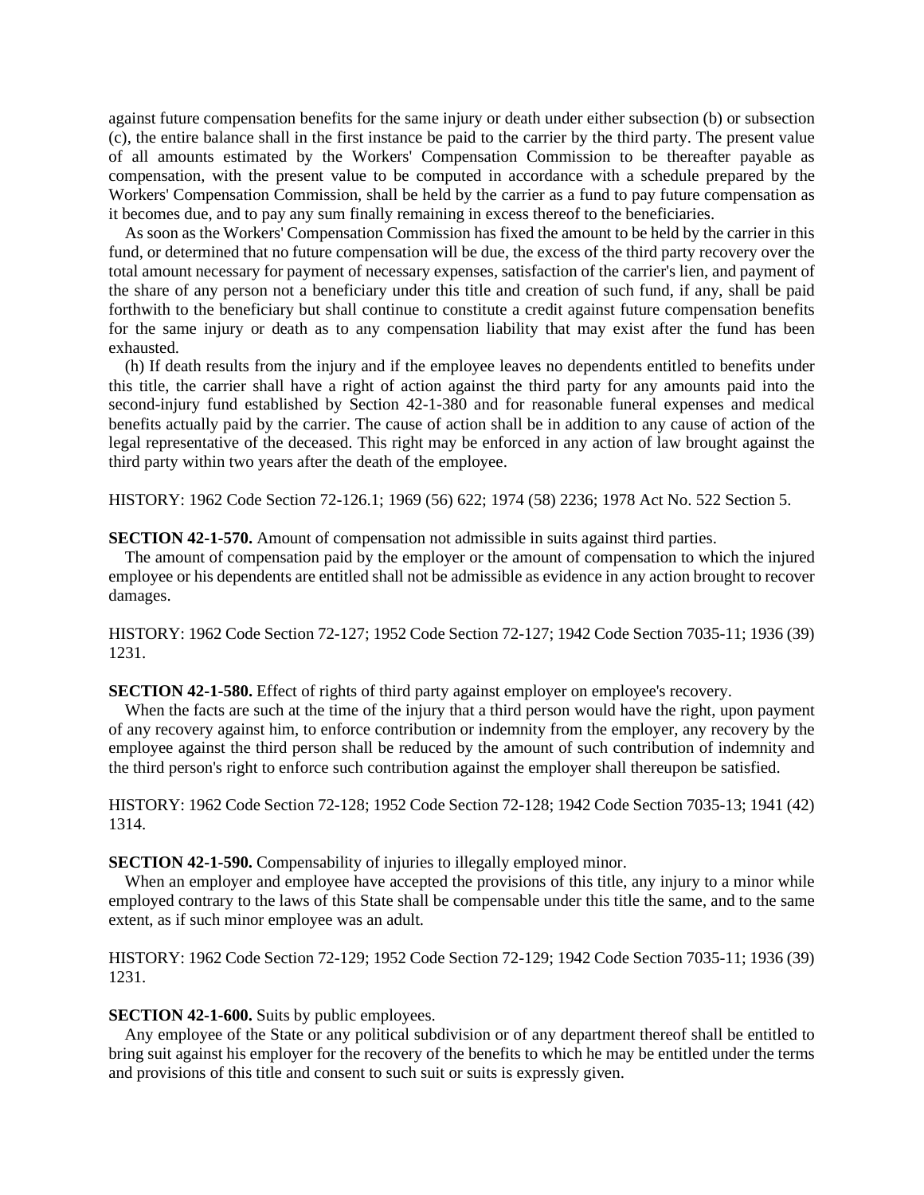against future compensation benefits for the same injury or death under either subsection (b) or subsection (c), the entire balance shall in the first instance be paid to the carrier by the third party. The present value of all amounts estimated by the Workers' Compensation Commission to be thereafter payable as compensation, with the present value to be computed in accordance with a schedule prepared by the Workers' Compensation Commission, shall be held by the carrier as a fund to pay future compensation as it becomes due, and to pay any sum finally remaining in excess thereof to the beneficiaries.

As soon as the Workers' Compensation Commission has fixed the amount to be held by the carrier in this fund, or determined that no future compensation will be due, the excess of the third party recovery over the total amount necessary for payment of necessary expenses, satisfaction of the carrier's lien, and payment of the share of any person not a beneficiary under this title and creation of such fund, if any, shall be paid forthwith to the beneficiary but shall continue to constitute a credit against future compensation benefits for the same injury or death as to any compensation liability that may exist after the fund has been exhausted.

(h) If death results from the injury and if the employee leaves no dependents entitled to benefits under this title, the carrier shall have a right of action against the third party for any amounts paid into the second-injury fund established by Section 42-1-380 and for reasonable funeral expenses and medical benefits actually paid by the carrier. The cause of action shall be in addition to any cause of action of the legal representative of the deceased. This right may be enforced in any action of law brought against the third party within two years after the death of the employee.

HISTORY: 1962 Code Section 72-126.1; 1969 (56) 622; 1974 (58) 2236; 1978 Act No. 522 Section 5.

**SECTION 42-1-570.** Amount of compensation not admissible in suits against third parties.

The amount of compensation paid by the employer or the amount of compensation to which the injured employee or his dependents are entitled shall not be admissible as evidence in any action brought to recover damages.

HISTORY: 1962 Code Section 72-127; 1952 Code Section 72-127; 1942 Code Section 7035-11; 1936 (39) 1231.

**SECTION 42-1-580.** Effect of rights of third party against employer on employee's recovery.

When the facts are such at the time of the injury that a third person would have the right, upon payment of any recovery against him, to enforce contribution or indemnity from the employer, any recovery by the employee against the third person shall be reduced by the amount of such contribution of indemnity and the third person's right to enforce such contribution against the employer shall thereupon be satisfied.

HISTORY: 1962 Code Section 72-128; 1952 Code Section 72-128; 1942 Code Section 7035-13; 1941 (42) 1314.

**SECTION 42-1-590.** Compensability of injuries to illegally employed minor.

When an employer and employee have accepted the provisions of this title, any injury to a minor while employed contrary to the laws of this State shall be compensable under this title the same, and to the same extent, as if such minor employee was an adult.

HISTORY: 1962 Code Section 72-129; 1952 Code Section 72-129; 1942 Code Section 7035-11; 1936 (39) 1231.

**SECTION 42-1-600.** Suits by public employees.

Any employee of the State or any political subdivision or of any department thereof shall be entitled to bring suit against his employer for the recovery of the benefits to which he may be entitled under the terms and provisions of this title and consent to such suit or suits is expressly given.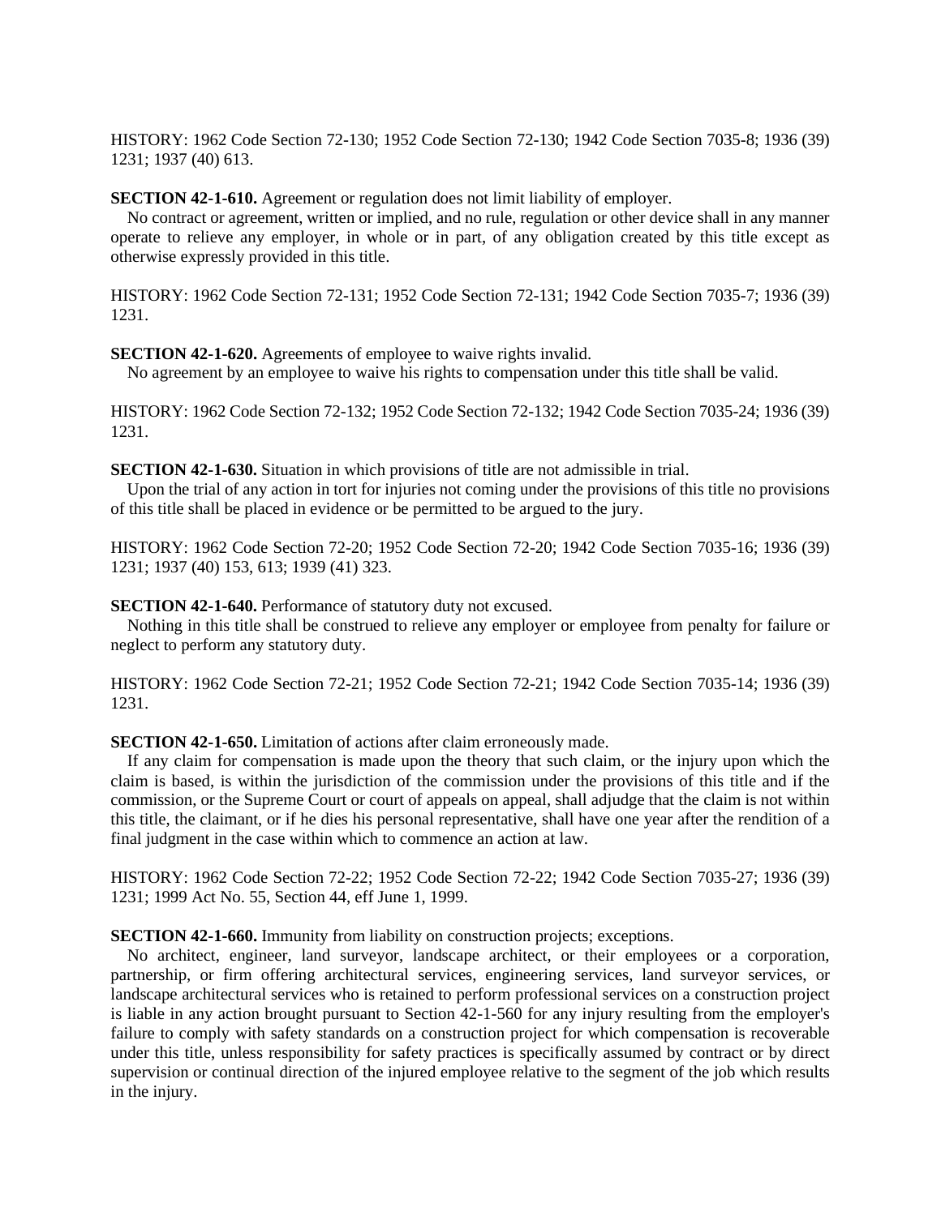HISTORY: 1962 Code Section 72-130; 1952 Code Section 72-130; 1942 Code Section 7035-8; 1936 (39) 1231; 1937 (40) 613.

**SECTION 42-1-610.** Agreement or regulation does not limit liability of employer.

No contract or agreement, written or implied, and no rule, regulation or other device shall in any manner operate to relieve any employer, in whole or in part, of any obligation created by this title except as otherwise expressly provided in this title.

HISTORY: 1962 Code Section 72-131; 1952 Code Section 72-131; 1942 Code Section 7035-7; 1936 (39) 1231.

**SECTION 42-1-620.** Agreements of employee to waive rights invalid.

No agreement by an employee to waive his rights to compensation under this title shall be valid.

HISTORY: 1962 Code Section 72-132; 1952 Code Section 72-132; 1942 Code Section 7035-24; 1936 (39) 1231.

**SECTION 42-1-630.** Situation in which provisions of title are not admissible in trial.

Upon the trial of any action in tort for injuries not coming under the provisions of this title no provisions of this title shall be placed in evidence or be permitted to be argued to the jury.

HISTORY: 1962 Code Section 72-20; 1952 Code Section 72-20; 1942 Code Section 7035-16; 1936 (39) 1231; 1937 (40) 153, 613; 1939 (41) 323.

**SECTION 42-1-640.** Performance of statutory duty not excused.

Nothing in this title shall be construed to relieve any employer or employee from penalty for failure or neglect to perform any statutory duty.

HISTORY: 1962 Code Section 72-21; 1952 Code Section 72-21; 1942 Code Section 7035-14; 1936 (39) 1231.

**SECTION 42-1-650.** Limitation of actions after claim erroneously made.

If any claim for compensation is made upon the theory that such claim, or the injury upon which the claim is based, is within the jurisdiction of the commission under the provisions of this title and if the commission, or the Supreme Court or court of appeals on appeal, shall adjudge that the claim is not within this title, the claimant, or if he dies his personal representative, shall have one year after the rendition of a final judgment in the case within which to commence an action at law.

HISTORY: 1962 Code Section 72-22; 1952 Code Section 72-22; 1942 Code Section 7035-27; 1936 (39) 1231; 1999 Act No. 55, Section 44, eff June 1, 1999.

**SECTION 42-1-660.** Immunity from liability on construction projects; exceptions.

No architect, engineer, land surveyor, landscape architect, or their employees or a corporation, partnership, or firm offering architectural services, engineering services, land surveyor services, or landscape architectural services who is retained to perform professional services on a construction project is liable in any action brought pursuant to Section 42-1-560 for any injury resulting from the employer's failure to comply with safety standards on a construction project for which compensation is recoverable under this title, unless responsibility for safety practices is specifically assumed by contract or by direct supervision or continual direction of the injured employee relative to the segment of the job which results in the injury.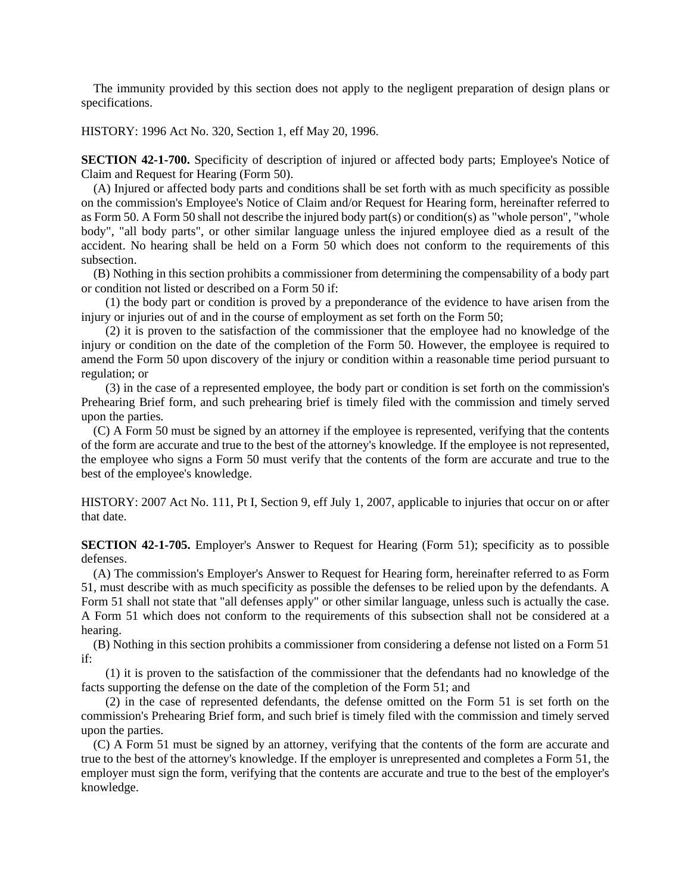The immunity provided by this section does not apply to the negligent preparation of design plans or specifications.

HISTORY: 1996 Act No. 320, Section 1, eff May 20, 1996.

**SECTION 42-1-700.** Specificity of description of injured or affected body parts; Employee's Notice of Claim and Request for Hearing (Form 50).

(A) Injured or affected body parts and conditions shall be set forth with as much specificity as possible on the commission's Employee's Notice of Claim and/or Request for Hearing form, hereinafter referred to as Form 50. A Form 50 shall not describe the injured body part(s) or condition(s) as "whole person", "whole body", "all body parts", or other similar language unless the injured employee died as a result of the accident. No hearing shall be held on a Form 50 which does not conform to the requirements of this subsection.

(B) Nothing in this section prohibits a commissioner from determining the compensability of a body part or condition not listed or described on a Form 50 if:

(1) the body part or condition is proved by a preponderance of the evidence to have arisen from the injury or injuries out of and in the course of employment as set forth on the Form 50;

(2) it is proven to the satisfaction of the commissioner that the employee had no knowledge of the injury or condition on the date of the completion of the Form 50. However, the employee is required to amend the Form 50 upon discovery of the injury or condition within a reasonable time period pursuant to regulation; or

(3) in the case of a represented employee, the body part or condition is set forth on the commission's Prehearing Brief form, and such prehearing brief is timely filed with the commission and timely served upon the parties.

(C) A Form 50 must be signed by an attorney if the employee is represented, verifying that the contents of the form are accurate and true to the best of the attorney's knowledge. If the employee is not represented, the employee who signs a Form 50 must verify that the contents of the form are accurate and true to the best of the employee's knowledge.

HISTORY: 2007 Act No. 111, Pt I, Section 9, eff July 1, 2007, applicable to injuries that occur on or after that date.

**SECTION 42-1-705.** Employer's Answer to Request for Hearing (Form 51); specificity as to possible defenses.

(A) The commission's Employer's Answer to Request for Hearing form, hereinafter referred to as Form 51, must describe with as much specificity as possible the defenses to be relied upon by the defendants. A Form 51 shall not state that "all defenses apply" or other similar language, unless such is actually the case. A Form 51 which does not conform to the requirements of this subsection shall not be considered at a hearing.

(B) Nothing in this section prohibits a commissioner from considering a defense not listed on a Form 51 if:

(1) it is proven to the satisfaction of the commissioner that the defendants had no knowledge of the facts supporting the defense on the date of the completion of the Form 51; and

(2) in the case of represented defendants, the defense omitted on the Form 51 is set forth on the commission's Prehearing Brief form, and such brief is timely filed with the commission and timely served upon the parties.

(C) A Form 51 must be signed by an attorney, verifying that the contents of the form are accurate and true to the best of the attorney's knowledge. If the employer is unrepresented and completes a Form 51, the employer must sign the form, verifying that the contents are accurate and true to the best of the employer's knowledge.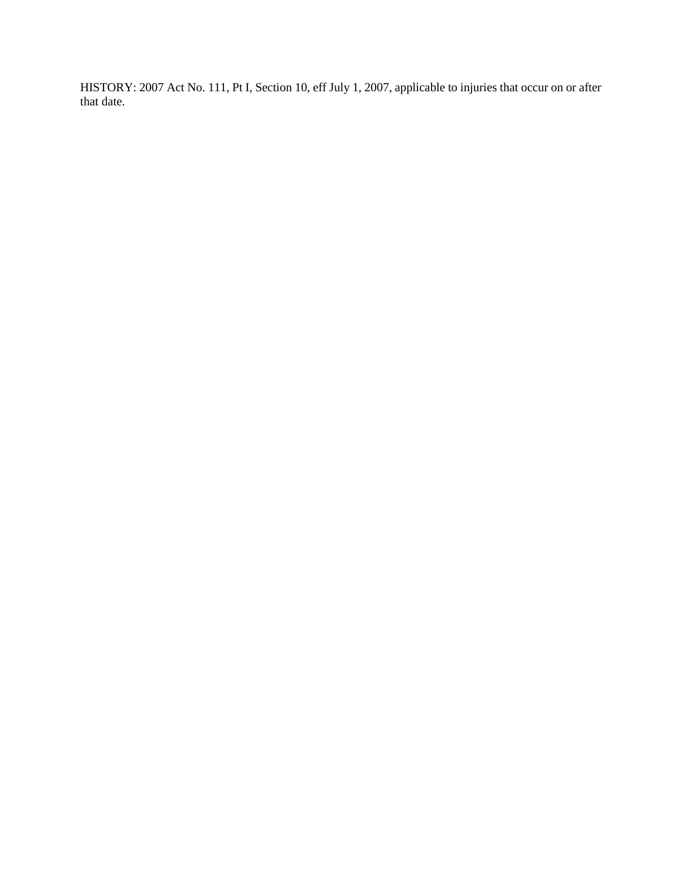HISTORY: 2007 Act No. 111, Pt I, Section 10, eff July 1, 2007, applicable to injuries that occur on or after that date.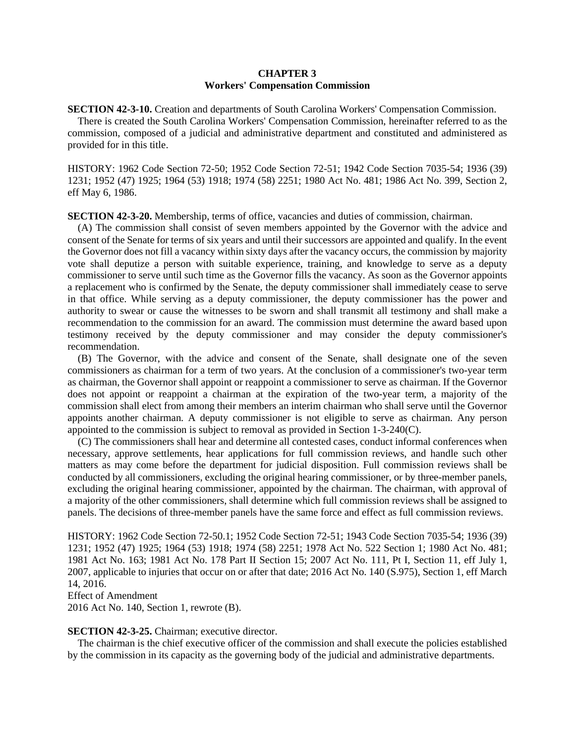# CHAPTER 3
## Workers' Compensation Commission

**SECTION 42-3-10.** Creation and departments of South Carolina Workers' Compensation Commission.

There is created the South Carolina Workers' Compensation Commission, hereinafter referred to as the commission, composed of a judicial and administrative department and constituted and administered as provided for in this title.

HISTORY: 1962 Code Section 72-50; 1952 Code Section 72-51; 1942 Code Section 7035-54; 1936 (39) 1231; 1952 (47) 1925; 1964 (53) 1918; 1974 (58) 2251; 1980 Act No. 481; 1986 Act No. 399, Section 2, eff May 6, 1986.

**SECTION 42-3-20.** Membership, terms of office, vacancies and duties of commission, chairman.

(A) The commission shall consist of seven members appointed by the Governor with the advice and consent of the Senate for terms of six years and until their successors are appointed and qualify. In the event the Governor does not fill a vacancy within sixty days after the vacancy occurs, the commission by majority vote shall deputize a person with suitable experience, training, and knowledge to serve as a deputy commissioner to serve until such time as the Governor fills the vacancy. As soon as the Governor appoints a replacement who is confirmed by the Senate, the deputy commissioner shall immediately cease to serve in that office. While serving as a deputy commissioner, the deputy commissioner has the power and authority to swear or cause the witnesses to be sworn and shall transmit all testimony and shall make a recommendation to the commission for an award. The commission must determine the award based upon testimony received by the deputy commissioner and may consider the deputy commissioner's recommendation.

(B) The Governor, with the advice and consent of the Senate, shall designate one of the seven commissioners as chairman for a term of two years. At the conclusion of a commissioner's two-year term as chairman, the Governor shall appoint or reappoint a commissioner to serve as chairman. If the Governor does not appoint or reappoint a chairman at the expiration of the two-year term, a majority of the commission shall elect from among their members an interim chairman who shall serve until the Governor appoints another chairman. A deputy commissioner is not eligible to serve as chairman. Any person appointed to the commission is subject to removal as provided in Section 1-3-240(C).

(C) The commissioners shall hear and determine all contested cases, conduct informal conferences when necessary, approve settlements, hear applications for full commission reviews, and handle such other matters as may come before the department for judicial disposition. Full commission reviews shall be conducted by all commissioners, excluding the original hearing commissioner, or by three-member panels, excluding the original hearing commissioner, appointed by the chairman. The chairman, with approval of a majority of the other commissioners, shall determine which full commission reviews shall be assigned to panels. The decisions of three-member panels have the same force and effect as full commission reviews.

HISTORY: 1962 Code Section 72-50.1; 1952 Code Section 72-51; 1943 Code Section 7035-54; 1936 (39) 1231; 1952 (47) 1925; 1964 (53) 1918; 1974 (58) 2251; 1978 Act No. 522 Section 1; 1980 Act No. 481; 1981 Act No. 163; 1981 Act No. 178 Part II Section 15; 2007 Act No. 111, Pt I, Section 11, eff July 1, 2007, applicable to injuries that occur on or after that date; 2016 Act No. 140 (S.975), Section 1, eff March 14, 2016.

Effect of Amendment

2016 Act No. 140, Section 1, rewrote (B).

**SECTION 42-3-25.** Chairman; executive director.

The chairman is the chief executive officer of the commission and shall execute the policies established by the commission in its capacity as the governing body of the judicial and administrative departments.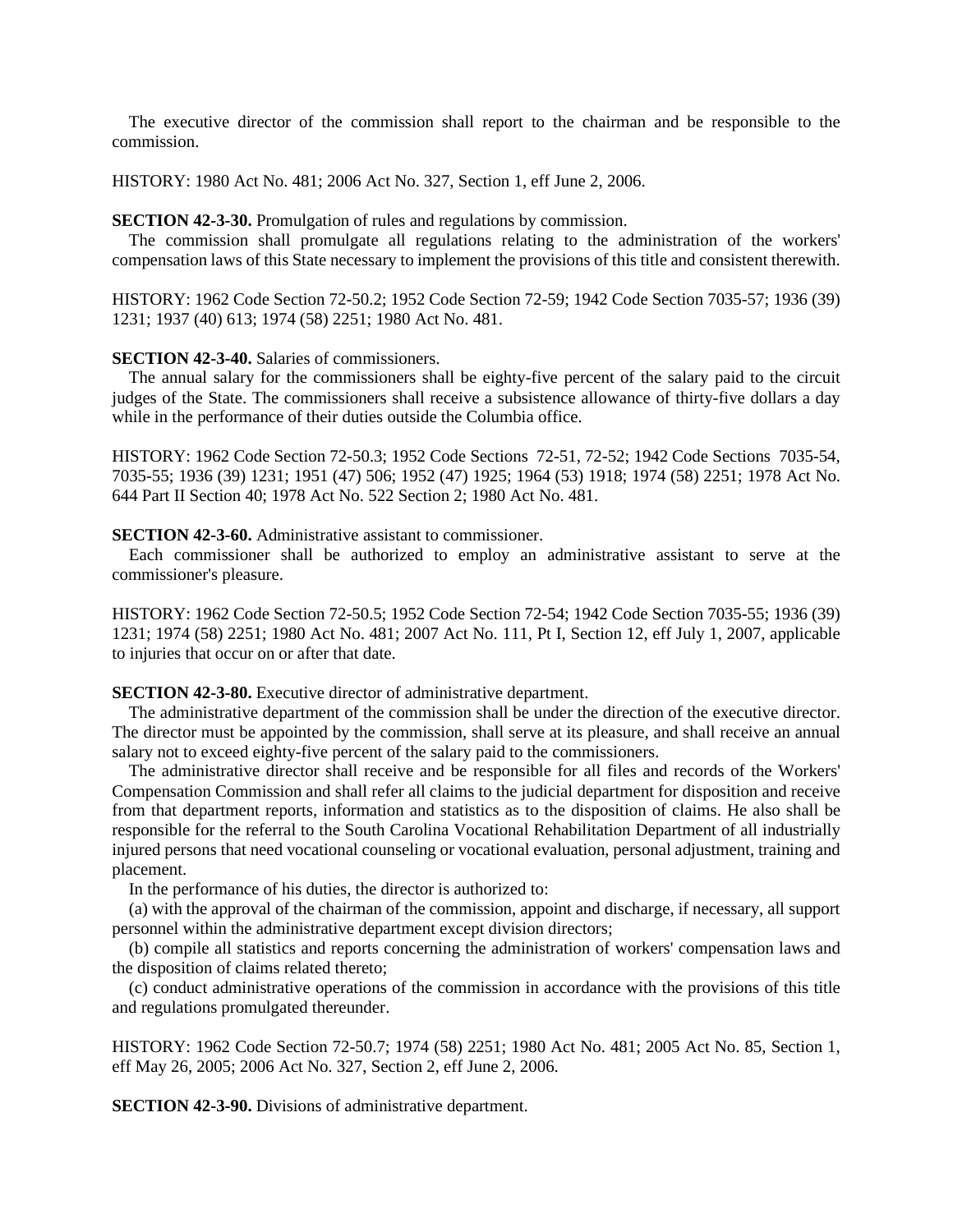The executive director of the commission shall report to the chairman and be responsible to the commission.

HISTORY: 1980 Act No. 481; 2006 Act No. 327, Section 1, eff June 2, 2006.

**SECTION 42-3-30.** Promulgation of rules and regulations by commission.

The commission shall promulgate all regulations relating to the administration of the workers' compensation laws of this State necessary to implement the provisions of this title and consistent therewith.

HISTORY: 1962 Code Section 72-50.2; 1952 Code Section 72-59; 1942 Code Section 7035-57; 1936 (39) 1231; 1937 (40) 613; 1974 (58) 2251; 1980 Act No. 481.

**SECTION 42-3-40.** Salaries of commissioners.

The annual salary for the commissioners shall be eighty-five percent of the salary paid to the circuit judges of the State. The commissioners shall receive a subsistence allowance of thirty-five dollars a day while in the performance of their duties outside the Columbia office.

HISTORY: 1962 Code Section 72-50.3; 1952 Code Sections 72-51, 72-52; 1942 Code Sections 7035-54, 7035-55; 1936 (39) 1231; 1951 (47) 506; 1952 (47) 1925; 1964 (53) 1918; 1974 (58) 2251; 1978 Act No. 644 Part II Section 40; 1978 Act No. 522 Section 2; 1980 Act No. 481.

**SECTION 42-3-60.** Administrative assistant to commissioner.

Each commissioner shall be authorized to employ an administrative assistant to serve at the commissioner's pleasure.

HISTORY: 1962 Code Section 72-50.5; 1952 Code Section 72-54; 1942 Code Section 7035-55; 1936 (39) 1231; 1974 (58) 2251; 1980 Act No. 481; 2007 Act No. 111, Pt I, Section 12, eff July 1, 2007, applicable to injuries that occur on or after that date.

**SECTION 42-3-80.** Executive director of administrative department.

The administrative department of the commission shall be under the direction of the executive director. The director must be appointed by the commission, shall serve at its pleasure, and shall receive an annual salary not to exceed eighty-five percent of the salary paid to the commissioners.

The administrative director shall receive and be responsible for all files and records of the Workers' Compensation Commission and shall refer all claims to the judicial department for disposition and receive from that department reports, information and statistics as to the disposition of claims. He also shall be responsible for the referral to the South Carolina Vocational Rehabilitation Department of all industrially injured persons that need vocational counseling or vocational evaluation, personal adjustment, training and placement.

In the performance of his duties, the director is authorized to:

(a) with the approval of the chairman of the commission, appoint and discharge, if necessary, all support personnel within the administrative department except division directors;

(b) compile all statistics and reports concerning the administration of workers' compensation laws and the disposition of claims related thereto;

(c) conduct administrative operations of the commission in accordance with the provisions of this title and regulations promulgated thereunder.

HISTORY: 1962 Code Section 72-50.7; 1974 (58) 2251; 1980 Act No. 481; 2005 Act No. 85, Section 1, eff May 26, 2005; 2006 Act No. 327, Section 2, eff June 2, 2006.

**SECTION 42-3-90.** Divisions of administrative department.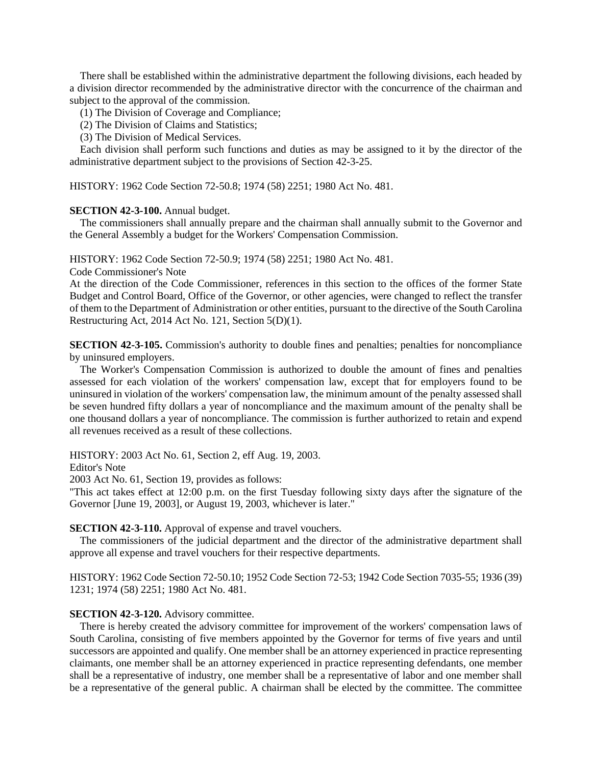There shall be established within the administrative department the following divisions, each headed by a division director recommended by the administrative director with the concurrence of the chairman and subject to the approval of the commission.

(1) The Division of Coverage and Compliance;

(2) The Division of Claims and Statistics;

(3) The Division of Medical Services.

Each division shall perform such functions and duties as may be assigned to it by the director of the administrative department subject to the provisions of Section 42-3-25.

HISTORY: 1962 Code Section 72-50.8; 1974 (58) 2251; 1980 Act No. 481.

**SECTION 42-3-100.** Annual budget.

The commissioners shall annually prepare and the chairman shall annually submit to the Governor and the General Assembly a budget for the Workers' Compensation Commission.

HISTORY: 1962 Code Section 72-50.9; 1974 (58) 2251; 1980 Act No. 481.

Code Commissioner's Note

At the direction of the Code Commissioner, references in this section to the offices of the former State Budget and Control Board, Office of the Governor, or other agencies, were changed to reflect the transfer of them to the Department of Administration or other entities, pursuant to the directive of the South Carolina Restructuring Act, 2014 Act No. 121, Section 5(D)(1).

**SECTION 42-3-105.** Commission's authority to double fines and penalties; penalties for noncompliance by uninsured employers.

The Worker's Compensation Commission is authorized to double the amount of fines and penalties assessed for each violation of the workers' compensation law, except that for employers found to be uninsured in violation of the workers' compensation law, the minimum amount of the penalty assessed shall be seven hundred fifty dollars a year of noncompliance and the maximum amount of the penalty shall be one thousand dollars a year of noncompliance. The commission is further authorized to retain and expend all revenues received as a result of these collections.

HISTORY: 2003 Act No. 61, Section 2, eff Aug. 19, 2003.

Editor's Note

2003 Act No. 61, Section 19, provides as follows:

"This act takes effect at 12:00 p.m. on the first Tuesday following sixty days after the signature of the Governor [June 19, 2003], or August 19, 2003, whichever is later."

**SECTION 42-3-110.** Approval of expense and travel vouchers.

The commissioners of the judicial department and the director of the administrative department shall approve all expense and travel vouchers for their respective departments.

HISTORY: 1962 Code Section 72-50.10; 1952 Code Section 72-53; 1942 Code Section 7035-55; 1936 (39) 1231; 1974 (58) 2251; 1980 Act No. 481.

**SECTION 42-3-120.** Advisory committee.

There is hereby created the advisory committee for improvement of the workers' compensation laws of South Carolina, consisting of five members appointed by the Governor for terms of five years and until successors are appointed and qualify. One member shall be an attorney experienced in practice representing claimants, one member shall be an attorney experienced in practice representing defendants, one member shall be a representative of industry, one member shall be a representative of labor and one member shall be a representative of the general public. A chairman shall be elected by the committee. The committee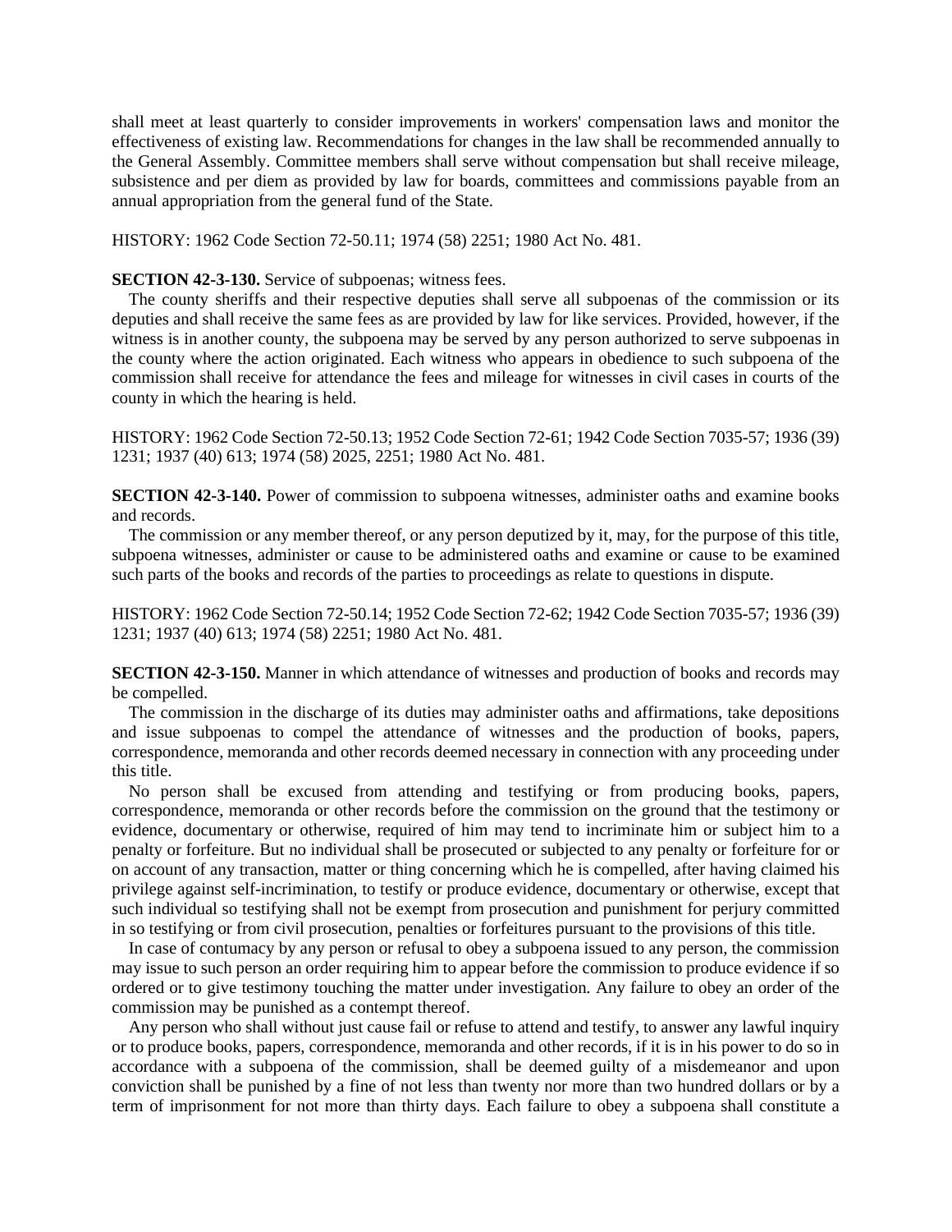shall meet at least quarterly to consider improvements in workers' compensation laws and monitor the effectiveness of existing law. Recommendations for changes in the law shall be recommended annually to the General Assembly. Committee members shall serve without compensation but shall receive mileage, subsistence and per diem as provided by law for boards, committees and commissions payable from an annual appropriation from the general fund of the State.

HISTORY: 1962 Code Section 72-50.11; 1974 (58) 2251; 1980 Act No. 481.

**SECTION 42-3-130.** Service of subpoenas; witness fees.

The county sheriffs and their respective deputies shall serve all subpoenas of the commission or its deputies and shall receive the same fees as are provided by law for like services. Provided, however, if the witness is in another county, the subpoena may be served by any person authorized to serve subpoenas in the county where the action originated. Each witness who appears in obedience to such subpoena of the commission shall receive for attendance the fees and mileage for witnesses in civil cases in courts of the county in which the hearing is held.

HISTORY: 1962 Code Section 72-50.13; 1952 Code Section 72-61; 1942 Code Section 7035-57; 1936 (39) 1231; 1937 (40) 613; 1974 (58) 2025, 2251; 1980 Act No. 481.

**SECTION 42-3-140.** Power of commission to subpoena witnesses, administer oaths and examine books and records.

The commission or any member thereof, or any person deputized by it, may, for the purpose of this title, subpoena witnesses, administer or cause to be administered oaths and examine or cause to be examined such parts of the books and records of the parties to proceedings as relate to questions in dispute.

HISTORY: 1962 Code Section 72-50.14; 1952 Code Section 72-62; 1942 Code Section 7035-57; 1936 (39) 1231; 1937 (40) 613; 1974 (58) 2251; 1980 Act No. 481.

**SECTION 42-3-150.** Manner in which attendance of witnesses and production of books and records may be compelled.

The commission in the discharge of its duties may administer oaths and affirmations, take depositions and issue subpoenas to compel the attendance of witnesses and the production of books, papers, correspondence, memoranda and other records deemed necessary in connection with any proceeding under this title.

No person shall be excused from attending and testifying or from producing books, papers, correspondence, memoranda or other records before the commission on the ground that the testimony or evidence, documentary or otherwise, required of him may tend to incriminate him or subject him to a penalty or forfeiture. But no individual shall be prosecuted or subjected to any penalty or forfeiture for or on account of any transaction, matter or thing concerning which he is compelled, after having claimed his privilege against self-incrimination, to testify or produce evidence, documentary or otherwise, except that such individual so testifying shall not be exempt from prosecution and punishment for perjury committed in so testifying or from civil prosecution, penalties or forfeitures pursuant to the provisions of this title.

In case of contumacy by any person or refusal to obey a subpoena issued to any person, the commission may issue to such person an order requiring him to appear before the commission to produce evidence if so ordered or to give testimony touching the matter under investigation. Any failure to obey an order of the commission may be punished as a contempt thereof.

Any person who shall without just cause fail or refuse to attend and testify, to answer any lawful inquiry or to produce books, papers, correspondence, memoranda and other records, if it is in his power to do so in accordance with a subpoena of the commission, shall be deemed guilty of a misdemeanor and upon conviction shall be punished by a fine of not less than twenty nor more than two hundred dollars or by a term of imprisonment for not more than thirty days. Each failure to obey a subpoena shall constitute a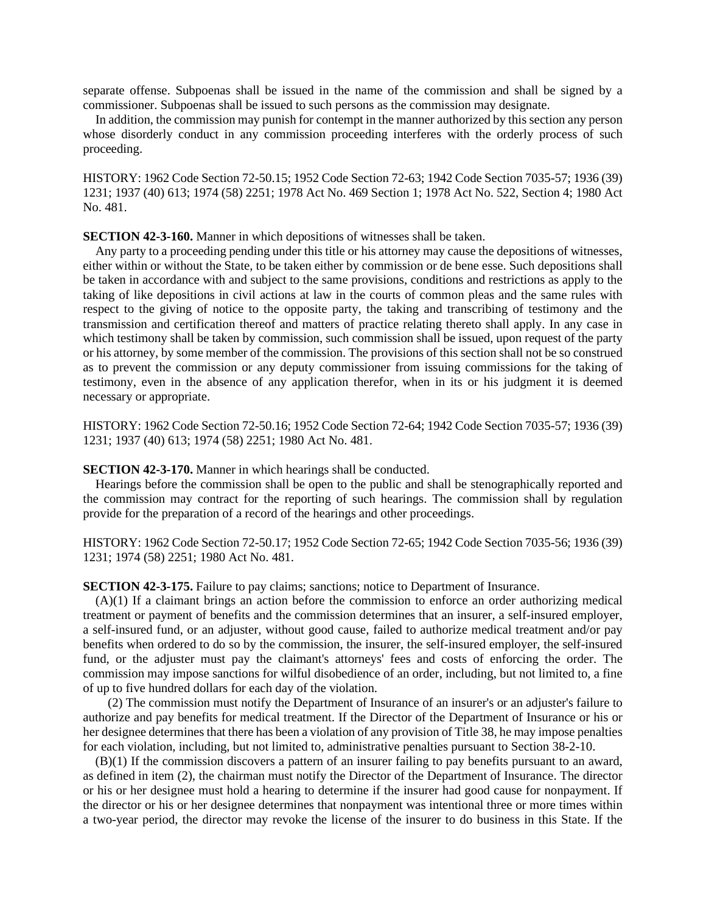separate offense. Subpoenas shall be issued in the name of the commission and shall be signed by a commissioner. Subpoenas shall be issued to such persons as the commission may designate.

In addition, the commission may punish for contempt in the manner authorized by this section any person whose disorderly conduct in any commission proceeding interferes with the orderly process of such proceeding.

HISTORY: 1962 Code Section 72-50.15; 1952 Code Section 72-63; 1942 Code Section 7035-57; 1936 (39) 1231; 1937 (40) 613; 1974 (58) 2251; 1978 Act No. 469 Section 1; 1978 Act No. 522, Section 4; 1980 Act No. 481.

**SECTION 42-3-160.** Manner in which depositions of witnesses shall be taken.

Any party to a proceeding pending under this title or his attorney may cause the depositions of witnesses, either within or without the State, to be taken either by commission or de bene esse. Such depositions shall be taken in accordance with and subject to the same provisions, conditions and restrictions as apply to the taking of like depositions in civil actions at law in the courts of common pleas and the same rules with respect to the giving of notice to the opposite party, the taking and transcribing of testimony and the transmission and certification thereof and matters of practice relating thereto shall apply. In any case in which testimony shall be taken by commission, such commission shall be issued, upon request of the party or his attorney, by some member of the commission. The provisions of this section shall not be so construed as to prevent the commission or any deputy commissioner from issuing commissions for the taking of testimony, even in the absence of any application therefor, when in its or his judgment it is deemed necessary or appropriate.

HISTORY: 1962 Code Section 72-50.16; 1952 Code Section 72-64; 1942 Code Section 7035-57; 1936 (39) 1231; 1937 (40) 613; 1974 (58) 2251; 1980 Act No. 481.

**SECTION 42-3-170.** Manner in which hearings shall be conducted.

Hearings before the commission shall be open to the public and shall be stenographically reported and the commission may contract for the reporting of such hearings. The commission shall by regulation provide for the preparation of a record of the hearings and other proceedings.

HISTORY: 1962 Code Section 72-50.17; 1952 Code Section 72-65; 1942 Code Section 7035-56; 1936 (39) 1231; 1974 (58) 2251; 1980 Act No. 481.

**SECTION 42-3-175.** Failure to pay claims; sanctions; notice to Department of Insurance.

(A)(1) If a claimant brings an action before the commission to enforce an order authorizing medical treatment or payment of benefits and the commission determines that an insurer, a self-insured employer, a self-insured fund, or an adjuster, without good cause, failed to authorize medical treatment and/or pay benefits when ordered to do so by the commission, the insurer, the self-insured employer, the self-insured fund, or the adjuster must pay the claimant's attorneys' fees and costs of enforcing the order. The commission may impose sanctions for wilful disobedience of an order, including, but not limited to, a fine of up to five hundred dollars for each day of the violation.

(2) The commission must notify the Department of Insurance of an insurer's or an adjuster's failure to authorize and pay benefits for medical treatment. If the Director of the Department of Insurance or his or her designee determines that there has been a violation of any provision of Title 38, he may impose penalties for each violation, including, but not limited to, administrative penalties pursuant to Section 38-2-10.

(B)(1) If the commission discovers a pattern of an insurer failing to pay benefits pursuant to an award, as defined in item (2), the chairman must notify the Director of the Department of Insurance. The director or his or her designee must hold a hearing to determine if the insurer had good cause for nonpayment. If the director or his or her designee determines that nonpayment was intentional three or more times within a two-year period, the director may revoke the license of the insurer to do business in this State. If the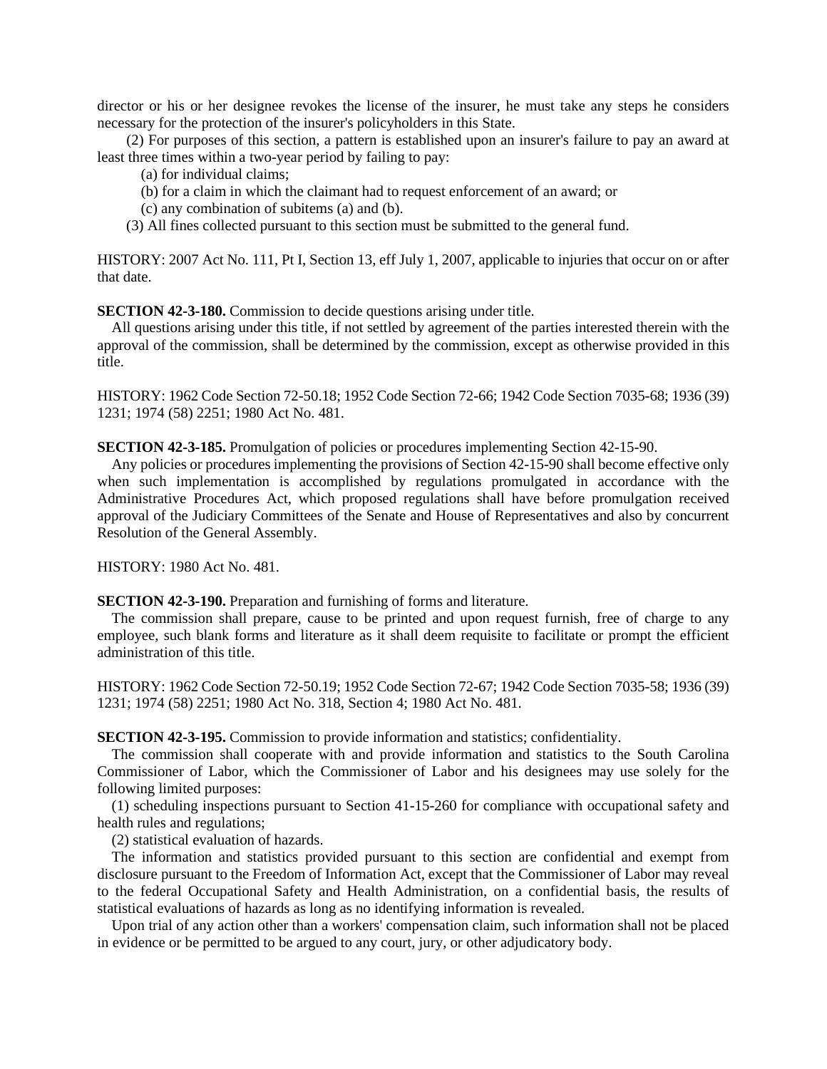director or his or her designee revokes the license of the insurer, he must take any steps he considers necessary for the protection of the insurer's policyholders in this State.

(2) For purposes of this section, a pattern is established upon an insurer's failure to pay an award at least three times within a two-year period by failing to pay:

(a) for individual claims;

(b) for a claim in which the claimant had to request enforcement of an award; or

(c) any combination of subitems (a) and (b).

(3) All fines collected pursuant to this section must be submitted to the general fund.

HISTORY: 2007 Act No. 111, Pt I, Section 13, eff July 1, 2007, applicable to injuries that occur on or after that date.

**SECTION 42-3-180.** Commission to decide questions arising under title.

All questions arising under this title, if not settled by agreement of the parties interested therein with the approval of the commission, shall be determined by the commission, except as otherwise provided in this title.

HISTORY: 1962 Code Section 72-50.18; 1952 Code Section 72-66; 1942 Code Section 7035-68; 1936 (39) 1231; 1974 (58) 2251; 1980 Act No. 481.

**SECTION 42-3-185.** Promulgation of policies or procedures implementing Section 42-15-90.

Any policies or procedures implementing the provisions of Section 42-15-90 shall become effective only when such implementation is accomplished by regulations promulgated in accordance with the Administrative Procedures Act, which proposed regulations shall have before promulgation received approval of the Judiciary Committees of the Senate and House of Representatives and also by concurrent Resolution of the General Assembly.

HISTORY: 1980 Act No. 481.

**SECTION 42-3-190.** Preparation and furnishing of forms and literature.

The commission shall prepare, cause to be printed and upon request furnish, free of charge to any employee, such blank forms and literature as it shall deem requisite to facilitate or prompt the efficient administration of this title.

HISTORY: 1962 Code Section 72-50.19; 1952 Code Section 72-67; 1942 Code Section 7035-58; 1936 (39) 1231; 1974 (58) 2251; 1980 Act No. 318, Section 4; 1980 Act No. 481.

**SECTION 42-3-195.** Commission to provide information and statistics; confidentiality.

The commission shall cooperate with and provide information and statistics to the South Carolina Commissioner of Labor, which the Commissioner of Labor and his designees may use solely for the following limited purposes:

(1) scheduling inspections pursuant to Section 41-15-260 for compliance with occupational safety and health rules and regulations;

(2) statistical evaluation of hazards.

The information and statistics provided pursuant to this section are confidential and exempt from disclosure pursuant to the Freedom of Information Act, except that the Commissioner of Labor may reveal to the federal Occupational Safety and Health Administration, on a confidential basis, the results of statistical evaluations of hazards as long as no identifying information is revealed.

Upon trial of any action other than a workers' compensation claim, such information shall not be placed in evidence or be permitted to be argued to any court, jury, or other adjudicatory body.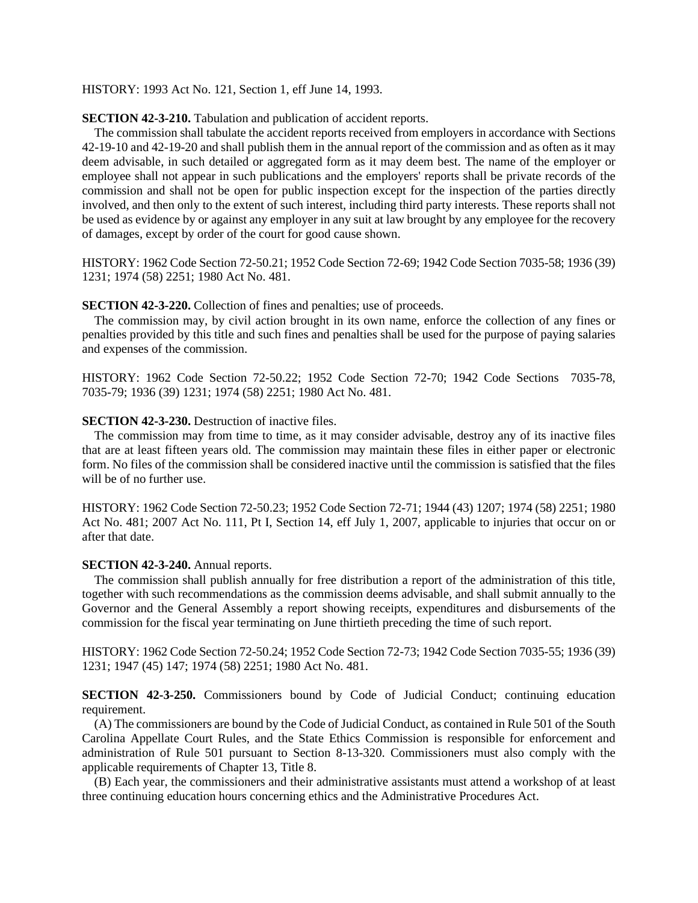HISTORY: 1993 Act No. 121, Section 1, eff June 14, 1993.

**SECTION 42-3-210.** Tabulation and publication of accident reports.

The commission shall tabulate the accident reports received from employers in accordance with Sections 42-19-10 and 42-19-20 and shall publish them in the annual report of the commission and as often as it may deem advisable, in such detailed or aggregated form as it may deem best. The name of the employer or employee shall not appear in such publications and the employers' reports shall be private records of the commission and shall not be open for public inspection except for the inspection of the parties directly involved, and then only to the extent of such interest, including third party interests. These reports shall not be used as evidence by or against any employer in any suit at law brought by any employee for the recovery of damages, except by order of the court for good cause shown.

HISTORY: 1962 Code Section 72-50.21; 1952 Code Section 72-69; 1942 Code Section 7035-58; 1936 (39) 1231; 1974 (58) 2251; 1980 Act No. 481.

**SECTION 42-3-220.** Collection of fines and penalties; use of proceeds.

The commission may, by civil action brought in its own name, enforce the collection of any fines or penalties provided by this title and such fines and penalties shall be used for the purpose of paying salaries and expenses of the commission.

HISTORY: 1962 Code Section 72-50.22; 1952 Code Section 72-70; 1942 Code Sections 7035-78, 7035-79; 1936 (39) 1231; 1974 (58) 2251; 1980 Act No. 481.

**SECTION 42-3-230.** Destruction of inactive files.

The commission may from time to time, as it may consider advisable, destroy any of its inactive files that are at least fifteen years old. The commission may maintain these files in either paper or electronic form. No files of the commission shall be considered inactive until the commission is satisfied that the files will be of no further use.

HISTORY: 1962 Code Section 72-50.23; 1952 Code Section 72-71; 1944 (43) 1207; 1974 (58) 2251; 1980 Act No. 481; 2007 Act No. 111, Pt I, Section 14, eff July 1, 2007, applicable to injuries that occur on or after that date.

**SECTION 42-3-240.** Annual reports.

The commission shall publish annually for free distribution a report of the administration of this title, together with such recommendations as the commission deems advisable, and shall submit annually to the Governor and the General Assembly a report showing receipts, expenditures and disbursements of the commission for the fiscal year terminating on June thirtieth preceding the time of such report.

HISTORY: 1962 Code Section 72-50.24; 1952 Code Section 72-73; 1942 Code Section 7035-55; 1936 (39) 1231; 1947 (45) 147; 1974 (58) 2251; 1980 Act No. 481.

**SECTION 42-3-250.** Commissioners bound by Code of Judicial Conduct; continuing education requirement.

(A) The commissioners are bound by the Code of Judicial Conduct, as contained in Rule 501 of the South Carolina Appellate Court Rules, and the State Ethics Commission is responsible for enforcement and administration of Rule 501 pursuant to Section 8-13-320. Commissioners must also comply with the applicable requirements of Chapter 13, Title 8.

(B) Each year, the commissioners and their administrative assistants must attend a workshop of at least three continuing education hours concerning ethics and the Administrative Procedures Act.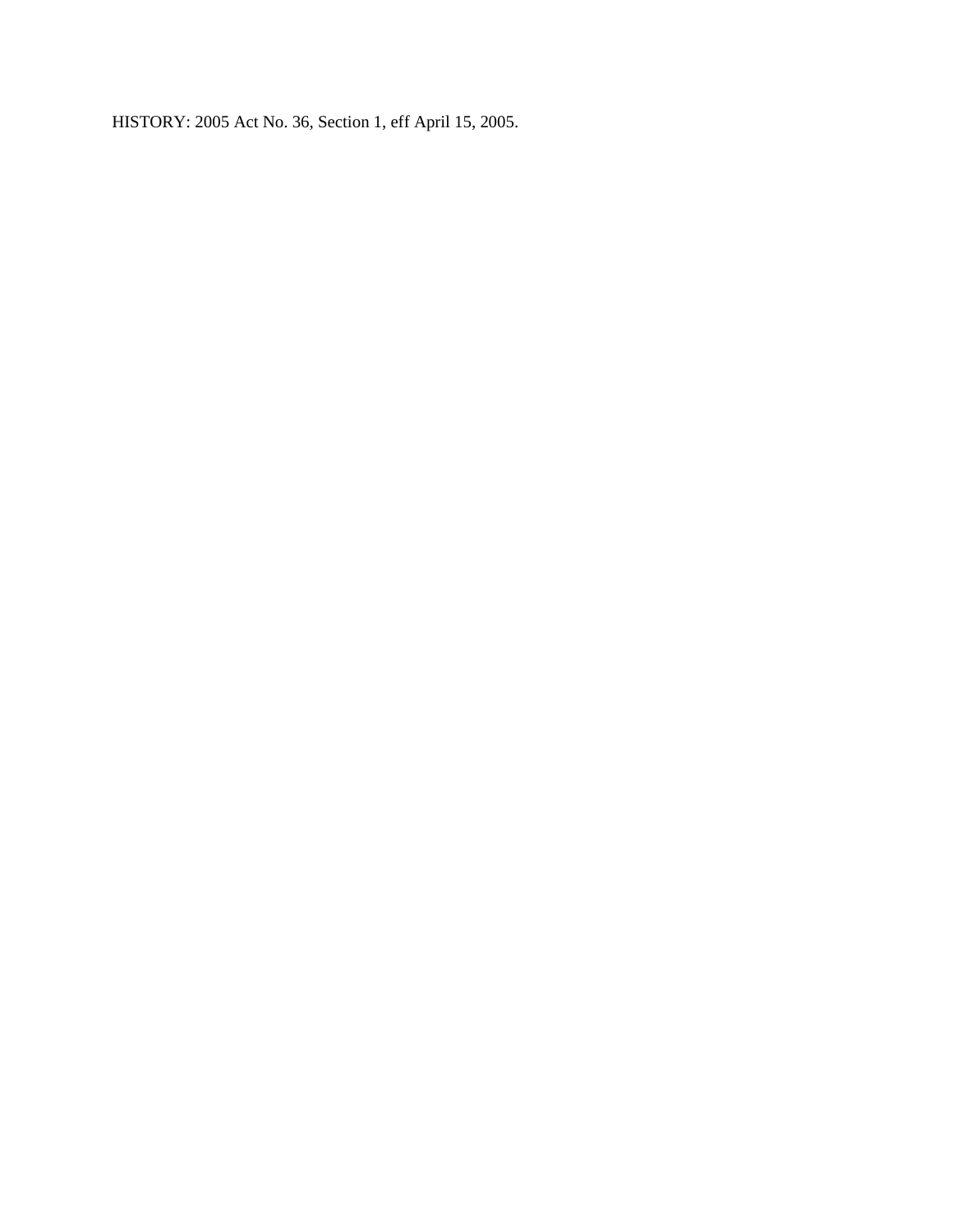HISTORY: 2005 Act No. 36, Section 1, eff April 15, 2005.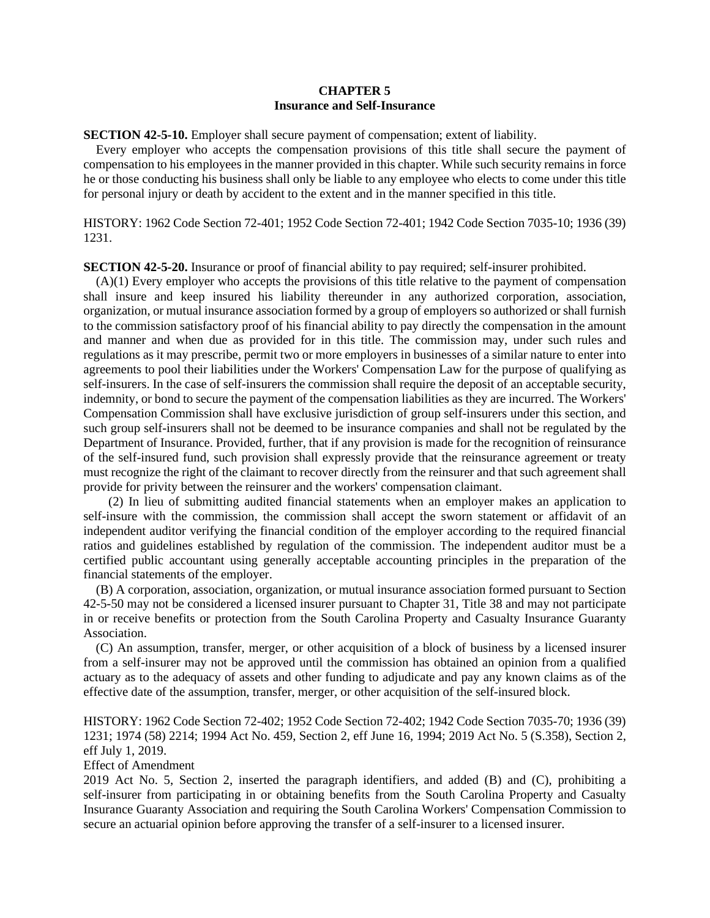# CHAPTER 5
## Insurance and Self-Insurance

**SECTION 42-5-10.** Employer shall secure payment of compensation; extent of liability.

Every employer who accepts the compensation provisions of this title shall secure the payment of compensation to his employees in the manner provided in this chapter. While such security remains in force he or those conducting his business shall only be liable to any employee who elects to come under this title for personal injury or death by accident to the extent and in the manner specified in this title.

HISTORY: 1962 Code Section 72-401; 1952 Code Section 72-401; 1942 Code Section 7035-10; 1936 (39) 1231.

**SECTION 42-5-20.** Insurance or proof of financial ability to pay required; self-insurer prohibited.

(A)(1) Every employer who accepts the provisions of this title relative to the payment of compensation shall insure and keep insured his liability thereunder in any authorized corporation, association, organization, or mutual insurance association formed by a group of employers so authorized or shall furnish to the commission satisfactory proof of his financial ability to pay directly the compensation in the amount and manner and when due as provided for in this title. The commission may, under such rules and regulations as it may prescribe, permit two or more employers in businesses of a similar nature to enter into agreements to pool their liabilities under the Workers' Compensation Law for the purpose of qualifying as self-insurers. In the case of self-insurers the commission shall require the deposit of an acceptable security, indemnity, or bond to secure the payment of the compensation liabilities as they are incurred. The Workers' Compensation Commission shall have exclusive jurisdiction of group self-insurers under this section, and such group self-insurers shall not be deemed to be insurance companies and shall not be regulated by the Department of Insurance. Provided, further, that if any provision is made for the recognition of reinsurance of the self-insured fund, such provision shall expressly provide that the reinsurance agreement or treaty must recognize the right of the claimant to recover directly from the reinsurer and that such agreement shall provide for privity between the reinsurer and the workers' compensation claimant.

(2) In lieu of submitting audited financial statements when an employer makes an application to self-insure with the commission, the commission shall accept the sworn statement or affidavit of an independent auditor verifying the financial condition of the employer according to the required financial ratios and guidelines established by regulation of the commission. The independent auditor must be a certified public accountant using generally acceptable accounting principles in the preparation of the financial statements of the employer.

(B) A corporation, association, organization, or mutual insurance association formed pursuant to Section 42-5-50 may not be considered a licensed insurer pursuant to Chapter 31, Title 38 and may not participate in or receive benefits or protection from the South Carolina Property and Casualty Insurance Guaranty Association.

(C) An assumption, transfer, merger, or other acquisition of a block of business by a licensed insurer from a self-insurer may not be approved until the commission has obtained an opinion from a qualified actuary as to the adequacy of assets and other funding to adjudicate and pay any known claims as of the effective date of the assumption, transfer, merger, or other acquisition of the self-insured block.

HISTORY: 1962 Code Section 72-402; 1952 Code Section 72-402; 1942 Code Section 7035-70; 1936 (39) 1231; 1974 (58) 2214; 1994 Act No. 459, Section 2, eff June 16, 1994; 2019 Act No. 5 (S.358), Section 2, eff July 1, 2019.

Effect of Amendment

2019 Act No. 5, Section 2, inserted the paragraph identifiers, and added (B) and (C), prohibiting a self-insurer from participating in or obtaining benefits from the South Carolina Property and Casualty Insurance Guaranty Association and requiring the South Carolina Workers' Compensation Commission to secure an actuarial opinion before approving the transfer of a self-insurer to a licensed insurer.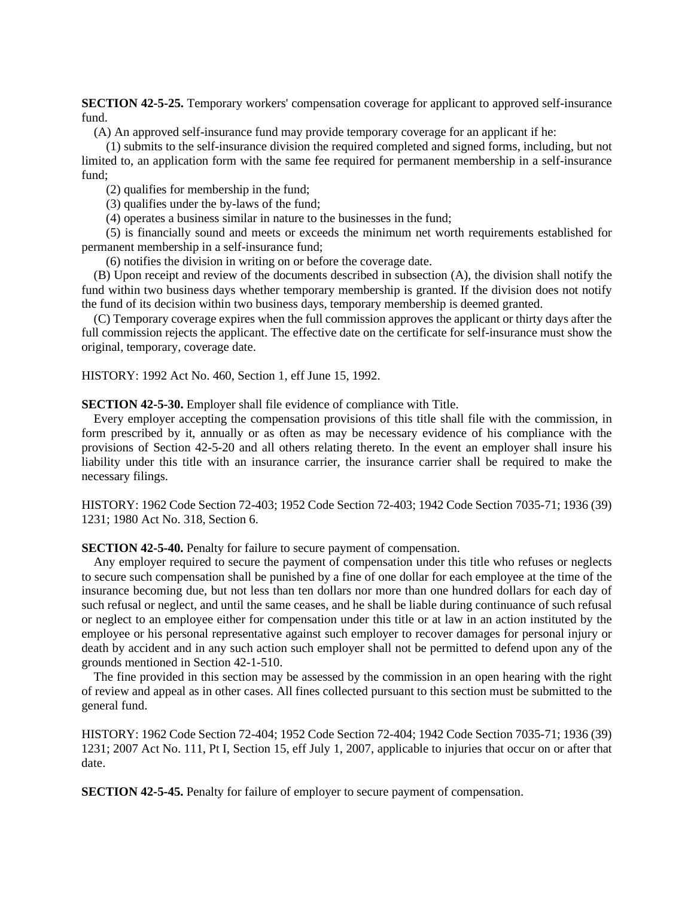**SECTION 42-5-25.** Temporary workers' compensation coverage for applicant to approved self-insurance fund.

(A) An approved self-insurance fund may provide temporary coverage for an applicant if he:

(1) submits to the self-insurance division the required completed and signed forms, including, but not limited to, an application form with the same fee required for permanent membership in a self-insurance fund;

(2) qualifies for membership in the fund;

(3) qualifies under the by-laws of the fund;

(4) operates a business similar in nature to the businesses in the fund;

(5) is financially sound and meets or exceeds the minimum net worth requirements established for permanent membership in a self-insurance fund;

(6) notifies the division in writing on or before the coverage date.

(B) Upon receipt and review of the documents described in subsection (A), the division shall notify the fund within two business days whether temporary membership is granted. If the division does not notify the fund of its decision within two business days, temporary membership is deemed granted.

(C) Temporary coverage expires when the full commission approves the applicant or thirty days after the full commission rejects the applicant. The effective date on the certificate for self-insurance must show the original, temporary, coverage date.

HISTORY: 1992 Act No. 460, Section 1, eff June 15, 1992.

**SECTION 42-5-30.** Employer shall file evidence of compliance with Title.

Every employer accepting the compensation provisions of this title shall file with the commission, in form prescribed by it, annually or as often as may be necessary evidence of his compliance with the provisions of Section 42-5-20 and all others relating thereto. In the event an employer shall insure his liability under this title with an insurance carrier, the insurance carrier shall be required to make the necessary filings.

HISTORY: 1962 Code Section 72-403; 1952 Code Section 72-403; 1942 Code Section 7035-71; 1936 (39) 1231; 1980 Act No. 318, Section 6.

**SECTION 42-5-40.** Penalty for failure to secure payment of compensation.

Any employer required to secure the payment of compensation under this title who refuses or neglects to secure such compensation shall be punished by a fine of one dollar for each employee at the time of the insurance becoming due, but not less than ten dollars nor more than one hundred dollars for each day of such refusal or neglect, and until the same ceases, and he shall be liable during continuance of such refusal or neglect to an employee either for compensation under this title or at law in an action instituted by the employee or his personal representative against such employer to recover damages for personal injury or death by accident and in any such action such employer shall not be permitted to defend upon any of the grounds mentioned in Section 42-1-510.

The fine provided in this section may be assessed by the commission in an open hearing with the right of review and appeal as in other cases. All fines collected pursuant to this section must be submitted to the general fund.

HISTORY: 1962 Code Section 72-404; 1952 Code Section 72-404; 1942 Code Section 7035-71; 1936 (39) 1231; 2007 Act No. 111, Pt I, Section 15, eff July 1, 2007, applicable to injuries that occur on or after that date.

**SECTION 42-5-45.** Penalty for failure of employer to secure payment of compensation.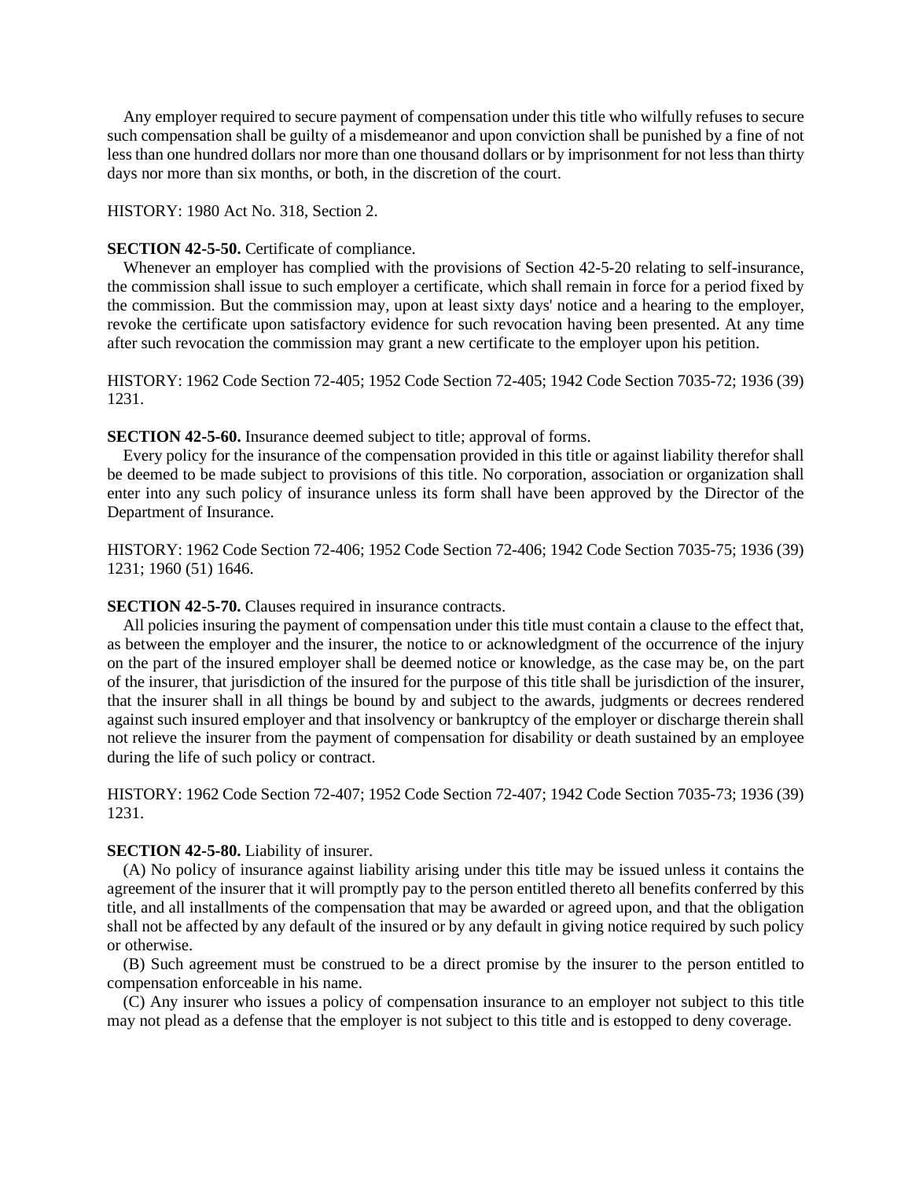Any employer required to secure payment of compensation under this title who wilfully refuses to secure such compensation shall be guilty of a misdemeanor and upon conviction shall be punished by a fine of not less than one hundred dollars nor more than one thousand dollars or by imprisonment for not less than thirty days nor more than six months, or both, in the discretion of the court.

HISTORY: 1980 Act No. 318, Section 2.

**SECTION 42-5-50.** Certificate of compliance.

Whenever an employer has complied with the provisions of Section 42-5-20 relating to self-insurance, the commission shall issue to such employer a certificate, which shall remain in force for a period fixed by the commission. But the commission may, upon at least sixty days' notice and a hearing to the employer, revoke the certificate upon satisfactory evidence for such revocation having been presented. At any time after such revocation the commission may grant a new certificate to the employer upon his petition.

HISTORY: 1962 Code Section 72-405; 1952 Code Section 72-405; 1942 Code Section 7035-72; 1936 (39) 1231.

**SECTION 42-5-60.** Insurance deemed subject to title; approval of forms.

Every policy for the insurance of the compensation provided in this title or against liability therefor shall be deemed to be made subject to provisions of this title. No corporation, association or organization shall enter into any such policy of insurance unless its form shall have been approved by the Director of the Department of Insurance.

HISTORY: 1962 Code Section 72-406; 1952 Code Section 72-406; 1942 Code Section 7035-75; 1936 (39) 1231; 1960 (51) 1646.

**SECTION 42-5-70.** Clauses required in insurance contracts.

All policies insuring the payment of compensation under this title must contain a clause to the effect that, as between the employer and the insurer, the notice to or acknowledgment of the occurrence of the injury on the part of the insured employer shall be deemed notice or knowledge, as the case may be, on the part of the insurer, that jurisdiction of the insured for the purpose of this title shall be jurisdiction of the insurer, that the insurer shall in all things be bound by and subject to the awards, judgments or decrees rendered against such insured employer and that insolvency or bankruptcy of the employer or discharge therein shall not relieve the insurer from the payment of compensation for disability or death sustained by an employee during the life of such policy or contract.

HISTORY: 1962 Code Section 72-407; 1952 Code Section 72-407; 1942 Code Section 7035-73; 1936 (39) 1231.

**SECTION 42-5-80.** Liability of insurer.

(A) No policy of insurance against liability arising under this title may be issued unless it contains the agreement of the insurer that it will promptly pay to the person entitled thereto all benefits conferred by this title, and all installments of the compensation that may be awarded or agreed upon, and that the obligation shall not be affected by any default of the insured or by any default in giving notice required by such policy or otherwise.

(B) Such agreement must be construed to be a direct promise by the insurer to the person entitled to compensation enforceable in his name.

(C) Any insurer who issues a policy of compensation insurance to an employer not subject to this title may not plead as a defense that the employer is not subject to this title and is estopped to deny coverage.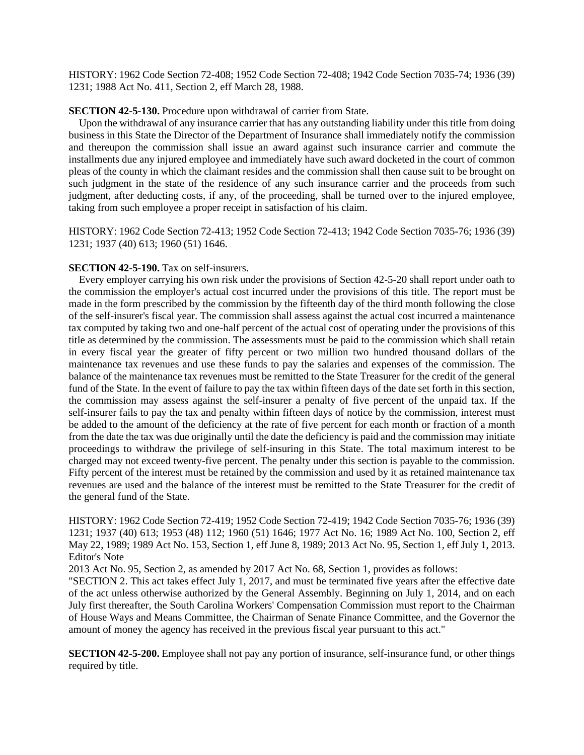HISTORY: 1962 Code Section 72-408; 1952 Code Section 72-408; 1942 Code Section 7035-74; 1936 (39) 1231; 1988 Act No. 411, Section 2, eff March 28, 1988.

**SECTION 42-5-130.** Procedure upon withdrawal of carrier from State.

Upon the withdrawal of any insurance carrier that has any outstanding liability under this title from doing business in this State the Director of the Department of Insurance shall immediately notify the commission and thereupon the commission shall issue an award against such insurance carrier and commute the installments due any injured employee and immediately have such award docketed in the court of common pleas of the county in which the claimant resides and the commission shall then cause suit to be brought on such judgment in the state of the residence of any such insurance carrier and the proceeds from such judgment, after deducting costs, if any, of the proceeding, shall be turned over to the injured employee, taking from such employee a proper receipt in satisfaction of his claim.

HISTORY: 1962 Code Section 72-413; 1952 Code Section 72-413; 1942 Code Section 7035-76; 1936 (39) 1231; 1937 (40) 613; 1960 (51) 1646.

**SECTION 42-5-190.** Tax on self-insurers.

Every employer carrying his own risk under the provisions of Section 42-5-20 shall report under oath to the commission the employer's actual cost incurred under the provisions of this title. The report must be made in the form prescribed by the commission by the fifteenth day of the third month following the close of the self-insurer's fiscal year. The commission shall assess against the actual cost incurred a maintenance tax computed by taking two and one-half percent of the actual cost of operating under the provisions of this title as determined by the commission. The assessments must be paid to the commission which shall retain in every fiscal year the greater of fifty percent or two million two hundred thousand dollars of the maintenance tax revenues and use these funds to pay the salaries and expenses of the commission. The balance of the maintenance tax revenues must be remitted to the State Treasurer for the credit of the general fund of the State. In the event of failure to pay the tax within fifteen days of the date set forth in this section, the commission may assess against the self-insurer a penalty of five percent of the unpaid tax. If the self-insurer fails to pay the tax and penalty within fifteen days of notice by the commission, interest must be added to the amount of the deficiency at the rate of five percent for each month or fraction of a month from the date the tax was due originally until the date the deficiency is paid and the commission may initiate proceedings to withdraw the privilege of self-insuring in this State. The total maximum interest to be charged may not exceed twenty-five percent. The penalty under this section is payable to the commission. Fifty percent of the interest must be retained by the commission and used by it as retained maintenance tax revenues are used and the balance of the interest must be remitted to the State Treasurer for the credit of the general fund of the State.

HISTORY: 1962 Code Section 72-419; 1952 Code Section 72-419; 1942 Code Section 7035-76; 1936 (39) 1231; 1937 (40) 613; 1953 (48) 112; 1960 (51) 1646; 1977 Act No. 16; 1989 Act No. 100, Section 2, eff May 22, 1989; 1989 Act No. 153, Section 1, eff June 8, 1989; 2013 Act No. 95, Section 1, eff July 1, 2013.

Editor's Note

2013 Act No. 95, Section 2, as amended by 2017 Act No. 68, Section 1, provides as follows:

"SECTION 2. This act takes effect July 1, 2017, and must be terminated five years after the effective date of the act unless otherwise authorized by the General Assembly. Beginning on July 1, 2014, and on each July first thereafter, the South Carolina Workers' Compensation Commission must report to the Chairman of House Ways and Means Committee, the Chairman of Senate Finance Committee, and the Governor the amount of money the agency has received in the previous fiscal year pursuant to this act."

**SECTION 42-5-200.** Employee shall not pay any portion of insurance, self-insurance fund, or other things required by title.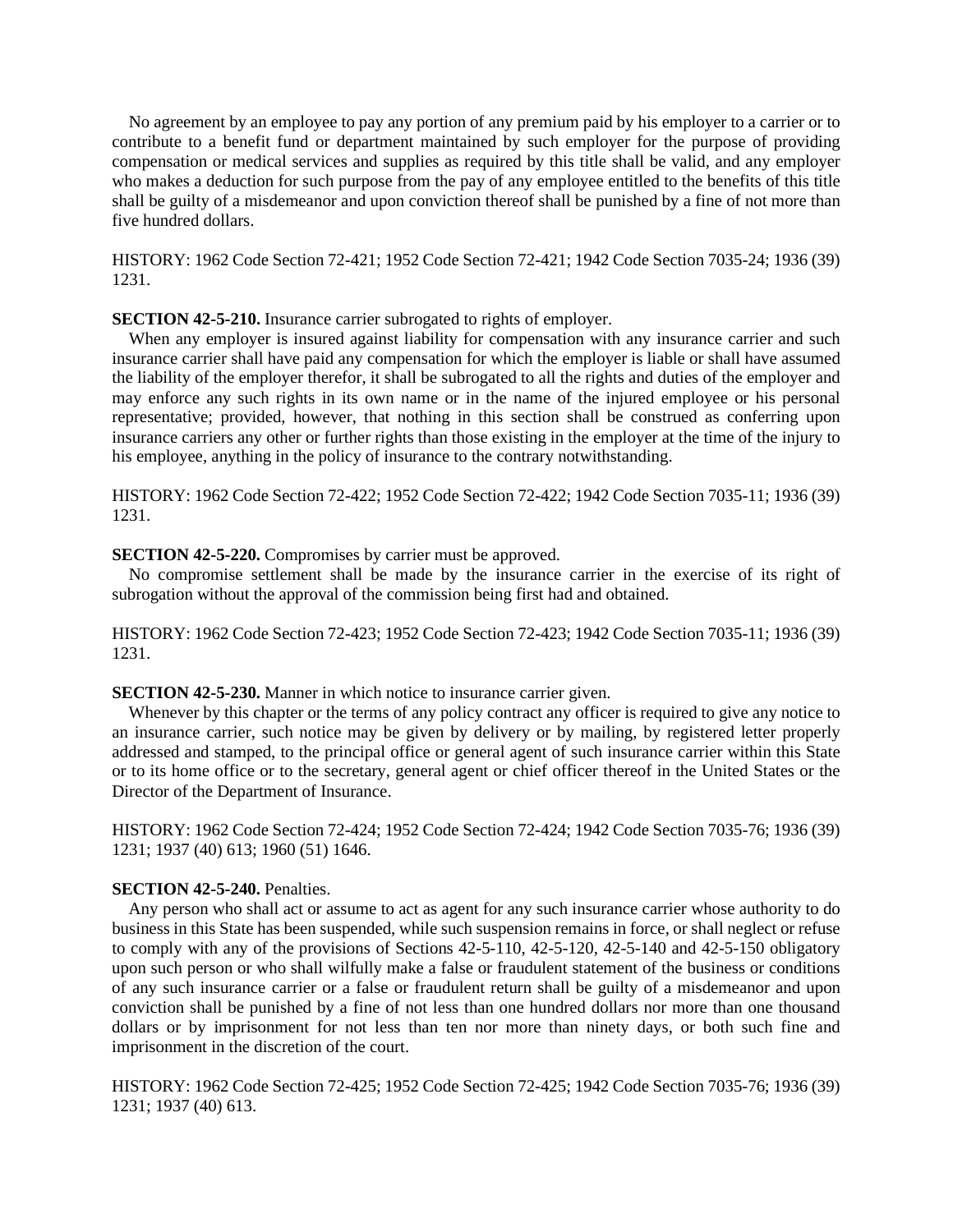No agreement by an employee to pay any portion of any premium paid by his employer to a carrier or to contribute to a benefit fund or department maintained by such employer for the purpose of providing compensation or medical services and supplies as required by this title shall be valid, and any employer who makes a deduction for such purpose from the pay of any employee entitled to the benefits of this title shall be guilty of a misdemeanor and upon conviction thereof shall be punished by a fine of not more than five hundred dollars.

HISTORY: 1962 Code Section 72-421; 1952 Code Section 72-421; 1942 Code Section 7035-24; 1936 (39) 1231.

**SECTION 42-5-210.** Insurance carrier subrogated to rights of employer.

When any employer is insured against liability for compensation with any insurance carrier and such insurance carrier shall have paid any compensation for which the employer is liable or shall have assumed the liability of the employer therefor, it shall be subrogated to all the rights and duties of the employer and may enforce any such rights in its own name or in the name of the injured employee or his personal representative; provided, however, that nothing in this section shall be construed as conferring upon insurance carriers any other or further rights than those existing in the employer at the time of the injury to his employee, anything in the policy of insurance to the contrary notwithstanding.

HISTORY: 1962 Code Section 72-422; 1952 Code Section 72-422; 1942 Code Section 7035-11; 1936 (39) 1231.

**SECTION 42-5-220.** Compromises by carrier must be approved.

No compromise settlement shall be made by the insurance carrier in the exercise of its right of subrogation without the approval of the commission being first had and obtained.

HISTORY: 1962 Code Section 72-423; 1952 Code Section 72-423; 1942 Code Section 7035-11; 1936 (39) 1231.

**SECTION 42-5-230.** Manner in which notice to insurance carrier given.

Whenever by this chapter or the terms of any policy contract any officer is required to give any notice to an insurance carrier, such notice may be given by delivery or by mailing, by registered letter properly addressed and stamped, to the principal office or general agent of such insurance carrier within this State or to its home office or to the secretary, general agent or chief officer thereof in the United States or the Director of the Department of Insurance.

HISTORY: 1962 Code Section 72-424; 1952 Code Section 72-424; 1942 Code Section 7035-76; 1936 (39) 1231; 1937 (40) 613; 1960 (51) 1646.

**SECTION 42-5-240.** Penalties.

Any person who shall act or assume to act as agent for any such insurance carrier whose authority to do business in this State has been suspended, while such suspension remains in force, or shall neglect or refuse to comply with any of the provisions of Sections 42-5-110, 42-5-120, 42-5-140 and 42-5-150 obligatory upon such person or who shall wilfully make a false or fraudulent statement of the business or conditions of any such insurance carrier or a false or fraudulent return shall be guilty of a misdemeanor and upon conviction shall be punished by a fine of not less than one hundred dollars nor more than one thousand dollars or by imprisonment for not less than ten nor more than ninety days, or both such fine and imprisonment in the discretion of the court.

HISTORY: 1962 Code Section 72-425; 1952 Code Section 72-425; 1942 Code Section 7035-76; 1936 (39) 1231; 1937 (40) 613.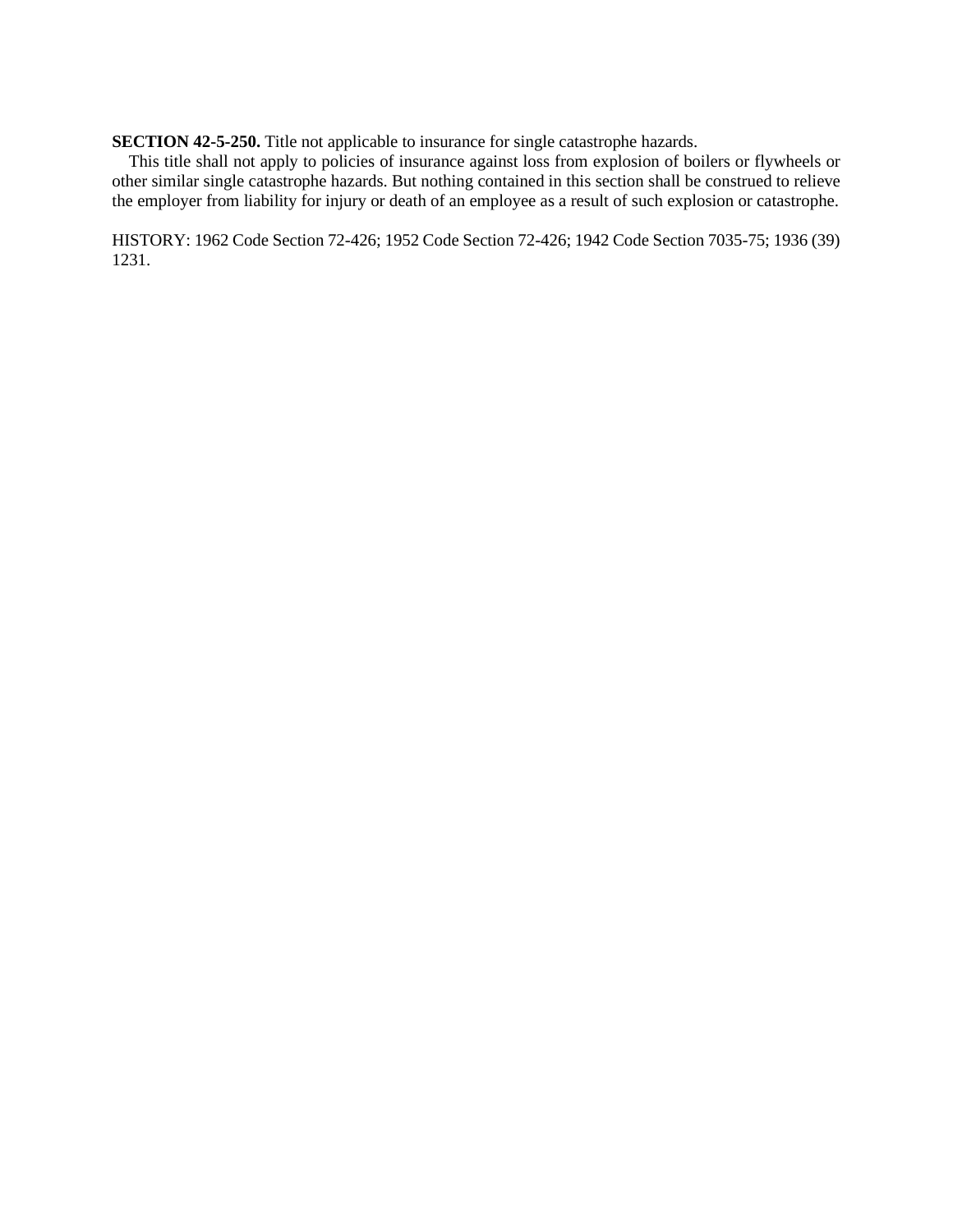**SECTION 42-5-250.** Title not applicable to insurance for single catastrophe hazards.

This title shall not apply to policies of insurance against loss from explosion of boilers or flywheels or other similar single catastrophe hazards. But nothing contained in this section shall be construed to relieve the employer from liability for injury or death of an employee as a result of such explosion or catastrophe.

HISTORY: 1962 Code Section 72-426; 1952 Code Section 72-426; 1942 Code Section 7035-75; 1936 (39) 1231.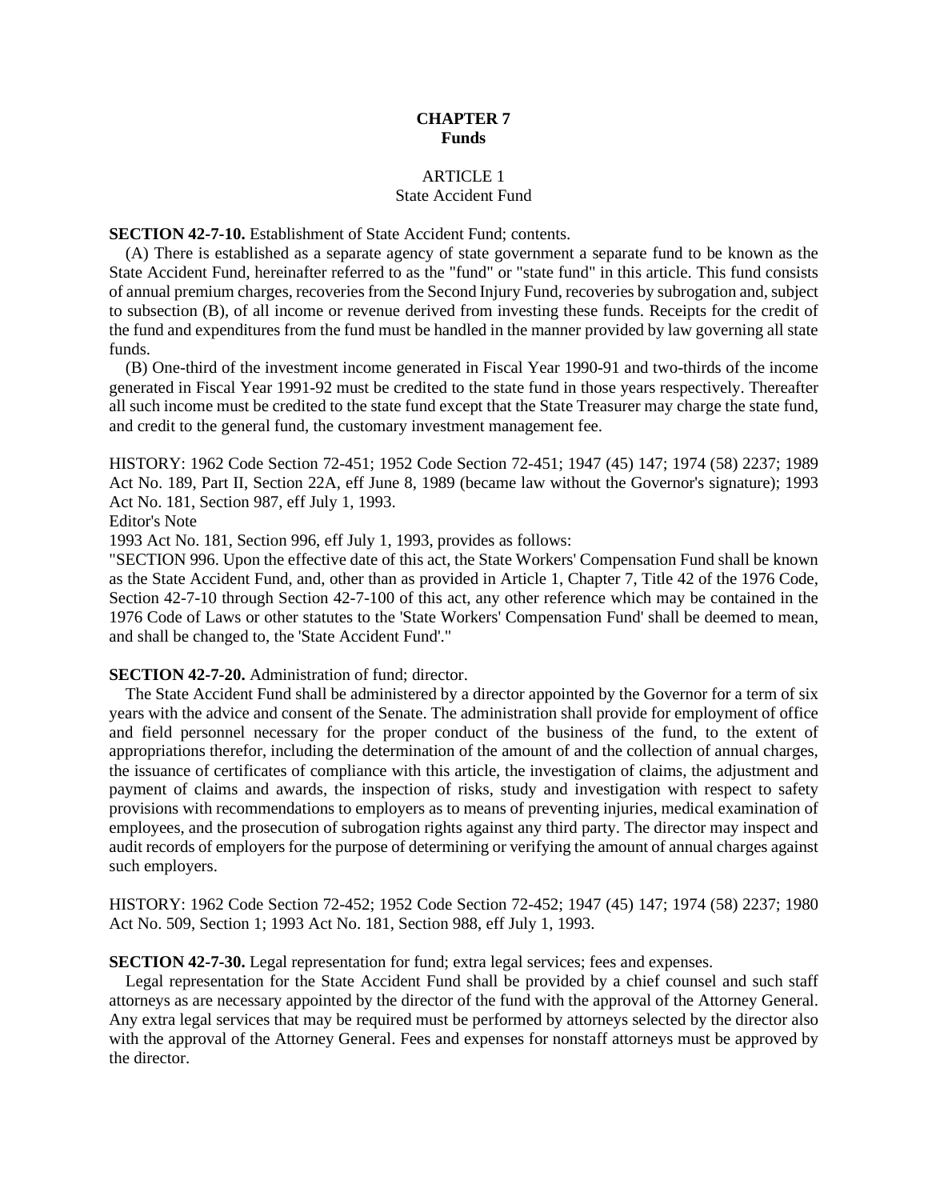# CHAPTER 7
## Funds

### ARTICLE 1
### State Accident Fund

**SECTION 42-7-10.** Establishment of State Accident Fund; contents.

(A) There is established as a separate agency of state government a separate fund to be known as the State Accident Fund, hereinafter referred to as the "fund" or "state fund" in this article. This fund consists of annual premium charges, recoveries from the Second Injury Fund, recoveries by subrogation and, subject to subsection (B), of all income or revenue derived from investing these funds. Receipts for the credit of the fund and expenditures from the fund must be handled in the manner provided by law governing all state funds.

(B) One-third of the investment income generated in Fiscal Year 1990-91 and two-thirds of the income generated in Fiscal Year 1991-92 must be credited to the state fund in those years respectively. Thereafter all such income must be credited to the state fund except that the State Treasurer may charge the state fund, and credit to the general fund, the customary investment management fee.

HISTORY: 1962 Code Section 72-451; 1952 Code Section 72-451; 1947 (45) 147; 1974 (58) 2237; 1989 Act No. 189, Part II, Section 22A, eff June 8, 1989 (became law without the Governor's signature); 1993 Act No. 181, Section 987, eff July 1, 1993.

Editor's Note

1993 Act No. 181, Section 996, eff July 1, 1993, provides as follows:

"SECTION 996. Upon the effective date of this act, the State Workers' Compensation Fund shall be known as the State Accident Fund, and, other than as provided in Article 1, Chapter 7, Title 42 of the 1976 Code, Section 42-7-10 through Section 42-7-100 of this act, any other reference which may be contained in the 1976 Code of Laws or other statutes to the 'State Workers' Compensation Fund' shall be deemed to mean, and shall be changed to, the 'State Accident Fund'."

**SECTION 42-7-20.** Administration of fund; director.

The State Accident Fund shall be administered by a director appointed by the Governor for a term of six years with the advice and consent of the Senate. The administration shall provide for employment of office and field personnel necessary for the proper conduct of the business of the fund, to the extent of appropriations therefor, including the determination of the amount of and the collection of annual charges, the issuance of certificates of compliance with this article, the investigation of claims, the adjustment and payment of claims and awards, the inspection of risks, study and investigation with respect to safety provisions with recommendations to employers as to means of preventing injuries, medical examination of employees, and the prosecution of subrogation rights against any third party. The director may inspect and audit records of employers for the purpose of determining or verifying the amount of annual charges against such employers.

HISTORY: 1962 Code Section 72-452; 1952 Code Section 72-452; 1947 (45) 147; 1974 (58) 2237; 1980 Act No. 509, Section 1; 1993 Act No. 181, Section 988, eff July 1, 1993.

**SECTION 42-7-30.** Legal representation for fund; extra legal services; fees and expenses.

Legal representation for the State Accident Fund shall be provided by a chief counsel and such staff attorneys as are necessary appointed by the director of the fund with the approval of the Attorney General. Any extra legal services that may be required must be performed by attorneys selected by the director also with the approval of the Attorney General. Fees and expenses for nonstaff attorneys must be approved by the director.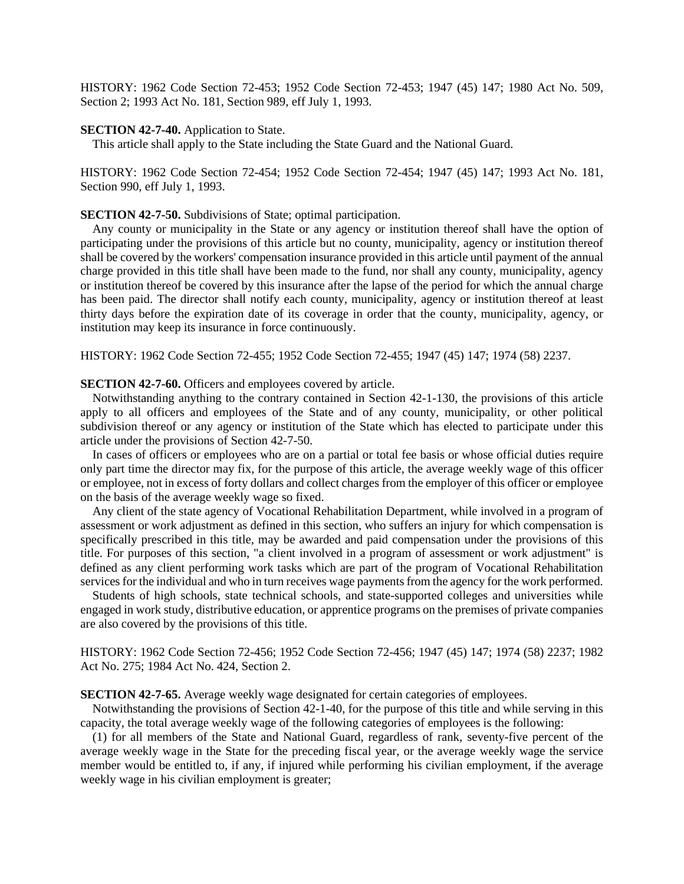HISTORY: 1962 Code Section 72-453; 1952 Code Section 72-453; 1947 (45) 147; 1980 Act No. 509, Section 2; 1993 Act No. 181, Section 989, eff July 1, 1993.

**SECTION 42-7-40.** Application to State.

This article shall apply to the State including the State Guard and the National Guard.

HISTORY: 1962 Code Section 72-454; 1952 Code Section 72-454; 1947 (45) 147; 1993 Act No. 181, Section 990, eff July 1, 1993.

**SECTION 42-7-50.** Subdivisions of State; optimal participation.

Any county or municipality in the State or any agency or institution thereof shall have the option of participating under the provisions of this article but no county, municipality, agency or institution thereof shall be covered by the workers' compensation insurance provided in this article until payment of the annual charge provided in this title shall have been made to the fund, nor shall any county, municipality, agency or institution thereof be covered by this insurance after the lapse of the period for which the annual charge has been paid. The director shall notify each county, municipality, agency or institution thereof at least thirty days before the expiration date of its coverage in order that the county, municipality, agency, or institution may keep its insurance in force continuously.

HISTORY: 1962 Code Section 72-455; 1952 Code Section 72-455; 1947 (45) 147; 1974 (58) 2237.

**SECTION 42-7-60.** Officers and employees covered by article.

Notwithstanding anything to the contrary contained in Section 42-1-130, the provisions of this article apply to all officers and employees of the State and of any county, municipality, or other political subdivision thereof or any agency or institution of the State which has elected to participate under this article under the provisions of Section 42-7-50.

In cases of officers or employees who are on a partial or total fee basis or whose official duties require only part time the director may fix, for the purpose of this article, the average weekly wage of this officer or employee, not in excess of forty dollars and collect charges from the employer of this officer or employee on the basis of the average weekly wage so fixed.

Any client of the state agency of Vocational Rehabilitation Department, while involved in a program of assessment or work adjustment as defined in this section, who suffers an injury for which compensation is specifically prescribed in this title, may be awarded and paid compensation under the provisions of this title. For purposes of this section, "a client involved in a program of assessment or work adjustment" is defined as any client performing work tasks which are part of the program of Vocational Rehabilitation services for the individual and who in turn receives wage payments from the agency for the work performed.

Students of high schools, state technical schools, and state-supported colleges and universities while engaged in work study, distributive education, or apprentice programs on the premises of private companies are also covered by the provisions of this title.

HISTORY: 1962 Code Section 72-456; 1952 Code Section 72-456; 1947 (45) 147; 1974 (58) 2237; 1982 Act No. 275; 1984 Act No. 424, Section 2.

**SECTION 42-7-65.** Average weekly wage designated for certain categories of employees.

Notwithstanding the provisions of Section 42-1-40, for the purpose of this title and while serving in this capacity, the total average weekly wage of the following categories of employees is the following:

(1) for all members of the State and National Guard, regardless of rank, seventy-five percent of the average weekly wage in the State for the preceding fiscal year, or the average weekly wage the service member would be entitled to, if any, if injured while performing his civilian employment, if the average weekly wage in his civilian employment is greater;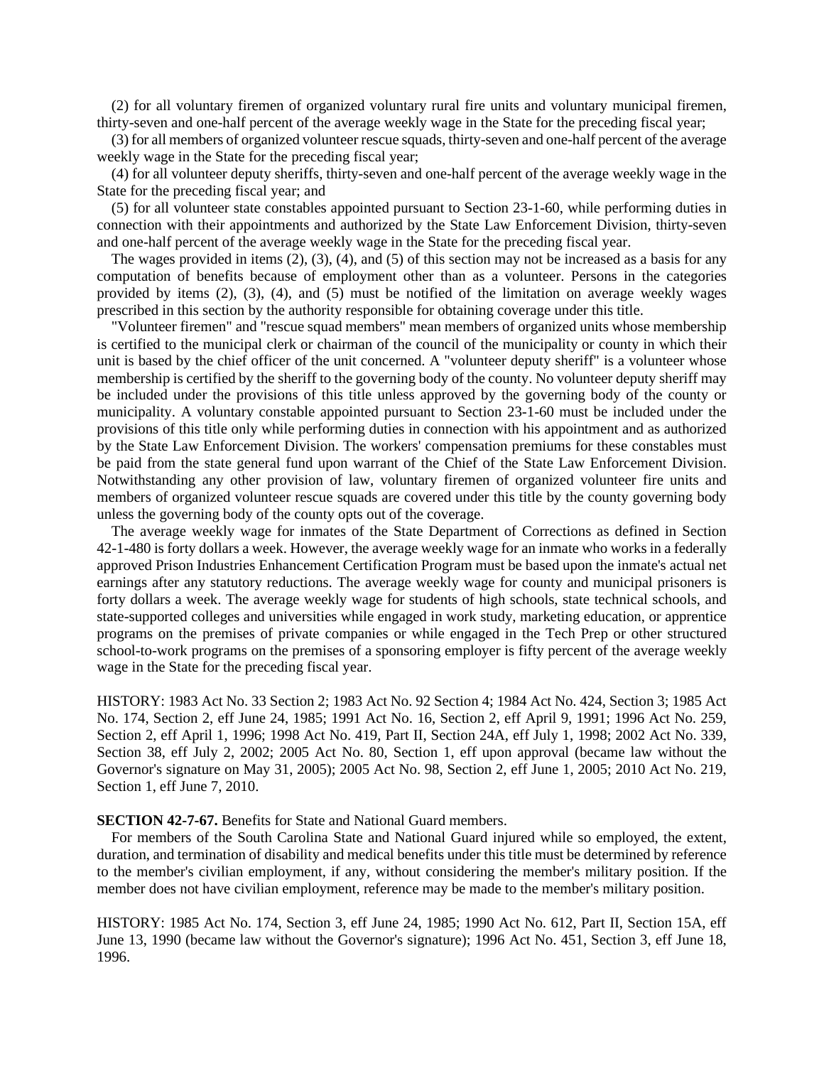(2) for all voluntary firemen of organized voluntary rural fire units and voluntary municipal firemen, thirty-seven and one-half percent of the average weekly wage in the State for the preceding fiscal year;

(3) for all members of organized volunteer rescue squads, thirty-seven and one-half percent of the average weekly wage in the State for the preceding fiscal year;

(4) for all volunteer deputy sheriffs, thirty-seven and one-half percent of the average weekly wage in the State for the preceding fiscal year; and

(5) for all volunteer state constables appointed pursuant to Section 23-1-60, while performing duties in connection with their appointments and authorized by the State Law Enforcement Division, thirty-seven and one-half percent of the average weekly wage in the State for the preceding fiscal year.

The wages provided in items (2), (3), (4), and (5) of this section may not be increased as a basis for any computation of benefits because of employment other than as a volunteer. Persons in the categories provided by items (2), (3), (4), and (5) must be notified of the limitation on average weekly wages prescribed in this section by the authority responsible for obtaining coverage under this title.

"Volunteer firemen" and "rescue squad members" mean members of organized units whose membership is certified to the municipal clerk or chairman of the council of the municipality or county in which their unit is based by the chief officer of the unit concerned. A "volunteer deputy sheriff" is a volunteer whose membership is certified by the sheriff to the governing body of the county. No volunteer deputy sheriff may be included under the provisions of this title unless approved by the governing body of the county or municipality. A voluntary constable appointed pursuant to Section 23-1-60 must be included under the provisions of this title only while performing duties in connection with his appointment and as authorized by the State Law Enforcement Division. The workers' compensation premiums for these constables must be paid from the state general fund upon warrant of the Chief of the State Law Enforcement Division. Notwithstanding any other provision of law, voluntary firemen of organized volunteer fire units and members of organized volunteer rescue squads are covered under this title by the county governing body unless the governing body of the county opts out of the coverage.

The average weekly wage for inmates of the State Department of Corrections as defined in Section 42-1-480 is forty dollars a week. However, the average weekly wage for an inmate who works in a federally approved Prison Industries Enhancement Certification Program must be based upon the inmate's actual net earnings after any statutory reductions. The average weekly wage for county and municipal prisoners is forty dollars a week. The average weekly wage for students of high schools, state technical schools, and state-supported colleges and universities while engaged in work study, marketing education, or apprentice programs on the premises of private companies or while engaged in the Tech Prep or other structured school-to-work programs on the premises of a sponsoring employer is fifty percent of the average weekly wage in the State for the preceding fiscal year.

HISTORY: 1983 Act No. 33 Section 2; 1983 Act No. 92 Section 4; 1984 Act No. 424, Section 3; 1985 Act No. 174, Section 2, eff June 24, 1985; 1991 Act No. 16, Section 2, eff April 9, 1991; 1996 Act No. 259, Section 2, eff April 1, 1996; 1998 Act No. 419, Part II, Section 24A, eff July 1, 1998; 2002 Act No. 339, Section 38, eff July 2, 2002; 2005 Act No. 80, Section 1, eff upon approval (became law without the Governor's signature on May 31, 2005); 2005 Act No. 98, Section 2, eff June 1, 2005; 2010 Act No. 219, Section 1, eff June 7, 2010.

**SECTION 42-7-67.** Benefits for State and National Guard members.

For members of the South Carolina State and National Guard injured while so employed, the extent, duration, and termination of disability and medical benefits under this title must be determined by reference to the member's civilian employment, if any, without considering the member's military position. If the member does not have civilian employment, reference may be made to the member's military position.

HISTORY: 1985 Act No. 174, Section 3, eff June 24, 1985; 1990 Act No. 612, Part II, Section 15A, eff June 13, 1990 (became law without the Governor's signature); 1996 Act No. 451, Section 3, eff June 18, 1996.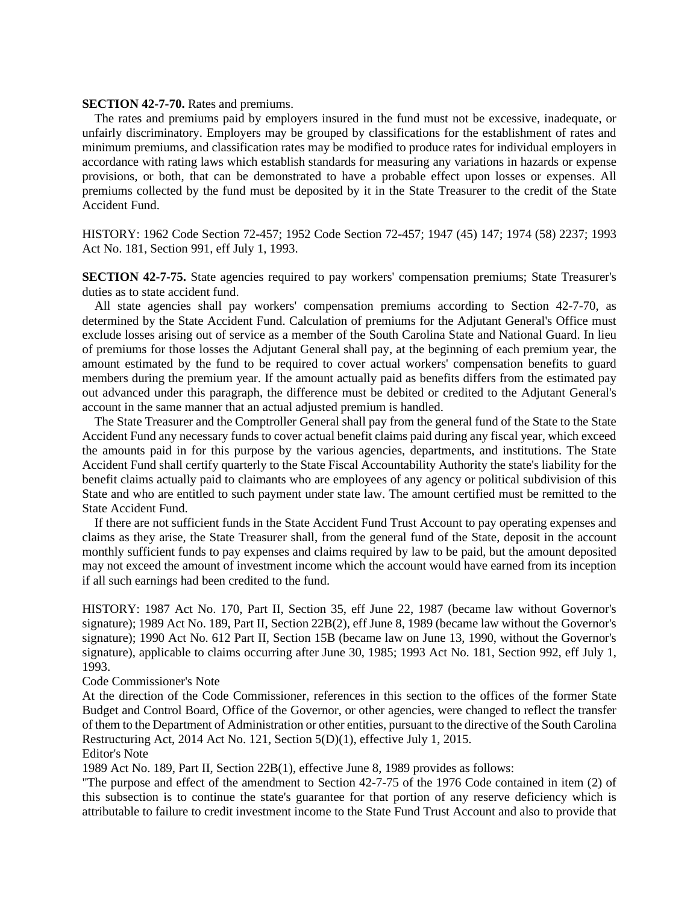**SECTION 42-7-70.** Rates and premiums.

The rates and premiums paid by employers insured in the fund must not be excessive, inadequate, or unfairly discriminatory. Employers may be grouped by classifications for the establishment of rates and minimum premiums, and classification rates may be modified to produce rates for individual employers in accordance with rating laws which establish standards for measuring any variations in hazards or expense provisions, or both, that can be demonstrated to have a probable effect upon losses or expenses. All premiums collected by the fund must be deposited by it in the State Treasurer to the credit of the State Accident Fund.

HISTORY: 1962 Code Section 72-457; 1952 Code Section 72-457; 1947 (45) 147; 1974 (58) 2237; 1993 Act No. 181, Section 991, eff July 1, 1993.

**SECTION 42-7-75.** State agencies required to pay workers' compensation premiums; State Treasurer's duties as to state accident fund.

All state agencies shall pay workers' compensation premiums according to Section 42-7-70, as determined by the State Accident Fund. Calculation of premiums for the Adjutant General's Office must exclude losses arising out of service as a member of the South Carolina State and National Guard. In lieu of premiums for those losses the Adjutant General shall pay, at the beginning of each premium year, the amount estimated by the fund to be required to cover actual workers' compensation benefits to guard members during the premium year. If the amount actually paid as benefits differs from the estimated pay out advanced under this paragraph, the difference must be debited or credited to the Adjutant General's account in the same manner that an actual adjusted premium is handled.

The State Treasurer and the Comptroller General shall pay from the general fund of the State to the State Accident Fund any necessary funds to cover actual benefit claims paid during any fiscal year, which exceed the amounts paid in for this purpose by the various agencies, departments, and institutions. The State Accident Fund shall certify quarterly to the State Fiscal Accountability Authority the state's liability for the benefit claims actually paid to claimants who are employees of any agency or political subdivision of this State and who are entitled to such payment under state law. The amount certified must be remitted to the State Accident Fund.

If there are not sufficient funds in the State Accident Fund Trust Account to pay operating expenses and claims as they arise, the State Treasurer shall, from the general fund of the State, deposit in the account monthly sufficient funds to pay expenses and claims required by law to be paid, but the amount deposited may not exceed the amount of investment income which the account would have earned from its inception if all such earnings had been credited to the fund.

HISTORY: 1987 Act No. 170, Part II, Section 35, eff June 22, 1987 (became law without Governor's signature); 1989 Act No. 189, Part II, Section 22B(2), eff June 8, 1989 (became law without the Governor's signature); 1990 Act No. 612 Part II, Section 15B (became law on June 13, 1990, without the Governor's signature), applicable to claims occurring after June 30, 1985; 1993 Act No. 181, Section 992, eff July 1, 1993.

Code Commissioner's Note

At the direction of the Code Commissioner, references in this section to the offices of the former State Budget and Control Board, Office of the Governor, or other agencies, were changed to reflect the transfer of them to the Department of Administration or other entities, pursuant to the directive of the South Carolina Restructuring Act, 2014 Act No. 121, Section 5(D)(1), effective July 1, 2015.

Editor's Note

1989 Act No. 189, Part II, Section 22B(1), effective June 8, 1989 provides as follows:

"The purpose and effect of the amendment to Section 42-7-75 of the 1976 Code contained in item (2) of this subsection is to continue the state's guarantee for that portion of any reserve deficiency which is attributable to failure to credit investment income to the State Fund Trust Account and also to provide that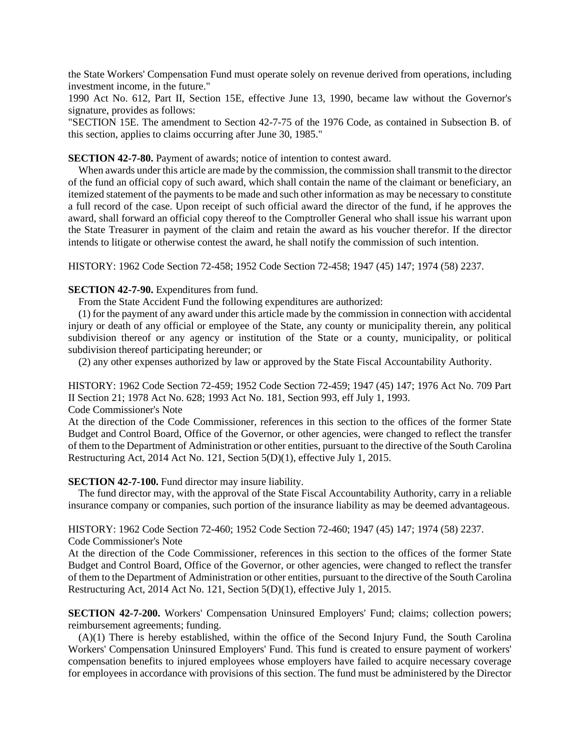the State Workers' Compensation Fund must operate solely on revenue derived from operations, including investment income, in the future."

1990 Act No. 612, Part II, Section 15E, effective June 13, 1990, became law without the Governor's signature, provides as follows:

"SECTION 15E. The amendment to Section 42-7-75 of the 1976 Code, as contained in Subsection B. of this section, applies to claims occurring after June 30, 1985."

**SECTION 42-7-80.** Payment of awards; notice of intention to contest award.

When awards under this article are made by the commission, the commission shall transmit to the director of the fund an official copy of such award, which shall contain the name of the claimant or beneficiary, an itemized statement of the payments to be made and such other information as may be necessary to constitute a full record of the case. Upon receipt of such official award the director of the fund, if he approves the award, shall forward an official copy thereof to the Comptroller General who shall issue his warrant upon the State Treasurer in payment of the claim and retain the award as his voucher therefor. If the director intends to litigate or otherwise contest the award, he shall notify the commission of such intention.

HISTORY: 1962 Code Section 72-458; 1952 Code Section 72-458; 1947 (45) 147; 1974 (58) 2237.

**SECTION 42-7-90.** Expenditures from fund.

From the State Accident Fund the following expenditures are authorized:

(1) for the payment of any award under this article made by the commission in connection with accidental injury or death of any official or employee of the State, any county or municipality therein, any political subdivision thereof or any agency or institution of the State or a county, municipality, or political subdivision thereof participating hereunder; or

(2) any other expenses authorized by law or approved by the State Fiscal Accountability Authority.

HISTORY: 1962 Code Section 72-459; 1952 Code Section 72-459; 1947 (45) 147; 1976 Act No. 709 Part II Section 21; 1978 Act No. 628; 1993 Act No. 181, Section 993, eff July 1, 1993.

Code Commissioner's Note

At the direction of the Code Commissioner, references in this section to the offices of the former State Budget and Control Board, Office of the Governor, or other agencies, were changed to reflect the transfer of them to the Department of Administration or other entities, pursuant to the directive of the South Carolina Restructuring Act, 2014 Act No. 121, Section 5(D)(1), effective July 1, 2015.

**SECTION 42-7-100.** Fund director may insure liability.

The fund director may, with the approval of the State Fiscal Accountability Authority, carry in a reliable insurance company or companies, such portion of the insurance liability as may be deemed advantageous.

HISTORY: 1962 Code Section 72-460; 1952 Code Section 72-460; 1947 (45) 147; 1974 (58) 2237.

Code Commissioner's Note

At the direction of the Code Commissioner, references in this section to the offices of the former State Budget and Control Board, Office of the Governor, or other agencies, were changed to reflect the transfer of them to the Department of Administration or other entities, pursuant to the directive of the South Carolina Restructuring Act, 2014 Act No. 121, Section 5(D)(1), effective July 1, 2015.

**SECTION 42-7-200.** Workers' Compensation Uninsured Employers' Fund; claims; collection powers; reimbursement agreements; funding.

(A)(1) There is hereby established, within the office of the Second Injury Fund, the South Carolina Workers' Compensation Uninsured Employers' Fund. This fund is created to ensure payment of workers' compensation benefits to injured employees whose employers have failed to acquire necessary coverage for employees in accordance with provisions of this section. The fund must be administered by the Director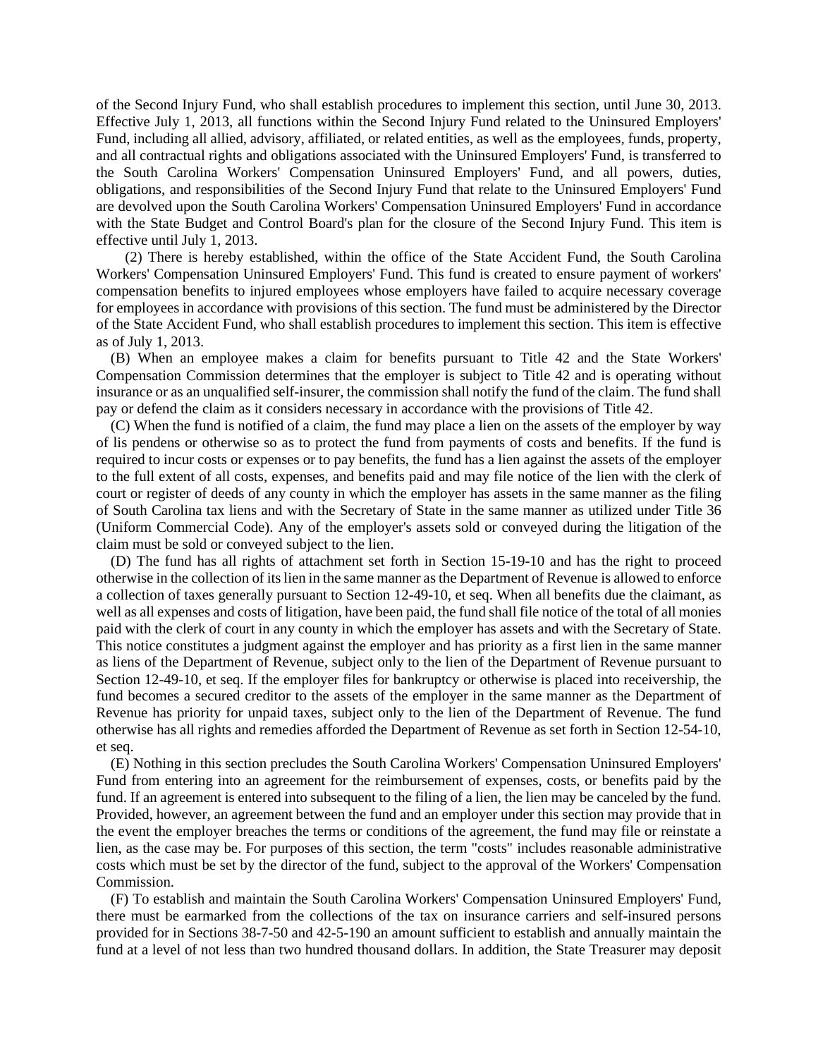of the Second Injury Fund, who shall establish procedures to implement this section, until June 30, 2013. Effective July 1, 2013, all functions within the Second Injury Fund related to the Uninsured Employers' Fund, including all allied, advisory, affiliated, or related entities, as well as the employees, funds, property, and all contractual rights and obligations associated with the Uninsured Employers' Fund, is transferred to the South Carolina Workers' Compensation Uninsured Employers' Fund, and all powers, duties, obligations, and responsibilities of the Second Injury Fund that relate to the Uninsured Employers' Fund are devolved upon the South Carolina Workers' Compensation Uninsured Employers' Fund in accordance with the State Budget and Control Board's plan for the closure of the Second Injury Fund. This item is effective until July 1, 2013.

(2) There is hereby established, within the office of the State Accident Fund, the South Carolina Workers' Compensation Uninsured Employers' Fund. This fund is created to ensure payment of workers' compensation benefits to injured employees whose employers have failed to acquire necessary coverage for employees in accordance with provisions of this section. The fund must be administered by the Director of the State Accident Fund, who shall establish procedures to implement this section. This item is effective as of July 1, 2013.

(B) When an employee makes a claim for benefits pursuant to Title 42 and the State Workers' Compensation Commission determines that the employer is subject to Title 42 and is operating without insurance or as an unqualified self-insurer, the commission shall notify the fund of the claim. The fund shall pay or defend the claim as it considers necessary in accordance with the provisions of Title 42.

(C) When the fund is notified of a claim, the fund may place a lien on the assets of the employer by way of lis pendens or otherwise so as to protect the fund from payments of costs and benefits. If the fund is required to incur costs or expenses or to pay benefits, the fund has a lien against the assets of the employer to the full extent of all costs, expenses, and benefits paid and may file notice of the lien with the clerk of court or register of deeds of any county in which the employer has assets in the same manner as the filing of South Carolina tax liens and with the Secretary of State in the same manner as utilized under Title 36 (Uniform Commercial Code). Any of the employer's assets sold or conveyed during the litigation of the claim must be sold or conveyed subject to the lien.

(D) The fund has all rights of attachment set forth in Section 15-19-10 and has the right to proceed otherwise in the collection of its lien in the same manner as the Department of Revenue is allowed to enforce a collection of taxes generally pursuant to Section 12-49-10, et seq. When all benefits due the claimant, as well as all expenses and costs of litigation, have been paid, the fund shall file notice of the total of all monies paid with the clerk of court in any county in which the employer has assets and with the Secretary of State. This notice constitutes a judgment against the employer and has priority as a first lien in the same manner as liens of the Department of Revenue, subject only to the lien of the Department of Revenue pursuant to Section 12-49-10, et seq. If the employer files for bankruptcy or otherwise is placed into receivership, the fund becomes a secured creditor to the assets of the employer in the same manner as the Department of Revenue has priority for unpaid taxes, subject only to the lien of the Department of Revenue. The fund otherwise has all rights and remedies afforded the Department of Revenue as set forth in Section 12-54-10, et seq.

(E) Nothing in this section precludes the South Carolina Workers' Compensation Uninsured Employers' Fund from entering into an agreement for the reimbursement of expenses, costs, or benefits paid by the fund. If an agreement is entered into subsequent to the filing of a lien, the lien may be canceled by the fund. Provided, however, an agreement between the fund and an employer under this section may provide that in the event the employer breaches the terms or conditions of the agreement, the fund may file or reinstate a lien, as the case may be. For purposes of this section, the term "costs" includes reasonable administrative costs which must be set by the director of the fund, subject to the approval of the Workers' Compensation Commission.

(F) To establish and maintain the South Carolina Workers' Compensation Uninsured Employers' Fund, there must be earmarked from the collections of the tax on insurance carriers and self-insured persons provided for in Sections 38-7-50 and 42-5-190 an amount sufficient to establish and annually maintain the fund at a level of not less than two hundred thousand dollars. In addition, the State Treasurer may deposit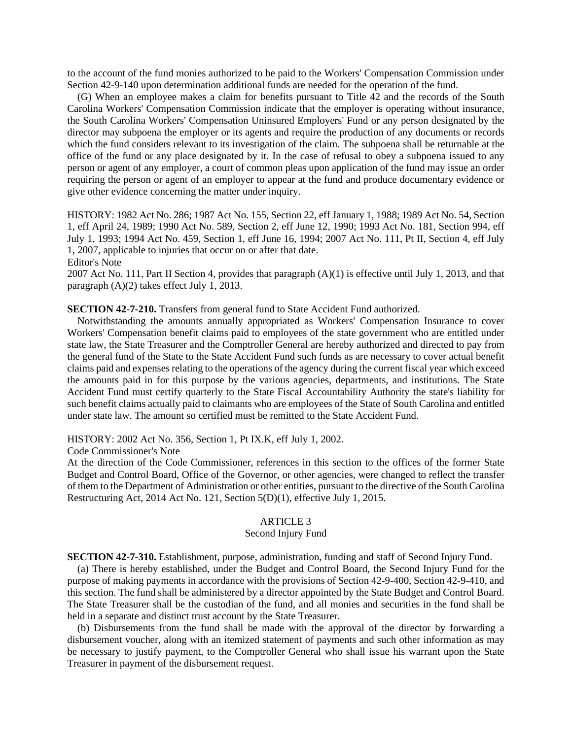to the account of the fund monies authorized to be paid to the Workers' Compensation Commission under Section 42-9-140 upon determination additional funds are needed for the operation of the fund.

(G) When an employee makes a claim for benefits pursuant to Title 42 and the records of the South Carolina Workers' Compensation Commission indicate that the employer is operating without insurance, the South Carolina Workers' Compensation Uninsured Employers' Fund or any person designated by the director may subpoena the employer or its agents and require the production of any documents or records which the fund considers relevant to its investigation of the claim. The subpoena shall be returnable at the office of the fund or any place designated by it. In the case of refusal to obey a subpoena issued to any person or agent of any employer, a court of common pleas upon application of the fund may issue an order requiring the person or agent of an employer to appear at the fund and produce documentary evidence or give other evidence concerning the matter under inquiry.

HISTORY: 1982 Act No. 286; 1987 Act No. 155, Section 22, eff January 1, 1988; 1989 Act No. 54, Section 1, eff April 24, 1989; 1990 Act No. 589, Section 2, eff June 12, 1990; 1993 Act No. 181, Section 994, eff July 1, 1993; 1994 Act No. 459, Section 1, eff June 16, 1994; 2007 Act No. 111, Pt II, Section 4, eff July 1, 2007, applicable to injuries that occur on or after that date.

Editor's Note

2007 Act No. 111, Part II Section 4, provides that paragraph (A)(1) is effective until July 1, 2013, and that paragraph (A)(2) takes effect July 1, 2013.

**SECTION 42-7-210.** Transfers from general fund to State Accident Fund authorized.

Notwithstanding the amounts annually appropriated as Workers' Compensation Insurance to cover Workers' Compensation benefit claims paid to employees of the state government who are entitled under state law, the State Treasurer and the Comptroller General are hereby authorized and directed to pay from the general fund of the State to the State Accident Fund such funds as are necessary to cover actual benefit claims paid and expenses relating to the operations of the agency during the current fiscal year which exceed the amounts paid in for this purpose by the various agencies, departments, and institutions. The State Accident Fund must certify quarterly to the State Fiscal Accountability Authority the state's liability for such benefit claims actually paid to claimants who are employees of the State of South Carolina and entitled under state law. The amount so certified must be remitted to the State Accident Fund.

HISTORY: 2002 Act No. 356, Section 1, Pt IX.K, eff July 1, 2002.

Code Commissioner's Note

At the direction of the Code Commissioner, references in this section to the offices of the former State Budget and Control Board, Office of the Governor, or other agencies, were changed to reflect the transfer of them to the Department of Administration or other entities, pursuant to the directive of the South Carolina Restructuring Act, 2014 Act No. 121, Section 5(D)(1), effective July 1, 2015.

## ARTICLE 3
## Second Injury Fund

**SECTION 42-7-310.** Establishment, purpose, administration, funding and staff of Second Injury Fund.

(a) There is hereby established, under the Budget and Control Board, the Second Injury Fund for the purpose of making payments in accordance with the provisions of Section 42-9-400, Section 42-9-410, and this section. The fund shall be administered by a director appointed by the State Budget and Control Board. The State Treasurer shall be the custodian of the fund, and all monies and securities in the fund shall be held in a separate and distinct trust account by the State Treasurer.

(b) Disbursements from the fund shall be made with the approval of the director by forwarding a disbursement voucher, along with an itemized statement of payments and such other information as may be necessary to justify payment, to the Comptroller General who shall issue his warrant upon the State Treasurer in payment of the disbursement request.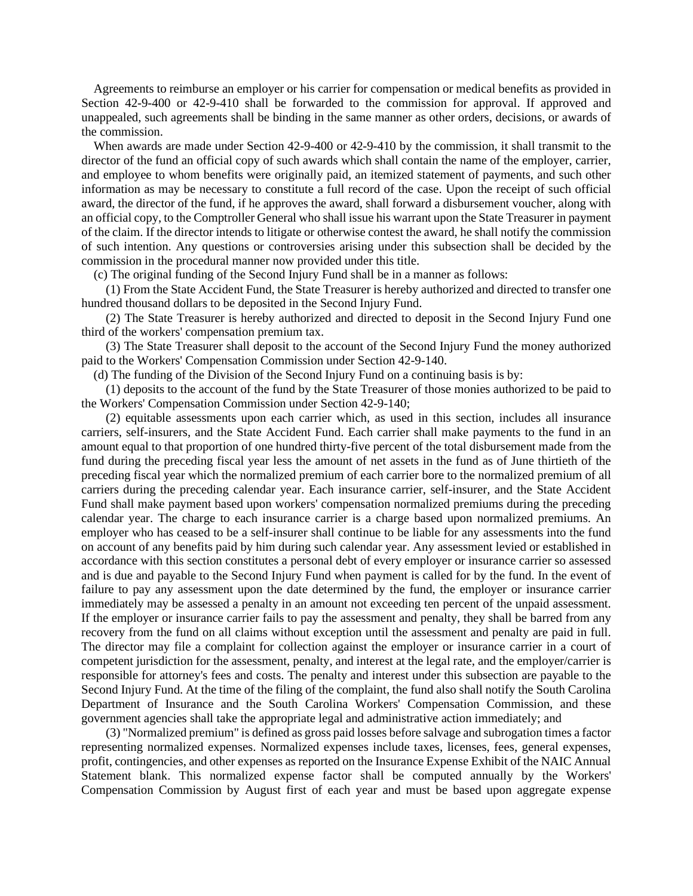Agreements to reimburse an employer or his carrier for compensation or medical benefits as provided in Section 42-9-400 or 42-9-410 shall be forwarded to the commission for approval. If approved and unappealed, such agreements shall be binding in the same manner as other orders, decisions, or awards of the commission.

When awards are made under Section 42-9-400 or 42-9-410 by the commission, it shall transmit to the director of the fund an official copy of such awards which shall contain the name of the employer, carrier, and employee to whom benefits were originally paid, an itemized statement of payments, and such other information as may be necessary to constitute a full record of the case. Upon the receipt of such official award, the director of the fund, if he approves the award, shall forward a disbursement voucher, along with an official copy, to the Comptroller General who shall issue his warrant upon the State Treasurer in payment of the claim. If the director intends to litigate or otherwise contest the award, he shall notify the commission of such intention. Any questions or controversies arising under this subsection shall be decided by the commission in the procedural manner now provided under this title.

(c) The original funding of the Second Injury Fund shall be in a manner as follows:

(1) From the State Accident Fund, the State Treasurer is hereby authorized and directed to transfer one hundred thousand dollars to be deposited in the Second Injury Fund.

(2) The State Treasurer is hereby authorized and directed to deposit in the Second Injury Fund one third of the workers' compensation premium tax.

(3) The State Treasurer shall deposit to the account of the Second Injury Fund the money authorized paid to the Workers' Compensation Commission under Section 42-9-140.

(d) The funding of the Division of the Second Injury Fund on a continuing basis is by:

(1) deposits to the account of the fund by the State Treasurer of those monies authorized to be paid to the Workers' Compensation Commission under Section 42-9-140;

(2) equitable assessments upon each carrier which, as used in this section, includes all insurance carriers, self-insurers, and the State Accident Fund. Each carrier shall make payments to the fund in an amount equal to that proportion of one hundred thirty-five percent of the total disbursement made from the fund during the preceding fiscal year less the amount of net assets in the fund as of June thirtieth of the preceding fiscal year which the normalized premium of each carrier bore to the normalized premium of all carriers during the preceding calendar year. Each insurance carrier, self-insurer, and the State Accident Fund shall make payment based upon workers' compensation normalized premiums during the preceding calendar year. The charge to each insurance carrier is a charge based upon normalized premiums. An employer who has ceased to be a self-insurer shall continue to be liable for any assessments into the fund on account of any benefits paid by him during such calendar year. Any assessment levied or established in accordance with this section constitutes a personal debt of every employer or insurance carrier so assessed and is due and payable to the Second Injury Fund when payment is called for by the fund. In the event of failure to pay any assessment upon the date determined by the fund, the employer or insurance carrier immediately may be assessed a penalty in an amount not exceeding ten percent of the unpaid assessment. If the employer or insurance carrier fails to pay the assessment and penalty, they shall be barred from any recovery from the fund on all claims without exception until the assessment and penalty are paid in full. The director may file a complaint for collection against the employer or insurance carrier in a court of competent jurisdiction for the assessment, penalty, and interest at the legal rate, and the employer/carrier is responsible for attorney's fees and costs. The penalty and interest under this subsection are payable to the Second Injury Fund. At the time of the filing of the complaint, the fund also shall notify the South Carolina Department of Insurance and the South Carolina Workers' Compensation Commission, and these government agencies shall take the appropriate legal and administrative action immediately; and

(3) "Normalized premium" is defined as gross paid losses before salvage and subrogation times a factor representing normalized expenses. Normalized expenses include taxes, licenses, fees, general expenses, profit, contingencies, and other expenses as reported on the Insurance Expense Exhibit of the NAIC Annual Statement blank. This normalized expense factor shall be computed annually by the Workers' Compensation Commission by August first of each year and must be based upon aggregate expense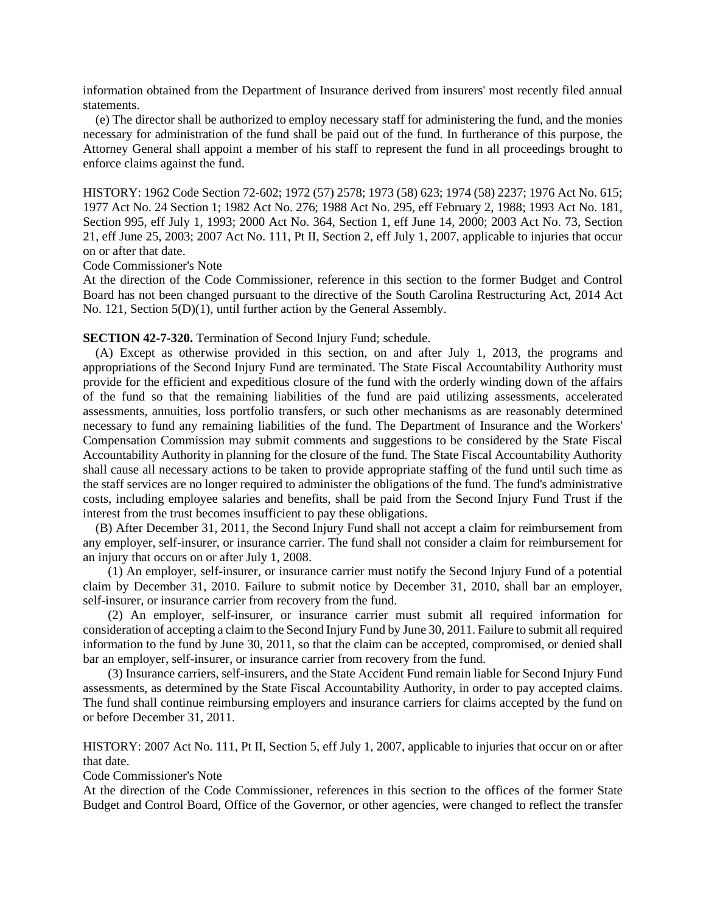information obtained from the Department of Insurance derived from insurers' most recently filed annual statements.

(e) The director shall be authorized to employ necessary staff for administering the fund, and the monies necessary for administration of the fund shall be paid out of the fund. In furtherance of this purpose, the Attorney General shall appoint a member of his staff to represent the fund in all proceedings brought to enforce claims against the fund.

HISTORY: 1962 Code Section 72-602; 1972 (57) 2578; 1973 (58) 623; 1974 (58) 2237; 1976 Act No. 615; 1977 Act No. 24 Section 1; 1982 Act No. 276; 1988 Act No. 295, eff February 2, 1988; 1993 Act No. 181, Section 995, eff July 1, 1993; 2000 Act No. 364, Section 1, eff June 14, 2000; 2003 Act No. 73, Section 21, eff June 25, 2003; 2007 Act No. 111, Pt II, Section 2, eff July 1, 2007, applicable to injuries that occur on or after that date.

Code Commissioner's Note

At the direction of the Code Commissioner, reference in this section to the former Budget and Control Board has not been changed pursuant to the directive of the South Carolina Restructuring Act, 2014 Act No. 121, Section 5(D)(1), until further action by the General Assembly.

**SECTION 42-7-320.** Termination of Second Injury Fund; schedule.

(A) Except as otherwise provided in this section, on and after July 1, 2013, the programs and appropriations of the Second Injury Fund are terminated. The State Fiscal Accountability Authority must provide for the efficient and expeditious closure of the fund with the orderly winding down of the affairs of the fund so that the remaining liabilities of the fund are paid utilizing assessments, accelerated assessments, annuities, loss portfolio transfers, or such other mechanisms as are reasonably determined necessary to fund any remaining liabilities of the fund. The Department of Insurance and the Workers' Compensation Commission may submit comments and suggestions to be considered by the State Fiscal Accountability Authority in planning for the closure of the fund. The State Fiscal Accountability Authority shall cause all necessary actions to be taken to provide appropriate staffing of the fund until such time as the staff services are no longer required to administer the obligations of the fund. The fund's administrative costs, including employee salaries and benefits, shall be paid from the Second Injury Fund Trust if the interest from the trust becomes insufficient to pay these obligations.

(B) After December 31, 2011, the Second Injury Fund shall not accept a claim for reimbursement from any employer, self-insurer, or insurance carrier. The fund shall not consider a claim for reimbursement for an injury that occurs on or after July 1, 2008.

(1) An employer, self-insurer, or insurance carrier must notify the Second Injury Fund of a potential claim by December 31, 2010. Failure to submit notice by December 31, 2010, shall bar an employer, self-insurer, or insurance carrier from recovery from the fund.

(2) An employer, self-insurer, or insurance carrier must submit all required information for consideration of accepting a claim to the Second Injury Fund by June 30, 2011. Failure to submit all required information to the fund by June 30, 2011, so that the claim can be accepted, compromised, or denied shall bar an employer, self-insurer, or insurance carrier from recovery from the fund.

(3) Insurance carriers, self-insurers, and the State Accident Fund remain liable for Second Injury Fund assessments, as determined by the State Fiscal Accountability Authority, in order to pay accepted claims. The fund shall continue reimbursing employers and insurance carriers for claims accepted by the fund on or before December 31, 2011.

HISTORY: 2007 Act No. 111, Pt II, Section 5, eff July 1, 2007, applicable to injuries that occur on or after that date.

Code Commissioner's Note

At the direction of the Code Commissioner, references in this section to the offices of the former State Budget and Control Board, Office of the Governor, or other agencies, were changed to reflect the transfer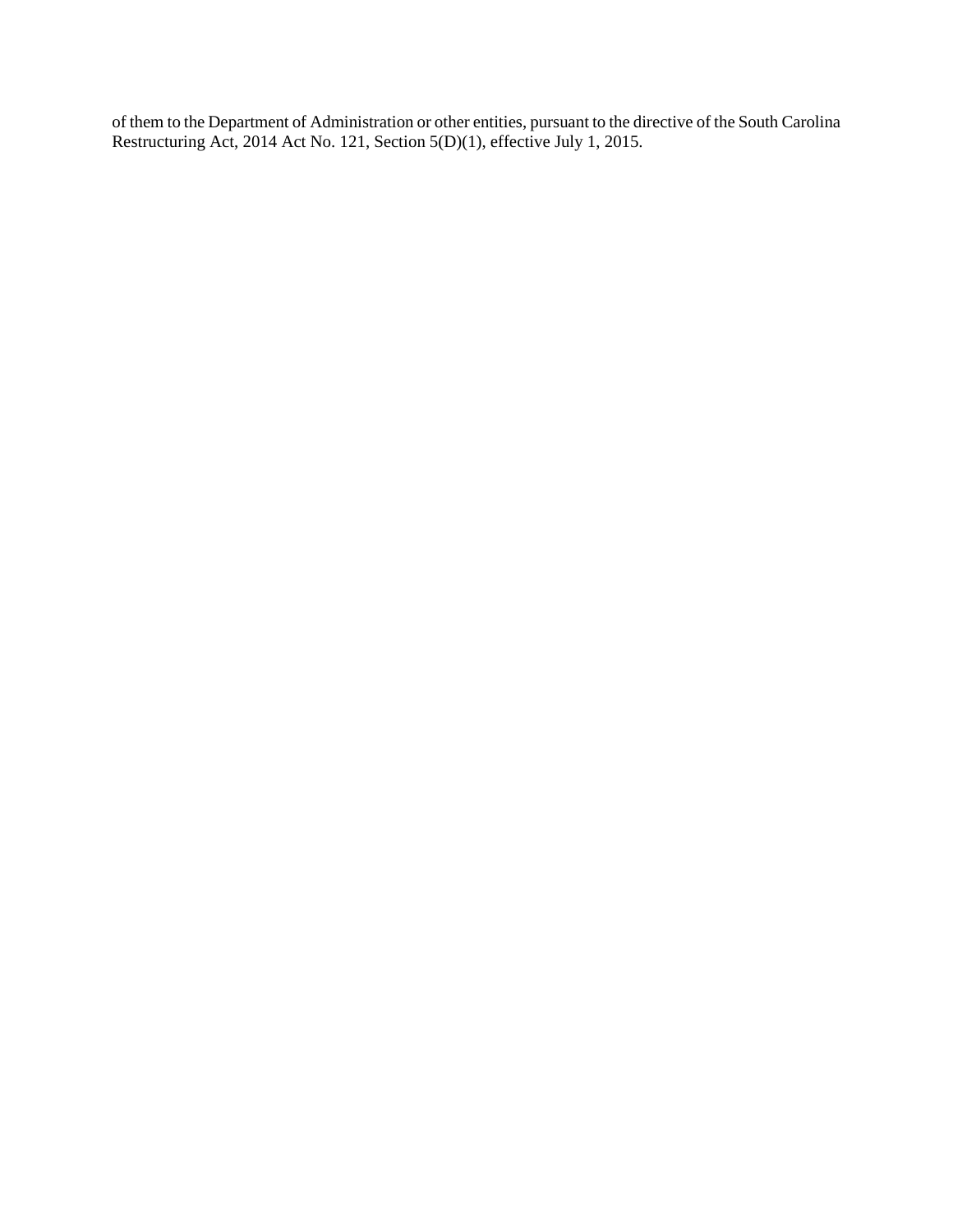of them to the Department of Administration or other entities, pursuant to the directive of the South Carolina Restructuring Act, 2014 Act No. 121, Section 5(D)(1), effective July 1, 2015.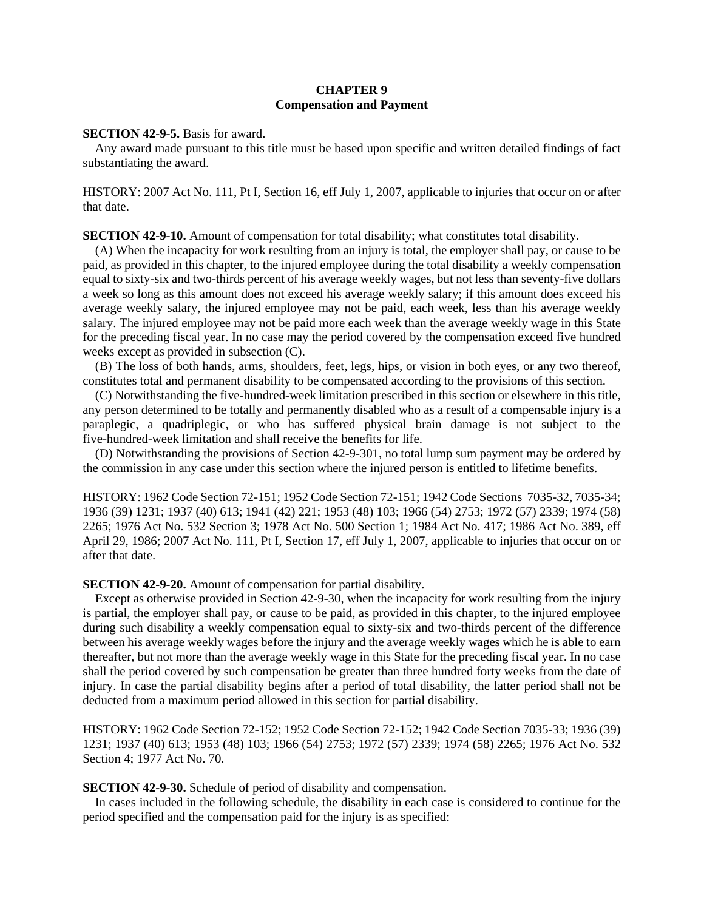# CHAPTER 9
## Compensation and Payment

**SECTION 42-9-5.** Basis for award.

Any award made pursuant to this title must be based upon specific and written detailed findings of fact substantiating the award.

HISTORY: 2007 Act No. 111, Pt I, Section 16, eff July 1, 2007, applicable to injuries that occur on or after that date.

**SECTION 42-9-10.** Amount of compensation for total disability; what constitutes total disability.

(A) When the incapacity for work resulting from an injury is total, the employer shall pay, or cause to be paid, as provided in this chapter, to the injured employee during the total disability a weekly compensation equal to sixty-six and two-thirds percent of his average weekly wages, but not less than seventy-five dollars a week so long as this amount does not exceed his average weekly salary; if this amount does exceed his average weekly salary, the injured employee may not be paid, each week, less than his average weekly salary. The injured employee may not be paid more each week than the average weekly wage in this State for the preceding fiscal year. In no case may the period covered by the compensation exceed five hundred weeks except as provided in subsection (C).

(B) The loss of both hands, arms, shoulders, feet, legs, hips, or vision in both eyes, or any two thereof, constitutes total and permanent disability to be compensated according to the provisions of this section.

(C) Notwithstanding the five-hundred-week limitation prescribed in this section or elsewhere in this title, any person determined to be totally and permanently disabled who as a result of a compensable injury is a paraplegic, a quadriplegic, or who has suffered physical brain damage is not subject to the five-hundred-week limitation and shall receive the benefits for life.

(D) Notwithstanding the provisions of Section 42-9-301, no total lump sum payment may be ordered by the commission in any case under this section where the injured person is entitled to lifetime benefits.

HISTORY: 1962 Code Section 72-151; 1952 Code Section 72-151; 1942 Code Sections 7035-32, 7035-34; 1936 (39) 1231; 1937 (40) 613; 1941 (42) 221; 1953 (48) 103; 1966 (54) 2753; 1972 (57) 2339; 1974 (58) 2265; 1976 Act No. 532 Section 3; 1978 Act No. 500 Section 1; 1984 Act No. 417; 1986 Act No. 389, eff April 29, 1986; 2007 Act No. 111, Pt I, Section 17, eff July 1, 2007, applicable to injuries that occur on or after that date.

**SECTION 42-9-20.** Amount of compensation for partial disability.

Except as otherwise provided in Section 42-9-30, when the incapacity for work resulting from the injury is partial, the employer shall pay, or cause to be paid, as provided in this chapter, to the injured employee during such disability a weekly compensation equal to sixty-six and two-thirds percent of the difference between his average weekly wages before the injury and the average weekly wages which he is able to earn thereafter, but not more than the average weekly wage in this State for the preceding fiscal year. In no case shall the period covered by such compensation be greater than three hundred forty weeks from the date of injury. In case the partial disability begins after a period of total disability, the latter period shall not be deducted from a maximum period allowed in this section for partial disability.

HISTORY: 1962 Code Section 72-152; 1952 Code Section 72-152; 1942 Code Section 7035-33; 1936 (39) 1231; 1937 (40) 613; 1953 (48) 103; 1966 (54) 2753; 1972 (57) 2339; 1974 (58) 2265; 1976 Act No. 532 Section 4; 1977 Act No. 70.

**SECTION 42-9-30.** Schedule of period of disability and compensation.

In cases included in the following schedule, the disability in each case is considered to continue for the period specified and the compensation paid for the injury is as specified: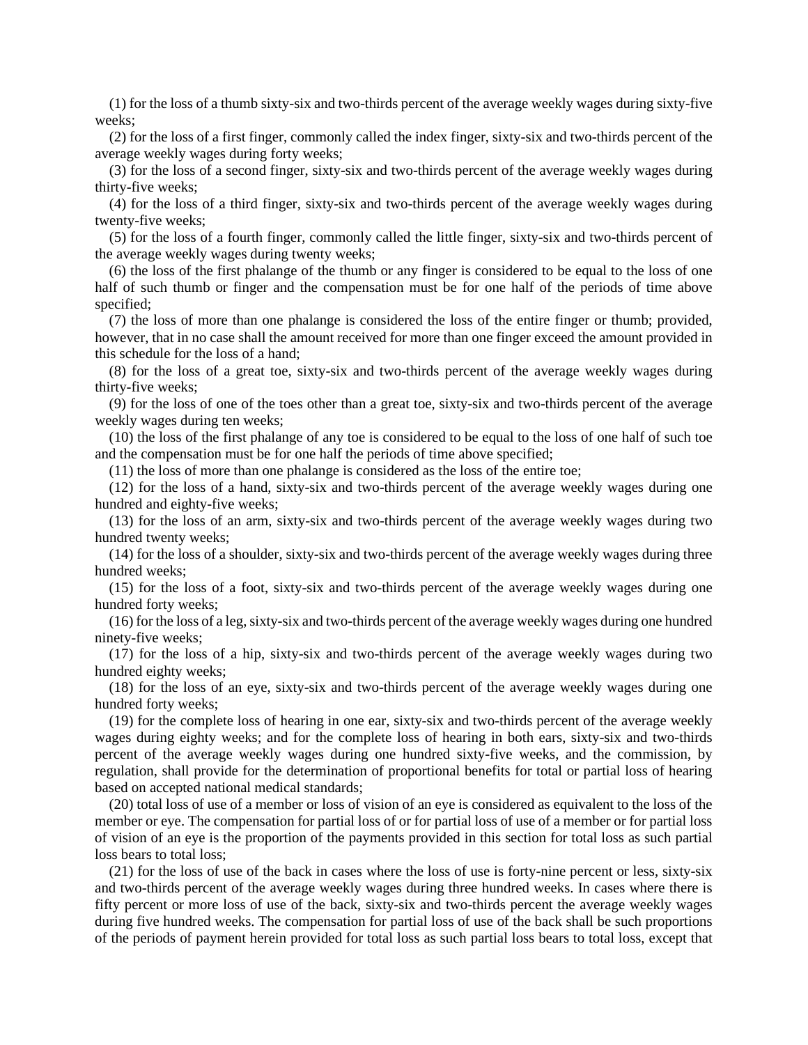(1) for the loss of a thumb sixty-six and two-thirds percent of the average weekly wages during sixty-five weeks;

(2) for the loss of a first finger, commonly called the index finger, sixty-six and two-thirds percent of the average weekly wages during forty weeks;

(3) for the loss of a second finger, sixty-six and two-thirds percent of the average weekly wages during thirty-five weeks;

(4) for the loss of a third finger, sixty-six and two-thirds percent of the average weekly wages during twenty-five weeks;

(5) for the loss of a fourth finger, commonly called the little finger, sixty-six and two-thirds percent of the average weekly wages during twenty weeks;

(6) the loss of the first phalange of the thumb or any finger is considered to be equal to the loss of one half of such thumb or finger and the compensation must be for one half of the periods of time above specified;

(7) the loss of more than one phalange is considered the loss of the entire finger or thumb; provided, however, that in no case shall the amount received for more than one finger exceed the amount provided in this schedule for the loss of a hand;

(8) for the loss of a great toe, sixty-six and two-thirds percent of the average weekly wages during thirty-five weeks;

(9) for the loss of one of the toes other than a great toe, sixty-six and two-thirds percent of the average weekly wages during ten weeks;

(10) the loss of the first phalange of any toe is considered to be equal to the loss of one half of such toe and the compensation must be for one half the periods of time above specified;

(11) the loss of more than one phalange is considered as the loss of the entire toe;

(12) for the loss of a hand, sixty-six and two-thirds percent of the average weekly wages during one hundred and eighty-five weeks;

(13) for the loss of an arm, sixty-six and two-thirds percent of the average weekly wages during two hundred twenty weeks;

(14) for the loss of a shoulder, sixty-six and two-thirds percent of the average weekly wages during three hundred weeks;

(15) for the loss of a foot, sixty-six and two-thirds percent of the average weekly wages during one hundred forty weeks;

(16) for the loss of a leg, sixty-six and two-thirds percent of the average weekly wages during one hundred ninety-five weeks;

(17) for the loss of a hip, sixty-six and two-thirds percent of the average weekly wages during two hundred eighty weeks;

(18) for the loss of an eye, sixty-six and two-thirds percent of the average weekly wages during one hundred forty weeks;

(19) for the complete loss of hearing in one ear, sixty-six and two-thirds percent of the average weekly wages during eighty weeks; and for the complete loss of hearing in both ears, sixty-six and two-thirds percent of the average weekly wages during one hundred sixty-five weeks, and the commission, by regulation, shall provide for the determination of proportional benefits for total or partial loss of hearing based on accepted national medical standards;

(20) total loss of use of a member or loss of vision of an eye is considered as equivalent to the loss of the member or eye. The compensation for partial loss of or for partial loss of use of a member or for partial loss of vision of an eye is the proportion of the payments provided in this section for total loss as such partial loss bears to total loss;

(21) for the loss of use of the back in cases where the loss of use is forty-nine percent or less, sixty-six and two-thirds percent of the average weekly wages during three hundred weeks. In cases where there is fifty percent or more loss of use of the back, sixty-six and two-thirds percent the average weekly wages during five hundred weeks. The compensation for partial loss of use of the back shall be such proportions of the periods of payment herein provided for total loss as such partial loss bears to total loss, except that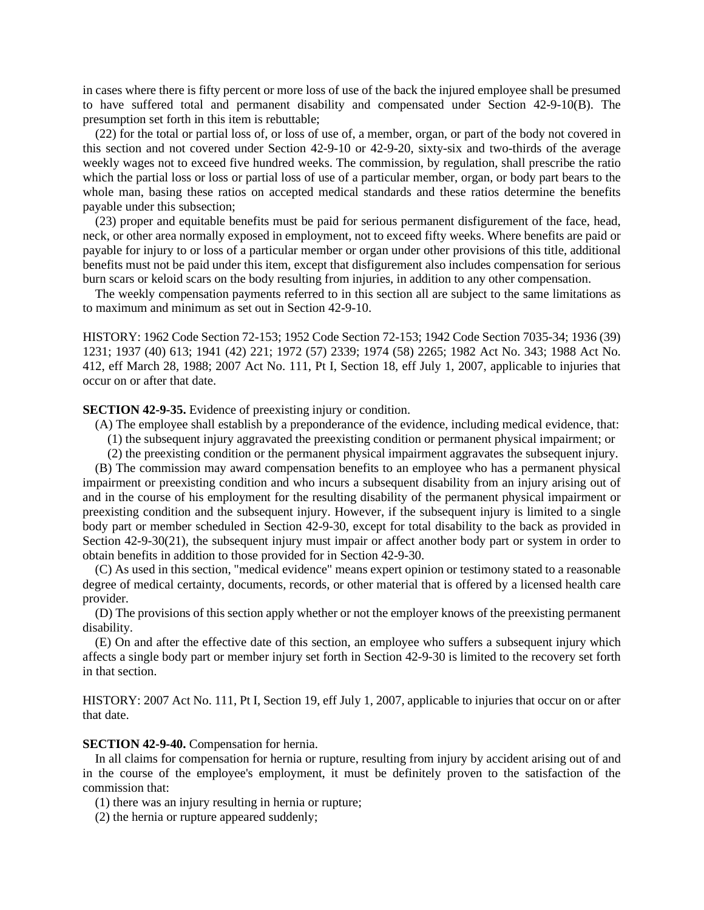in cases where there is fifty percent or more loss of use of the back the injured employee shall be presumed to have suffered total and permanent disability and compensated under Section 42-9-10(B). The presumption set forth in this item is rebuttable;

(22) for the total or partial loss of, or loss of use of, a member, organ, or part of the body not covered in this section and not covered under Section 42-9-10 or 42-9-20, sixty-six and two-thirds of the average weekly wages not to exceed five hundred weeks. The commission, by regulation, shall prescribe the ratio which the partial loss or loss or partial loss of use of a particular member, organ, or body part bears to the whole man, basing these ratios on accepted medical standards and these ratios determine the benefits payable under this subsection;

(23) proper and equitable benefits must be paid for serious permanent disfigurement of the face, head, neck, or other area normally exposed in employment, not to exceed fifty weeks. Where benefits are paid or payable for injury to or loss of a particular member or organ under other provisions of this title, additional benefits must not be paid under this item, except that disfigurement also includes compensation for serious burn scars or keloid scars on the body resulting from injuries, in addition to any other compensation.

The weekly compensation payments referred to in this section all are subject to the same limitations as to maximum and minimum as set out in Section 42-9-10.

HISTORY: 1962 Code Section 72-153; 1952 Code Section 72-153; 1942 Code Section 7035-34; 1936 (39) 1231; 1937 (40) 613; 1941 (42) 221; 1972 (57) 2339; 1974 (58) 2265; 1982 Act No. 343; 1988 Act No. 412, eff March 28, 1988; 2007 Act No. 111, Pt I, Section 18, eff July 1, 2007, applicable to injuries that occur on or after that date.

**SECTION 42-9-35.** Evidence of preexisting injury or condition.

(A) The employee shall establish by a preponderance of the evidence, including medical evidence, that:

(1) the subsequent injury aggravated the preexisting condition or permanent physical impairment; or

(2) the preexisting condition or the permanent physical impairment aggravates the subsequent injury.

(B) The commission may award compensation benefits to an employee who has a permanent physical impairment or preexisting condition and who incurs a subsequent disability from an injury arising out of and in the course of his employment for the resulting disability of the permanent physical impairment or preexisting condition and the subsequent injury. However, if the subsequent injury is limited to a single body part or member scheduled in Section 42-9-30, except for total disability to the back as provided in Section 42-9-30(21), the subsequent injury must impair or affect another body part or system in order to obtain benefits in addition to those provided for in Section 42-9-30.

(C) As used in this section, "medical evidence" means expert opinion or testimony stated to a reasonable degree of medical certainty, documents, records, or other material that is offered by a licensed health care provider.

(D) The provisions of this section apply whether or not the employer knows of the preexisting permanent disability.

(E) On and after the effective date of this section, an employee who suffers a subsequent injury which affects a single body part or member injury set forth in Section 42-9-30 is limited to the recovery set forth in that section.

HISTORY: 2007 Act No. 111, Pt I, Section 19, eff July 1, 2007, applicable to injuries that occur on or after that date.

**SECTION 42-9-40.** Compensation for hernia.

In all claims for compensation for hernia or rupture, resulting from injury by accident arising out of and in the course of the employee's employment, it must be definitely proven to the satisfaction of the commission that:

(1) there was an injury resulting in hernia or rupture;

(2) the hernia or rupture appeared suddenly;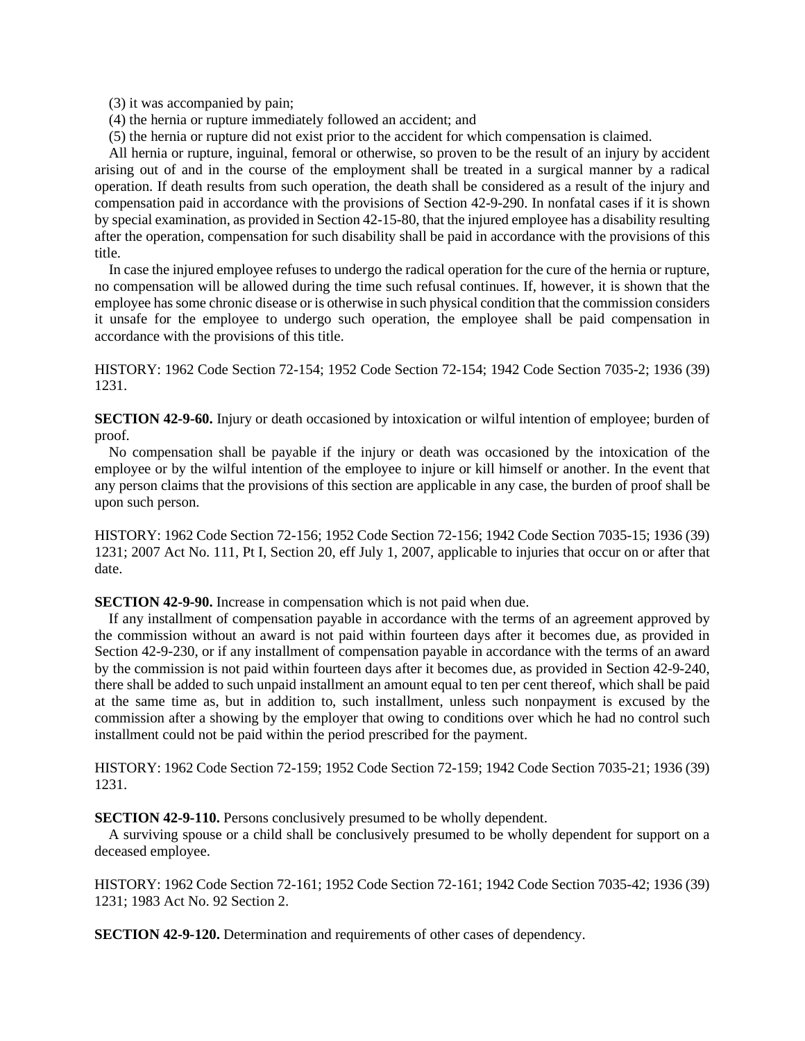(3) it was accompanied by pain;

(4) the hernia or rupture immediately followed an accident; and

(5) the hernia or rupture did not exist prior to the accident for which compensation is claimed.

All hernia or rupture, inguinal, femoral or otherwise, so proven to be the result of an injury by accident arising out of and in the course of the employment shall be treated in a surgical manner by a radical operation. If death results from such operation, the death shall be considered as a result of the injury and compensation paid in accordance with the provisions of Section 42-9-290. In nonfatal cases if it is shown by special examination, as provided in Section 42-15-80, that the injured employee has a disability resulting after the operation, compensation for such disability shall be paid in accordance with the provisions of this title.

In case the injured employee refuses to undergo the radical operation for the cure of the hernia or rupture, no compensation will be allowed during the time such refusal continues. If, however, it is shown that the employee has some chronic disease or is otherwise in such physical condition that the commission considers it unsafe for the employee to undergo such operation, the employee shall be paid compensation in accordance with the provisions of this title.

HISTORY: 1962 Code Section 72-154; 1952 Code Section 72-154; 1942 Code Section 7035-2; 1936 (39) 1231.

**SECTION 42-9-60.** Injury or death occasioned by intoxication or wilful intention of employee; burden of proof.

No compensation shall be payable if the injury or death was occasioned by the intoxication of the employee or by the wilful intention of the employee to injure or kill himself or another. In the event that any person claims that the provisions of this section are applicable in any case, the burden of proof shall be upon such person.

HISTORY: 1962 Code Section 72-156; 1952 Code Section 72-156; 1942 Code Section 7035-15; 1936 (39) 1231; 2007 Act No. 111, Pt I, Section 20, eff July 1, 2007, applicable to injuries that occur on or after that date.

**SECTION 42-9-90.** Increase in compensation which is not paid when due.

If any installment of compensation payable in accordance with the terms of an agreement approved by the commission without an award is not paid within fourteen days after it becomes due, as provided in Section 42-9-230, or if any installment of compensation payable in accordance with the terms of an award by the commission is not paid within fourteen days after it becomes due, as provided in Section 42-9-240, there shall be added to such unpaid installment an amount equal to ten per cent thereof, which shall be paid at the same time as, but in addition to, such installment, unless such nonpayment is excused by the commission after a showing by the employer that owing to conditions over which he had no control such installment could not be paid within the period prescribed for the payment.

HISTORY: 1962 Code Section 72-159; 1952 Code Section 72-159; 1942 Code Section 7035-21; 1936 (39) 1231.

**SECTION 42-9-110.** Persons conclusively presumed to be wholly dependent.

A surviving spouse or a child shall be conclusively presumed to be wholly dependent for support on a deceased employee.

HISTORY: 1962 Code Section 72-161; 1952 Code Section 72-161; 1942 Code Section 7035-42; 1936 (39) 1231; 1983 Act No. 92 Section 2.

**SECTION 42-9-120.** Determination and requirements of other cases of dependency.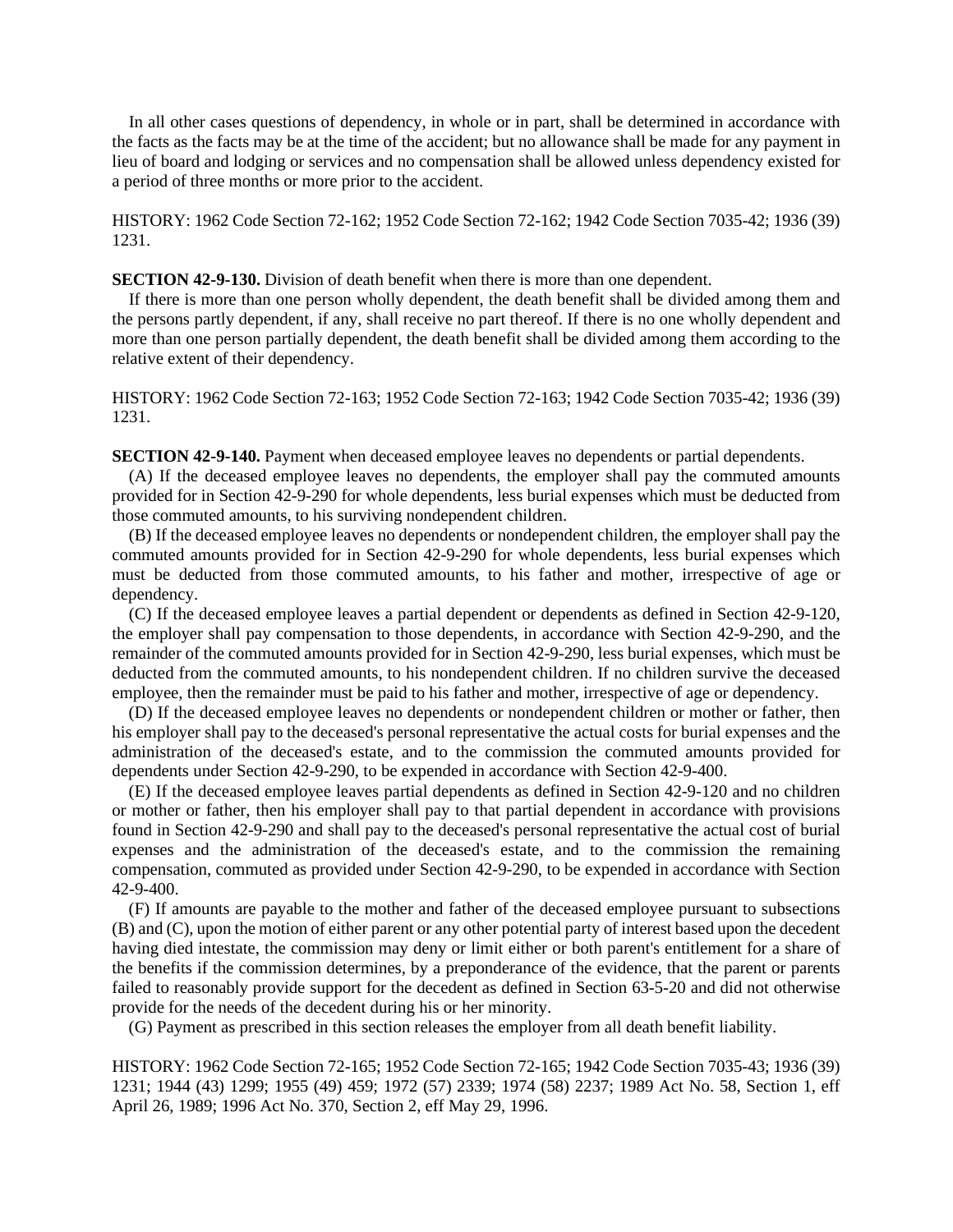In all other cases questions of dependency, in whole or in part, shall be determined in accordance with the facts as the facts may be at the time of the accident; but no allowance shall be made for any payment in lieu of board and lodging or services and no compensation shall be allowed unless dependency existed for a period of three months or more prior to the accident.

HISTORY: 1962 Code Section 72-162; 1952 Code Section 72-162; 1942 Code Section 7035-42; 1936 (39) 1231.

**SECTION 42-9-130.** Division of death benefit when there is more than one dependent.

If there is more than one person wholly dependent, the death benefit shall be divided among them and the persons partly dependent, if any, shall receive no part thereof. If there is no one wholly dependent and more than one person partially dependent, the death benefit shall be divided among them according to the relative extent of their dependency.

HISTORY: 1962 Code Section 72-163; 1952 Code Section 72-163; 1942 Code Section 7035-42; 1936 (39) 1231.

**SECTION 42-9-140.** Payment when deceased employee leaves no dependents or partial dependents.

(A) If the deceased employee leaves no dependents, the employer shall pay the commuted amounts provided for in Section 42-9-290 for whole dependents, less burial expenses which must be deducted from those commuted amounts, to his surviving nondependent children.

(B) If the deceased employee leaves no dependents or nondependent children, the employer shall pay the commuted amounts provided for in Section 42-9-290 for whole dependents, less burial expenses which must be deducted from those commuted amounts, to his father and mother, irrespective of age or dependency.

(C) If the deceased employee leaves a partial dependent or dependents as defined in Section 42-9-120, the employer shall pay compensation to those dependents, in accordance with Section 42-9-290, and the remainder of the commuted amounts provided for in Section 42-9-290, less burial expenses, which must be deducted from the commuted amounts, to his nondependent children. If no children survive the deceased employee, then the remainder must be paid to his father and mother, irrespective of age or dependency.

(D) If the deceased employee leaves no dependents or nondependent children or mother or father, then his employer shall pay to the deceased's personal representative the actual costs for burial expenses and the administration of the deceased's estate, and to the commission the commuted amounts provided for dependents under Section 42-9-290, to be expended in accordance with Section 42-9-400.

(E) If the deceased employee leaves partial dependents as defined in Section 42-9-120 and no children or mother or father, then his employer shall pay to that partial dependent in accordance with provisions found in Section 42-9-290 and shall pay to the deceased's personal representative the actual cost of burial expenses and the administration of the deceased's estate, and to the commission the remaining compensation, commuted as provided under Section 42-9-290, to be expended in accordance with Section 42-9-400.

(F) If amounts are payable to the mother and father of the deceased employee pursuant to subsections (B) and (C), upon the motion of either parent or any other potential party of interest based upon the decedent having died intestate, the commission may deny or limit either or both parent's entitlement for a share of the benefits if the commission determines, by a preponderance of the evidence, that the parent or parents failed to reasonably provide support for the decedent as defined in Section 63-5-20 and did not otherwise provide for the needs of the decedent during his or her minority.

(G) Payment as prescribed in this section releases the employer from all death benefit liability.

HISTORY: 1962 Code Section 72-165; 1952 Code Section 72-165; 1942 Code Section 7035-43; 1936 (39) 1231; 1944 (43) 1299; 1955 (49) 459; 1972 (57) 2339; 1974 (58) 2237; 1989 Act No. 58, Section 1, eff April 26, 1989; 1996 Act No. 370, Section 2, eff May 29, 1996.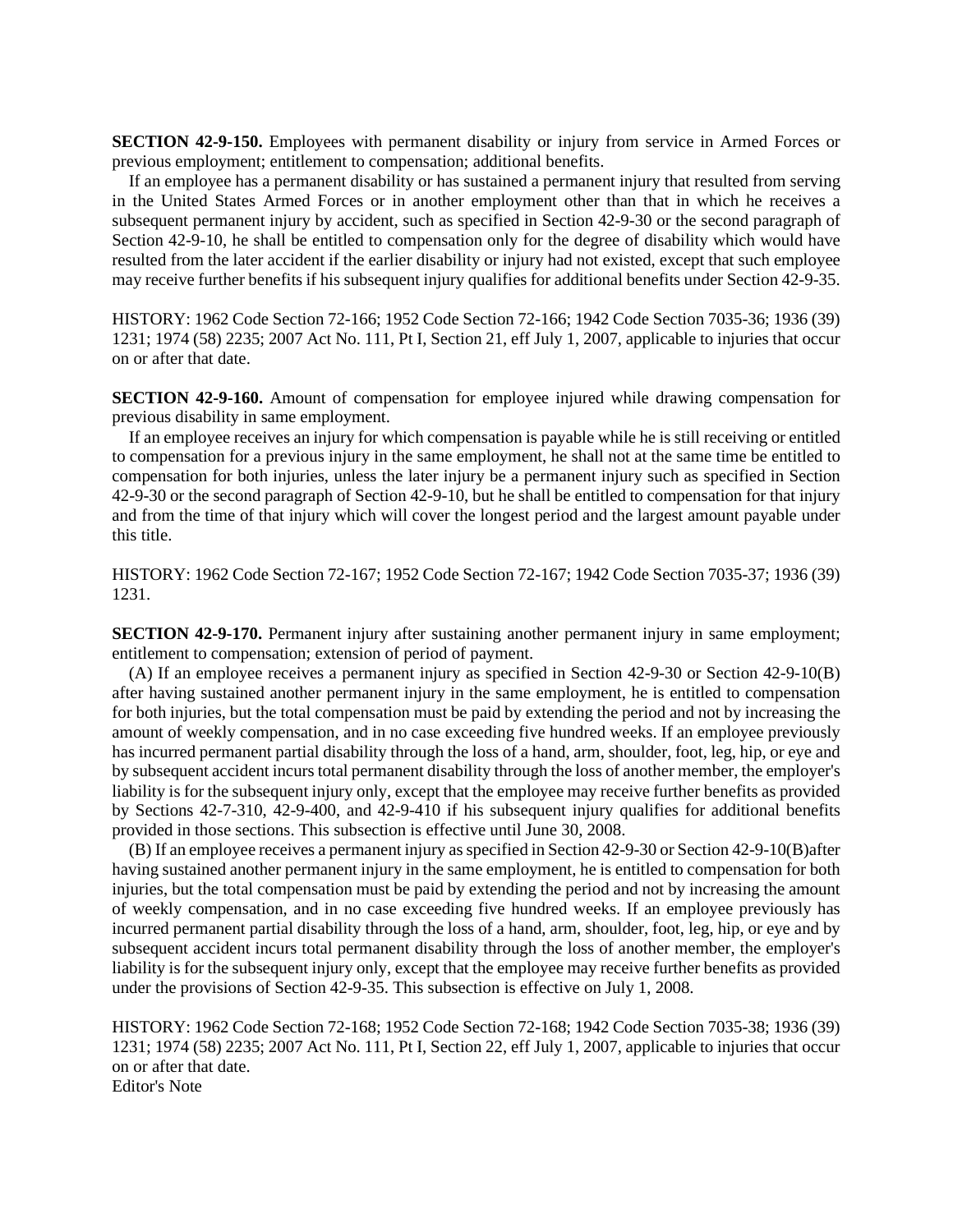**SECTION 42-9-150.** Employees with permanent disability or injury from service in Armed Forces or previous employment; entitlement to compensation; additional benefits.

If an employee has a permanent disability or has sustained a permanent injury that resulted from serving in the United States Armed Forces or in another employment other than that in which he receives a subsequent permanent injury by accident, such as specified in Section 42-9-30 or the second paragraph of Section 42-9-10, he shall be entitled to compensation only for the degree of disability which would have resulted from the later accident if the earlier disability or injury had not existed, except that such employee may receive further benefits if his subsequent injury qualifies for additional benefits under Section 42-9-35.

HISTORY: 1962 Code Section 72-166; 1952 Code Section 72-166; 1942 Code Section 7035-36; 1936 (39) 1231; 1974 (58) 2235; 2007 Act No. 111, Pt I, Section 21, eff July 1, 2007, applicable to injuries that occur on or after that date.

**SECTION 42-9-160.** Amount of compensation for employee injured while drawing compensation for previous disability in same employment.

If an employee receives an injury for which compensation is payable while he is still receiving or entitled to compensation for a previous injury in the same employment, he shall not at the same time be entitled to compensation for both injuries, unless the later injury be a permanent injury such as specified in Section 42-9-30 or the second paragraph of Section 42-9-10, but he shall be entitled to compensation for that injury and from the time of that injury which will cover the longest period and the largest amount payable under this title.

HISTORY: 1962 Code Section 72-167; 1952 Code Section 72-167; 1942 Code Section 7035-37; 1936 (39) 1231.

**SECTION 42-9-170.** Permanent injury after sustaining another permanent injury in same employment; entitlement to compensation; extension of period of payment.

(A) If an employee receives a permanent injury as specified in Section 42-9-30 or Section 42-9-10(B) after having sustained another permanent injury in the same employment, he is entitled to compensation for both injuries, but the total compensation must be paid by extending the period and not by increasing the amount of weekly compensation, and in no case exceeding five hundred weeks. If an employee previously has incurred permanent partial disability through the loss of a hand, arm, shoulder, foot, leg, hip, or eye and by subsequent accident incurs total permanent disability through the loss of another member, the employer's liability is for the subsequent injury only, except that the employee may receive further benefits as provided by Sections 42-7-310, 42-9-400, and 42-9-410 if his subsequent injury qualifies for additional benefits provided in those sections. This subsection is effective until June 30, 2008.

(B) If an employee receives a permanent injury as specified in Section 42-9-30 or Section 42-9-10(B)after having sustained another permanent injury in the same employment, he is entitled to compensation for both injuries, but the total compensation must be paid by extending the period and not by increasing the amount of weekly compensation, and in no case exceeding five hundred weeks. If an employee previously has incurred permanent partial disability through the loss of a hand, arm, shoulder, foot, leg, hip, or eye and by subsequent accident incurs total permanent disability through the loss of another member, the employer's liability is for the subsequent injury only, except that the employee may receive further benefits as provided under the provisions of Section 42-9-35. This subsection is effective on July 1, 2008.

HISTORY: 1962 Code Section 72-168; 1952 Code Section 72-168; 1942 Code Section 7035-38; 1936 (39) 1231; 1974 (58) 2235; 2007 Act No. 111, Pt I, Section 22, eff July 1, 2007, applicable to injuries that occur on or after that date.

Editor's Note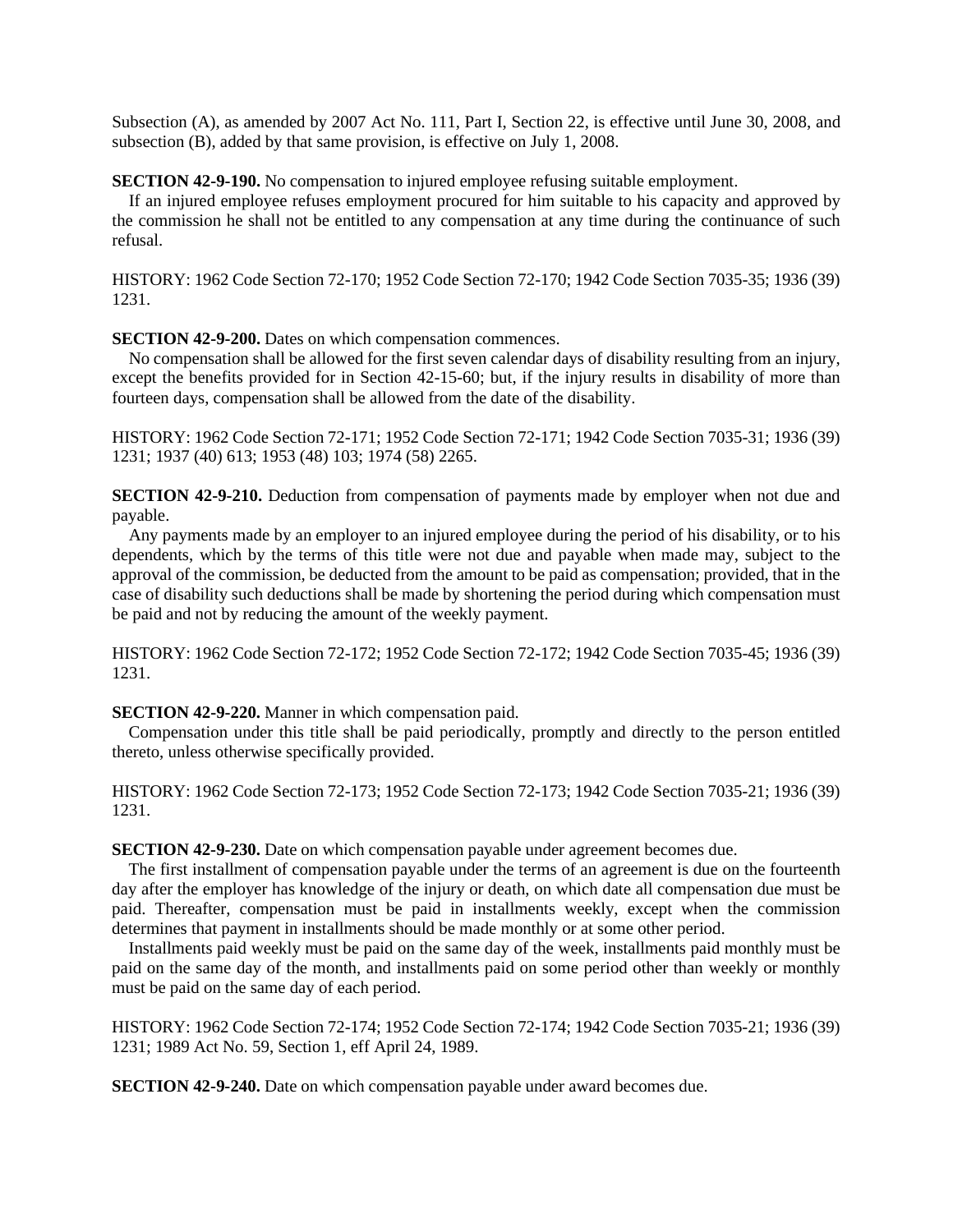Subsection (A), as amended by 2007 Act No. 111, Part I, Section 22, is effective until June 30, 2008, and subsection (B), added by that same provision, is effective on July 1, 2008.

**SECTION 42-9-190.** No compensation to injured employee refusing suitable employment.

If an injured employee refuses employment procured for him suitable to his capacity and approved by the commission he shall not be entitled to any compensation at any time during the continuance of such refusal.

HISTORY: 1962 Code Section 72-170; 1952 Code Section 72-170; 1942 Code Section 7035-35; 1936 (39) 1231.

**SECTION 42-9-200.** Dates on which compensation commences.

No compensation shall be allowed for the first seven calendar days of disability resulting from an injury, except the benefits provided for in Section 42-15-60; but, if the injury results in disability of more than fourteen days, compensation shall be allowed from the date of the disability.

HISTORY: 1962 Code Section 72-171; 1952 Code Section 72-171; 1942 Code Section 7035-31; 1936 (39) 1231; 1937 (40) 613; 1953 (48) 103; 1974 (58) 2265.

**SECTION 42-9-210.** Deduction from compensation of payments made by employer when not due and payable.

Any payments made by an employer to an injured employee during the period of his disability, or to his dependents, which by the terms of this title were not due and payable when made may, subject to the approval of the commission, be deducted from the amount to be paid as compensation; provided, that in the case of disability such deductions shall be made by shortening the period during which compensation must be paid and not by reducing the amount of the weekly payment.

HISTORY: 1962 Code Section 72-172; 1952 Code Section 72-172; 1942 Code Section 7035-45; 1936 (39) 1231.

**SECTION 42-9-220.** Manner in which compensation paid.

Compensation under this title shall be paid periodically, promptly and directly to the person entitled thereto, unless otherwise specifically provided.

HISTORY: 1962 Code Section 72-173; 1952 Code Section 72-173; 1942 Code Section 7035-21; 1936 (39) 1231.

**SECTION 42-9-230.** Date on which compensation payable under agreement becomes due.

The first installment of compensation payable under the terms of an agreement is due on the fourteenth day after the employer has knowledge of the injury or death, on which date all compensation due must be paid. Thereafter, compensation must be paid in installments weekly, except when the commission determines that payment in installments should be made monthly or at some other period.

Installments paid weekly must be paid on the same day of the week, installments paid monthly must be paid on the same day of the month, and installments paid on some period other than weekly or monthly must be paid on the same day of each period.

HISTORY: 1962 Code Section 72-174; 1952 Code Section 72-174; 1942 Code Section 7035-21; 1936 (39) 1231; 1989 Act No. 59, Section 1, eff April 24, 1989.

**SECTION 42-9-240.** Date on which compensation payable under award becomes due.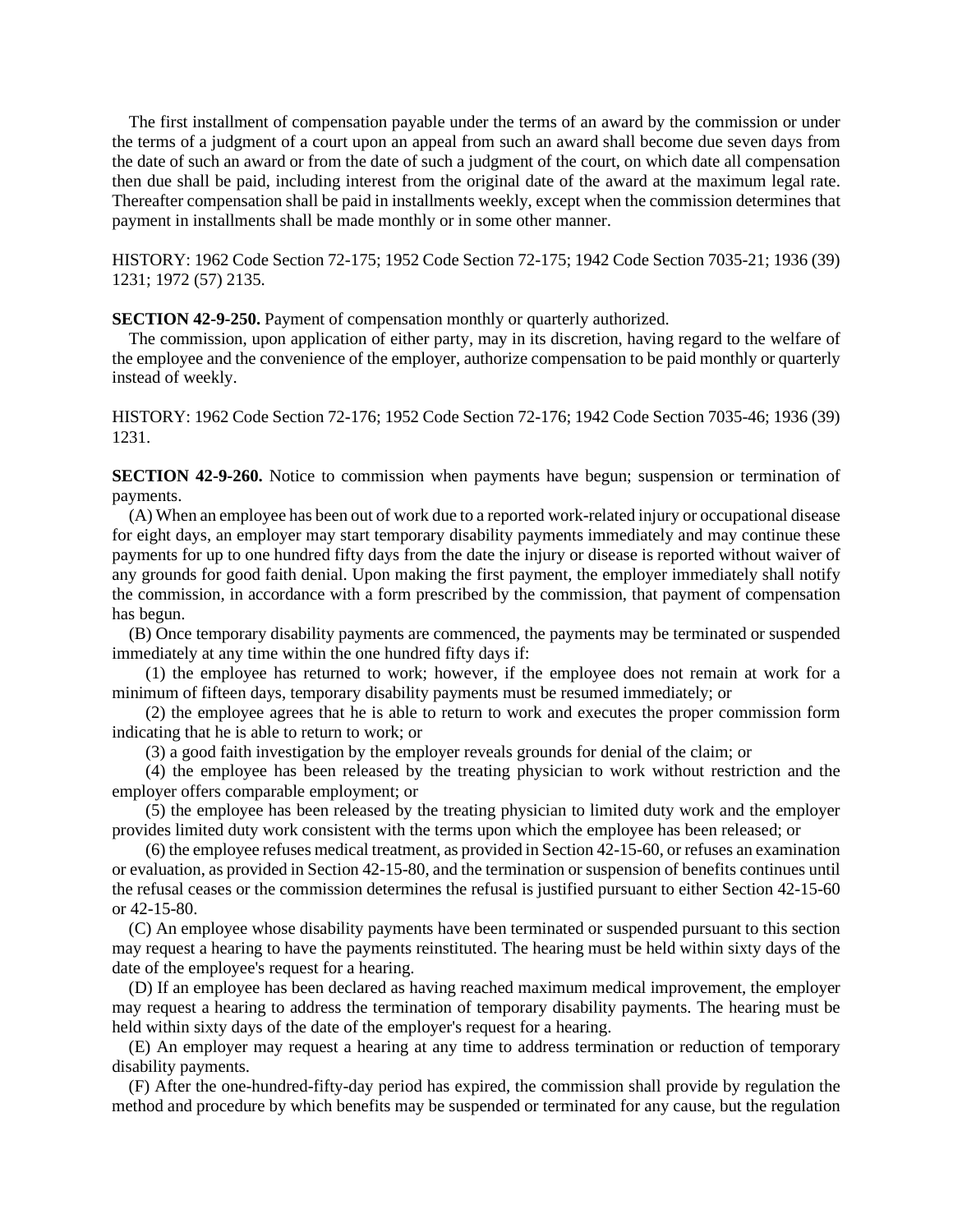The first installment of compensation payable under the terms of an award by the commission or under the terms of a judgment of a court upon an appeal from such an award shall become due seven days from the date of such an award or from the date of such a judgment of the court, on which date all compensation then due shall be paid, including interest from the original date of the award at the maximum legal rate. Thereafter compensation shall be paid in installments weekly, except when the commission determines that payment in installments shall be made monthly or in some other manner.

HISTORY: 1962 Code Section 72-175; 1952 Code Section 72-175; 1942 Code Section 7035-21; 1936 (39) 1231; 1972 (57) 2135.

**SECTION 42-9-250.** Payment of compensation monthly or quarterly authorized.

The commission, upon application of either party, may in its discretion, having regard to the welfare of the employee and the convenience of the employer, authorize compensation to be paid monthly or quarterly instead of weekly.

HISTORY: 1962 Code Section 72-176; 1952 Code Section 72-176; 1942 Code Section 7035-46; 1936 (39) 1231.

**SECTION 42-9-260.** Notice to commission when payments have begun; suspension or termination of payments.

(A) When an employee has been out of work due to a reported work-related injury or occupational disease for eight days, an employer may start temporary disability payments immediately and may continue these payments for up to one hundred fifty days from the date the injury or disease is reported without waiver of any grounds for good faith denial. Upon making the first payment, the employer immediately shall notify the commission, in accordance with a form prescribed by the commission, that payment of compensation has begun.

(B) Once temporary disability payments are commenced, the payments may be terminated or suspended immediately at any time within the one hundred fifty days if:

(1) the employee has returned to work; however, if the employee does not remain at work for a minimum of fifteen days, temporary disability payments must be resumed immediately; or

(2) the employee agrees that he is able to return to work and executes the proper commission form indicating that he is able to return to work; or

(3) a good faith investigation by the employer reveals grounds for denial of the claim; or

(4) the employee has been released by the treating physician to work without restriction and the employer offers comparable employment; or

(5) the employee has been released by the treating physician to limited duty work and the employer provides limited duty work consistent with the terms upon which the employee has been released; or

(6) the employee refuses medical treatment, as provided in Section 42-15-60, or refuses an examination or evaluation, as provided in Section 42-15-80, and the termination or suspension of benefits continues until the refusal ceases or the commission determines the refusal is justified pursuant to either Section 42-15-60 or 42-15-80.

(C) An employee whose disability payments have been terminated or suspended pursuant to this section may request a hearing to have the payments reinstituted. The hearing must be held within sixty days of the date of the employee's request for a hearing.

(D) If an employee has been declared as having reached maximum medical improvement, the employer may request a hearing to address the termination of temporary disability payments. The hearing must be held within sixty days of the date of the employer's request for a hearing.

(E) An employer may request a hearing at any time to address termination or reduction of temporary disability payments.

(F) After the one-hundred-fifty-day period has expired, the commission shall provide by regulation the method and procedure by which benefits may be suspended or terminated for any cause, but the regulation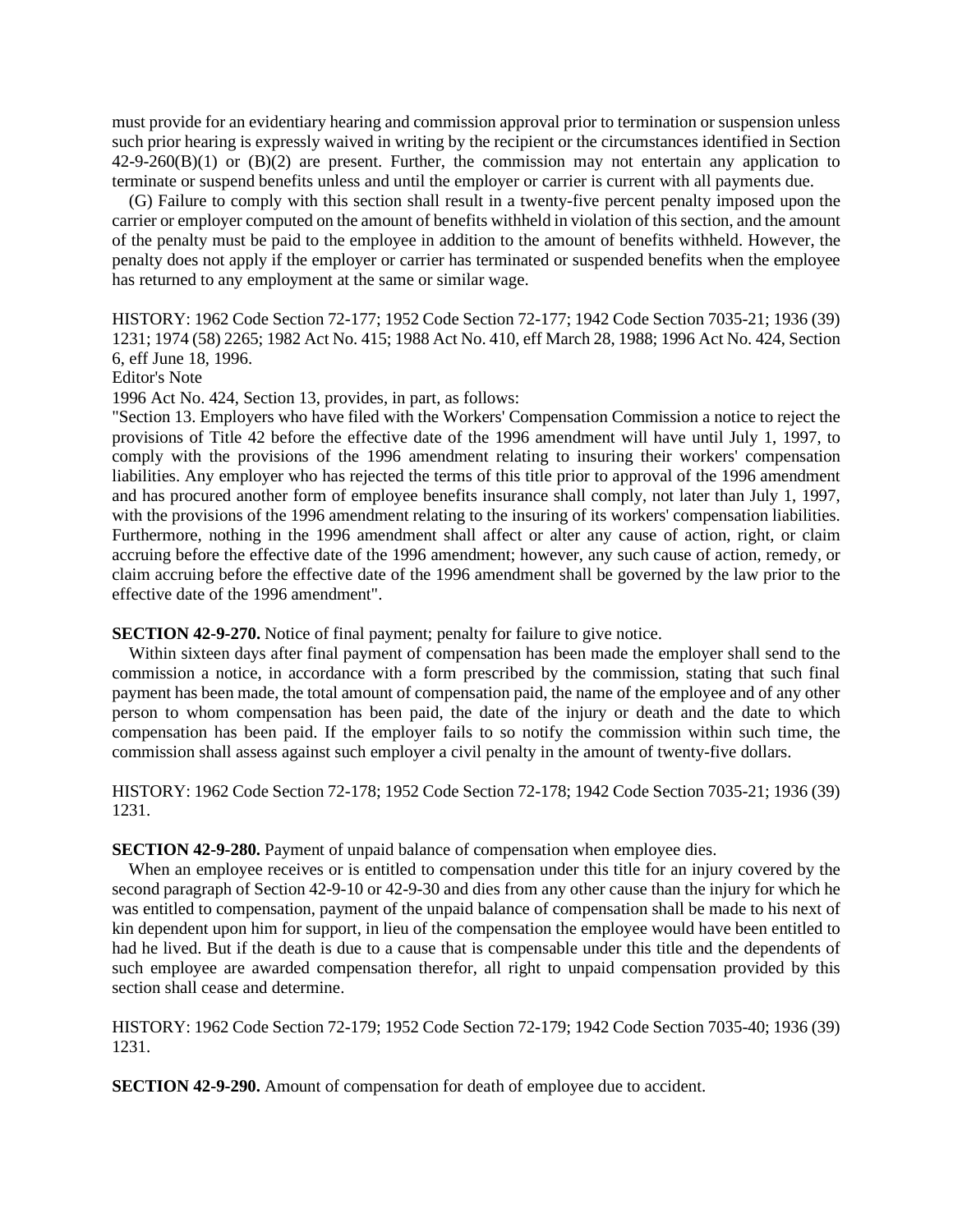must provide for an evidentiary hearing and commission approval prior to termination or suspension unless such prior hearing is expressly waived in writing by the recipient or the circumstances identified in Section 42-9-260(B)(1) or (B)(2) are present. Further, the commission may not entertain any application to terminate or suspend benefits unless and until the employer or carrier is current with all payments due.

(G) Failure to comply with this section shall result in a twenty-five percent penalty imposed upon the carrier or employer computed on the amount of benefits withheld in violation of this section, and the amount of the penalty must be paid to the employee in addition to the amount of benefits withheld. However, the penalty does not apply if the employer or carrier has terminated or suspended benefits when the employee has returned to any employment at the same or similar wage.

HISTORY: 1962 Code Section 72-177; 1952 Code Section 72-177; 1942 Code Section 7035-21; 1936 (39) 1231; 1974 (58) 2265; 1982 Act No. 415; 1988 Act No. 410, eff March 28, 1988; 1996 Act No. 424, Section 6, eff June 18, 1996.

Editor's Note

1996 Act No. 424, Section 13, provides, in part, as follows:

"Section 13. Employers who have filed with the Workers' Compensation Commission a notice to reject the provisions of Title 42 before the effective date of the 1996 amendment will have until July 1, 1997, to comply with the provisions of the 1996 amendment relating to insuring their workers' compensation liabilities. Any employer who has rejected the terms of this title prior to approval of the 1996 amendment and has procured another form of employee benefits insurance shall comply, not later than July 1, 1997, with the provisions of the 1996 amendment relating to the insuring of its workers' compensation liabilities. Furthermore, nothing in the 1996 amendment shall affect or alter any cause of action, right, or claim accruing before the effective date of the 1996 amendment; however, any such cause of action, remedy, or claim accruing before the effective date of the 1996 amendment shall be governed by the law prior to the effective date of the 1996 amendment".

**SECTION 42-9-270.** Notice of final payment; penalty for failure to give notice.

Within sixteen days after final payment of compensation has been made the employer shall send to the commission a notice, in accordance with a form prescribed by the commission, stating that such final payment has been made, the total amount of compensation paid, the name of the employee and of any other person to whom compensation has been paid, the date of the injury or death and the date to which compensation has been paid. If the employer fails to so notify the commission within such time, the commission shall assess against such employer a civil penalty in the amount of twenty-five dollars.

HISTORY: 1962 Code Section 72-178; 1952 Code Section 72-178; 1942 Code Section 7035-21; 1936 (39) 1231.

**SECTION 42-9-280.** Payment of unpaid balance of compensation when employee dies.

When an employee receives or is entitled to compensation under this title for an injury covered by the second paragraph of Section 42-9-10 or 42-9-30 and dies from any other cause than the injury for which he was entitled to compensation, payment of the unpaid balance of compensation shall be made to his next of kin dependent upon him for support, in lieu of the compensation the employee would have been entitled to had he lived. But if the death is due to a cause that is compensable under this title and the dependents of such employee are awarded compensation therefor, all right to unpaid compensation provided by this section shall cease and determine.

HISTORY: 1962 Code Section 72-179; 1952 Code Section 72-179; 1942 Code Section 7035-40; 1936 (39) 1231.

**SECTION 42-9-290.** Amount of compensation for death of employee due to accident.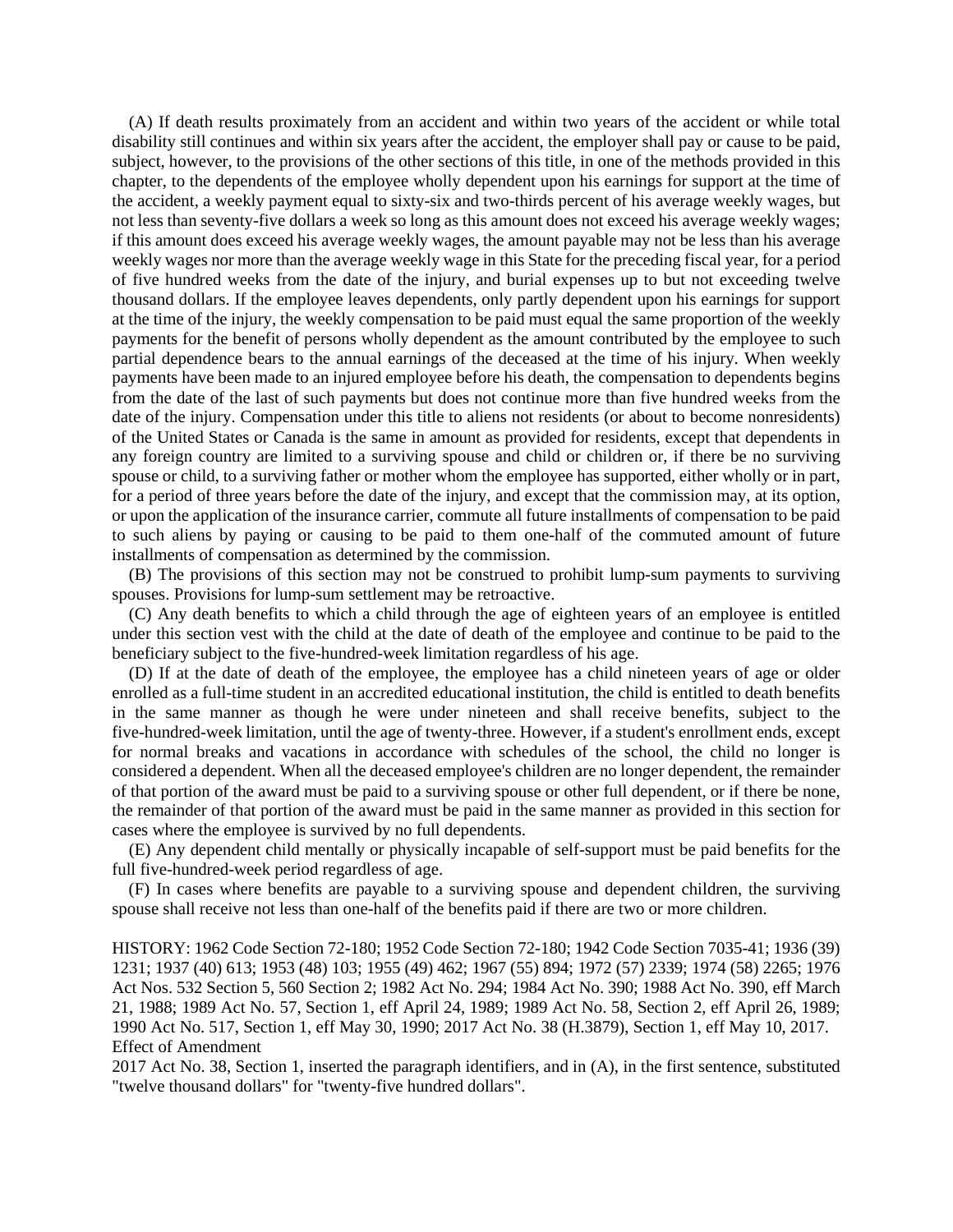(A) If death results proximately from an accident and within two years of the accident or while total disability still continues and within six years after the accident, the employer shall pay or cause to be paid, subject, however, to the provisions of the other sections of this title, in one of the methods provided in this chapter, to the dependents of the employee wholly dependent upon his earnings for support at the time of the accident, a weekly payment equal to sixty-six and two-thirds percent of his average weekly wages, but not less than seventy-five dollars a week so long as this amount does not exceed his average weekly wages; if this amount does exceed his average weekly wages, the amount payable may not be less than his average weekly wages nor more than the average weekly wage in this State for the preceding fiscal year, for a period of five hundred weeks from the date of the injury, and burial expenses up to but not exceeding twelve thousand dollars. If the employee leaves dependents, only partly dependent upon his earnings for support at the time of the injury, the weekly compensation to be paid must equal the same proportion of the weekly payments for the benefit of persons wholly dependent as the amount contributed by the employee to such partial dependence bears to the annual earnings of the deceased at the time of his injury. When weekly payments have been made to an injured employee before his death, the compensation to dependents begins from the date of the last of such payments but does not continue more than five hundred weeks from the date of the injury. Compensation under this title to aliens not residents (or about to become nonresidents) of the United States or Canada is the same in amount as provided for residents, except that dependents in any foreign country are limited to a surviving spouse and child or children or, if there be no surviving spouse or child, to a surviving father or mother whom the employee has supported, either wholly or in part, for a period of three years before the date of the injury, and except that the commission may, at its option, or upon the application of the insurance carrier, commute all future installments of compensation to be paid to such aliens by paying or causing to be paid to them one-half of the commuted amount of future installments of compensation as determined by the commission.

(B) The provisions of this section may not be construed to prohibit lump-sum payments to surviving spouses. Provisions for lump-sum settlement may be retroactive.

(C) Any death benefits to which a child through the age of eighteen years of an employee is entitled under this section vest with the child at the date of death of the employee and continue to be paid to the beneficiary subject to the five-hundred-week limitation regardless of his age.

(D) If at the date of death of the employee, the employee has a child nineteen years of age or older enrolled as a full-time student in an accredited educational institution, the child is entitled to death benefits in the same manner as though he were under nineteen and shall receive benefits, subject to the five-hundred-week limitation, until the age of twenty-three. However, if a student's enrollment ends, except for normal breaks and vacations in accordance with schedules of the school, the child no longer is considered a dependent. When all the deceased employee's children are no longer dependent, the remainder of that portion of the award must be paid to a surviving spouse or other full dependent, or if there be none, the remainder of that portion of the award must be paid in the same manner as provided in this section for cases where the employee is survived by no full dependents.

(E) Any dependent child mentally or physically incapable of self-support must be paid benefits for the full five-hundred-week period regardless of age.

(F) In cases where benefits are payable to a surviving spouse and dependent children, the surviving spouse shall receive not less than one-half of the benefits paid if there are two or more children.

HISTORY: 1962 Code Section 72-180; 1952 Code Section 72-180; 1942 Code Section 7035-41; 1936 (39) 1231; 1937 (40) 613; 1953 (48) 103; 1955 (49) 462; 1967 (55) 894; 1972 (57) 2339; 1974 (58) 2265; 1976 Act Nos. 532 Section 5, 560 Section 2; 1982 Act No. 294; 1984 Act No. 390; 1988 Act No. 390, eff March 21, 1988; 1989 Act No. 57, Section 1, eff April 24, 1989; 1989 Act No. 58, Section 2, eff April 26, 1989; 1990 Act No. 517, Section 1, eff May 30, 1990; 2017 Act No. 38 (H.3879), Section 1, eff May 10, 2017.

Effect of Amendment

2017 Act No. 38, Section 1, inserted the paragraph identifiers, and in (A), in the first sentence, substituted "twelve thousand dollars" for "twenty-five hundred dollars".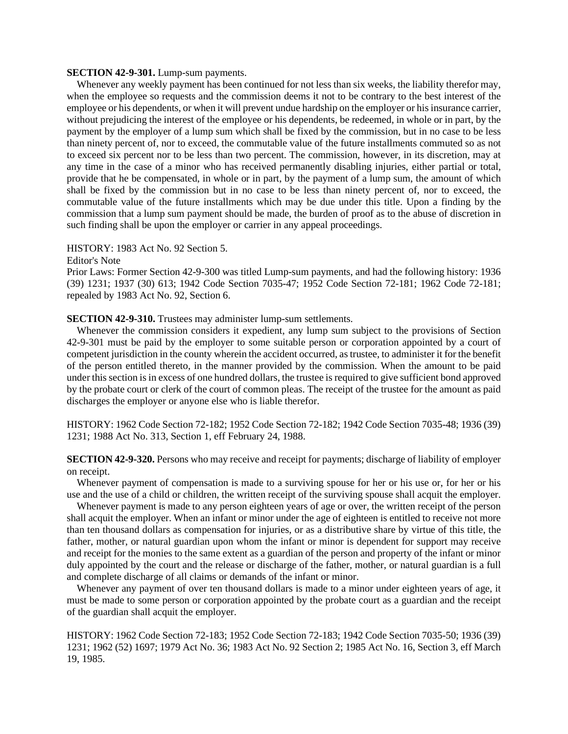**SECTION 42-9-301.** Lump-sum payments.

Whenever any weekly payment has been continued for not less than six weeks, the liability therefor may, when the employee so requests and the commission deems it not to be contrary to the best interest of the employee or his dependents, or when it will prevent undue hardship on the employer or his insurance carrier, without prejudicing the interest of the employee or his dependents, be redeemed, in whole or in part, by the payment by the employer of a lump sum which shall be fixed by the commission, but in no case to be less than ninety percent of, nor to exceed, the commutable value of the future installments commuted so as not to exceed six percent nor to be less than two percent. The commission, however, in its discretion, may at any time in the case of a minor who has received permanently disabling injuries, either partial or total, provide that he be compensated, in whole or in part, by the payment of a lump sum, the amount of which shall be fixed by the commission but in no case to be less than ninety percent of, nor to exceed, the commutable value of the future installments which may be due under this title. Upon a finding by the commission that a lump sum payment should be made, the burden of proof as to the abuse of discretion in such finding shall be upon the employer or carrier in any appeal proceedings.

HISTORY: 1983 Act No. 92 Section 5.

Editor's Note

Prior Laws: Former Section 42-9-300 was titled Lump-sum payments, and had the following history: 1936 (39) 1231; 1937 (30) 613; 1942 Code Section 7035-47; 1952 Code Section 72-181; 1962 Code 72-181; repealed by 1983 Act No. 92, Section 6.

**SECTION 42-9-310.** Trustees may administer lump-sum settlements.

Whenever the commission considers it expedient, any lump sum subject to the provisions of Section 42-9-301 must be paid by the employer to some suitable person or corporation appointed by a court of competent jurisdiction in the county wherein the accident occurred, as trustee, to administer it for the benefit of the person entitled thereto, in the manner provided by the commission. When the amount to be paid under this section is in excess of one hundred dollars, the trustee is required to give sufficient bond approved by the probate court or clerk of the court of common pleas. The receipt of the trustee for the amount as paid discharges the employer or anyone else who is liable therefor.

HISTORY: 1962 Code Section 72-182; 1952 Code Section 72-182; 1942 Code Section 7035-48; 1936 (39) 1231; 1988 Act No. 313, Section 1, eff February 24, 1988.

**SECTION 42-9-320.** Persons who may receive and receipt for payments; discharge of liability of employer on receipt.

Whenever payment of compensation is made to a surviving spouse for her or his use or, for her or his use and the use of a child or children, the written receipt of the surviving spouse shall acquit the employer.

Whenever payment is made to any person eighteen years of age or over, the written receipt of the person shall acquit the employer. When an infant or minor under the age of eighteen is entitled to receive not more than ten thousand dollars as compensation for injuries, or as a distributive share by virtue of this title, the father, mother, or natural guardian upon whom the infant or minor is dependent for support may receive and receipt for the monies to the same extent as a guardian of the person and property of the infant or minor duly appointed by the court and the release or discharge of the father, mother, or natural guardian is a full and complete discharge of all claims or demands of the infant or minor.

Whenever any payment of over ten thousand dollars is made to a minor under eighteen years of age, it must be made to some person or corporation appointed by the probate court as a guardian and the receipt of the guardian shall acquit the employer.

HISTORY: 1962 Code Section 72-183; 1952 Code Section 72-183; 1942 Code Section 7035-50; 1936 (39) 1231; 1962 (52) 1697; 1979 Act No. 36; 1983 Act No. 92 Section 2; 1985 Act No. 16, Section 3, eff March 19, 1985.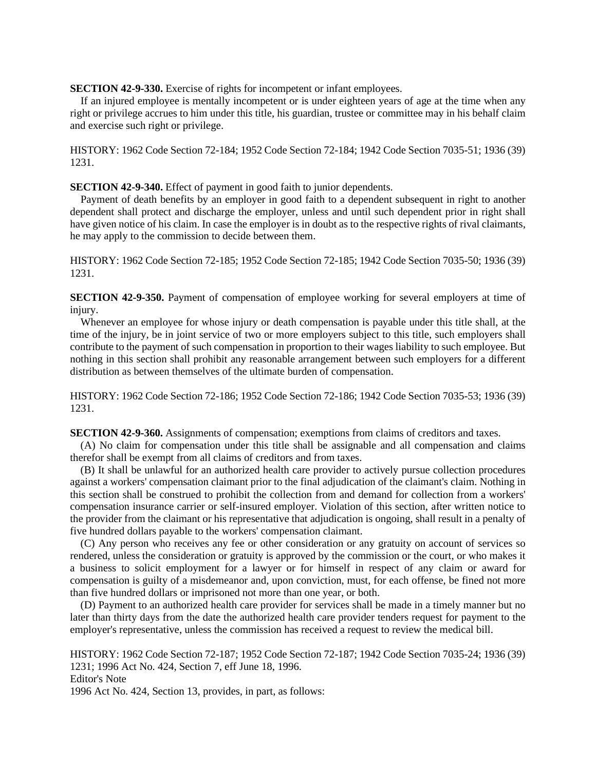**SECTION 42-9-330.** Exercise of rights for incompetent or infant employees.

If an injured employee is mentally incompetent or is under eighteen years of age at the time when any right or privilege accrues to him under this title, his guardian, trustee or committee may in his behalf claim and exercise such right or privilege.

HISTORY: 1962 Code Section 72-184; 1952 Code Section 72-184; 1942 Code Section 7035-51; 1936 (39) 1231.

**SECTION 42-9-340.** Effect of payment in good faith to junior dependents.

Payment of death benefits by an employer in good faith to a dependent subsequent in right to another dependent shall protect and discharge the employer, unless and until such dependent prior in right shall have given notice of his claim. In case the employer is in doubt as to the respective rights of rival claimants, he may apply to the commission to decide between them.

HISTORY: 1962 Code Section 72-185; 1952 Code Section 72-185; 1942 Code Section 7035-50; 1936 (39) 1231.

**SECTION 42-9-350.** Payment of compensation of employee working for several employers at time of injury.

Whenever an employee for whose injury or death compensation is payable under this title shall, at the time of the injury, be in joint service of two or more employers subject to this title, such employers shall contribute to the payment of such compensation in proportion to their wages liability to such employee. But nothing in this section shall prohibit any reasonable arrangement between such employers for a different distribution as between themselves of the ultimate burden of compensation.

HISTORY: 1962 Code Section 72-186; 1952 Code Section 72-186; 1942 Code Section 7035-53; 1936 (39) 1231.

**SECTION 42-9-360.** Assignments of compensation; exemptions from claims of creditors and taxes.

(A) No claim for compensation under this title shall be assignable and all compensation and claims therefor shall be exempt from all claims of creditors and from taxes.

(B) It shall be unlawful for an authorized health care provider to actively pursue collection procedures against a workers' compensation claimant prior to the final adjudication of the claimant's claim. Nothing in this section shall be construed to prohibit the collection from and demand for collection from a workers' compensation insurance carrier or self-insured employer. Violation of this section, after written notice to the provider from the claimant or his representative that adjudication is ongoing, shall result in a penalty of five hundred dollars payable to the workers' compensation claimant.

(C) Any person who receives any fee or other consideration or any gratuity on account of services so rendered, unless the consideration or gratuity is approved by the commission or the court, or who makes it a business to solicit employment for a lawyer or for himself in respect of any claim or award for compensation is guilty of a misdemeanor and, upon conviction, must, for each offense, be fined not more than five hundred dollars or imprisoned not more than one year, or both.

(D) Payment to an authorized health care provider for services shall be made in a timely manner but no later than thirty days from the date the authorized health care provider tenders request for payment to the employer's representative, unless the commission has received a request to review the medical bill.

HISTORY: 1962 Code Section 72-187; 1952 Code Section 72-187; 1942 Code Section 7035-24; 1936 (39) 1231; 1996 Act No. 424, Section 7, eff June 18, 1996.

Editor's Note

1996 Act No. 424, Section 13, provides, in part, as follows: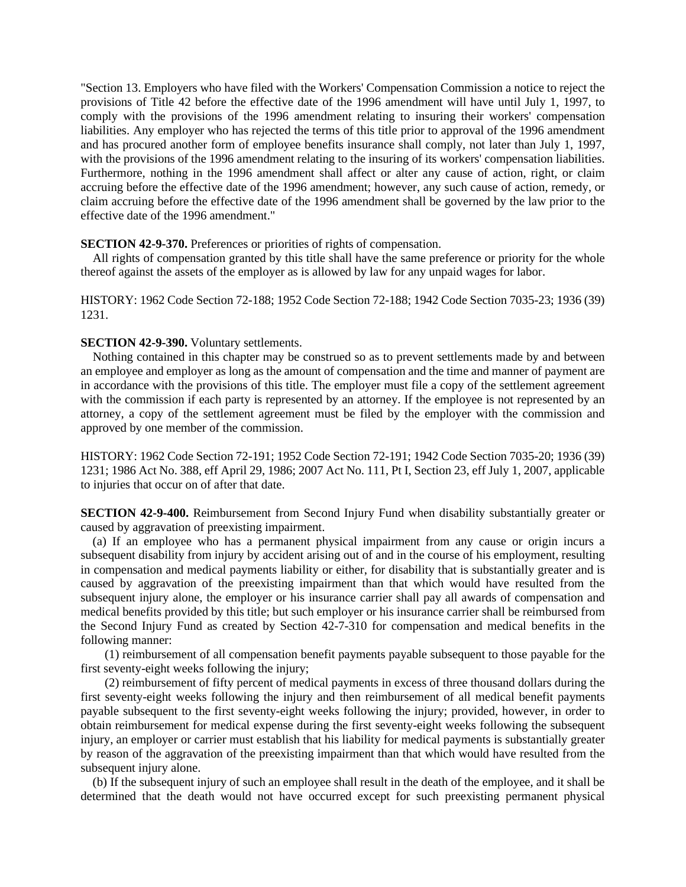"Section 13. Employers who have filed with the Workers' Compensation Commission a notice to reject the provisions of Title 42 before the effective date of the 1996 amendment will have until July 1, 1997, to comply with the provisions of the 1996 amendment relating to insuring their workers' compensation liabilities. Any employer who has rejected the terms of this title prior to approval of the 1996 amendment and has procured another form of employee benefits insurance shall comply, not later than July 1, 1997, with the provisions of the 1996 amendment relating to the insuring of its workers' compensation liabilities. Furthermore, nothing in the 1996 amendment shall affect or alter any cause of action, right, or claim accruing before the effective date of the 1996 amendment; however, any such cause of action, remedy, or claim accruing before the effective date of the 1996 amendment shall be governed by the law prior to the effective date of the 1996 amendment."

**SECTION 42-9-370.** Preferences or priorities of rights of compensation.

All rights of compensation granted by this title shall have the same preference or priority for the whole thereof against the assets of the employer as is allowed by law for any unpaid wages for labor.

HISTORY: 1962 Code Section 72-188; 1952 Code Section 72-188; 1942 Code Section 7035-23; 1936 (39) 1231.

**SECTION 42-9-390.** Voluntary settlements.

Nothing contained in this chapter may be construed so as to prevent settlements made by and between an employee and employer as long as the amount of compensation and the time and manner of payment are in accordance with the provisions of this title. The employer must file a copy of the settlement agreement with the commission if each party is represented by an attorney. If the employee is not represented by an attorney, a copy of the settlement agreement must be filed by the employer with the commission and approved by one member of the commission.

HISTORY: 1962 Code Section 72-191; 1952 Code Section 72-191; 1942 Code Section 7035-20; 1936 (39) 1231; 1986 Act No. 388, eff April 29, 1986; 2007 Act No. 111, Pt I, Section 23, eff July 1, 2007, applicable to injuries that occur on of after that date.

**SECTION 42-9-400.** Reimbursement from Second Injury Fund when disability substantially greater or caused by aggravation of preexisting impairment.

(a) If an employee who has a permanent physical impairment from any cause or origin incurs a subsequent disability from injury by accident arising out of and in the course of his employment, resulting in compensation and medical payments liability or either, for disability that is substantially greater and is caused by aggravation of the preexisting impairment than that which would have resulted from the subsequent injury alone, the employer or his insurance carrier shall pay all awards of compensation and medical benefits provided by this title; but such employer or his insurance carrier shall be reimbursed from the Second Injury Fund as created by Section 42-7-310 for compensation and medical benefits in the following manner:

(1) reimbursement of all compensation benefit payments payable subsequent to those payable for the first seventy-eight weeks following the injury;

(2) reimbursement of fifty percent of medical payments in excess of three thousand dollars during the first seventy-eight weeks following the injury and then reimbursement of all medical benefit payments payable subsequent to the first seventy-eight weeks following the injury; provided, however, in order to obtain reimbursement for medical expense during the first seventy-eight weeks following the subsequent injury, an employer or carrier must establish that his liability for medical payments is substantially greater by reason of the aggravation of the preexisting impairment than that which would have resulted from the subsequent injury alone.

(b) If the subsequent injury of such an employee shall result in the death of the employee, and it shall be determined that the death would not have occurred except for such preexisting permanent physical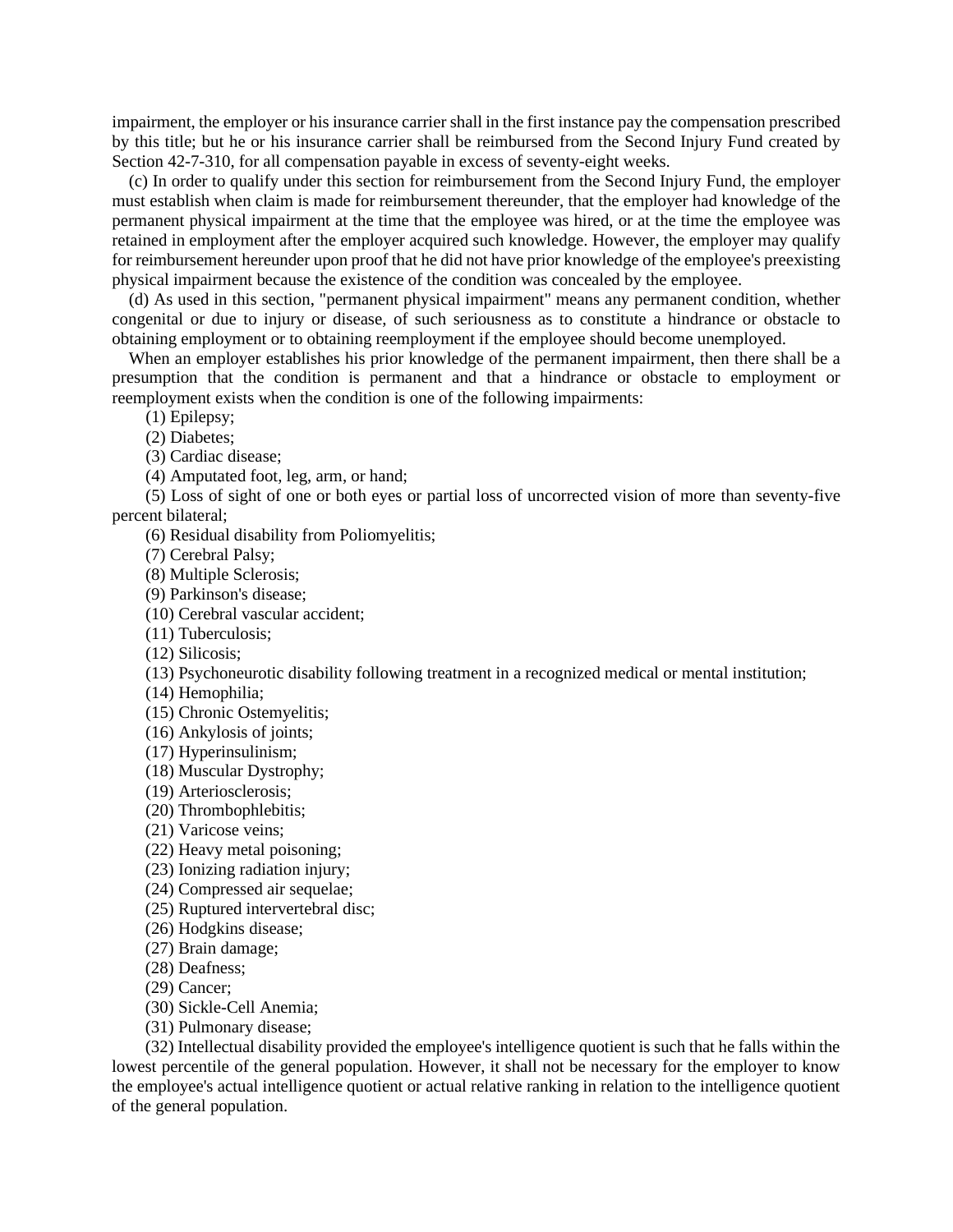impairment, the employer or his insurance carrier shall in the first instance pay the compensation prescribed by this title; but he or his insurance carrier shall be reimbursed from the Second Injury Fund created by Section 42-7-310, for all compensation payable in excess of seventy-eight weeks.

(c) In order to qualify under this section for reimbursement from the Second Injury Fund, the employer must establish when claim is made for reimbursement thereunder, that the employer had knowledge of the permanent physical impairment at the time that the employee was hired, or at the time the employee was retained in employment after the employer acquired such knowledge. However, the employer may qualify for reimbursement hereunder upon proof that he did not have prior knowledge of the employee's preexisting physical impairment because the existence of the condition was concealed by the employee.

(d) As used in this section, "permanent physical impairment" means any permanent condition, whether congenital or due to injury or disease, of such seriousness as to constitute a hindrance or obstacle to obtaining employment or to obtaining reemployment if the employee should become unemployed.

When an employer establishes his prior knowledge of the permanent impairment, then there shall be a presumption that the condition is permanent and that a hindrance or obstacle to employment or reemployment exists when the condition is one of the following impairments:

(1) Epilepsy;

(2) Diabetes;

(3) Cardiac disease;

(4) Amputated foot, leg, arm, or hand;

(5) Loss of sight of one or both eyes or partial loss of uncorrected vision of more than seventy-five percent bilateral;

(6) Residual disability from Poliomyelitis;

(7) Cerebral Palsy;

(8) Multiple Sclerosis;

(9) Parkinson's disease;

(10) Cerebral vascular accident;

(11) Tuberculosis;

(12) Silicosis;

(13) Psychoneurotic disability following treatment in a recognized medical or mental institution;

(14) Hemophilia;

(15) Chronic Ostemyelitis;

(16) Ankylosis of joints;

(17) Hyperinsulinism;

(18) Muscular Dystrophy;

(19) Arteriosclerosis;

(20) Thrombophlebitis;

(21) Varicose veins;

(22) Heavy metal poisoning;

(23) Ionizing radiation injury;

(24) Compressed air sequelae;

(25) Ruptured intervertebral disc;

(26) Hodgkins disease;

(27) Brain damage;

(28) Deafness;

(29) Cancer;

(30) Sickle-Cell Anemia;

(31) Pulmonary disease;

(32) Intellectual disability provided the employee's intelligence quotient is such that he falls within the lowest percentile of the general population. However, it shall not be necessary for the employer to know the employee's actual intelligence quotient or actual relative ranking in relation to the intelligence quotient of the general population.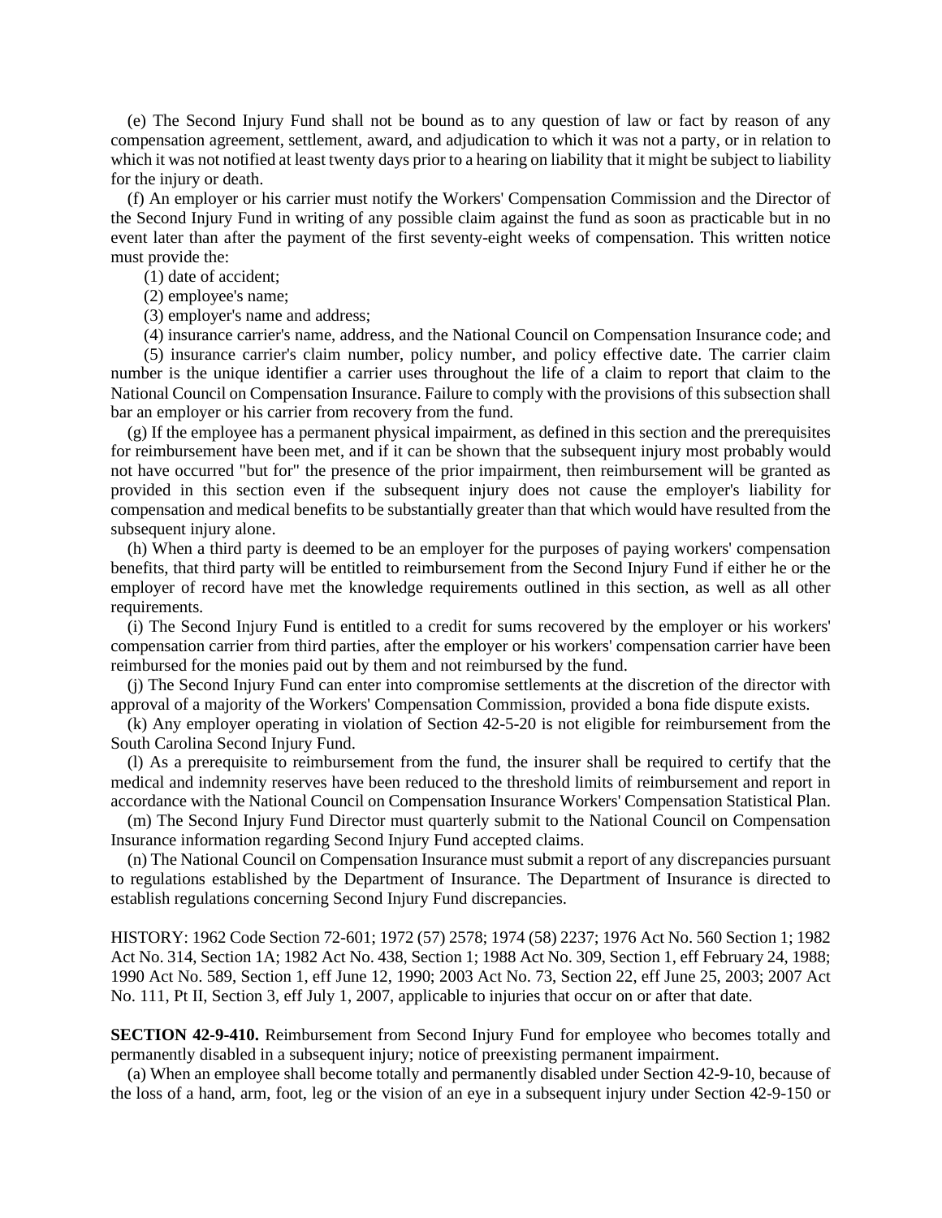(e) The Second Injury Fund shall not be bound as to any question of law or fact by reason of any compensation agreement, settlement, award, and adjudication to which it was not a party, or in relation to which it was not notified at least twenty days prior to a hearing on liability that it might be subject to liability for the injury or death.

(f) An employer or his carrier must notify the Workers' Compensation Commission and the Director of the Second Injury Fund in writing of any possible claim against the fund as soon as practicable but in no event later than after the payment of the first seventy-eight weeks of compensation. This written notice must provide the:

(1) date of accident;

(2) employee's name;

(3) employer's name and address;

(4) insurance carrier's name, address, and the National Council on Compensation Insurance code; and

(5) insurance carrier's claim number, policy number, and policy effective date. The carrier claim number is the unique identifier a carrier uses throughout the life of a claim to report that claim to the National Council on Compensation Insurance. Failure to comply with the provisions of this subsection shall bar an employer or his carrier from recovery from the fund.

(g) If the employee has a permanent physical impairment, as defined in this section and the prerequisites for reimbursement have been met, and if it can be shown that the subsequent injury most probably would not have occurred "but for" the presence of the prior impairment, then reimbursement will be granted as provided in this section even if the subsequent injury does not cause the employer's liability for compensation and medical benefits to be substantially greater than that which would have resulted from the subsequent injury alone.

(h) When a third party is deemed to be an employer for the purposes of paying workers' compensation benefits, that third party will be entitled to reimbursement from the Second Injury Fund if either he or the employer of record have met the knowledge requirements outlined in this section, as well as all other requirements.

(i) The Second Injury Fund is entitled to a credit for sums recovered by the employer or his workers' compensation carrier from third parties, after the employer or his workers' compensation carrier have been reimbursed for the monies paid out by them and not reimbursed by the fund.

(j) The Second Injury Fund can enter into compromise settlements at the discretion of the director with approval of a majority of the Workers' Compensation Commission, provided a bona fide dispute exists.

(k) Any employer operating in violation of Section 42-5-20 is not eligible for reimbursement from the South Carolina Second Injury Fund.

(l) As a prerequisite to reimbursement from the fund, the insurer shall be required to certify that the medical and indemnity reserves have been reduced to the threshold limits of reimbursement and report in accordance with the National Council on Compensation Insurance Workers' Compensation Statistical Plan.

(m) The Second Injury Fund Director must quarterly submit to the National Council on Compensation Insurance information regarding Second Injury Fund accepted claims.

(n) The National Council on Compensation Insurance must submit a report of any discrepancies pursuant to regulations established by the Department of Insurance. The Department of Insurance is directed to establish regulations concerning Second Injury Fund discrepancies.

HISTORY: 1962 Code Section 72-601; 1972 (57) 2578; 1974 (58) 2237; 1976 Act No. 560 Section 1; 1982 Act No. 314, Section 1A; 1982 Act No. 438, Section 1; 1988 Act No. 309, Section 1, eff February 24, 1988; 1990 Act No. 589, Section 1, eff June 12, 1990; 2003 Act No. 73, Section 22, eff June 25, 2003; 2007 Act No. 111, Pt II, Section 3, eff July 1, 2007, applicable to injuries that occur on or after that date.

**SECTION 42-9-410.** Reimbursement from Second Injury Fund for employee who becomes totally and permanently disabled in a subsequent injury; notice of preexisting permanent impairment.

(a) When an employee shall become totally and permanently disabled under Section 42-9-10, because of the loss of a hand, arm, foot, leg or the vision of an eye in a subsequent injury under Section 42-9-150 or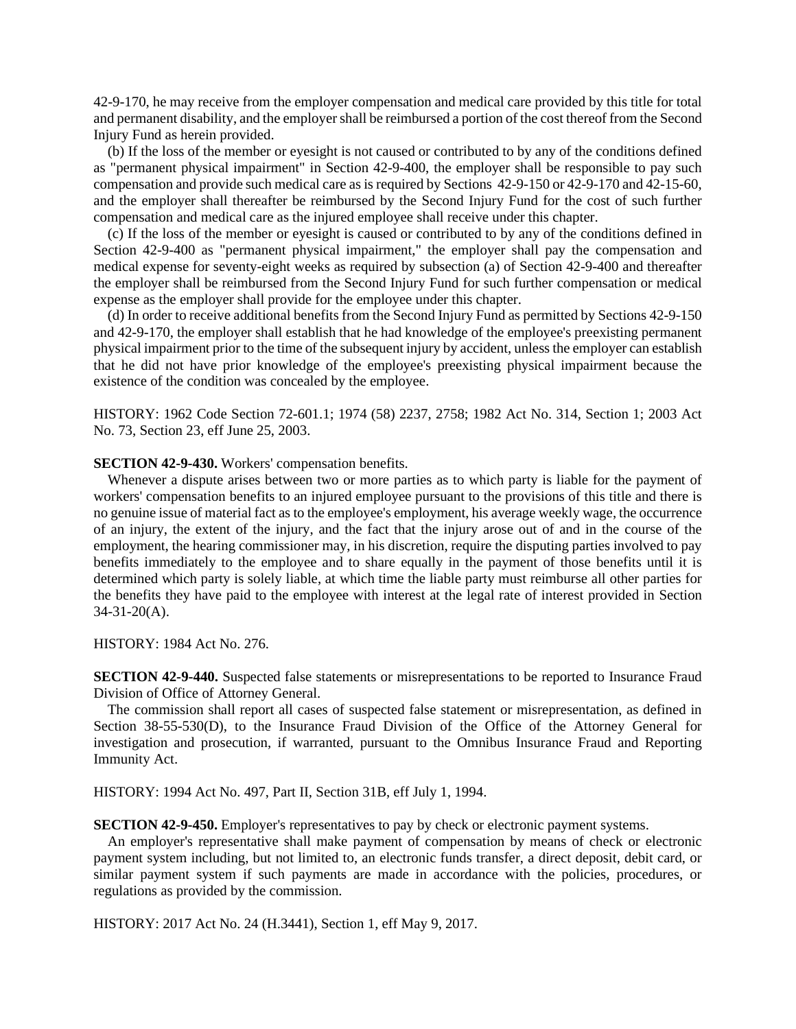42-9-170, he may receive from the employer compensation and medical care provided by this title for total and permanent disability, and the employer shall be reimbursed a portion of the cost thereof from the Second Injury Fund as herein provided.

(b) If the loss of the member or eyesight is not caused or contributed to by any of the conditions defined as "permanent physical impairment" in Section 42-9-400, the employer shall be responsible to pay such compensation and provide such medical care as is required by Sections 42-9-150 or 42-9-170 and 42-15-60, and the employer shall thereafter be reimbursed by the Second Injury Fund for the cost of such further compensation and medical care as the injured employee shall receive under this chapter.

(c) If the loss of the member or eyesight is caused or contributed to by any of the conditions defined in Section 42-9-400 as "permanent physical impairment," the employer shall pay the compensation and medical expense for seventy-eight weeks as required by subsection (a) of Section 42-9-400 and thereafter the employer shall be reimbursed from the Second Injury Fund for such further compensation or medical expense as the employer shall provide for the employee under this chapter.

(d) In order to receive additional benefits from the Second Injury Fund as permitted by Sections 42-9-150 and 42-9-170, the employer shall establish that he had knowledge of the employee's preexisting permanent physical impairment prior to the time of the subsequent injury by accident, unless the employer can establish that he did not have prior knowledge of the employee's preexisting physical impairment because the existence of the condition was concealed by the employee.

HISTORY: 1962 Code Section 72-601.1; 1974 (58) 2237, 2758; 1982 Act No. 314, Section 1; 2003 Act No. 73, Section 23, eff June 25, 2003.

**SECTION 42-9-430.** Workers' compensation benefits.

Whenever a dispute arises between two or more parties as to which party is liable for the payment of workers' compensation benefits to an injured employee pursuant to the provisions of this title and there is no genuine issue of material fact as to the employee's employment, his average weekly wage, the occurrence of an injury, the extent of the injury, and the fact that the injury arose out of and in the course of the employment, the hearing commissioner may, in his discretion, require the disputing parties involved to pay benefits immediately to the employee and to share equally in the payment of those benefits until it is determined which party is solely liable, at which time the liable party must reimburse all other parties for the benefits they have paid to the employee with interest at the legal rate of interest provided in Section 34-31-20(A).

HISTORY: 1984 Act No. 276.

**SECTION 42-9-440.** Suspected false statements or misrepresentations to be reported to Insurance Fraud Division of Office of Attorney General.

The commission shall report all cases of suspected false statement or misrepresentation, as defined in Section 38-55-530(D), to the Insurance Fraud Division of the Office of the Attorney General for investigation and prosecution, if warranted, pursuant to the Omnibus Insurance Fraud and Reporting Immunity Act.

HISTORY: 1994 Act No. 497, Part II, Section 31B, eff July 1, 1994.

**SECTION 42-9-450.** Employer's representatives to pay by check or electronic payment systems.

An employer's representative shall make payment of compensation by means of check or electronic payment system including, but not limited to, an electronic funds transfer, a direct deposit, debit card, or similar payment system if such payments are made in accordance with the policies, procedures, or regulations as provided by the commission.

HISTORY: 2017 Act No. 24 (H.3441), Section 1, eff May 9, 2017.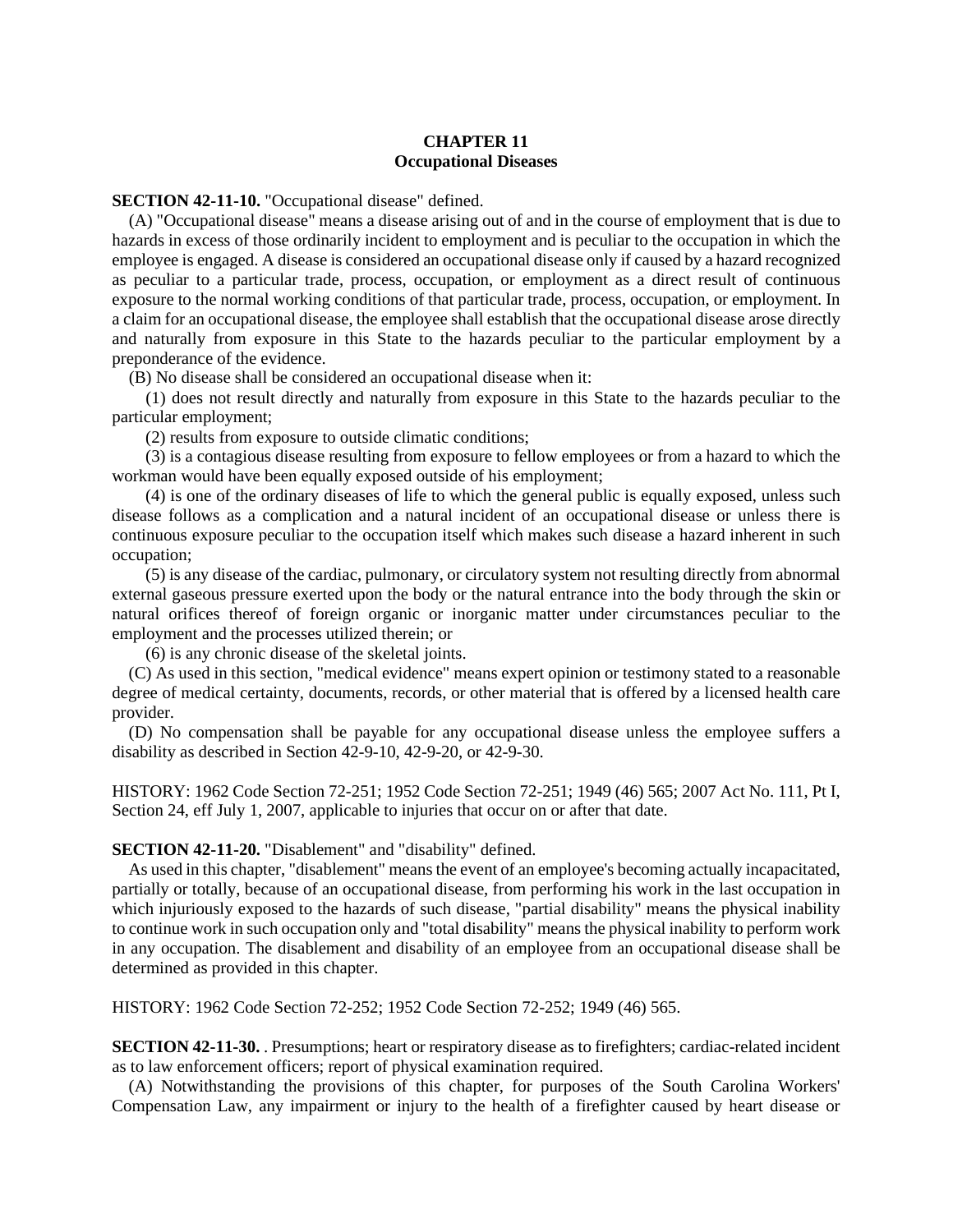# CHAPTER 11
## Occupational Diseases

**SECTION 42-11-10.** "Occupational disease" defined.

(A) "Occupational disease" means a disease arising out of and in the course of employment that is due to hazards in excess of those ordinarily incident to employment and is peculiar to the occupation in which the employee is engaged. A disease is considered an occupational disease only if caused by a hazard recognized as peculiar to a particular trade, process, occupation, or employment as a direct result of continuous exposure to the normal working conditions of that particular trade, process, occupation, or employment. In a claim for an occupational disease, the employee shall establish that the occupational disease arose directly and naturally from exposure in this State to the hazards peculiar to the particular employment by a preponderance of the evidence.

(B) No disease shall be considered an occupational disease when it:

(1) does not result directly and naturally from exposure in this State to the hazards peculiar to the particular employment;

(2) results from exposure to outside climatic conditions;

(3) is a contagious disease resulting from exposure to fellow employees or from a hazard to which the workman would have been equally exposed outside of his employment;

(4) is one of the ordinary diseases of life to which the general public is equally exposed, unless such disease follows as a complication and a natural incident of an occupational disease or unless there is continuous exposure peculiar to the occupation itself which makes such disease a hazard inherent in such occupation;

(5) is any disease of the cardiac, pulmonary, or circulatory system not resulting directly from abnormal external gaseous pressure exerted upon the body or the natural entrance into the body through the skin or natural orifices thereof of foreign organic or inorganic matter under circumstances peculiar to the employment and the processes utilized therein; or

(6) is any chronic disease of the skeletal joints.

(C) As used in this section, "medical evidence" means expert opinion or testimony stated to a reasonable degree of medical certainty, documents, records, or other material that is offered by a licensed health care provider.

(D) No compensation shall be payable for any occupational disease unless the employee suffers a disability as described in Section 42-9-10, 42-9-20, or 42-9-30.

HISTORY: 1962 Code Section 72-251; 1952 Code Section 72-251; 1949 (46) 565; 2007 Act No. 111, Pt I, Section 24, eff July 1, 2007, applicable to injuries that occur on or after that date.

**SECTION 42-11-20.** "Disablement" and "disability" defined.

As used in this chapter, "disablement" means the event of an employee's becoming actually incapacitated, partially or totally, because of an occupational disease, from performing his work in the last occupation in which injuriously exposed to the hazards of such disease, "partial disability" means the physical inability to continue work in such occupation only and "total disability" means the physical inability to perform work in any occupation. The disablement and disability of an employee from an occupational disease shall be determined as provided in this chapter.

HISTORY: 1962 Code Section 72-252; 1952 Code Section 72-252; 1949 (46) 565.

**SECTION 42-11-30.** . Presumptions; heart or respiratory disease as to firefighters; cardiac-related incident as to law enforcement officers; report of physical examination required.

(A) Notwithstanding the provisions of this chapter, for purposes of the South Carolina Workers' Compensation Law, any impairment or injury to the health of a firefighter caused by heart disease or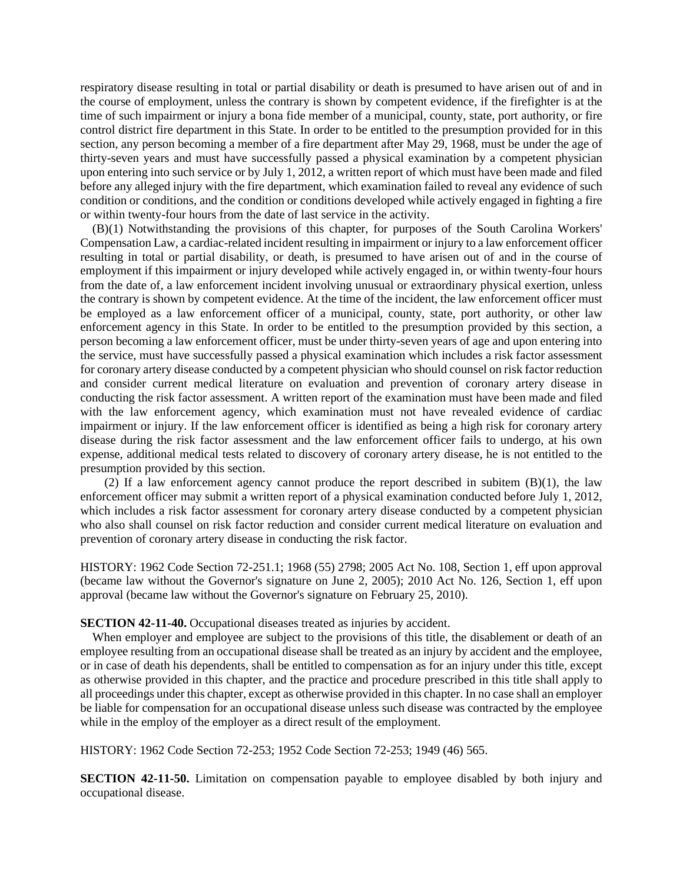respiratory disease resulting in total or partial disability or death is presumed to have arisen out of and in the course of employment, unless the contrary is shown by competent evidence, if the firefighter is at the time of such impairment or injury a bona fide member of a municipal, county, state, port authority, or fire control district fire department in this State. In order to be entitled to the presumption provided for in this section, any person becoming a member of a fire department after May 29, 1968, must be under the age of thirty-seven years and must have successfully passed a physical examination by a competent physician upon entering into such service or by July 1, 2012, a written report of which must have been made and filed before any alleged injury with the fire department, which examination failed to reveal any evidence of such condition or conditions, and the condition or conditions developed while actively engaged in fighting a fire or within twenty-four hours from the date of last service in the activity.

(B)(1) Notwithstanding the provisions of this chapter, for purposes of the South Carolina Workers' Compensation Law, a cardiac-related incident resulting in impairment or injury to a law enforcement officer resulting in total or partial disability, or death, is presumed to have arisen out of and in the course of employment if this impairment or injury developed while actively engaged in, or within twenty-four hours from the date of, a law enforcement incident involving unusual or extraordinary physical exertion, unless the contrary is shown by competent evidence. At the time of the incident, the law enforcement officer must be employed as a law enforcement officer of a municipal, county, state, port authority, or other law enforcement agency in this State. In order to be entitled to the presumption provided by this section, a person becoming a law enforcement officer, must be under thirty-seven years of age and upon entering into the service, must have successfully passed a physical examination which includes a risk factor assessment for coronary artery disease conducted by a competent physician who should counsel on risk factor reduction and consider current medical literature on evaluation and prevention of coronary artery disease in conducting the risk factor assessment. A written report of the examination must have been made and filed with the law enforcement agency, which examination must not have revealed evidence of cardiac impairment or injury. If the law enforcement officer is identified as being a high risk for coronary artery disease during the risk factor assessment and the law enforcement officer fails to undergo, at his own expense, additional medical tests related to discovery of coronary artery disease, he is not entitled to the presumption provided by this section.

(2) If a law enforcement agency cannot produce the report described in subitem (B)(1), the law enforcement officer may submit a written report of a physical examination conducted before July 1, 2012, which includes a risk factor assessment for coronary artery disease conducted by a competent physician who also shall counsel on risk factor reduction and consider current medical literature on evaluation and prevention of coronary artery disease in conducting the risk factor.

HISTORY: 1962 Code Section 72-251.1; 1968 (55) 2798; 2005 Act No. 108, Section 1, eff upon approval (became law without the Governor's signature on June 2, 2005); 2010 Act No. 126, Section 1, eff upon approval (became law without the Governor's signature on February 25, 2010).

**SECTION 42-11-40.** Occupational diseases treated as injuries by accident.

When employer and employee are subject to the provisions of this title, the disablement or death of an employee resulting from an occupational disease shall be treated as an injury by accident and the employee, or in case of death his dependents, shall be entitled to compensation as for an injury under this title, except as otherwise provided in this chapter, and the practice and procedure prescribed in this title shall apply to all proceedings under this chapter, except as otherwise provided in this chapter. In no case shall an employer be liable for compensation for an occupational disease unless such disease was contracted by the employee while in the employ of the employer as a direct result of the employment.

HISTORY: 1962 Code Section 72-253; 1952 Code Section 72-253; 1949 (46) 565.

**SECTION 42-11-50.** Limitation on compensation payable to employee disabled by both injury and occupational disease.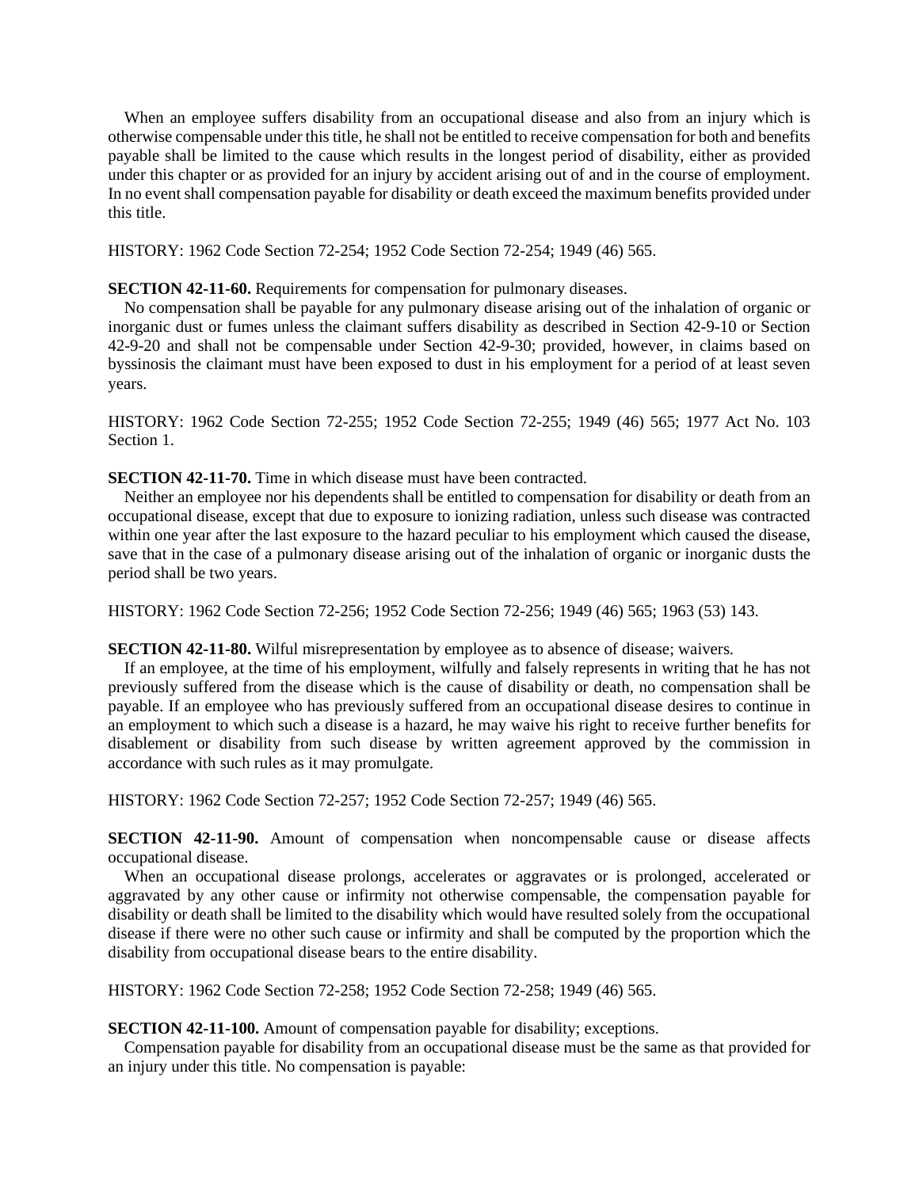When an employee suffers disability from an occupational disease and also from an injury which is otherwise compensable under this title, he shall not be entitled to receive compensation for both and benefits payable shall be limited to the cause which results in the longest period of disability, either as provided under this chapter or as provided for an injury by accident arising out of and in the course of employment. In no event shall compensation payable for disability or death exceed the maximum benefits provided under this title.

HISTORY: 1962 Code Section 72-254; 1952 Code Section 72-254; 1949 (46) 565.

**SECTION 42-11-60.** Requirements for compensation for pulmonary diseases.

No compensation shall be payable for any pulmonary disease arising out of the inhalation of organic or inorganic dust or fumes unless the claimant suffers disability as described in Section 42-9-10 or Section 42-9-20 and shall not be compensable under Section 42-9-30; provided, however, in claims based on byssinosis the claimant must have been exposed to dust in his employment for a period of at least seven years.

HISTORY: 1962 Code Section 72-255; 1952 Code Section 72-255; 1949 (46) 565; 1977 Act No. 103 Section 1.

**SECTION 42-11-70.** Time in which disease must have been contracted.

Neither an employee nor his dependents shall be entitled to compensation for disability or death from an occupational disease, except that due to exposure to ionizing radiation, unless such disease was contracted within one year after the last exposure to the hazard peculiar to his employment which caused the disease, save that in the case of a pulmonary disease arising out of the inhalation of organic or inorganic dusts the period shall be two years.

HISTORY: 1962 Code Section 72-256; 1952 Code Section 72-256; 1949 (46) 565; 1963 (53) 143.

**SECTION 42-11-80.** Wilful misrepresentation by employee as to absence of disease; waivers.

If an employee, at the time of his employment, wilfully and falsely represents in writing that he has not previously suffered from the disease which is the cause of disability or death, no compensation shall be payable. If an employee who has previously suffered from an occupational disease desires to continue in an employment to which such a disease is a hazard, he may waive his right to receive further benefits for disablement or disability from such disease by written agreement approved by the commission in accordance with such rules as it may promulgate.

HISTORY: 1962 Code Section 72-257; 1952 Code Section 72-257; 1949 (46) 565.

**SECTION 42-11-90.** Amount of compensation when noncompensable cause or disease affects occupational disease.

When an occupational disease prolongs, accelerates or aggravates or is prolonged, accelerated or aggravated by any other cause or infirmity not otherwise compensable, the compensation payable for disability or death shall be limited to the disability which would have resulted solely from the occupational disease if there were no other such cause or infirmity and shall be computed by the proportion which the disability from occupational disease bears to the entire disability.

HISTORY: 1962 Code Section 72-258; 1952 Code Section 72-258; 1949 (46) 565.

**SECTION 42-11-100.** Amount of compensation payable for disability; exceptions.

Compensation payable for disability from an occupational disease must be the same as that provided for an injury under this title. No compensation is payable: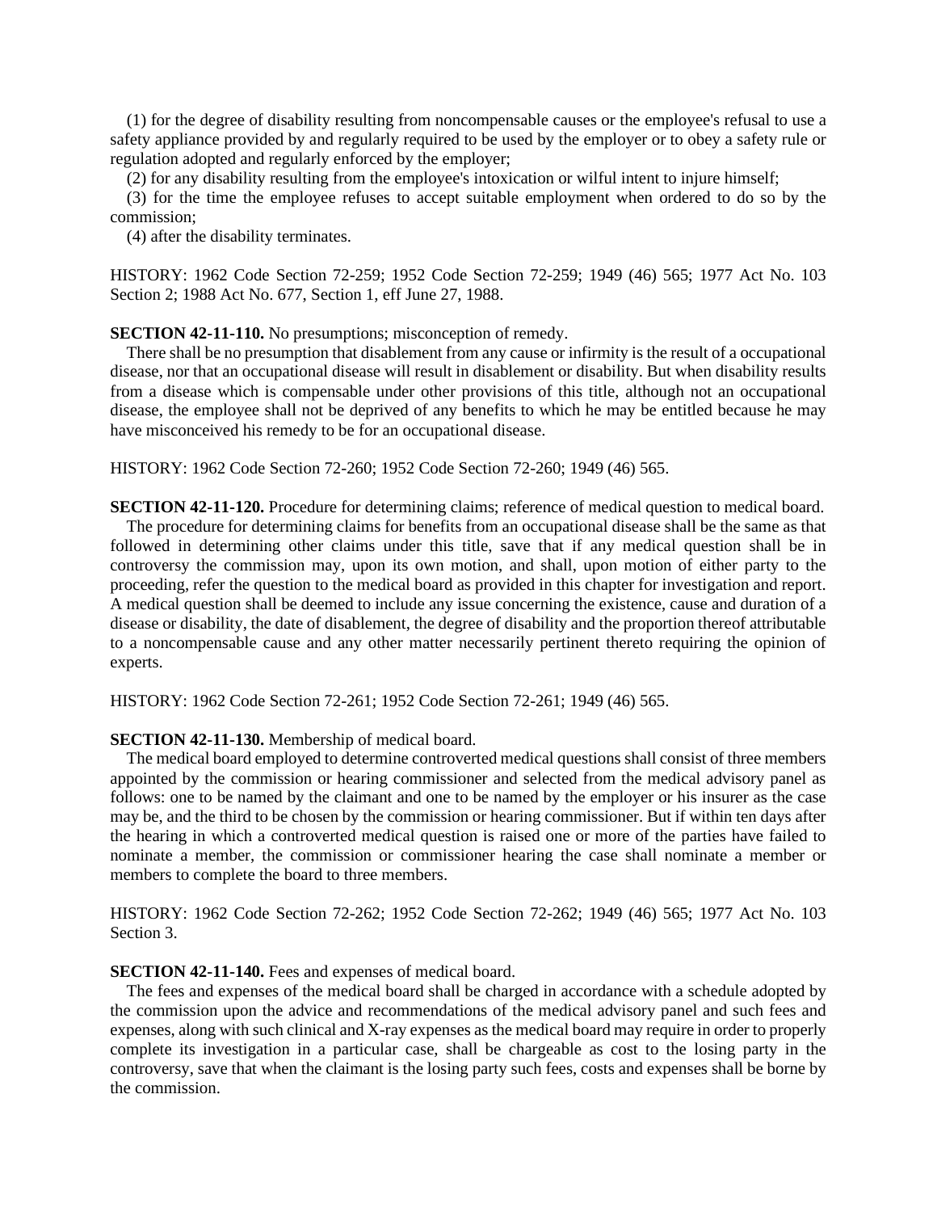(1) for the degree of disability resulting from noncompensable causes or the employee's refusal to use a safety appliance provided by and regularly required to be used by the employer or to obey a safety rule or regulation adopted and regularly enforced by the employer;

(2) for any disability resulting from the employee's intoxication or wilful intent to injure himself;

(3) for the time the employee refuses to accept suitable employment when ordered to do so by the commission;

(4) after the disability terminates.

HISTORY: 1962 Code Section 72-259; 1952 Code Section 72-259; 1949 (46) 565; 1977 Act No. 103 Section 2; 1988 Act No. 677, Section 1, eff June 27, 1988.

**SECTION 42-11-110.** No presumptions; misconception of remedy.

There shall be no presumption that disablement from any cause or infirmity is the result of a occupational disease, nor that an occupational disease will result in disablement or disability. But when disability results from a disease which is compensable under other provisions of this title, although not an occupational disease, the employee shall not be deprived of any benefits to which he may be entitled because he may have misconceived his remedy to be for an occupational disease.

HISTORY: 1962 Code Section 72-260; 1952 Code Section 72-260; 1949 (46) 565.

**SECTION 42-11-120.** Procedure for determining claims; reference of medical question to medical board.

The procedure for determining claims for benefits from an occupational disease shall be the same as that followed in determining other claims under this title, save that if any medical question shall be in controversy the commission may, upon its own motion, and shall, upon motion of either party to the proceeding, refer the question to the medical board as provided in this chapter for investigation and report. A medical question shall be deemed to include any issue concerning the existence, cause and duration of a disease or disability, the date of disablement, the degree of disability and the proportion thereof attributable to a noncompensable cause and any other matter necessarily pertinent thereto requiring the opinion of experts.

HISTORY: 1962 Code Section 72-261; 1952 Code Section 72-261; 1949 (46) 565.

**SECTION 42-11-130.** Membership of medical board.

The medical board employed to determine controverted medical questions shall consist of three members appointed by the commission or hearing commissioner and selected from the medical advisory panel as follows: one to be named by the claimant and one to be named by the employer or his insurer as the case may be, and the third to be chosen by the commission or hearing commissioner. But if within ten days after the hearing in which a controverted medical question is raised one or more of the parties have failed to nominate a member, the commission or commissioner hearing the case shall nominate a member or members to complete the board to three members.

HISTORY: 1962 Code Section 72-262; 1952 Code Section 72-262; 1949 (46) 565; 1977 Act No. 103 Section 3.

**SECTION 42-11-140.** Fees and expenses of medical board.

The fees and expenses of the medical board shall be charged in accordance with a schedule adopted by the commission upon the advice and recommendations of the medical advisory panel and such fees and expenses, along with such clinical and X-ray expenses as the medical board may require in order to properly complete its investigation in a particular case, shall be chargeable as cost to the losing party in the controversy, save that when the claimant is the losing party such fees, costs and expenses shall be borne by the commission.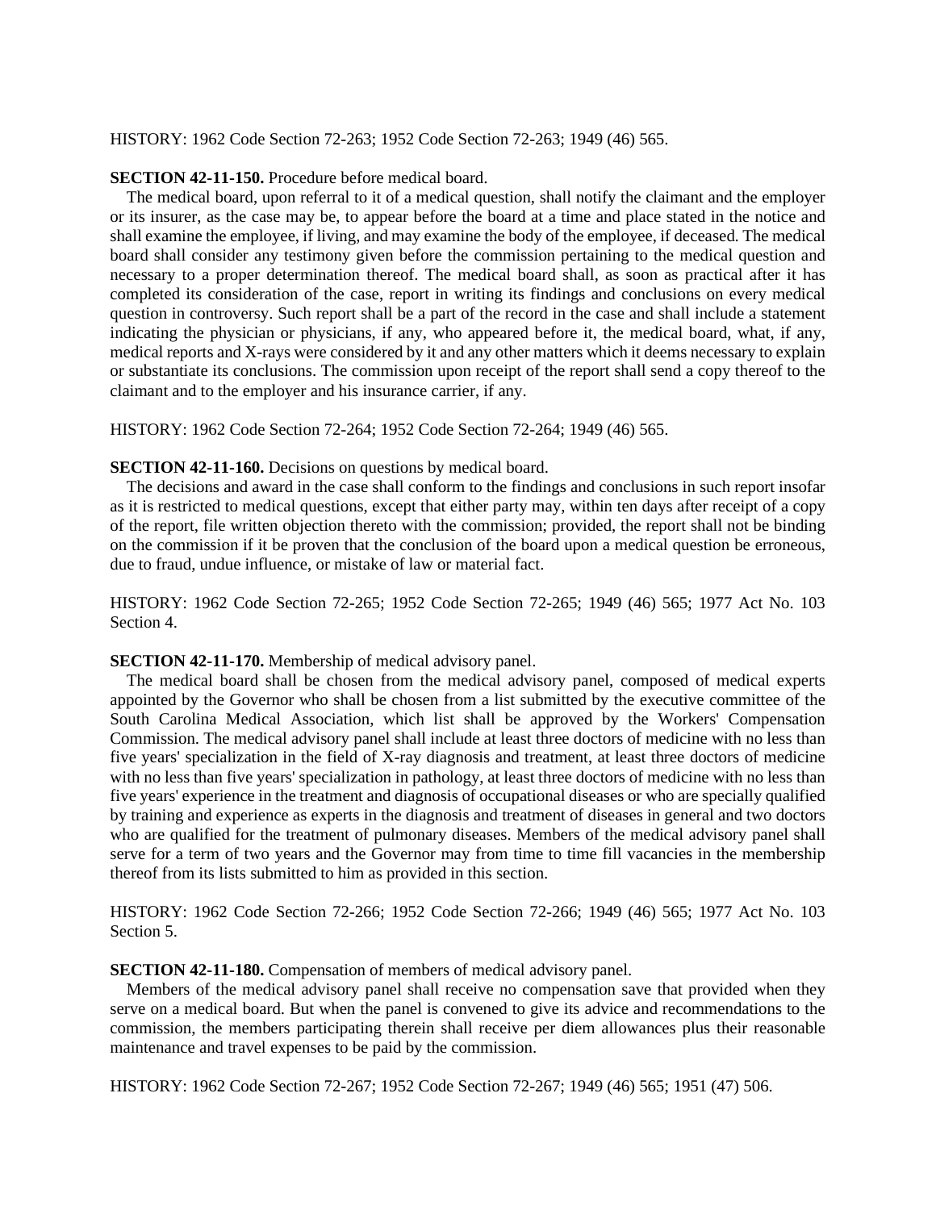HISTORY: 1962 Code Section 72-263; 1952 Code Section 72-263; 1949 (46) 565.

**SECTION 42-11-150.** Procedure before medical board.

The medical board, upon referral to it of a medical question, shall notify the claimant and the employer or its insurer, as the case may be, to appear before the board at a time and place stated in the notice and shall examine the employee, if living, and may examine the body of the employee, if deceased. The medical board shall consider any testimony given before the commission pertaining to the medical question and necessary to a proper determination thereof. The medical board shall, as soon as practical after it has completed its consideration of the case, report in writing its findings and conclusions on every medical question in controversy. Such report shall be a part of the record in the case and shall include a statement indicating the physician or physicians, if any, who appeared before it, the medical board, what, if any, medical reports and X-rays were considered by it and any other matters which it deems necessary to explain or substantiate its conclusions. The commission upon receipt of the report shall send a copy thereof to the claimant and to the employer and his insurance carrier, if any.

HISTORY: 1962 Code Section 72-264; 1952 Code Section 72-264; 1949 (46) 565.

**SECTION 42-11-160.** Decisions on questions by medical board.

The decisions and award in the case shall conform to the findings and conclusions in such report insofar as it is restricted to medical questions, except that either party may, within ten days after receipt of a copy of the report, file written objection thereto with the commission; provided, the report shall not be binding on the commission if it be proven that the conclusion of the board upon a medical question be erroneous, due to fraud, undue influence, or mistake of law or material fact.

HISTORY: 1962 Code Section 72-265; 1952 Code Section 72-265; 1949 (46) 565; 1977 Act No. 103 Section 4.

**SECTION 42-11-170.** Membership of medical advisory panel.

The medical board shall be chosen from the medical advisory panel, composed of medical experts appointed by the Governor who shall be chosen from a list submitted by the executive committee of the South Carolina Medical Association, which list shall be approved by the Workers' Compensation Commission. The medical advisory panel shall include at least three doctors of medicine with no less than five years' specialization in the field of X-ray diagnosis and treatment, at least three doctors of medicine with no less than five years' specialization in pathology, at least three doctors of medicine with no less than five years' experience in the treatment and diagnosis of occupational diseases or who are specially qualified by training and experience as experts in the diagnosis and treatment of diseases in general and two doctors who are qualified for the treatment of pulmonary diseases. Members of the medical advisory panel shall serve for a term of two years and the Governor may from time to time fill vacancies in the membership thereof from its lists submitted to him as provided in this section.

HISTORY: 1962 Code Section 72-266; 1952 Code Section 72-266; 1949 (46) 565; 1977 Act No. 103 Section 5.

**SECTION 42-11-180.** Compensation of members of medical advisory panel.

Members of the medical advisory panel shall receive no compensation save that provided when they serve on a medical board. But when the panel is convened to give its advice and recommendations to the commission, the members participating therein shall receive per diem allowances plus their reasonable maintenance and travel expenses to be paid by the commission.

HISTORY: 1962 Code Section 72-267; 1952 Code Section 72-267; 1949 (46) 565; 1951 (47) 506.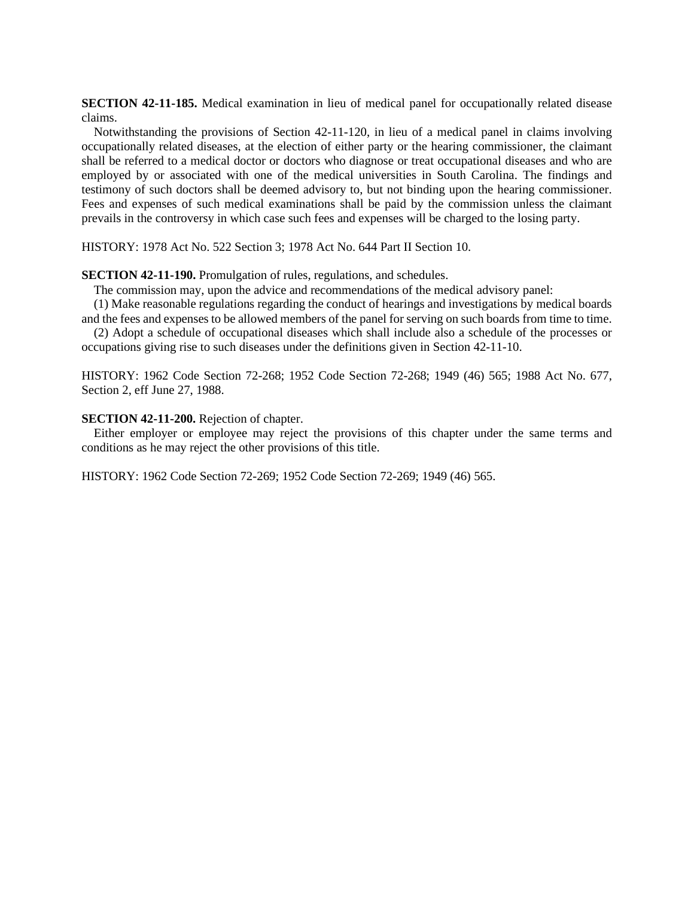**SECTION 42-11-185.** Medical examination in lieu of medical panel for occupationally related disease claims.

Notwithstanding the provisions of Section 42-11-120, in lieu of a medical panel in claims involving occupationally related diseases, at the election of either party or the hearing commissioner, the claimant shall be referred to a medical doctor or doctors who diagnose or treat occupational diseases and who are employed by or associated with one of the medical universities in South Carolina. The findings and testimony of such doctors shall be deemed advisory to, but not binding upon the hearing commissioner. Fees and expenses of such medical examinations shall be paid by the commission unless the claimant prevails in the controversy in which case such fees and expenses will be charged to the losing party.

HISTORY: 1978 Act No. 522 Section 3; 1978 Act No. 644 Part II Section 10.

**SECTION 42-11-190.** Promulgation of rules, regulations, and schedules.

The commission may, upon the advice and recommendations of the medical advisory panel:

(1) Make reasonable regulations regarding the conduct of hearings and investigations by medical boards and the fees and expenses to be allowed members of the panel for serving on such boards from time to time.

(2) Adopt a schedule of occupational diseases which shall include also a schedule of the processes or occupations giving rise to such diseases under the definitions given in Section 42-11-10.

HISTORY: 1962 Code Section 72-268; 1952 Code Section 72-268; 1949 (46) 565; 1988 Act No. 677, Section 2, eff June 27, 1988.

**SECTION 42-11-200.** Rejection of chapter.

Either employer or employee may reject the provisions of this chapter under the same terms and conditions as he may reject the other provisions of this title.

HISTORY: 1962 Code Section 72-269; 1952 Code Section 72-269; 1949 (46) 565.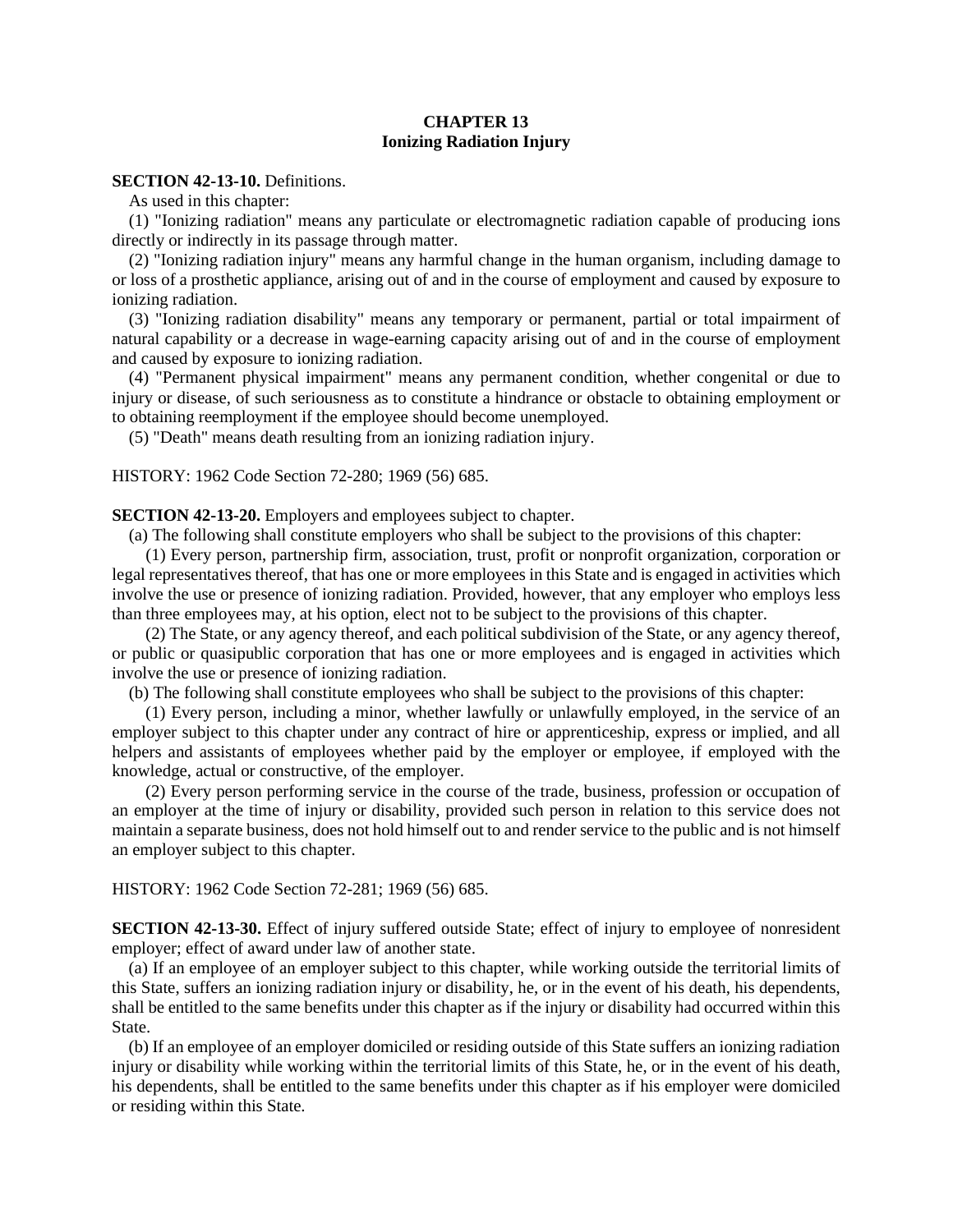**CHAPTER 13**
**Ionizing Radiation Injury**

**SECTION 42-13-10.** Definitions.

As used in this chapter:

(1) "Ionizing radiation" means any particulate or electromagnetic radiation capable of producing ions directly or indirectly in its passage through matter.

(2) "Ionizing radiation injury" means any harmful change in the human organism, including damage to or loss of a prosthetic appliance, arising out of and in the course of employment and caused by exposure to ionizing radiation.

(3) "Ionizing radiation disability" means any temporary or permanent, partial or total impairment of natural capability or a decrease in wage-earning capacity arising out of and in the course of employment and caused by exposure to ionizing radiation.

(4) "Permanent physical impairment" means any permanent condition, whether congenital or due to injury or disease, of such seriousness as to constitute a hindrance or obstacle to obtaining employment or to obtaining reemployment if the employee should become unemployed.

(5) "Death" means death resulting from an ionizing radiation injury.

HISTORY: 1962 Code Section 72-280; 1969 (56) 685.

**SECTION 42-13-20.** Employers and employees subject to chapter.

(a) The following shall constitute employers who shall be subject to the provisions of this chapter:

(1) Every person, partnership firm, association, trust, profit or nonprofit organization, corporation or legal representatives thereof, that has one or more employees in this State and is engaged in activities which involve the use or presence of ionizing radiation. Provided, however, that any employer who employs less than three employees may, at his option, elect not to be subject to the provisions of this chapter.

(2) The State, or any agency thereof, and each political subdivision of the State, or any agency thereof, or public or quasipublic corporation that has one or more employees and is engaged in activities which involve the use or presence of ionizing radiation.

(b) The following shall constitute employees who shall be subject to the provisions of this chapter:

(1) Every person, including a minor, whether lawfully or unlawfully employed, in the service of an employer subject to this chapter under any contract of hire or apprenticeship, express or implied, and all helpers and assistants of employees whether paid by the employer or employee, if employed with the knowledge, actual or constructive, of the employer.

(2) Every person performing service in the course of the trade, business, profession or occupation of an employer at the time of injury or disability, provided such person in relation to this service does not maintain a separate business, does not hold himself out to and render service to the public and is not himself an employer subject to this chapter.

HISTORY: 1962 Code Section 72-281; 1969 (56) 685.

**SECTION 42-13-30.** Effect of injury suffered outside State; effect of injury to employee of nonresident employer; effect of award under law of another state.

(a) If an employee of an employer subject to this chapter, while working outside the territorial limits of this State, suffers an ionizing radiation injury or disability, he, or in the event of his death, his dependents, shall be entitled to the same benefits under this chapter as if the injury or disability had occurred within this State.

(b) If an employee of an employer domiciled or residing outside of this State suffers an ionizing radiation injury or disability while working within the territorial limits of this State, he, or in the event of his death, his dependents, shall be entitled to the same benefits under this chapter as if his employer were domiciled or residing within this State.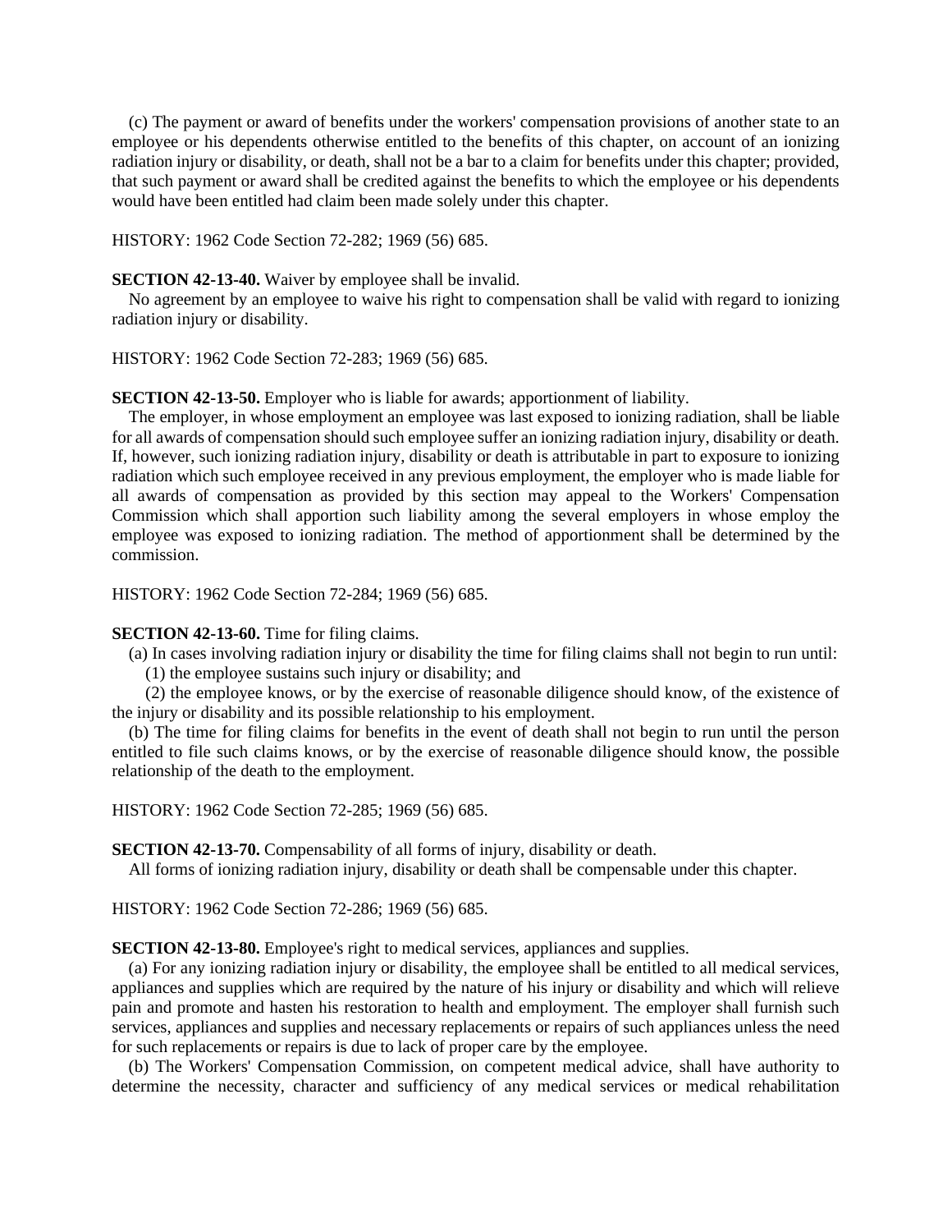(c) The payment or award of benefits under the workers' compensation provisions of another state to an employee or his dependents otherwise entitled to the benefits of this chapter, on account of an ionizing radiation injury or disability, or death, shall not be a bar to a claim for benefits under this chapter; provided, that such payment or award shall be credited against the benefits to which the employee or his dependents would have been entitled had claim been made solely under this chapter.

HISTORY: 1962 Code Section 72-282; 1969 (56) 685.

**SECTION 42-13-40.** Waiver by employee shall be invalid.

No agreement by an employee to waive his right to compensation shall be valid with regard to ionizing radiation injury or disability.

HISTORY: 1962 Code Section 72-283; 1969 (56) 685.

**SECTION 42-13-50.** Employer who is liable for awards; apportionment of liability.

The employer, in whose employment an employee was last exposed to ionizing radiation, shall be liable for all awards of compensation should such employee suffer an ionizing radiation injury, disability or death. If, however, such ionizing radiation injury, disability or death is attributable in part to exposure to ionizing radiation which such employee received in any previous employment, the employer who is made liable for all awards of compensation as provided by this section may appeal to the Workers' Compensation Commission which shall apportion such liability among the several employers in whose employ the employee was exposed to ionizing radiation. The method of apportionment shall be determined by the commission.

HISTORY: 1962 Code Section 72-284; 1969 (56) 685.

**SECTION 42-13-60.** Time for filing claims.

(a) In cases involving radiation injury or disability the time for filing claims shall not begin to run until:

(1) the employee sustains such injury or disability; and

(2) the employee knows, or by the exercise of reasonable diligence should know, of the existence of the injury or disability and its possible relationship to his employment.

(b) The time for filing claims for benefits in the event of death shall not begin to run until the person entitled to file such claims knows, or by the exercise of reasonable diligence should know, the possible relationship of the death to the employment.

HISTORY: 1962 Code Section 72-285; 1969 (56) 685.

**SECTION 42-13-70.** Compensability of all forms of injury, disability or death.

All forms of ionizing radiation injury, disability or death shall be compensable under this chapter.

HISTORY: 1962 Code Section 72-286; 1969 (56) 685.

**SECTION 42-13-80.** Employee's right to medical services, appliances and supplies.

(a) For any ionizing radiation injury or disability, the employee shall be entitled to all medical services, appliances and supplies which are required by the nature of his injury or disability and which will relieve pain and promote and hasten his restoration to health and employment. The employer shall furnish such services, appliances and supplies and necessary replacements or repairs of such appliances unless the need for such replacements or repairs is due to lack of proper care by the employee.

(b) The Workers' Compensation Commission, on competent medical advice, shall have authority to determine the necessity, character and sufficiency of any medical services or medical rehabilitation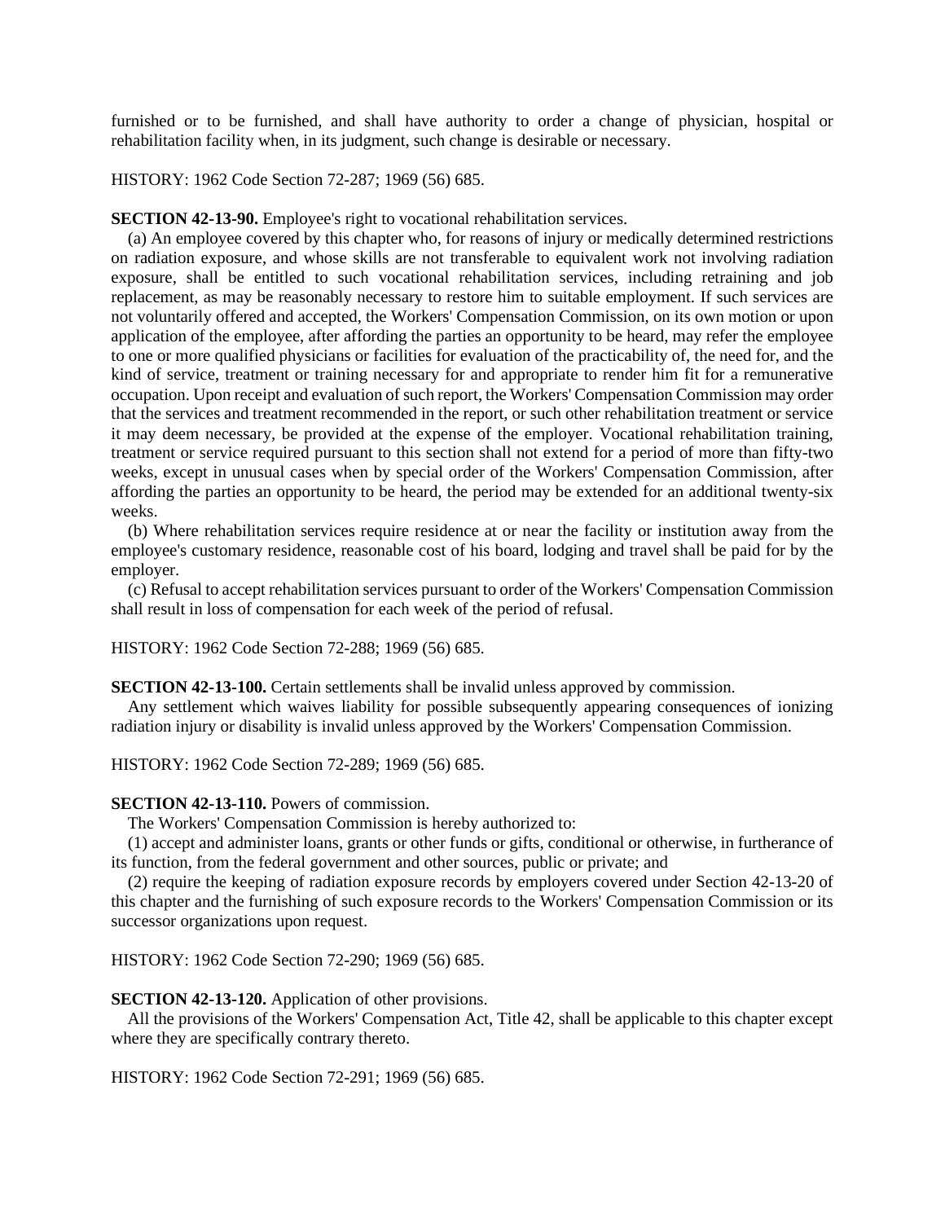furnished or to be furnished, and shall have authority to order a change of physician, hospital or rehabilitation facility when, in its judgment, such change is desirable or necessary.

HISTORY: 1962 Code Section 72-287; 1969 (56) 685.

**SECTION 42-13-90.** Employee's right to vocational rehabilitation services.

(a) An employee covered by this chapter who, for reasons of injury or medically determined restrictions on radiation exposure, and whose skills are not transferable to equivalent work not involving radiation exposure, shall be entitled to such vocational rehabilitation services, including retraining and job replacement, as may be reasonably necessary to restore him to suitable employment. If such services are not voluntarily offered and accepted, the Workers' Compensation Commission, on its own motion or upon application of the employee, after affording the parties an opportunity to be heard, may refer the employee to one or more qualified physicians or facilities for evaluation of the practicability of, the need for, and the kind of service, treatment or training necessary for and appropriate to render him fit for a remunerative occupation. Upon receipt and evaluation of such report, the Workers' Compensation Commission may order that the services and treatment recommended in the report, or such other rehabilitation treatment or service it may deem necessary, be provided at the expense of the employer. Vocational rehabilitation training, treatment or service required pursuant to this section shall not extend for a period of more than fifty-two weeks, except in unusual cases when by special order of the Workers' Compensation Commission, after affording the parties an opportunity to be heard, the period may be extended for an additional twenty-six weeks.

(b) Where rehabilitation services require residence at or near the facility or institution away from the employee's customary residence, reasonable cost of his board, lodging and travel shall be paid for by the employer.

(c) Refusal to accept rehabilitation services pursuant to order of the Workers' Compensation Commission shall result in loss of compensation for each week of the period of refusal.

HISTORY: 1962 Code Section 72-288; 1969 (56) 685.

**SECTION 42-13-100.** Certain settlements shall be invalid unless approved by commission.

Any settlement which waives liability for possible subsequently appearing consequences of ionizing radiation injury or disability is invalid unless approved by the Workers' Compensation Commission.

HISTORY: 1962 Code Section 72-289; 1969 (56) 685.

**SECTION 42-13-110.** Powers of commission.

The Workers' Compensation Commission is hereby authorized to:

(1) accept and administer loans, grants or other funds or gifts, conditional or otherwise, in furtherance of its function, from the federal government and other sources, public or private; and

(2) require the keeping of radiation exposure records by employers covered under Section 42-13-20 of this chapter and the furnishing of such exposure records to the Workers' Compensation Commission or its successor organizations upon request.

HISTORY: 1962 Code Section 72-290; 1969 (56) 685.

**SECTION 42-13-120.** Application of other provisions.

All the provisions of the Workers' Compensation Act, Title 42, shall be applicable to this chapter except where they are specifically contrary thereto.

HISTORY: 1962 Code Section 72-291; 1969 (56) 685.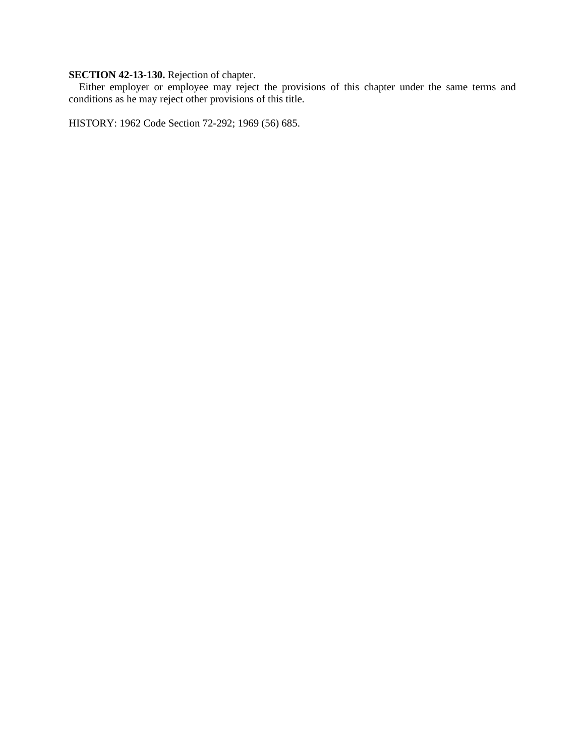**SECTION 42-13-130.** Rejection of chapter.

Either employer or employee may reject the provisions of this chapter under the same terms and conditions as he may reject other provisions of this title.

HISTORY: 1962 Code Section 72-292; 1969 (56) 685.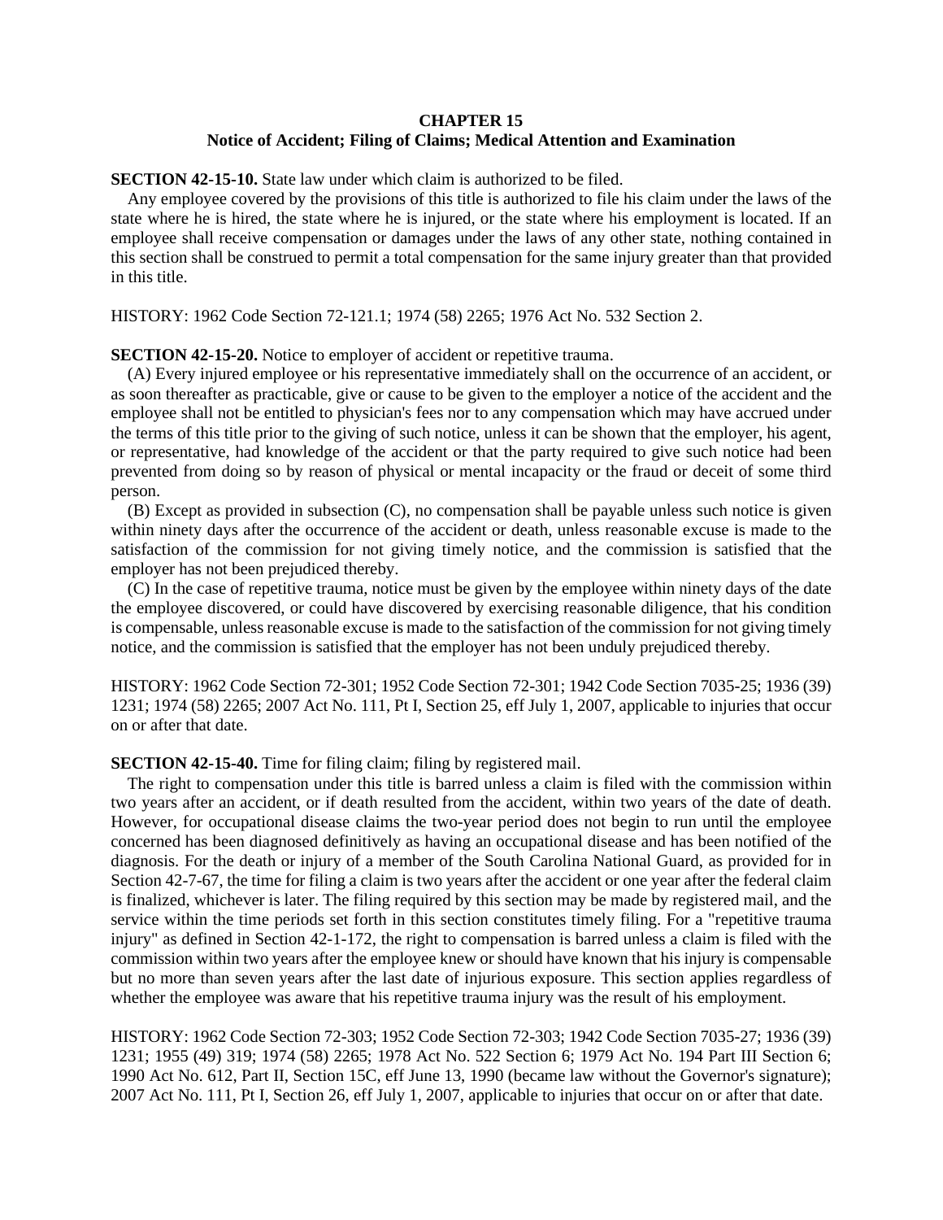# CHAPTER 15
## Notice of Accident; Filing of Claims; Medical Attention and Examination

**SECTION 42-15-10.** State law under which claim is authorized to be filed.

Any employee covered by the provisions of this title is authorized to file his claim under the laws of the state where he is hired, the state where he is injured, or the state where his employment is located. If an employee shall receive compensation or damages under the laws of any other state, nothing contained in this section shall be construed to permit a total compensation for the same injury greater than that provided in this title.

HISTORY: 1962 Code Section 72-121.1; 1974 (58) 2265; 1976 Act No. 532 Section 2.

**SECTION 42-15-20.** Notice to employer of accident or repetitive trauma.

(A) Every injured employee or his representative immediately shall on the occurrence of an accident, or as soon thereafter as practicable, give or cause to be given to the employer a notice of the accident and the employee shall not be entitled to physician's fees nor to any compensation which may have accrued under the terms of this title prior to the giving of such notice, unless it can be shown that the employer, his agent, or representative, had knowledge of the accident or that the party required to give such notice had been prevented from doing so by reason of physical or mental incapacity or the fraud or deceit of some third person.

(B) Except as provided in subsection (C), no compensation shall be payable unless such notice is given within ninety days after the occurrence of the accident or death, unless reasonable excuse is made to the satisfaction of the commission for not giving timely notice, and the commission is satisfied that the employer has not been prejudiced thereby.

(C) In the case of repetitive trauma, notice must be given by the employee within ninety days of the date the employee discovered, or could have discovered by exercising reasonable diligence, that his condition is compensable, unless reasonable excuse is made to the satisfaction of the commission for not giving timely notice, and the commission is satisfied that the employer has not been unduly prejudiced thereby.

HISTORY: 1962 Code Section 72-301; 1952 Code Section 72-301; 1942 Code Section 7035-25; 1936 (39) 1231; 1974 (58) 2265; 2007 Act No. 111, Pt I, Section 25, eff July 1, 2007, applicable to injuries that occur on or after that date.

**SECTION 42-15-40.** Time for filing claim; filing by registered mail.

The right to compensation under this title is barred unless a claim is filed with the commission within two years after an accident, or if death resulted from the accident, within two years of the date of death. However, for occupational disease claims the two-year period does not begin to run until the employee concerned has been diagnosed definitively as having an occupational disease and has been notified of the diagnosis. For the death or injury of a member of the South Carolina National Guard, as provided for in Section 42-7-67, the time for filing a claim is two years after the accident or one year after the federal claim is finalized, whichever is later. The filing required by this section may be made by registered mail, and the service within the time periods set forth in this section constitutes timely filing. For a "repetitive trauma injury" as defined in Section 42-1-172, the right to compensation is barred unless a claim is filed with the commission within two years after the employee knew or should have known that his injury is compensable but no more than seven years after the last date of injurious exposure. This section applies regardless of whether the employee was aware that his repetitive trauma injury was the result of his employment.

HISTORY: 1962 Code Section 72-303; 1952 Code Section 72-303; 1942 Code Section 7035-27; 1936 (39) 1231; 1955 (49) 319; 1974 (58) 2265; 1978 Act No. 522 Section 6; 1979 Act No. 194 Part III Section 6; 1990 Act No. 612, Part II, Section 15C, eff June 13, 1990 (became law without the Governor's signature); 2007 Act No. 111, Pt I, Section 26, eff July 1, 2007, applicable to injuries that occur on or after that date.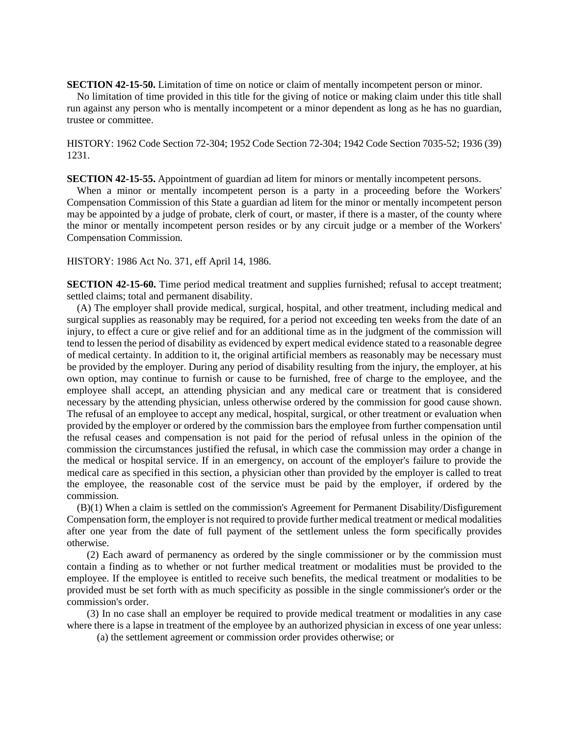**SECTION 42-15-50.** Limitation of time on notice or claim of mentally incompetent person or minor.

No limitation of time provided in this title for the giving of notice or making claim under this title shall run against any person who is mentally incompetent or a minor dependent as long as he has no guardian, trustee or committee.

HISTORY: 1962 Code Section 72-304; 1952 Code Section 72-304; 1942 Code Section 7035-52; 1936 (39) 1231.

**SECTION 42-15-55.** Appointment of guardian ad litem for minors or mentally incompetent persons.

When a minor or mentally incompetent person is a party in a proceeding before the Workers' Compensation Commission of this State a guardian ad litem for the minor or mentally incompetent person may be appointed by a judge of probate, clerk of court, or master, if there is a master, of the county where the minor or mentally incompetent person resides or by any circuit judge or a member of the Workers' Compensation Commission.

HISTORY: 1986 Act No. 371, eff April 14, 1986.

**SECTION 42-15-60.** Time period medical treatment and supplies furnished; refusal to accept treatment; settled claims; total and permanent disability.

(A) The employer shall provide medical, surgical, hospital, and other treatment, including medical and surgical supplies as reasonably may be required, for a period not exceeding ten weeks from the date of an injury, to effect a cure or give relief and for an additional time as in the judgment of the commission will tend to lessen the period of disability as evidenced by expert medical evidence stated to a reasonable degree of medical certainty. In addition to it, the original artificial members as reasonably may be necessary must be provided by the employer. During any period of disability resulting from the injury, the employer, at his own option, may continue to furnish or cause to be furnished, free of charge to the employee, and the employee shall accept, an attending physician and any medical care or treatment that is considered necessary by the attending physician, unless otherwise ordered by the commission for good cause shown. The refusal of an employee to accept any medical, hospital, surgical, or other treatment or evaluation when provided by the employer or ordered by the commission bars the employee from further compensation until the refusal ceases and compensation is not paid for the period of refusal unless in the opinion of the commission the circumstances justified the refusal, in which case the commission may order a change in the medical or hospital service. If in an emergency, on account of the employer's failure to provide the medical care as specified in this section, a physician other than provided by the employer is called to treat the employee, the reasonable cost of the service must be paid by the employer, if ordered by the commission.

(B)(1) When a claim is settled on the commission's Agreement for Permanent Disability/Disfigurement Compensation form, the employer is not required to provide further medical treatment or medical modalities after one year from the date of full payment of the settlement unless the form specifically provides otherwise.

(2) Each award of permanency as ordered by the single commissioner or by the commission must contain a finding as to whether or not further medical treatment or modalities must be provided to the employee. If the employee is entitled to receive such benefits, the medical treatment or modalities to be provided must be set forth with as much specificity as possible in the single commissioner's order or the commission's order.

(3) In no case shall an employer be required to provide medical treatment or modalities in any case where there is a lapse in treatment of the employee by an authorized physician in excess of one year unless:

(a) the settlement agreement or commission order provides otherwise; or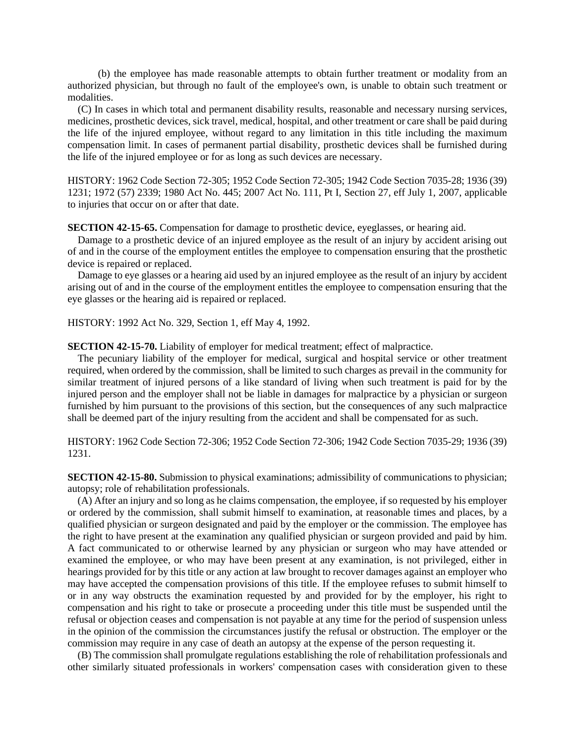(b) the employee has made reasonable attempts to obtain further treatment or modality from an authorized physician, but through no fault of the employee's own, is unable to obtain such treatment or modalities.

(C) In cases in which total and permanent disability results, reasonable and necessary nursing services, medicines, prosthetic devices, sick travel, medical, hospital, and other treatment or care shall be paid during the life of the injured employee, without regard to any limitation in this title including the maximum compensation limit. In cases of permanent partial disability, prosthetic devices shall be furnished during the life of the injured employee or for as long as such devices are necessary.

HISTORY: 1962 Code Section 72-305; 1952 Code Section 72-305; 1942 Code Section 7035-28; 1936 (39) 1231; 1972 (57) 2339; 1980 Act No. 445; 2007 Act No. 111, Pt I, Section 27, eff July 1, 2007, applicable to injuries that occur on or after that date.

**SECTION 42-15-65.** Compensation for damage to prosthetic device, eyeglasses, or hearing aid.

Damage to a prosthetic device of an injured employee as the result of an injury by accident arising out of and in the course of the employment entitles the employee to compensation ensuring that the prosthetic device is repaired or replaced.

Damage to eye glasses or a hearing aid used by an injured employee as the result of an injury by accident arising out of and in the course of the employment entitles the employee to compensation ensuring that the eye glasses or the hearing aid is repaired or replaced.

HISTORY: 1992 Act No. 329, Section 1, eff May 4, 1992.

**SECTION 42-15-70.** Liability of employer for medical treatment; effect of malpractice.

The pecuniary liability of the employer for medical, surgical and hospital service or other treatment required, when ordered by the commission, shall be limited to such charges as prevail in the community for similar treatment of injured persons of a like standard of living when such treatment is paid for by the injured person and the employer shall not be liable in damages for malpractice by a physician or surgeon furnished by him pursuant to the provisions of this section, but the consequences of any such malpractice shall be deemed part of the injury resulting from the accident and shall be compensated for as such.

HISTORY: 1962 Code Section 72-306; 1952 Code Section 72-306; 1942 Code Section 7035-29; 1936 (39) 1231.

**SECTION 42-15-80.** Submission to physical examinations; admissibility of communications to physician; autopsy; role of rehabilitation professionals.

(A) After an injury and so long as he claims compensation, the employee, if so requested by his employer or ordered by the commission, shall submit himself to examination, at reasonable times and places, by a qualified physician or surgeon designated and paid by the employer or the commission. The employee has the right to have present at the examination any qualified physician or surgeon provided and paid by him. A fact communicated to or otherwise learned by any physician or surgeon who may have attended or examined the employee, or who may have been present at any examination, is not privileged, either in hearings provided for by this title or any action at law brought to recover damages against an employer who may have accepted the compensation provisions of this title. If the employee refuses to submit himself to or in any way obstructs the examination requested by and provided for by the employer, his right to compensation and his right to take or prosecute a proceeding under this title must be suspended until the refusal or objection ceases and compensation is not payable at any time for the period of suspension unless in the opinion of the commission the circumstances justify the refusal or obstruction. The employer or the commission may require in any case of death an autopsy at the expense of the person requesting it.

(B) The commission shall promulgate regulations establishing the role of rehabilitation professionals and other similarly situated professionals in workers' compensation cases with consideration given to these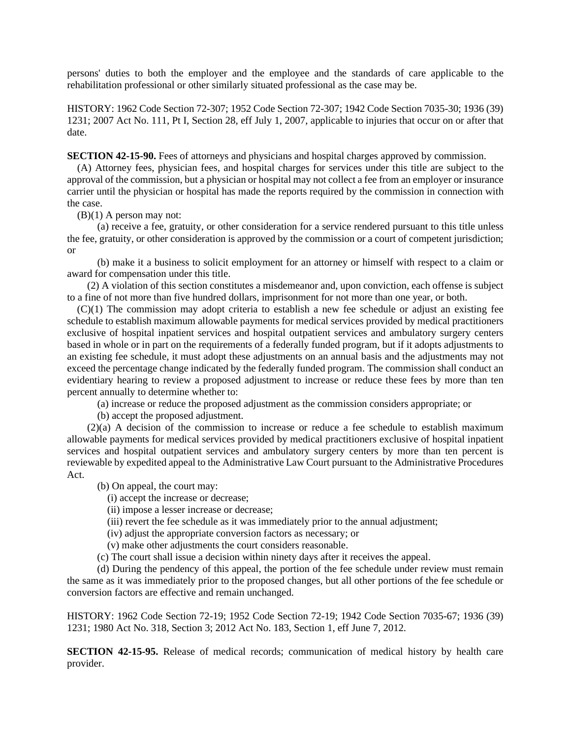persons' duties to both the employer and the employee and the standards of care applicable to the rehabilitation professional or other similarly situated professional as the case may be.

HISTORY: 1962 Code Section 72-307; 1952 Code Section 72-307; 1942 Code Section 7035-30; 1936 (39) 1231; 2007 Act No. 111, Pt I, Section 28, eff July 1, 2007, applicable to injuries that occur on or after that date.

**SECTION 42-15-90.** Fees of attorneys and physicians and hospital charges approved by commission.

(A) Attorney fees, physician fees, and hospital charges for services under this title are subject to the approval of the commission, but a physician or hospital may not collect a fee from an employer or insurance carrier until the physician or hospital has made the reports required by the commission in connection with the case.

(B)(1) A person may not:

(a) receive a fee, gratuity, or other consideration for a service rendered pursuant to this title unless the fee, gratuity, or other consideration is approved by the commission or a court of competent jurisdiction; or

(b) make it a business to solicit employment for an attorney or himself with respect to a claim or award for compensation under this title.

(2) A violation of this section constitutes a misdemeanor and, upon conviction, each offense is subject to a fine of not more than five hundred dollars, imprisonment for not more than one year, or both.

(C)(1) The commission may adopt criteria to establish a new fee schedule or adjust an existing fee schedule to establish maximum allowable payments for medical services provided by medical practitioners exclusive of hospital inpatient services and hospital outpatient services and ambulatory surgery centers based in whole or in part on the requirements of a federally funded program, but if it adopts adjustments to an existing fee schedule, it must adopt these adjustments on an annual basis and the adjustments may not exceed the percentage change indicated by the federally funded program. The commission shall conduct an evidentiary hearing to review a proposed adjustment to increase or reduce these fees by more than ten percent annually to determine whether to:

(a) increase or reduce the proposed adjustment as the commission considers appropriate; or

(b) accept the proposed adjustment.

(2)(a) A decision of the commission to increase or reduce a fee schedule to establish maximum allowable payments for medical services provided by medical practitioners exclusive of hospital inpatient services and hospital outpatient services and ambulatory surgery centers by more than ten percent is reviewable by expedited appeal to the Administrative Law Court pursuant to the Administrative Procedures Act.

(b) On appeal, the court may:

(i) accept the increase or decrease;

(ii) impose a lesser increase or decrease;

(iii) revert the fee schedule as it was immediately prior to the annual adjustment;

(iv) adjust the appropriate conversion factors as necessary; or

(v) make other adjustments the court considers reasonable.

(c) The court shall issue a decision within ninety days after it receives the appeal.

(d) During the pendency of this appeal, the portion of the fee schedule under review must remain the same as it was immediately prior to the proposed changes, but all other portions of the fee schedule or conversion factors are effective and remain unchanged.

HISTORY: 1962 Code Section 72-19; 1952 Code Section 72-19; 1942 Code Section 7035-67; 1936 (39) 1231; 1980 Act No. 318, Section 3; 2012 Act No. 183, Section 1, eff June 7, 2012.

**SECTION 42-15-95.** Release of medical records; communication of medical history by health care provider.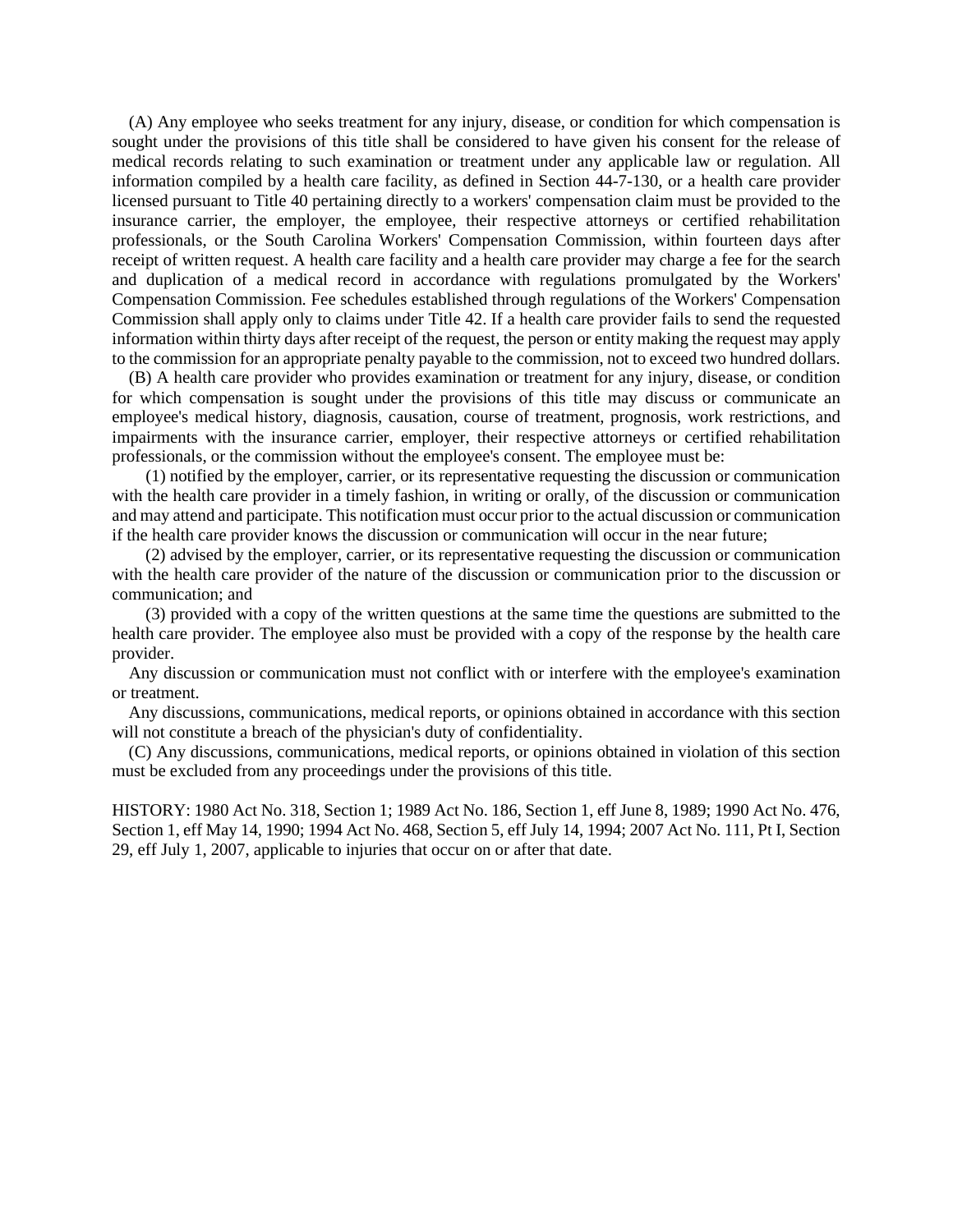(A) Any employee who seeks treatment for any injury, disease, or condition for which compensation is sought under the provisions of this title shall be considered to have given his consent for the release of medical records relating to such examination or treatment under any applicable law or regulation. All information compiled by a health care facility, as defined in Section 44-7-130, or a health care provider licensed pursuant to Title 40 pertaining directly to a workers' compensation claim must be provided to the insurance carrier, the employer, the employee, their respective attorneys or certified rehabilitation professionals, or the South Carolina Workers' Compensation Commission, within fourteen days after receipt of written request. A health care facility and a health care provider may charge a fee for the search and duplication of a medical record in accordance with regulations promulgated by the Workers' Compensation Commission. Fee schedules established through regulations of the Workers' Compensation Commission shall apply only to claims under Title 42. If a health care provider fails to send the requested information within thirty days after receipt of the request, the person or entity making the request may apply to the commission for an appropriate penalty payable to the commission, not to exceed two hundred dollars.

(B) A health care provider who provides examination or treatment for any injury, disease, or condition for which compensation is sought under the provisions of this title may discuss or communicate an employee's medical history, diagnosis, causation, course of treatment, prognosis, work restrictions, and impairments with the insurance carrier, employer, their respective attorneys or certified rehabilitation professionals, or the commission without the employee's consent. The employee must be:

(1) notified by the employer, carrier, or its representative requesting the discussion or communication with the health care provider in a timely fashion, in writing or orally, of the discussion or communication and may attend and participate. This notification must occur prior to the actual discussion or communication if the health care provider knows the discussion or communication will occur in the near future;

(2) advised by the employer, carrier, or its representative requesting the discussion or communication with the health care provider of the nature of the discussion or communication prior to the discussion or communication; and

(3) provided with a copy of the written questions at the same time the questions are submitted to the health care provider. The employee also must be provided with a copy of the response by the health care provider.

Any discussion or communication must not conflict with or interfere with the employee's examination or treatment.

Any discussions, communications, medical reports, or opinions obtained in accordance with this section will not constitute a breach of the physician's duty of confidentiality.

(C) Any discussions, communications, medical reports, or opinions obtained in violation of this section must be excluded from any proceedings under the provisions of this title.

HISTORY: 1980 Act No. 318, Section 1; 1989 Act No. 186, Section 1, eff June 8, 1989; 1990 Act No. 476, Section 1, eff May 14, 1990; 1994 Act No. 468, Section 5, eff July 14, 1994; 2007 Act No. 111, Pt I, Section 29, eff July 1, 2007, applicable to injuries that occur on or after that date.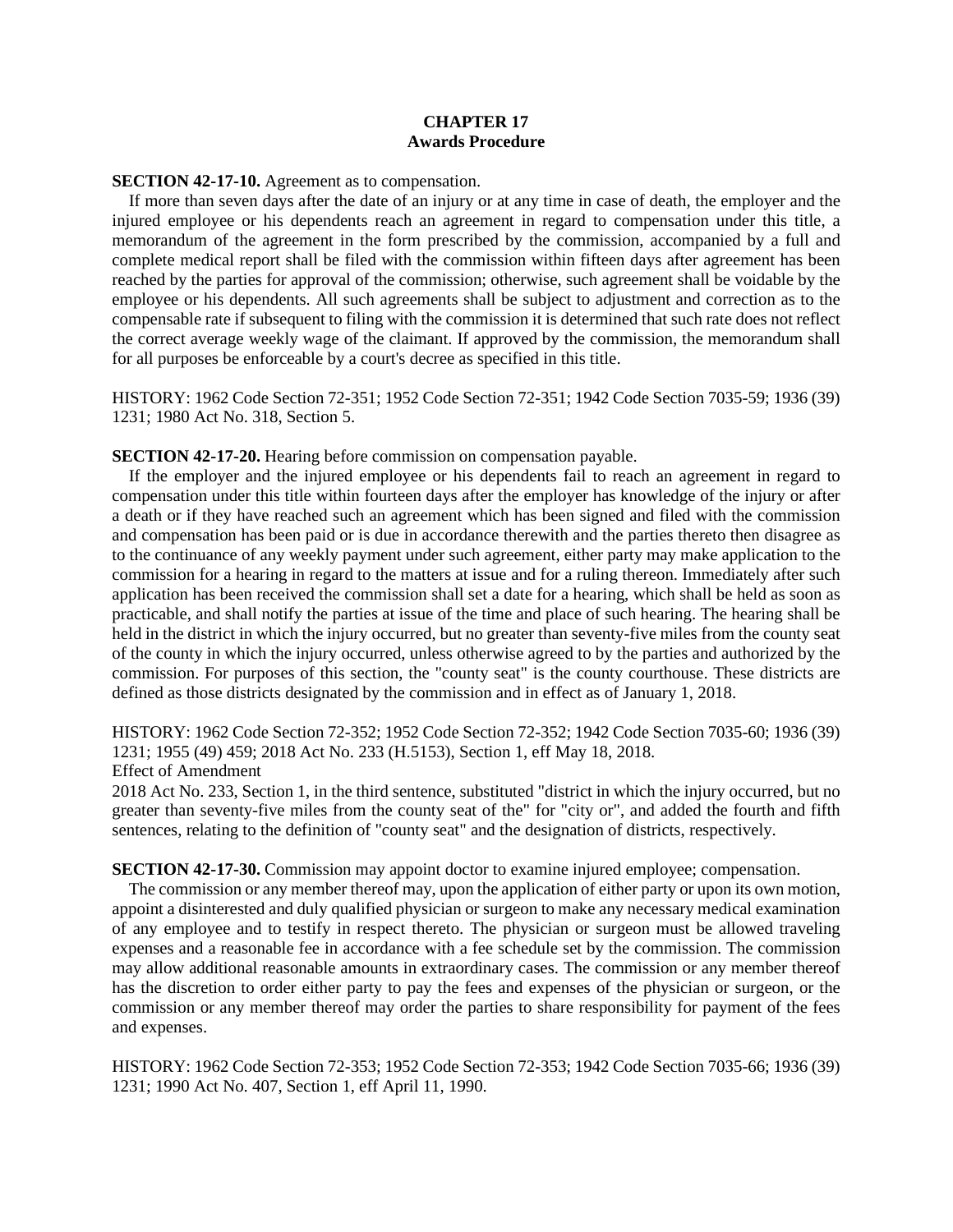# CHAPTER 17
## Awards Procedure

**SECTION 42-17-10.** Agreement as to compensation.

If more than seven days after the date of an injury or at any time in case of death, the employer and the injured employee or his dependents reach an agreement in regard to compensation under this title, a memorandum of the agreement in the form prescribed by the commission, accompanied by a full and complete medical report shall be filed with the commission within fifteen days after agreement has been reached by the parties for approval of the commission; otherwise, such agreement shall be voidable by the employee or his dependents. All such agreements shall be subject to adjustment and correction as to the compensable rate if subsequent to filing with the commission it is determined that such rate does not reflect the correct average weekly wage of the claimant. If approved by the commission, the memorandum shall for all purposes be enforceable by a court's decree as specified in this title.

HISTORY: 1962 Code Section 72-351; 1952 Code Section 72-351; 1942 Code Section 7035-59; 1936 (39) 1231; 1980 Act No. 318, Section 5.

**SECTION 42-17-20.** Hearing before commission on compensation payable.

If the employer and the injured employee or his dependents fail to reach an agreement in regard to compensation under this title within fourteen days after the employer has knowledge of the injury or after a death or if they have reached such an agreement which has been signed and filed with the commission and compensation has been paid or is due in accordance therewith and the parties thereto then disagree as to the continuance of any weekly payment under such agreement, either party may make application to the commission for a hearing in regard to the matters at issue and for a ruling thereon. Immediately after such application has been received the commission shall set a date for a hearing, which shall be held as soon as practicable, and shall notify the parties at issue of the time and place of such hearing. The hearing shall be held in the district in which the injury occurred, but no greater than seventy-five miles from the county seat of the county in which the injury occurred, unless otherwise agreed to by the parties and authorized by the commission. For purposes of this section, the "county seat" is the county courthouse. These districts are defined as those districts designated by the commission and in effect as of January 1, 2018.

HISTORY: 1962 Code Section 72-352; 1952 Code Section 72-352; 1942 Code Section 7035-60; 1936 (39) 1231; 1955 (49) 459; 2018 Act No. 233 (H.5153), Section 1, eff May 18, 2018.

Effect of Amendment

2018 Act No. 233, Section 1, in the third sentence, substituted "district in which the injury occurred, but no greater than seventy-five miles from the county seat of the" for "city or", and added the fourth and fifth sentences, relating to the definition of "county seat" and the designation of districts, respectively.

**SECTION 42-17-30.** Commission may appoint doctor to examine injured employee; compensation.

The commission or any member thereof may, upon the application of either party or upon its own motion, appoint a disinterested and duly qualified physician or surgeon to make any necessary medical examination of any employee and to testify in respect thereto. The physician or surgeon must be allowed traveling expenses and a reasonable fee in accordance with a fee schedule set by the commission. The commission may allow additional reasonable amounts in extraordinary cases. The commission or any member thereof has the discretion to order either party to pay the fees and expenses of the physician or surgeon, or the commission or any member thereof may order the parties to share responsibility for payment of the fees and expenses.

HISTORY: 1962 Code Section 72-353; 1952 Code Section 72-353; 1942 Code Section 7035-66; 1936 (39) 1231; 1990 Act No. 407, Section 1, eff April 11, 1990.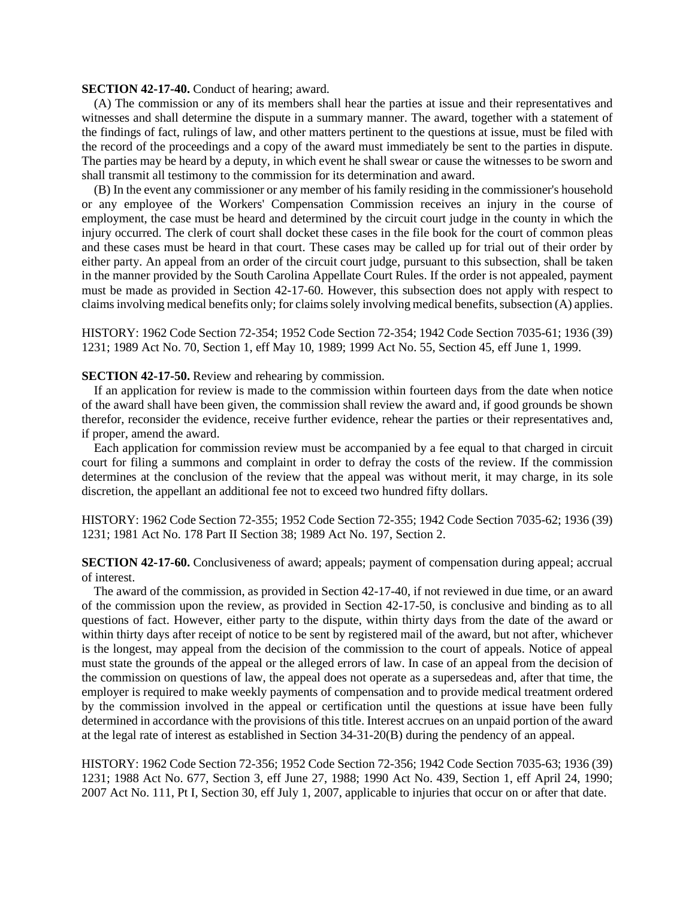**SECTION 42-17-40.** Conduct of hearing; award.

(A) The commission or any of its members shall hear the parties at issue and their representatives and witnesses and shall determine the dispute in a summary manner. The award, together with a statement of the findings of fact, rulings of law, and other matters pertinent to the questions at issue, must be filed with the record of the proceedings and a copy of the award must immediately be sent to the parties in dispute. The parties may be heard by a deputy, in which event he shall swear or cause the witnesses to be sworn and shall transmit all testimony to the commission for its determination and award.

(B) In the event any commissioner or any member of his family residing in the commissioner's household or any employee of the Workers' Compensation Commission receives an injury in the course of employment, the case must be heard and determined by the circuit court judge in the county in which the injury occurred. The clerk of court shall docket these cases in the file book for the court of common pleas and these cases must be heard in that court. These cases may be called up for trial out of their order by either party. An appeal from an order of the circuit court judge, pursuant to this subsection, shall be taken in the manner provided by the South Carolina Appellate Court Rules. If the order is not appealed, payment must be made as provided in Section 42-17-60. However, this subsection does not apply with respect to claims involving medical benefits only; for claims solely involving medical benefits, subsection (A) applies.

HISTORY: 1962 Code Section 72-354; 1952 Code Section 72-354; 1942 Code Section 7035-61; 1936 (39) 1231; 1989 Act No. 70, Section 1, eff May 10, 1989; 1999 Act No. 55, Section 45, eff June 1, 1999.

**SECTION 42-17-50.** Review and rehearing by commission.

If an application for review is made to the commission within fourteen days from the date when notice of the award shall have been given, the commission shall review the award and, if good grounds be shown therefor, reconsider the evidence, receive further evidence, rehear the parties or their representatives and, if proper, amend the award.

Each application for commission review must be accompanied by a fee equal to that charged in circuit court for filing a summons and complaint in order to defray the costs of the review. If the commission determines at the conclusion of the review that the appeal was without merit, it may charge, in its sole discretion, the appellant an additional fee not to exceed two hundred fifty dollars.

HISTORY: 1962 Code Section 72-355; 1952 Code Section 72-355; 1942 Code Section 7035-62; 1936 (39) 1231; 1981 Act No. 178 Part II Section 38; 1989 Act No. 197, Section 2.

**SECTION 42-17-60.** Conclusiveness of award; appeals; payment of compensation during appeal; accrual of interest.

The award of the commission, as provided in Section 42-17-40, if not reviewed in due time, or an award of the commission upon the review, as provided in Section 42-17-50, is conclusive and binding as to all questions of fact. However, either party to the dispute, within thirty days from the date of the award or within thirty days after receipt of notice to be sent by registered mail of the award, but not after, whichever is the longest, may appeal from the decision of the commission to the court of appeals. Notice of appeal must state the grounds of the appeal or the alleged errors of law. In case of an appeal from the decision of the commission on questions of law, the appeal does not operate as a supersedeas and, after that time, the employer is required to make weekly payments of compensation and to provide medical treatment ordered by the commission involved in the appeal or certification until the questions at issue have been fully determined in accordance with the provisions of this title. Interest accrues on an unpaid portion of the award at the legal rate of interest as established in Section 34-31-20(B) during the pendency of an appeal.

HISTORY: 1962 Code Section 72-356; 1952 Code Section 72-356; 1942 Code Section 7035-63; 1936 (39) 1231; 1988 Act No. 677, Section 3, eff June 27, 1988; 1990 Act No. 439, Section 1, eff April 24, 1990; 2007 Act No. 111, Pt I, Section 30, eff July 1, 2007, applicable to injuries that occur on or after that date.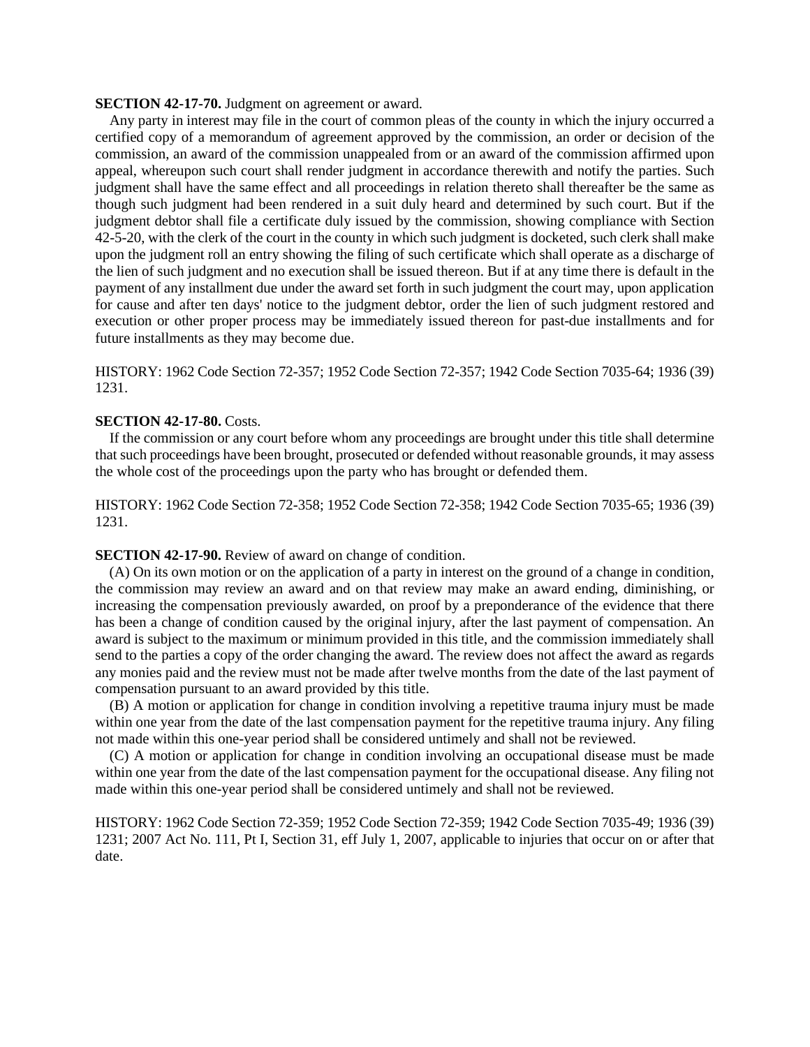**SECTION 42-17-70.** Judgment on agreement or award.

Any party in interest may file in the court of common pleas of the county in which the injury occurred a certified copy of a memorandum of agreement approved by the commission, an order or decision of the commission, an award of the commission unappealed from or an award of the commission affirmed upon appeal, whereupon such court shall render judgment in accordance therewith and notify the parties. Such judgment shall have the same effect and all proceedings in relation thereto shall thereafter be the same as though such judgment had been rendered in a suit duly heard and determined by such court. But if the judgment debtor shall file a certificate duly issued by the commission, showing compliance with Section 42-5-20, with the clerk of the court in the county in which such judgment is docketed, such clerk shall make upon the judgment roll an entry showing the filing of such certificate which shall operate as a discharge of the lien of such judgment and no execution shall be issued thereon. But if at any time there is default in the payment of any installment due under the award set forth in such judgment the court may, upon application for cause and after ten days' notice to the judgment debtor, order the lien of such judgment restored and execution or other proper process may be immediately issued thereon for past-due installments and for future installments as they may become due.

HISTORY: 1962 Code Section 72-357; 1952 Code Section 72-357; 1942 Code Section 7035-64; 1936 (39) 1231.

**SECTION 42-17-80.** Costs.

If the commission or any court before whom any proceedings are brought under this title shall determine that such proceedings have been brought, prosecuted or defended without reasonable grounds, it may assess the whole cost of the proceedings upon the party who has brought or defended them.

HISTORY: 1962 Code Section 72-358; 1952 Code Section 72-358; 1942 Code Section 7035-65; 1936 (39) 1231.

**SECTION 42-17-90.** Review of award on change of condition.

(A) On its own motion or on the application of a party in interest on the ground of a change in condition, the commission may review an award and on that review may make an award ending, diminishing, or increasing the compensation previously awarded, on proof by a preponderance of the evidence that there has been a change of condition caused by the original injury, after the last payment of compensation. An award is subject to the maximum or minimum provided in this title, and the commission immediately shall send to the parties a copy of the order changing the award. The review does not affect the award as regards any monies paid and the review must not be made after twelve months from the date of the last payment of compensation pursuant to an award provided by this title.

(B) A motion or application for change in condition involving a repetitive trauma injury must be made within one year from the date of the last compensation payment for the repetitive trauma injury. Any filing not made within this one-year period shall be considered untimely and shall not be reviewed.

(C) A motion or application for change in condition involving an occupational disease must be made within one year from the date of the last compensation payment for the occupational disease. Any filing not made within this one-year period shall be considered untimely and shall not be reviewed.

HISTORY: 1962 Code Section 72-359; 1952 Code Section 72-359; 1942 Code Section 7035-49; 1936 (39) 1231; 2007 Act No. 111, Pt I, Section 31, eff July 1, 2007, applicable to injuries that occur on or after that date.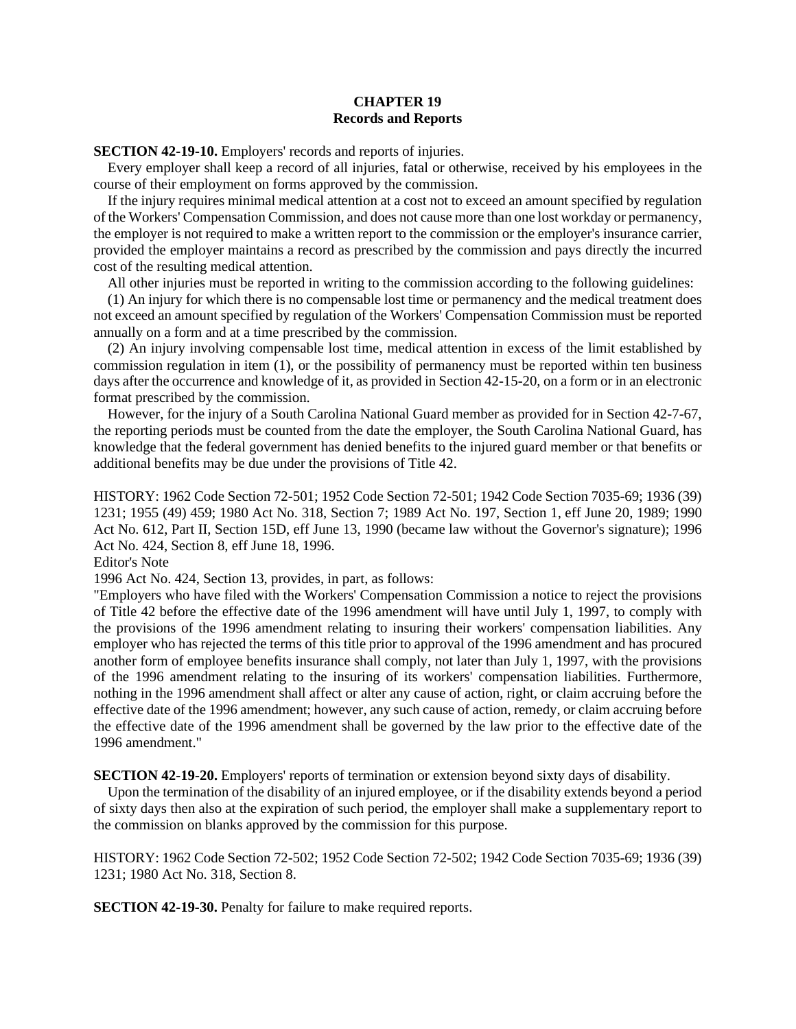# CHAPTER 19
## Records and Reports

**SECTION 42-19-10.** Employers' records and reports of injuries.

Every employer shall keep a record of all injuries, fatal or otherwise, received by his employees in the course of their employment on forms approved by the commission.

If the injury requires minimal medical attention at a cost not to exceed an amount specified by regulation of the Workers' Compensation Commission, and does not cause more than one lost workday or permanency, the employer is not required to make a written report to the commission or the employer's insurance carrier, provided the employer maintains a record as prescribed by the commission and pays directly the incurred cost of the resulting medical attention.

All other injuries must be reported in writing to the commission according to the following guidelines:

(1) An injury for which there is no compensable lost time or permanency and the medical treatment does not exceed an amount specified by regulation of the Workers' Compensation Commission must be reported annually on a form and at a time prescribed by the commission.

(2) An injury involving compensable lost time, medical attention in excess of the limit established by commission regulation in item (1), or the possibility of permanency must be reported within ten business days after the occurrence and knowledge of it, as provided in Section 42-15-20, on a form or in an electronic format prescribed by the commission.

However, for the injury of a South Carolina National Guard member as provided for in Section 42-7-67, the reporting periods must be counted from the date the employer, the South Carolina National Guard, has knowledge that the federal government has denied benefits to the injured guard member or that benefits or additional benefits may be due under the provisions of Title 42.

HISTORY: 1962 Code Section 72-501; 1952 Code Section 72-501; 1942 Code Section 7035-69; 1936 (39) 1231; 1955 (49) 459; 1980 Act No. 318, Section 7; 1989 Act No. 197, Section 1, eff June 20, 1989; 1990 Act No. 612, Part II, Section 15D, eff June 13, 1990 (became law without the Governor's signature); 1996 Act No. 424, Section 8, eff June 18, 1996.

Editor's Note

1996 Act No. 424, Section 13, provides, in part, as follows:

"Employers who have filed with the Workers' Compensation Commission a notice to reject the provisions of Title 42 before the effective date of the 1996 amendment will have until July 1, 1997, to comply with the provisions of the 1996 amendment relating to insuring their workers' compensation liabilities. Any employer who has rejected the terms of this title prior to approval of the 1996 amendment and has procured another form of employee benefits insurance shall comply, not later than July 1, 1997, with the provisions of the 1996 amendment relating to the insuring of its workers' compensation liabilities. Furthermore, nothing in the 1996 amendment shall affect or alter any cause of action, right, or claim accruing before the effective date of the 1996 amendment; however, any such cause of action, remedy, or claim accruing before the effective date of the 1996 amendment shall be governed by the law prior to the effective date of the 1996 amendment."

**SECTION 42-19-20.** Employers' reports of termination or extension beyond sixty days of disability.

Upon the termination of the disability of an injured employee, or if the disability extends beyond a period of sixty days then also at the expiration of such period, the employer shall make a supplementary report to the commission on blanks approved by the commission for this purpose.

HISTORY: 1962 Code Section 72-502; 1952 Code Section 72-502; 1942 Code Section 7035-69; 1936 (39) 1231; 1980 Act No. 318, Section 8.

**SECTION 42-19-30.** Penalty for failure to make required reports.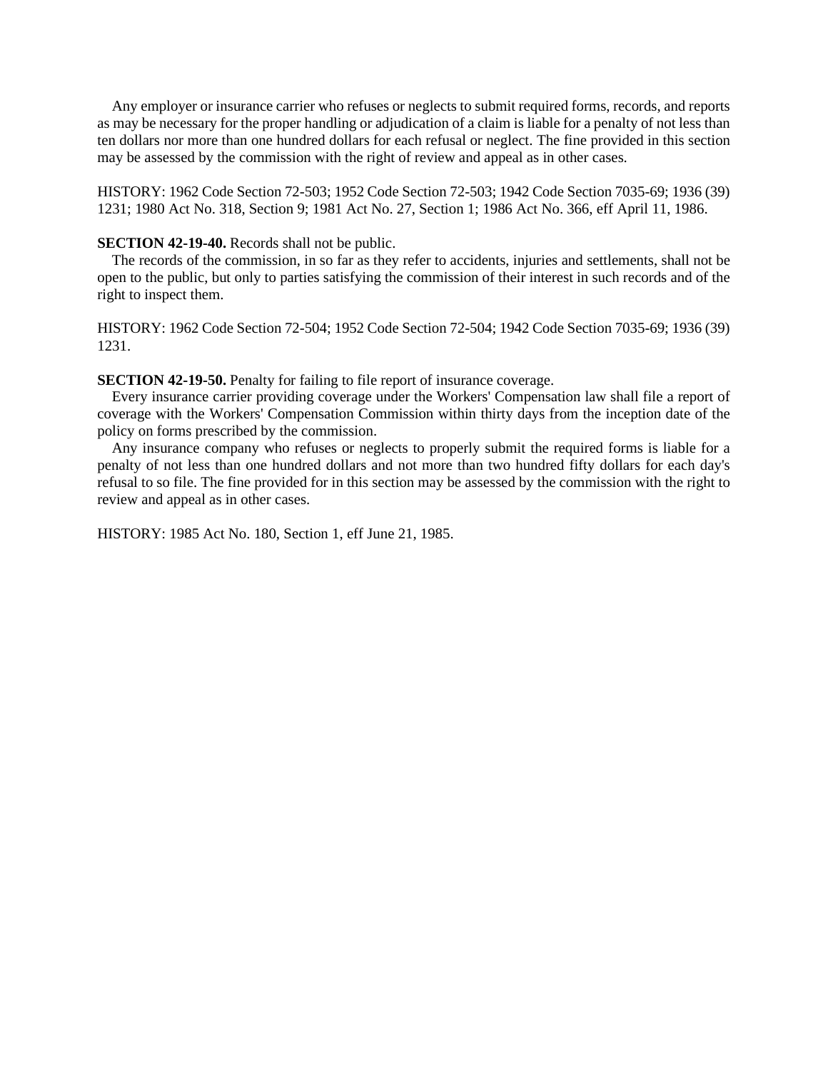Any employer or insurance carrier who refuses or neglects to submit required forms, records, and reports as may be necessary for the proper handling or adjudication of a claim is liable for a penalty of not less than ten dollars nor more than one hundred dollars for each refusal or neglect. The fine provided in this section may be assessed by the commission with the right of review and appeal as in other cases.

HISTORY: 1962 Code Section 72-503; 1952 Code Section 72-503; 1942 Code Section 7035-69; 1936 (39) 1231; 1980 Act No. 318, Section 9; 1981 Act No. 27, Section 1; 1986 Act No. 366, eff April 11, 1986.

**SECTION 42-19-40.** Records shall not be public.

The records of the commission, in so far as they refer to accidents, injuries and settlements, shall not be open to the public, but only to parties satisfying the commission of their interest in such records and of the right to inspect them.

HISTORY: 1962 Code Section 72-504; 1952 Code Section 72-504; 1942 Code Section 7035-69; 1936 (39) 1231.

**SECTION 42-19-50.** Penalty for failing to file report of insurance coverage.

Every insurance carrier providing coverage under the Workers' Compensation law shall file a report of coverage with the Workers' Compensation Commission within thirty days from the inception date of the policy on forms prescribed by the commission.

Any insurance company who refuses or neglects to properly submit the required forms is liable for a penalty of not less than one hundred dollars and not more than two hundred fifty dollars for each day's refusal to so file. The fine provided for in this section may be assessed by the commission with the right to review and appeal as in other cases.

HISTORY: 1985 Act No. 180, Section 1, eff June 21, 1985.